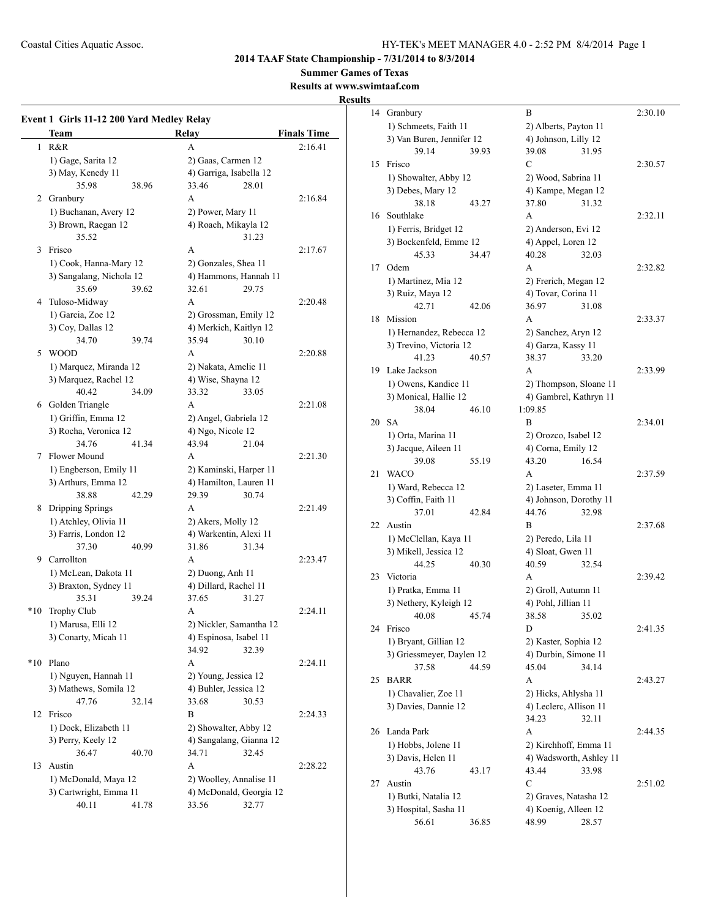**2014 TAAF State Championship - 7/31/2014 to 8/3/2014**

**Summer Games of Texas**

**Results at www.swimtaaf.com**

**Results**

### Event 1 Girls 11-12 200 Yard Medley Relay

| | Team | Relay | Finals Time |
|---|---|---|---|
| 1 | R&R | A | 2:16.41 |
| | 1) Gage, Sarita 12; 2) Gaas, Carmen 12; 3) May, Kenedy 11; 4) Garriga, Isabella 12 | | |
| | 35.98  38.96  33.46  28.01 | | |
| 2 | Granbury | A | 2:16.84 |
| | 1) Buchanan, Avery 12; 2) Power, Mary 11; 3) Brown, Raegan 12; 4) Roach, Mikayla 12 | | |
| | 35.52  31.23 | | |
| 3 | Frisco | A | 2:17.67 |
| | 1) Cook, Hanna-Mary 12; 2) Gonzales, Shea 11; 3) Sangalang, Nichola 12; 4) Hammons, Hannah 11 | | |
| | 35.69  39.62  32.61  29.75 | | |
| 4 | Tuloso-Midway | A | 2:20.48 |
| | 1) Garcia, Zoe 12; 2) Grossman, Emily 12; 3) Coy, Dallas 12; 4) Merkich, Kaitlyn 12 | | |
| | 34.70  39.74  35.94  30.10 | | |
| 5 | WOOD | A | 2:20.88 |
| | 1) Marquez, Miranda 12; 2) Nakata, Amelie 11; 3) Marquez, Rachel 12; 4) Wise, Shayna 12 | | |
| | 40.42  34.09  33.32  33.05 | | |
| 6 | Golden Triangle | A | 2:21.08 |
| | 1) Griffin, Emma 12; 2) Angel, Gabriela 12; 3) Rocha, Veronica 12; 4) Ngo, Nicole 12 | | |
| | 34.76  41.34  43.94  21.04 | | |
| 7 | Flower Mound | A | 2:21.30 |
| | 1) Engberson, Emily 11; 2) Kaminski, Harper 11; 3) Arthurs, Emma 12; 4) Hamilton, Lauren 11 | | |
| | 38.88  42.29  29.39  30.74 | | |
| 8 | Dripping Springs | A | 2:21.49 |
| | 1) Atchley, Olivia 11; 2) Akers, Molly 12; 3) Farris, London 12; 4) Warkentin, Alexi 11 | | |
| | 37.30  40.99  31.86  31.34 | | |
| 9 | Carrollton | A | 2:23.47 |
| | 1) McLean, Dakota 11; 2) Duong, Anh 11; 3) Braxton, Sydney 11; 4) Dillard, Rachel 11 | | |
| | 35.31  39.24  37.65  31.27 | | |
| *10 | Trophy Club | A | 2:24.11 |
| | 1) Marusa, Elli 12; 2) Nickler, Samantha 12; 3) Conarty, Micah 11; 4) Espinosa, Isabel 11 | | |
| | 34.92  32.39 | | |
| *10 | Plano | A | 2:24.11 |
| | 1) Nguyen, Hannah 11; 2) Young, Jessica 12; 3) Mathews, Somila 12; 4) Buhler, Jessica 12 | | |
| | 47.76  32.14  33.68  30.53 | | |
| 12 | Frisco | B | 2:24.33 |
| | 1) Dock, Elizabeth 11; 2) Showalter, Abby 12; 3) Perry, Keely 12; 4) Sangalang, Gianna 12 | | |
| | 36.47  40.70  34.71  32.45 | | |
| 13 | Austin | A | 2:28.22 |
| | 1) McDonald, Maya 12; 2) Woolley, Annalise 11; 3) Cartwright, Emma 11; 4) McDonald, Georgia 12 | | |
| | 40.11  41.78  33.56  32.77 | | |
| 14 | Granbury | B | 2:30.10 |
| | 1) Schmeets, Faith 11; 2) Alberts, Payton 11; 3) Van Buren, Jennifer 12; 4) Johnson, Lilly 12 | | |
| | 39.14  39.93  39.08  31.95 | | |
| 15 | Frisco | C | 2:30.57 |
| | 1) Showalter, Abby 12; 2) Wood, Sabrina 11; 3) Debes, Mary 12; 4) Kampe, Megan 12 | | |
| | 38.18  43.27  37.80  31.32 | | |
| 16 | Southlake | A | 2:32.11 |
| | 1) Ferris, Bridget 12; 2) Anderson, Evi 12; 3) Bockenfeld, Emme 12; 4) Appel, Loren 12 | | |
| | 45.33  34.47  40.28  32.03 | | |
| 17 | Odem | A | 2:32.82 |
| | 1) Martinez, Mia 12; 2) Frerich, Megan 12; 3) Ruiz, Maya 12; 4) Tovar, Corina 11 | | |
| | 42.71  42.06  36.97  31.08 | | |
| 18 | Mission | A | 2:33.37 |
| | 1) Hernandez, Rebecca 12; 2) Sanchez, Aryn 12; 3) Trevino, Victoria 12; 4) Garza, Kassy 11 | | |
| | 41.23  40.57  38.37  33.20 | | |
| 19 | Lake Jackson | A | 2:33.99 |
| | 1) Owens, Kandice 11; 2) Thompson, Sloane 11; 3) Monical, Hallie 12; 4) Gambrel, Kathryn 11 | | |
| | 38.04  46.10  1:09.85 | | |
| 20 | SA | B | 2:34.01 |
| | 1) Orta, Marina 11; 2) Orozco, Isabel 12; 3) Jacque, Aileen 11; 4) Corna, Emily 12 | | |
| | 39.08  55.19  43.20  16.54 | | |
| 21 | WACO | A | 2:37.59 |
| | 1) Ward, Rebecca 12; 2) Laseter, Emma 11; 3) Coffin, Faith 11; 4) Johnson, Dorothy 11 | | |
| | 37.01  42.84  44.76  32.98 | | |
| 22 | Austin | B | 2:37.68 |
| | 1) McClellan, Kaya 11; 2) Peredo, Lila 11; 3) Mikell, Jessica 12; 4) Sloat, Gwen 11 | | |
| | 44.25  40.30  40.59  32.54 | | |
| 23 | Victoria | A | 2:39.42 |
| | 1) Pratka, Emma 11; 2) Groll, Autumn 11; 3) Nethery, Kyleigh 12; 4) Pohl, Jillian 11 | | |
| | 40.08  45.74  38.58  35.02 | | |
| 24 | Frisco | D | 2:41.35 |
| | 1) Bryant, Gillian 12; 2) Kaster, Sophia 12; 3) Griessmeyer, Daylen 12; 4) Durbin, Simone 11 | | |
| | 37.58  44.59  45.04  34.14 | | |
| 25 | BARR | A | 2:43.27 |
| | 1) Chavalier, Zoe 11; 2) Hicks, Ahlysha 11; 3) Davies, Dannie 12; 4) Leclerc, Allison 11 | | |
| | 34.23  32.11 | | |
| 26 | Landa Park | A | 2:44.35 |
| | 1) Hobbs, Jolene 11; 2) Kirchhoff, Emma 11; 3) Davis, Helen 11; 4) Wadsworth, Ashley 11 | | |
| | 43.76  43.17  43.44  33.98 | | |
| 27 | Austin | C | 2:51.02 |
| | 1) Butki, Natalia 12; 2) Graves, Natasha 12; 3) Hospital, Sasha 11; 4) Koenig, Alleen 12 | | |
| | 56.61  36.85  48.99  28.57 | | |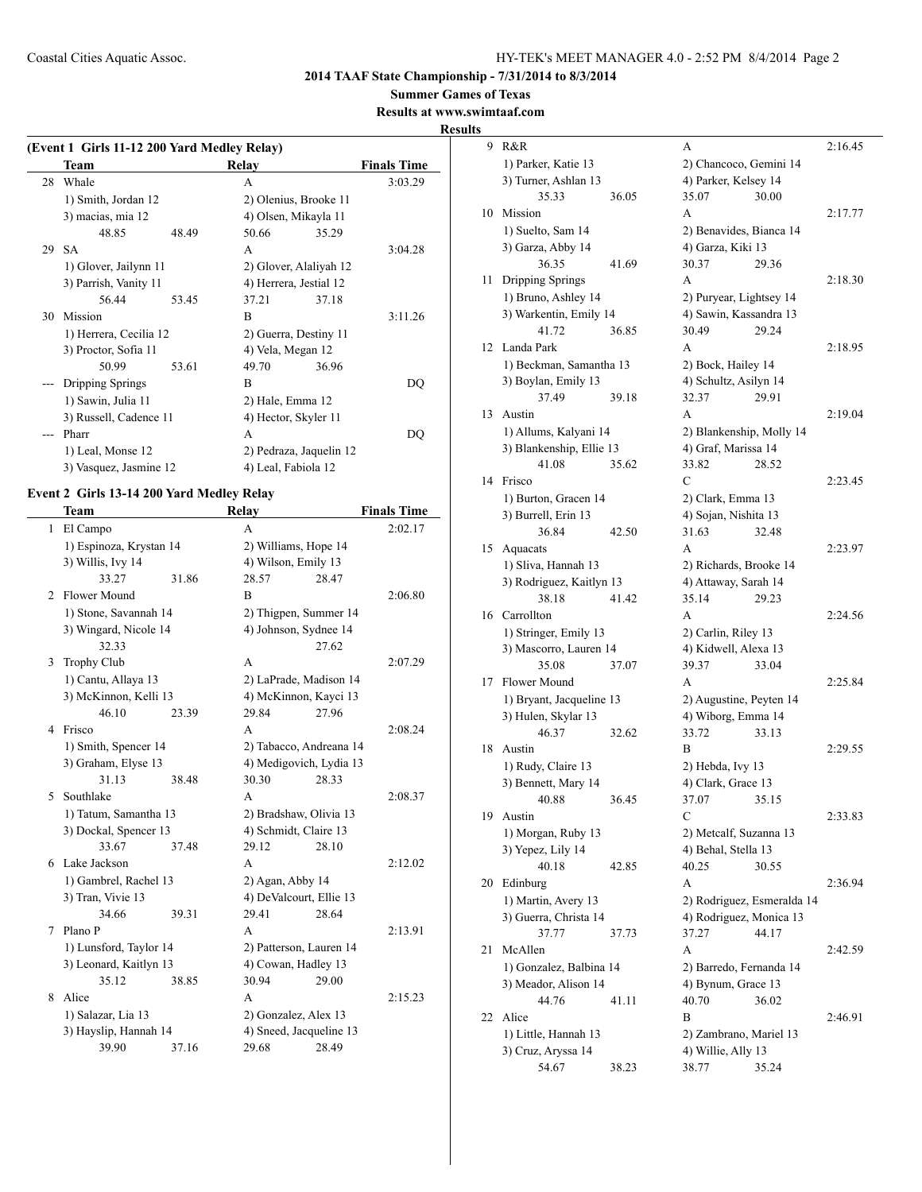## 2014 TAAF State Championship - 7/31/2014 to 8/3/2014

### Summer Games of Texas

### Results at www.swimtaaf.com

### Results

#### (Event 1 Girls 11-12 200 Yard Medley Relay)

| | Team | Relay | Finals Time |
|---|---|---|---|
| 28 | Whale | A | 3:03.29 |
| | 1) Smith, Jordan 12 | 2) Olenius, Brooke 11 | |
| | 3) macias, mia 12 | 4) Olsen, Mikayla 11 | |
| | 48.85 48.49 | 50.66 35.29 | |
| 29 | SA | A | 3:04.28 |
| | 1) Glover, Jailynn 11 | 2) Glover, Alaliyah 12 | |
| | 3) Parrish, Vanity 11 | 4) Herrera, Jestial 12 | |
| | 56.44 53.45 | 37.21 37.18 | |
| 30 | Mission | B | 3:11.26 |
| | 1) Herrera, Cecilia 12 | 2) Guerra, Destiny 11 | |
| | 3) Proctor, Sofia 11 | 4) Vela, Megan 12 | |
| | 50.99 53.61 | 49.70 36.96 | |
| --- | Dripping Springs | B | DQ |
| | 1) Sawin, Julia 11 | 2) Hale, Emma 12 | |
| | 3) Russell, Cadence 11 | 4) Hector, Skyler 11 | |
| --- | Pharr | A | DQ |
| | 1) Leal, Monse 12 | 2) Pedraza, Jaquelin 12 | |
| | 3) Vasquez, Jasmine 12 | 4) Leal, Fabiola 12 | |

#### Event 2 Girls 13-14 200 Yard Medley Relay

| | Team | Relay | Finals Time |
|---|---|---|---|
| 1 | El Campo | A | 2:02.17 |
| | 1) Espinoza, Krystan 14 | 2) Williams, Hope 14 | |
| | 3) Willis, Ivy 14 | 4) Wilson, Emily 13 | |
| | 33.27 31.86 | 28.57 28.47 | |
| 2 | Flower Mound | B | 2:06.80 |
| | 1) Stone, Savannah 14 | 2) Thigpen, Summer 14 | |
| | 3) Wingard, Nicole 14 | 4) Johnson, Sydnee 14 | |
| | 32.33 | 27.62 | |
| 3 | Trophy Club | A | 2:07.29 |
| | 1) Cantu, Allaya 13 | 2) LaPrade, Madison 14 | |
| | 3) McKinnon, Kelli 13 | 4) McKinnon, Kayci 13 | |
| | 46.10 23.39 | 29.84 27.96 | |
| 4 | Frisco | A | 2:08.24 |
| | 1) Smith, Spencer 14 | 2) Tabacco, Andreana 14 | |
| | 3) Graham, Elyse 13 | 4) Medigovich, Lydia 13 | |
| | 31.13 38.48 | 30.30 28.33 | |
| 5 | Southlake | A | 2:08.37 |
| | 1) Tatum, Samantha 13 | 2) Bradshaw, Olivia 13 | |
| | 3) Dockal, Spencer 13 | 4) Schmidt, Claire 13 | |
| | 33.67 37.48 | 29.12 28.10 | |
| 6 | Lake Jackson | A | 2:12.02 |
| | 1) Gambrel, Rachel 13 | 2) Agan, Abby 14 | |
| | 3) Tran, Vivie 13 | 4) DeValcourt, Ellie 13 | |
| | 34.66 39.31 | 29.41 28.64 | |
| 7 | Plano P | A | 2:13.91 |
| | 1) Lunsford, Taylor 14 | 2) Patterson, Lauren 14 | |
| | 3) Leonard, Kaitlyn 13 | 4) Cowan, Hadley 13 | |
| | 35.12 38.85 | 30.94 29.00 | |
| 8 | Alice | A | 2:15.23 |
| | 1) Salazar, Lia 13 | 2) Gonzalez, Alex 13 | |
| | 3) Hayslip, Hannah 14 | 4) Sneed, Jacqueline 13 | |
| | 39.90 37.16 | 29.68 28.49 | |
| 9 | R&R | A | 2:16.45 |
| | 1) Parker, Katie 13 | 2) Chancoco, Gemini 14 | |
| | 3) Turner, Ashlan 13 | 4) Parker, Kelsey 14 | |
| | 35.33 36.05 | 35.07 30.00 | |
| 10 | Mission | A | 2:17.77 |
| | 1) Suelto, Sam 14 | 2) Benavides, Bianca 14 | |
| | 3) Garza, Abby 14 | 4) Garza, Kiki 13 | |
| | 36.35 41.69 | 30.37 29.36 | |
| 11 | Dripping Springs | A | 2:18.30 |
| | 1) Bruno, Ashley 14 | 2) Puryear, Lightsey 14 | |
| | 3) Warkentin, Emily 14 | 4) Sawin, Kassandra 13 | |
| | 41.72 36.85 | 30.49 29.24 | |
| 12 | Landa Park | A | 2:18.95 |
| | 1) Beckman, Samantha 13 | 2) Bock, Hailey 14 | |
| | 3) Boylan, Emily 13 | 4) Schultz, Asilyn 14 | |
| | 37.49 39.18 | 32.37 29.91 | |
| 13 | Austin | A | 2:19.04 |
| | 1) Allums, Kalyani 14 | 2) Blankenship, Molly 14 | |
| | 3) Blankenship, Ellie 13 | 4) Graf, Marissa 14 | |
| | 41.08 35.62 | 33.82 28.52 | |
| 14 | Frisco | C | 2:23.45 |
| | 1) Burton, Gracen 14 | 2) Clark, Emma 13 | |
| | 3) Burrell, Erin 13 | 4) Sojan, Nishita 13 | |
| | 36.84 42.50 | 31.63 32.48 | |
| 15 | Aquacats | A | 2:23.97 |
| | 1) Sliva, Hannah 13 | 2) Richards, Brooke 14 | |
| | 3) Rodriguez, Kaitlyn 13 | 4) Attaway, Sarah 14 | |
| | 38.18 41.42 | 35.14 29.23 | |
| 16 | Carrollton | A | 2:24.56 |
| | 1) Stringer, Emily 13 | 2) Carlin, Riley 13 | |
| | 3) Mascorro, Lauren 14 | 4) Kidwell, Alexa 13 | |
| | 35.08 37.07 | 39.37 33.04 | |
| 17 | Flower Mound | A | 2:25.84 |
| | 1) Bryant, Jacqueline 13 | 2) Augustine, Peyten 14 | |
| | 3) Hulen, Skylar 13 | 4) Wiborg, Emma 14 | |
| | 46.37 32.62 | 33.72 33.13 | |
| 18 | Austin | B | 2:29.55 |
| | 1) Rudy, Claire 13 | 2) Hebda, Ivy 13 | |
| | 3) Bennett, Mary 14 | 4) Clark, Grace 13 | |
| | 40.88 36.45 | 37.07 35.15 | |
| 19 | Austin | C | 2:33.83 |
| | 1) Morgan, Ruby 13 | 2) Metcalf, Suzanna 13 | |
| | 3) Yepez, Lily 14 | 4) Behal, Stella 13 | |
| | 40.18 42.85 | 40.25 30.55 | |
| 20 | Edinburg | A | 2:36.94 |
| | 1) Martin, Avery 13 | 2) Rodriguez, Esmeralda 14 | |
| | 3) Guerra, Christa 14 | 4) Rodriguez, Monica 13 | |
| | 37.77 37.73 | 37.27 44.17 | |
| 21 | McAllen | A | 2:42.59 |
| | 1) Gonzalez, Balbina 14 | 2) Barredo, Fernanda 14 | |
| | 3) Meador, Alison 14 | 4) Bynum, Grace 13 | |
| | 44.76 41.11 | 40.70 36.02 | |
| 22 | Alice | B | 2:46.91 |
| | 1) Little, Hannah 13 | 2) Zambrano, Mariel 13 | |
| | 3) Cruz, Aryssa 14 | 4) Willie, Ally 13 | |
| | 54.67 38.23 | 38.77 35.24 | |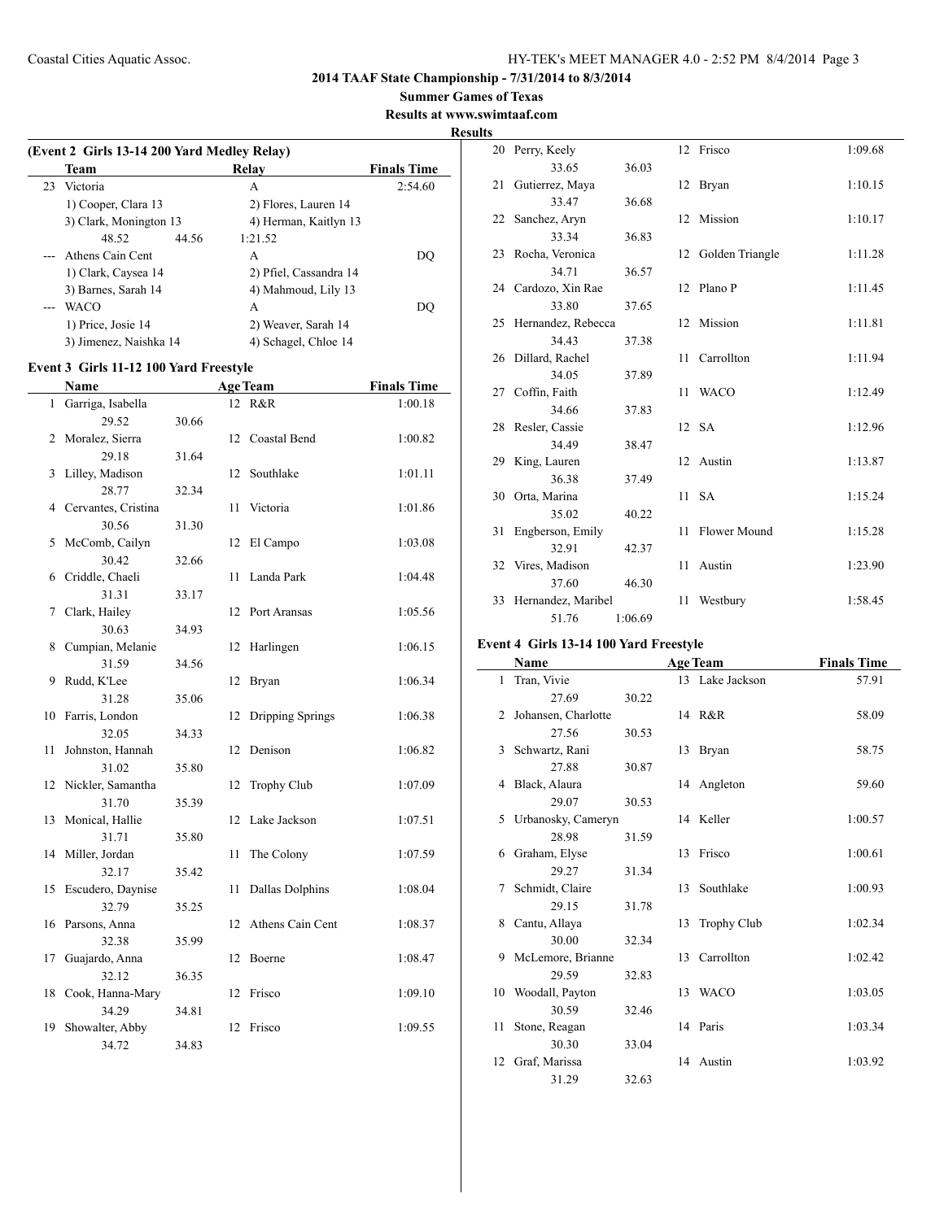**2014 TAAF State Championship - 7/31/2014 to 8/3/2014**

**Summer Games of Texas**

**Results at www.swimtaaf.com**

**Results**

**(Event 2 Girls 13-14 200 Yard Medley Relay)**

| | Team | Relay | Finals Time |
|---|---|---|---|
| 23 | Victoria | A | 2:54.60 |
| | 1) Cooper, Clara 13 | 2) Flores, Lauren 14 | |
| | 3) Clark, Monington 13 | 4) Herman, Kaitlyn 13 | |
| | 48.52 44.56 | 1:21.52 | |
| --- | Athens Cain Cent | A | DQ |
| | 1) Clark, Caysea 14 | 2) Pfiel, Cassandra 14 | |
| | 3) Barnes, Sarah 14 | 4) Mahmoud, Lily 13 | |
| --- | WACO | A | DQ |
| | 1) Price, Josie 14 | 2) Weaver, Sarah 14 | |
| | 3) Jimenez, Naishka 14 | 4) Schagel, Chloe 14 | |

**Event 3 Girls 11-12 100 Yard Freestyle**

| | Name | Age | Team | Finals Time |
|---|---|---|---|---|
| 1 | Garriga, Isabella | 12 | R&R | 1:00.18 |
| | 29.52 30.66 | | | |
| 2 | Moralez, Sierra | 12 | Coastal Bend | 1:00.82 |
| | 29.18 31.64 | | | |
| 3 | Lilley, Madison | 12 | Southlake | 1:01.11 |
| | 28.77 32.34 | | | |
| 4 | Cervantes, Cristina | 11 | Victoria | 1:01.86 |
| | 30.56 31.30 | | | |
| 5 | McComb, Cailyn | 12 | El Campo | 1:03.08 |
| | 30.42 32.66 | | | |
| 6 | Criddle, Chaeli | 11 | Landa Park | 1:04.48 |
| | 31.31 33.17 | | | |
| 7 | Clark, Hailey | 12 | Port Aransas | 1:05.56 |
| | 30.63 34.93 | | | |
| 8 | Cumpian, Melanie | 12 | Harlingen | 1:06.15 |
| | 31.59 34.56 | | | |
| 9 | Rudd, K'Lee | 12 | Bryan | 1:06.34 |
| | 31.28 35.06 | | | |
| 10 | Farris, London | 12 | Dripping Springs | 1:06.38 |
| | 32.05 34.33 | | | |
| 11 | Johnston, Hannah | 12 | Denison | 1:06.82 |
| | 31.02 35.80 | | | |
| 12 | Nickler, Samantha | 12 | Trophy Club | 1:07.09 |
| | 31.70 35.39 | | | |
| 13 | Monical, Hallie | 12 | Lake Jackson | 1:07.51 |
| | 31.71 35.80 | | | |
| 14 | Miller, Jordan | 11 | The Colony | 1:07.59 |
| | 32.17 35.42 | | | |
| 15 | Escudero, Daynise | 11 | Dallas Dolphins | 1:08.04 |
| | 32.79 35.25 | | | |
| 16 | Parsons, Anna | 12 | Athens Cain Cent | 1:08.37 |
| | 32.38 35.99 | | | |
| 17 | Guajardo, Anna | 12 | Boerne | 1:08.47 |
| | 32.12 36.35 | | | |
| 18 | Cook, Hanna-Mary | 12 | Frisco | 1:09.10 |
| | 34.29 34.81 | | | |
| 19 | Showalter, Abby | 12 | Frisco | 1:09.55 |
| | 34.72 34.83 | | | |
| 20 | Perry, Keely | 12 | Frisco | 1:09.68 |
| | 33.65 36.03 | | | |
| 21 | Gutierrez, Maya | 12 | Bryan | 1:10.15 |
| | 33.47 36.68 | | | |
| 22 | Sanchez, Aryn | 12 | Mission | 1:10.17 |
| | 33.34 36.83 | | | |
| 23 | Rocha, Veronica | 12 | Golden Triangle | 1:11.28 |
| | 34.71 36.57 | | | |
| 24 | Cardozo, Xin Rae | 12 | Plano P | 1:11.45 |
| | 33.80 37.65 | | | |
| 25 | Hernandez, Rebecca | 12 | Mission | 1:11.81 |
| | 34.43 37.38 | | | |
| 26 | Dillard, Rachel | 11 | Carrollton | 1:11.94 |
| | 34.05 37.89 | | | |
| 27 | Coffin, Faith | 11 | WACO | 1:12.49 |
| | 34.66 37.83 | | | |
| 28 | Resler, Cassie | 12 | SA | 1:12.96 |
| | 34.49 38.47 | | | |
| 29 | King, Lauren | 12 | Austin | 1:13.87 |
| | 36.38 37.49 | | | |
| 30 | Orta, Marina | 11 | SA | 1:15.24 |
| | 35.02 40.22 | | | |
| 31 | Engberson, Emily | 11 | Flower Mound | 1:15.28 |
| | 32.91 42.37 | | | |
| 32 | Vires, Madison | 11 | Austin | 1:23.90 |
| | 37.60 46.30 | | | |
| 33 | Hernandez, Maribel | 11 | Westbury | 1:58.45 |
| | 51.76 1:06.69 | | | |

**Event 4 Girls 13-14 100 Yard Freestyle**

| | Name | Age | Team | Finals Time |
|---|---|---|---|---|
| 1 | Tran, Vivie | 13 | Lake Jackson | 57.91 |
| | 27.69 30.22 | | | |
| 2 | Johansen, Charlotte | 14 | R&R | 58.09 |
| | 27.56 30.53 | | | |
| 3 | Schwartz, Rani | 13 | Bryan | 58.75 |
| | 27.88 30.87 | | | |
| 4 | Black, Alaura | 14 | Angleton | 59.60 |
| | 29.07 30.53 | | | |
| 5 | Urbanosky, Cameryn | 14 | Keller | 1:00.57 |
| | 28.98 31.59 | | | |
| 6 | Graham, Elyse | 13 | Frisco | 1:00.61 |
| | 29.27 31.34 | | | |
| 7 | Schmidt, Claire | 13 | Southlake | 1:00.93 |
| | 29.15 31.78 | | | |
| 8 | Cantu, Allaya | 13 | Trophy Club | 1:02.34 |
| | 30.00 32.34 | | | |
| 9 | McLemore, Brianne | 13 | Carrollton | 1:02.42 |
| | 29.59 32.83 | | | |
| 10 | Woodall, Payton | 13 | WACO | 1:03.05 |
| | 30.59 32.46 | | | |
| 11 | Stone, Reagan | 14 | Paris | 1:03.34 |
| | 30.30 33.04 | | | |
| 12 | Graf, Marissa | 14 | Austin | 1:03.92 |
| | 31.29 32.63 | | | |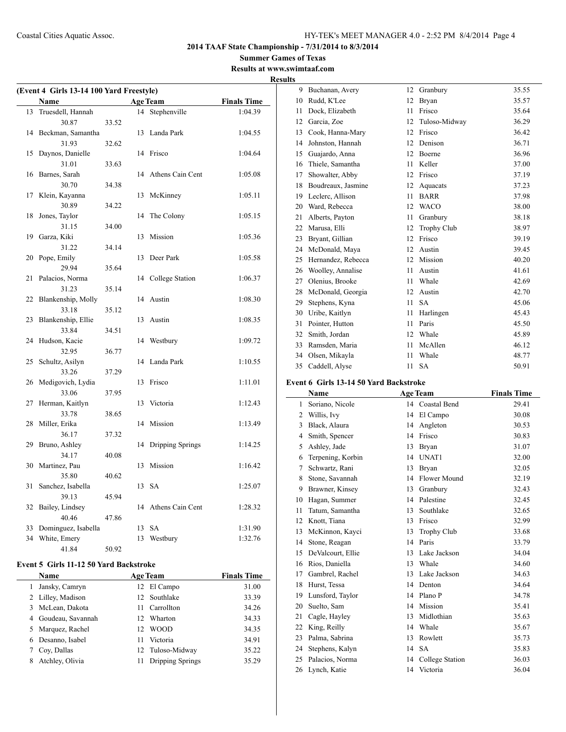## 2014 TAAF State Championship - 7/31/2014 to 8/3/2014

**Summer Games of Texas**

**Results at www.swimtaaf.com**

**Results**

### (Event 4 Girls 13-14 100 Yard Freestyle)

| | Name | Age | Team | Finals Time |
|---|---|---|---|---|
| 13 | Truesdell, Hannah | 14 | Stephenville | 1:04.39 |
| | 30.87 | 33.52 | | |
| 14 | Beckman, Samantha | 13 | Landa Park | 1:04.55 |
| | 31.93 | 32.62 | | |
| 15 | Daynos, Danielle | 14 | Frisco | 1:04.64 |
| | 31.01 | 33.63 | | |
| 16 | Barnes, Sarah | 14 | Athens Cain Cent | 1:05.08 |
| | 30.70 | 34.38 | | |
| 17 | Klein, Kayanna | 13 | McKinney | 1:05.11 |
| | 30.89 | 34.22 | | |
| 18 | Jones, Taylor | 14 | The Colony | 1:05.15 |
| | 31.15 | 34.00 | | |
| 19 | Garza, Kiki | 13 | Mission | 1:05.36 |
| | 31.22 | 34.14 | | |
| 20 | Pope, Emily | 13 | Deer Park | 1:05.58 |
| | 29.94 | 35.64 | | |
| 21 | Palacios, Norma | 14 | College Station | 1:06.37 |
| | 31.23 | 35.14 | | |
| 22 | Blankenship, Molly | 14 | Austin | 1:08.30 |
| | 33.18 | 35.12 | | |
| 23 | Blankenship, Ellie | 13 | Austin | 1:08.35 |
| | 33.84 | 34.51 | | |
| 24 | Hudson, Kacie | 14 | Westbury | 1:09.72 |
| | 32.95 | 36.77 | | |
| 25 | Schultz, Asilyn | 14 | Landa Park | 1:10.55 |
| | 33.26 | 37.29 | | |
| 26 | Medigovich, Lydia | 13 | Frisco | 1:11.01 |
| | 33.06 | 37.95 | | |
| 27 | Herman, Kaitlyn | 13 | Victoria | 1:12.43 |
| | 33.78 | 38.65 | | |
| 28 | Miller, Erika | 14 | Mission | 1:13.49 |
| | 36.17 | 37.32 | | |
| 29 | Bruno, Ashley | 14 | Dripping Springs | 1:14.25 |
| | 34.17 | 40.08 | | |
| 30 | Martinez, Pau | 13 | Mission | 1:16.42 |
| | 35.80 | 40.62 | | |
| 31 | Sanchez, Isabella | 13 | SA | 1:25.07 |
| | 39.13 | 45.94 | | |
| 32 | Bailey, Lindsey | 14 | Athens Cain Cent | 1:28.32 |
| | 40.46 | 47.86 | | |
| 33 | Dominguez, Isabella | 13 | SA | 1:31.90 |
| 34 | White, Emery | 13 | Westbury | 1:32.76 |
| | 41.84 | 50.92 | | |

### Event 5 Girls 11-12 50 Yard Backstroke

| | Name | Age | Team | Finals Time |
|---|---|---|---|---|
| 1 | Jansky, Camryn | 12 | El Campo | 31.00 |
| 2 | Lilley, Madison | 12 | Southlake | 33.39 |
| 3 | McLean, Dakota | 11 | Carrollton | 34.26 |
| 4 | Goudeau, Savannah | 12 | Wharton | 34.33 |
| 5 | Marquez, Rachel | 12 | WOOD | 34.35 |
| 6 | Desanno, Isabel | 11 | Victoria | 34.91 |
| 7 | Coy, Dallas | 12 | Tuloso-Midway | 35.22 |
| 8 | Atchley, Olivia | 11 | Dripping Springs | 35.29 |
| 9 | Buchanan, Avery | 12 | Granbury | 35.55 |
| 10 | Rudd, K'Lee | 12 | Bryan | 35.57 |
| 11 | Dock, Elizabeth | 11 | Frisco | 35.64 |
| 12 | Garcia, Zoe | 12 | Tuloso-Midway | 36.29 |
| 13 | Cook, Hanna-Mary | 12 | Frisco | 36.42 |
| 14 | Johnston, Hannah | 12 | Denison | 36.71 |
| 15 | Guajardo, Anna | 12 | Boerne | 36.96 |
| 16 | Thiele, Samantha | 11 | Keller | 37.00 |
| 17 | Showalter, Abby | 12 | Frisco | 37.19 |
| 18 | Boudreaux, Jasmine | 12 | Aquacats | 37.23 |
| 19 | Leclerc, Allison | 11 | BARR | 37.98 |
| 20 | Ward, Rebecca | 12 | WACO | 38.00 |
| 21 | Alberts, Payton | 11 | Granbury | 38.18 |
| 22 | Marusa, Elli | 12 | Trophy Club | 38.97 |
| 23 | Bryant, Gillian | 12 | Frisco | 39.19 |
| 24 | McDonald, Maya | 12 | Austin | 39.45 |
| 25 | Hernandez, Rebecca | 12 | Mission | 40.20 |
| 26 | Woolley, Annalise | 11 | Austin | 41.61 |
| 27 | Olenius, Brooke | 11 | Whale | 42.69 |
| 28 | McDonald, Georgia | 12 | Austin | 42.70 |
| 29 | Stephens, Kyna | 11 | SA | 45.06 |
| 30 | Uribe, Kaitlyn | 11 | Harlingen | 45.43 |
| 31 | Pointer, Hutton | 11 | Paris | 45.50 |
| 32 | Smith, Jordan | 12 | Whale | 45.89 |
| 33 | Ramsden, Maria | 11 | McAllen | 46.12 |
| 34 | Olsen, Mikayla | 11 | Whale | 48.77 |
| 35 | Caddell, Alyse | 11 | SA | 50.91 |

### Event 6 Girls 13-14 50 Yard Backstroke

| | Name | Age | Team | Finals Time |
|---|---|---|---|---|
| 1 | Soriano, Nicole | 14 | Coastal Bend | 29.41 |
| 2 | Willis, Ivy | 14 | El Campo | 30.08 |
| 3 | Black, Alaura | 14 | Angleton | 30.53 |
| 4 | Smith, Spencer | 14 | Frisco | 30.83 |
| 5 | Ashley, Jade | 13 | Bryan | 31.07 |
| 6 | Terpening, Korbin | 14 | UNAT1 | 32.00 |
| 7 | Schwartz, Rani | 13 | Bryan | 32.05 |
| 8 | Stone, Savannah | 14 | Flower Mound | 32.19 |
| 9 | Brawner, Kinsey | 13 | Granbury | 32.43 |
| 10 | Hagan, Summer | 14 | Palestine | 32.45 |
| 11 | Tatum, Samantha | 13 | Southlake | 32.65 |
| 12 | Knott, Tiana | 13 | Frisco | 32.99 |
| 13 | McKinnon, Kayci | 13 | Trophy Club | 33.68 |
| 14 | Stone, Reagan | 14 | Paris | 33.79 |
| 15 | DeValcourt, Ellie | 13 | Lake Jackson | 34.04 |
| 16 | Rios, Daniella | 13 | Whale | 34.60 |
| 17 | Gambrel, Rachel | 13 | Lake Jackson | 34.63 |
| 18 | Hurst, Tessa | 14 | Denton | 34.64 |
| 19 | Lunsford, Taylor | 14 | Plano P | 34.78 |
| 20 | Suelto, Sam | 14 | Mission | 35.41 |
| 21 | Cagle, Hayley | 13 | Midlothian | 35.63 |
| 22 | King, Reilly | 14 | Whale | 35.67 |
| 23 | Palma, Sabrina | 13 | Rowlett | 35.73 |
| 24 | Stephens, Kalyn | 14 | SA | 35.83 |
| 25 | Palacios, Norma | 14 | College Station | 36.03 |
| 26 | Lynch, Katie | 14 | Victoria | 36.04 |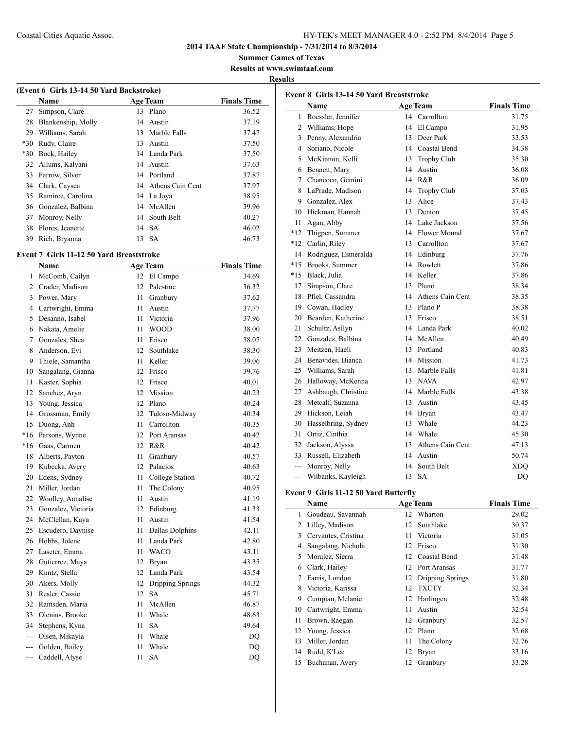# 2014 TAAF State Championship - 7/31/2014 to 8/3/2014

**Summer Games of Texas**

**Results at www.swimtaaf.com**

**Results**

### (Event 6 Girls 13-14 50 Yard Backstroke)

| | Name | Age | Team | Finals Time |
|---|---|---|---|---|
| 27 | Simpson, Clare | 13 | Plano | 36.52 |
| 28 | Blankenship, Molly | 14 | Austin | 37.19 |
| 29 | Williams, Sarah | 13 | Marble Falls | 37.47 |
| *30 | Rudy, Claire | 13 | Austin | 37.50 |
| *30 | Bock, Hailey | 14 | Landa Park | 37.50 |
| 32 | Allums, Kalyani | 14 | Austin | 37.63 |
| 33 | Farrow, Silver | 14 | Portland | 37.87 |
| 34 | Clark, Caysea | 14 | Athens Cain Cent | 37.97 |
| 35 | Ramirez, Carolina | 14 | La Joya | 38.95 |
| 36 | Gonzalez, Balbina | 14 | McAllen | 39.96 |
| 37 | Monroy, Nelly | 14 | South Belt | 40.27 |
| 38 | Flores, Jeanette | 14 | SA | 46.02 |
| 39 | Rich, Bryanna | 13 | SA | 46.73 |

### Event 7 Girls 11-12 50 Yard Breaststroke

| | Name | Age | Team | Finals Time |
|---|---|---|---|---|
| 1 | McComb, Cailyn | 12 | El Campo | 34.69 |
| 2 | Crader, Madison | 12 | Palestine | 36.32 |
| 3 | Power, Mary | 11 | Granbury | 37.62 |
| 4 | Cartwright, Emma | 11 | Austin | 37.77 |
| 5 | Desanno, Isabel | 11 | Victoria | 37.96 |
| 6 | Nakata, Amelie | 11 | WOOD | 38.00 |
| 7 | Gonzales, Shea | 11 | Frisco | 38.07 |
| 8 | Anderson, Evi | 12 | Southlake | 38.30 |
| 9 | Thiele, Samantha | 11 | Keller | 39.06 |
| 10 | Sangalang, Gianna | 12 | Frisco | 39.76 |
| 11 | Kaster, Sophia | 12 | Frisco | 40.01 |
| 12 | Sanchez, Aryn | 12 | Mission | 40.23 |
| 13 | Young, Jessica | 12 | Plano | 40.24 |
| 14 | Grossman, Emily | 12 | Tuloso-Midway | 40.34 |
| 15 | Duong, Anh | 11 | Carrollton | 40.35 |
| *16 | Parsons, Wynne | 12 | Port Aransas | 40.42 |
| *16 | Gaas, Carmen | 12 | R&R | 40.42 |
| 18 | Alberts, Payton | 11 | Granbury | 40.57 |
| 19 | Kubecka, Avery | 12 | Palacios | 40.63 |
| 20 | Edens, Sydney | 11 | College Station | 40.72 |
| 21 | Miller, Jordan | 11 | The Colony | 40.95 |
| 22 | Woolley, Annalise | 11 | Austin | 41.19 |
| 23 | Gonzalez, Victoria | 12 | Edinburg | 41.33 |
| 24 | McClellan, Kaya | 11 | Austin | 41.54 |
| 25 | Escudero, Daynise | 11 | Dallas Dolphins | 42.11 |
| 26 | Hobbs, Jolene | 11 | Landa Park | 42.80 |
| 27 | Laseter, Emma | 11 | WACO | 43.11 |
| 28 | Gutierrez, Maya | 12 | Bryan | 43.35 |
| 29 | Kuntz, Stella | 12 | Landa Park | 43.54 |
| 30 | Akers, Molly | 12 | Dripping Springs | 44.32 |
| 31 | Resler, Cassie | 12 | SA | 45.71 |
| 32 | Ramsden, Maria | 11 | McAllen | 46.87 |
| 33 | Olenius, Brooke | 11 | Whale | 48.63 |
| 34 | Stephens, Kyna | 11 | SA | 49.64 |
| --- | Olsen, Mikayla | 11 | Whale | DQ |
| --- | Golden, Bailey | 11 | Whale | DQ |
| --- | Caddell, Alyse | 11 | SA | DQ |

### Event 8 Girls 13-14 50 Yard Breaststroke

| | Name | Age | Team | Finals Time |
|---|---|---|---|---|
| 1 | Roessler, Jennifer | 14 | Carrollton | 31.75 |
| 2 | Williams, Hope | 14 | El Campo | 31.95 |
| 3 | Penny, Alexandria | 13 | Deer Park | 33.53 |
| 4 | Soriano, Nicole | 14 | Coastal Bend | 34.38 |
| 5 | McKinnon, Kelli | 13 | Trophy Club | 35.30 |
| 6 | Bennett, Mary | 14 | Austin | 36.08 |
| 7 | Chancoco, Gemini | 14 | R&R | 36.09 |
| 8 | LaPrade, Madison | 14 | Trophy Club | 37.03 |
| 9 | Gonzalez, Alex | 13 | Alice | 37.43 |
| 10 | Hickman, Hannah | 13 | Denton | 37.45 |
| 11 | Agan, Abby | 14 | Lake Jackson | 37.56 |
| *12 | Thigpen, Summer | 14 | Flower Mound | 37.67 |
| *12 | Carlin, Riley | 13 | Carrollton | 37.67 |
| 14 | Rodriguez, Esmeralda | 14 | Edinburg | 37.76 |
| *15 | Brooks, Summer | 14 | Rowlett | 37.86 |
| *15 | Black, Julia | 14 | Keller | 37.86 |
| 17 | Simpson, Clare | 13 | Plano | 38.34 |
| 18 | Pfiel, Cassandra | 14 | Athens Cain Cent | 38.35 |
| 19 | Cowan, Hadley | 13 | Plano P | 38.38 |
| 20 | Bearden, Katherine | 13 | Frisco | 38.51 |
| 21 | Schultz, Asilyn | 14 | Landa Park | 40.02 |
| 22 | Gonzalez, Balbina | 14 | McAllen | 40.49 |
| 23 | Meitzen, Haeli | 13 | Portland | 40.83 |
| 24 | Benavides, Bianca | 14 | Mission | 41.73 |
| 25 | Williams, Sarah | 13 | Marble Falls | 41.81 |
| 26 | Halloway, McKenna | 13 | NAVA | 42.97 |
| 27 | Ashbaugh, Christine | 14 | Marble Falls | 43.38 |
| 28 | Metcalf, Suzanna | 13 | Austin | 43.45 |
| 29 | Hickson, Leiah | 14 | Bryan | 43.47 |
| 30 | Hasselbring, Sydney | 13 | Whale | 44.23 |
| 31 | Ortiz, Cinthia | 14 | Whale | 45.30 |
| 32 | Jackson, Alyssa | 13 | Athens Cain Cent | 47.13 |
| 33 | Russell, Elizabeth | 14 | Austin | 50.74 |
| --- | Monroy, Nelly | 14 | South Belt | XDQ |
| --- | Wilbanks, Kayleigh | 13 | SA | DQ |

### Event 9 Girls 11-12 50 Yard Butterfly

| | Name | Age | Team | Finals Time |
|---|---|---|---|---|
| 1 | Goudeau, Savannah | 12 | Wharton | 29.02 |
| 2 | Lilley, Madison | 12 | Southlake | 30.37 |
| 3 | Cervantes, Cristina | 11 | Victoria | 31.05 |
| 4 | Sangalang, Nichola | 12 | Frisco | 31.30 |
| 5 | Moralez, Sierra | 12 | Coastal Bend | 31.48 |
| 6 | Clark, Hailey | 12 | Port Aransas | 31.77 |
| 7 | Farris, London | 12 | Dripping Springs | 31.80 |
| 8 | Victoria, Karissa | 12 | TXCTY | 32.34 |
| 9 | Cumpian, Melanie | 12 | Harlingen | 32.48 |
| 10 | Cartwright, Emma | 11 | Austin | 32.54 |
| 11 | Brown, Raegan | 12 | Granbury | 32.57 |
| 12 | Young, Jessica | 12 | Plano | 32.68 |
| 13 | Miller, Jordan | 11 | The Colony | 32.76 |
| 14 | Rudd, K'Lee | 12 | Bryan | 33.16 |
| 15 | Buchanan, Avery | 12 | Granbury | 33.28 |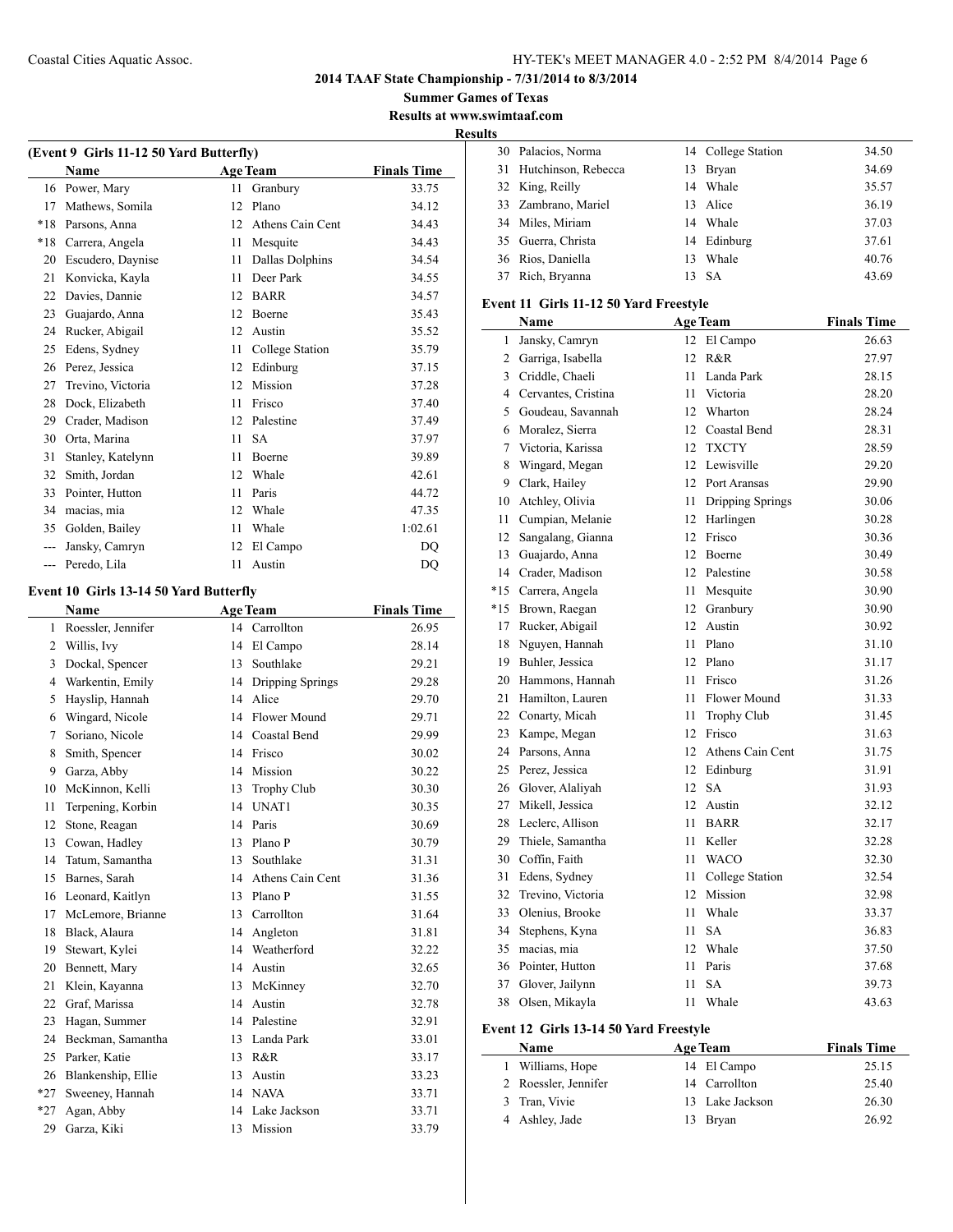## 2014 TAAF State Championship - 7/31/2014 to 8/3/2014

**Summer Games of Texas**

**Results at www.swimtaaf.com**

**Results**

### (Event 9 Girls 11-12 50 Yard Butterfly)

| | Name | Age | Team | Finals Time |
|---|---|---|---|---|
| 16 | Power, Mary | 11 | Granbury | 33.75 |
| 17 | Mathews, Somila | 12 | Plano | 34.12 |
| *18 | Parsons, Anna | 12 | Athens Cain Cent | 34.43 |
| *18 | Carrera, Angela | 11 | Mesquite | 34.43 |
| 20 | Escudero, Daynise | 11 | Dallas Dolphins | 34.54 |
| 21 | Konvicka, Kayla | 11 | Deer Park | 34.55 |
| 22 | Davies, Dannie | 12 | BARR | 34.57 |
| 23 | Guajardo, Anna | 12 | Boerne | 35.43 |
| 24 | Rucker, Abigail | 12 | Austin | 35.52 |
| 25 | Edens, Sydney | 11 | College Station | 35.79 |
| 26 | Perez, Jessica | 12 | Edinburg | 37.15 |
| 27 | Trevino, Victoria | 12 | Mission | 37.28 |
| 28 | Dock, Elizabeth | 11 | Frisco | 37.40 |
| 29 | Crader, Madison | 12 | Palestine | 37.49 |
| 30 | Orta, Marina | 11 | SA | 37.97 |
| 31 | Stanley, Katelynn | 11 | Boerne | 39.89 |
| 32 | Smith, Jordan | 12 | Whale | 42.61 |
| 33 | Pointer, Hutton | 11 | Paris | 44.72 |
| 34 | macias, mia | 12 | Whale | 47.35 |
| 35 | Golden, Bailey | 11 | Whale | 1:02.61 |
| --- | Jansky, Camryn | 12 | El Campo | DQ |
| --- | Peredo, Lila | 11 | Austin | DQ |

### Event 10 Girls 13-14 50 Yard Butterfly

| | Name | Age | Team | Finals Time |
|---|---|---|---|---|
| 1 | Roessler, Jennifer | 14 | Carrollton | 26.95 |
| 2 | Willis, Ivy | 14 | El Campo | 28.14 |
| 3 | Dockal, Spencer | 13 | Southlake | 29.21 |
| 4 | Warkentin, Emily | 14 | Dripping Springs | 29.28 |
| 5 | Hayslip, Hannah | 14 | Alice | 29.70 |
| 6 | Wingard, Nicole | 14 | Flower Mound | 29.71 |
| 7 | Soriano, Nicole | 14 | Coastal Bend | 29.99 |
| 8 | Smith, Spencer | 14 | Frisco | 30.02 |
| 9 | Garza, Abby | 14 | Mission | 30.22 |
| 10 | McKinnon, Kelli | 13 | Trophy Club | 30.30 |
| 11 | Terpening, Korbin | 14 | UNAT1 | 30.35 |
| 12 | Stone, Reagan | 14 | Paris | 30.69 |
| 13 | Cowan, Hadley | 13 | Plano P | 30.79 |
| 14 | Tatum, Samantha | 13 | Southlake | 31.31 |
| 15 | Barnes, Sarah | 14 | Athens Cain Cent | 31.36 |
| 16 | Leonard, Kaitlyn | 13 | Plano P | 31.55 |
| 17 | McLemore, Brianne | 13 | Carrollton | 31.64 |
| 18 | Black, Alaura | 14 | Angleton | 31.81 |
| 19 | Stewart, Kylei | 14 | Weatherford | 32.22 |
| 20 | Bennett, Mary | 14 | Austin | 32.65 |
| 21 | Klein, Kayanna | 13 | McKinney | 32.70 |
| 22 | Graf, Marissa | 14 | Austin | 32.78 |
| 23 | Hagan, Summer | 14 | Palestine | 32.91 |
| 24 | Beckman, Samantha | 13 | Landa Park | 33.01 |
| 25 | Parker, Katie | 13 | R&R | 33.17 |
| 26 | Blankenship, Ellie | 13 | Austin | 33.23 |
| *27 | Sweeney, Hannah | 14 | NAVA | 33.71 |
| *27 | Agan, Abby | 14 | Lake Jackson | 33.71 |
| 29 | Garza, Kiki | 13 | Mission | 33.79 |
| 30 | Palacios, Norma | 14 | College Station | 34.50 |
| 31 | Hutchinson, Rebecca | 13 | Bryan | 34.69 |
| 32 | King, Reilly | 14 | Whale | 35.57 |
| 33 | Zambrano, Mariel | 13 | Alice | 36.19 |
| 34 | Miles, Miriam | 14 | Whale | 37.03 |
| 35 | Guerra, Christa | 14 | Edinburg | 37.61 |
| 36 | Rios, Daniella | 13 | Whale | 40.76 |
| 37 | Rich, Bryanna | 13 | SA | 43.69 |

### Event 11 Girls 11-12 50 Yard Freestyle

| | Name | Age | Team | Finals Time |
|---|---|---|---|---|
| 1 | Jansky, Camryn | 12 | El Campo | 26.63 |
| 2 | Garriga, Isabella | 12 | R&R | 27.97 |
| 3 | Criddle, Chaeli | 11 | Landa Park | 28.15 |
| 4 | Cervantes, Cristina | 11 | Victoria | 28.20 |
| 5 | Goudeau, Savannah | 12 | Wharton | 28.24 |
| 6 | Moralez, Sierra | 12 | Coastal Bend | 28.31 |
| 7 | Victoria, Karissa | 12 | TXCTY | 28.59 |
| 8 | Wingard, Megan | 12 | Lewisville | 29.20 |
| 9 | Clark, Hailey | 12 | Port Aransas | 29.90 |
| 10 | Atchley, Olivia | 11 | Dripping Springs | 30.06 |
| 11 | Cumpian, Melanie | 12 | Harlingen | 30.28 |
| 12 | Sangalang, Gianna | 12 | Frisco | 30.36 |
| 13 | Guajardo, Anna | 12 | Boerne | 30.49 |
| 14 | Crader, Madison | 12 | Palestine | 30.58 |
| *15 | Carrera, Angela | 11 | Mesquite | 30.90 |
| *15 | Brown, Raegan | 12 | Granbury | 30.90 |
| 17 | Rucker, Abigail | 12 | Austin | 30.92 |
| 18 | Nguyen, Hannah | 11 | Plano | 31.10 |
| 19 | Buhler, Jessica | 12 | Plano | 31.17 |
| 20 | Hammons, Hannah | 11 | Frisco | 31.26 |
| 21 | Hamilton, Lauren | 11 | Flower Mound | 31.33 |
| 22 | Conarty, Micah | 11 | Trophy Club | 31.45 |
| 23 | Kampe, Megan | 12 | Frisco | 31.63 |
| 24 | Parsons, Anna | 12 | Athens Cain Cent | 31.75 |
| 25 | Perez, Jessica | 12 | Edinburg | 31.91 |
| 26 | Glover, Alaliyah | 12 | SA | 31.93 |
| 27 | Mikell, Jessica | 12 | Austin | 32.12 |
| 28 | Leclerc, Allison | 11 | BARR | 32.17 |
| 29 | Thiele, Samantha | 11 | Keller | 32.28 |
| 30 | Coffin, Faith | 11 | WACO | 32.30 |
| 31 | Edens, Sydney | 11 | College Station | 32.54 |
| 32 | Trevino, Victoria | 12 | Mission | 32.98 |
| 33 | Olenius, Brooke | 11 | Whale | 33.37 |
| 34 | Stephens, Kyna | 11 | SA | 36.83 |
| 35 | macias, mia | 12 | Whale | 37.50 |
| 36 | Pointer, Hutton | 11 | Paris | 37.68 |
| 37 | Glover, Jailynn | 11 | SA | 39.73 |
| 38 | Olsen, Mikayla | 11 | Whale | 43.63 |

### Event 12 Girls 13-14 50 Yard Freestyle

| | Name | Age | Team | Finals Time |
|---|---|---|---|---|
| 1 | Williams, Hope | 14 | El Campo | 25.15 |
| 2 | Roessler, Jennifer | 14 | Carrollton | 25.40 |
| 3 | Tran, Vivie | 13 | Lake Jackson | 26.30 |
| 4 | Ashley, Jade | 13 | Bryan | 26.92 |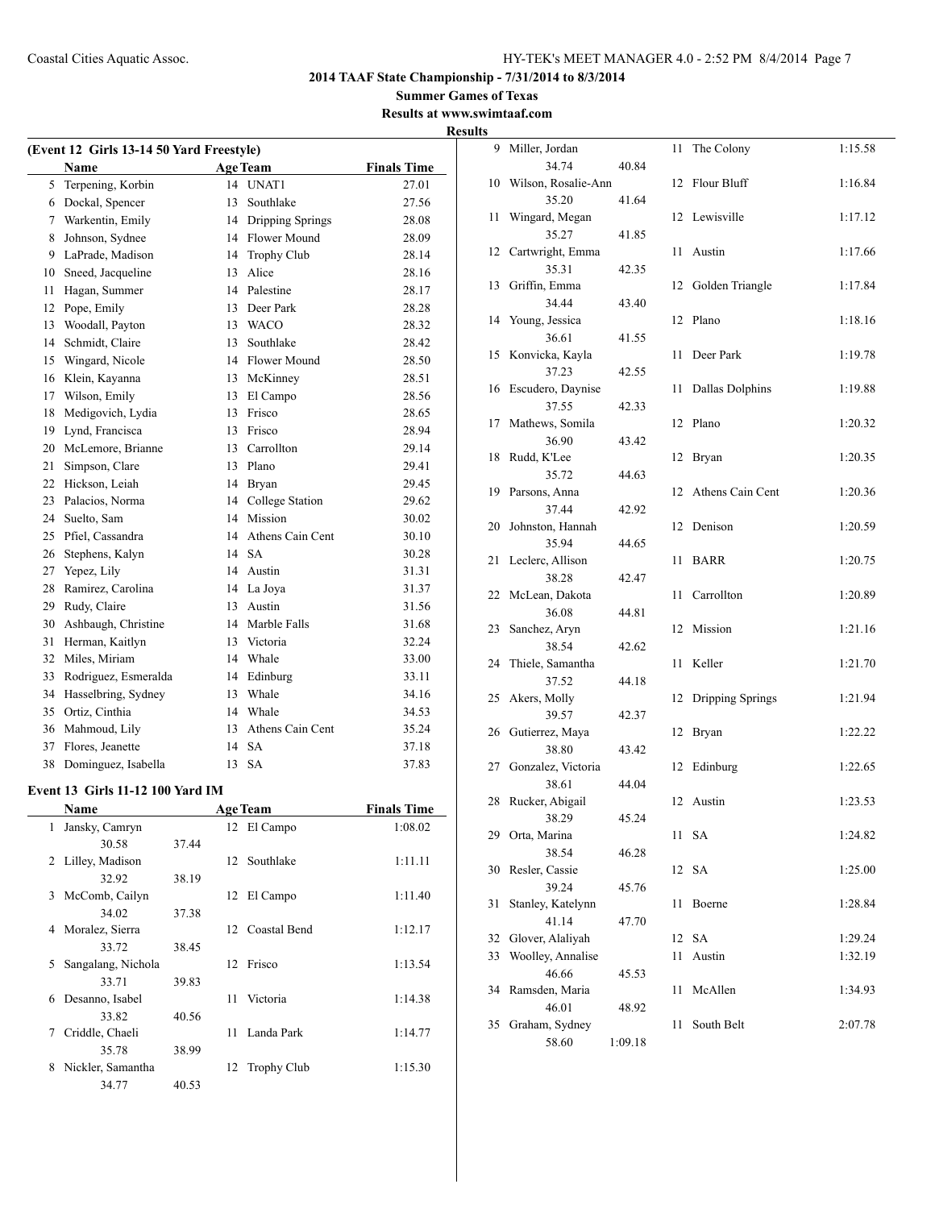## 2014 TAAF State Championship - 7/31/2014 to 8/3/2014

### Summer Games of Texas

### Results at www.swimtaaf.com

### Results

**(Event 12 Girls 13-14 50 Yard Freestyle)**

| | Name | Age | Team | Finals Time |
|---|---|---|---|---|
| 5 | Terpening, Korbin | 14 | UNAT1 | 27.01 |
| 6 | Dockal, Spencer | 13 | Southlake | 27.56 |
| 7 | Warkentin, Emily | 14 | Dripping Springs | 28.08 |
| 8 | Johnson, Sydnee | 14 | Flower Mound | 28.09 |
| 9 | LaPrade, Madison | 14 | Trophy Club | 28.14 |
| 10 | Sneed, Jacqueline | 13 | Alice | 28.16 |
| 11 | Hagan, Summer | 14 | Palestine | 28.17 |
| 12 | Pope, Emily | 13 | Deer Park | 28.28 |
| 13 | Woodall, Payton | 13 | WACO | 28.32 |
| 14 | Schmidt, Claire | 13 | Southlake | 28.42 |
| 15 | Wingard, Nicole | 14 | Flower Mound | 28.50 |
| 16 | Klein, Kayanna | 13 | McKinney | 28.51 |
| 17 | Wilson, Emily | 13 | El Campo | 28.56 |
| 18 | Medigovich, Lydia | 13 | Frisco | 28.65 |
| 19 | Lynd, Francisca | 13 | Frisco | 28.94 |
| 20 | McLemore, Brianne | 13 | Carrollton | 29.14 |
| 21 | Simpson, Clare | 13 | Plano | 29.41 |
| 22 | Hickson, Leiah | 14 | Bryan | 29.45 |
| 23 | Palacios, Norma | 14 | College Station | 29.62 |
| 24 | Suelto, Sam | 14 | Mission | 30.02 |
| 25 | Pfiel, Cassandra | 14 | Athens Cain Cent | 30.10 |
| 26 | Stephens, Kalyn | 14 | SA | 30.28 |
| 27 | Yepez, Lily | 14 | Austin | 31.31 |
| 28 | Ramirez, Carolina | 14 | La Joya | 31.37 |
| 29 | Rudy, Claire | 13 | Austin | 31.56 |
| 30 | Ashbaugh, Christine | 14 | Marble Falls | 31.68 |
| 31 | Herman, Kaitlyn | 13 | Victoria | 32.24 |
| 32 | Miles, Miriam | 14 | Whale | 33.00 |
| 33 | Rodriguez, Esmeralda | 14 | Edinburg | 33.11 |
| 34 | Hasselbring, Sydney | 13 | Whale | 34.16 |
| 35 | Ortiz, Cinthia | 14 | Whale | 34.53 |
| 36 | Mahmoud, Lily | 13 | Athens Cain Cent | 35.24 |
| 37 | Flores, Jeanette | 14 | SA | 37.18 |
| 38 | Dominguez, Isabella | 13 | SA | 37.83 |

**Event 13 Girls 11-12 100 Yard IM**

| | Name | Age | Team | Finals Time |
|---|---|---|---|---|
| 1 | Jansky, Camryn | 12 | El Campo | 1:08.02 |
| | 30.58 37.44 | | | |
| 2 | Lilley, Madison | 12 | Southlake | 1:11.11 |
| | 32.92 38.19 | | | |
| 3 | McComb, Cailyn | 12 | El Campo | 1:11.40 |
| | 34.02 37.38 | | | |
| 4 | Moralez, Sierra | 12 | Coastal Bend | 1:12.17 |
| | 33.72 38.45 | | | |
| 5 | Sangalang, Nichola | 12 | Frisco | 1:13.54 |
| | 33.71 39.83 | | | |
| 6 | Desanno, Isabel | 11 | Victoria | 1:14.38 |
| | 33.82 40.56 | | | |
| 7 | Criddle, Chaeli | 11 | Landa Park | 1:14.77 |
| | 35.78 38.99 | | | |
| 8 | Nickler, Samantha | 12 | Trophy Club | 1:15.30 |
| | 34.77 40.53 | | | |
| 9 | Miller, Jordan | 11 | The Colony | 1:15.58 |
| | 34.74 40.84 | | | |
| 10 | Wilson, Rosalie-Ann | 12 | Flour Bluff | 1:16.84 |
| | 35.20 41.64 | | | |
| 11 | Wingard, Megan | 12 | Lewisville | 1:17.12 |
| | 35.27 41.85 | | | |
| 12 | Cartwright, Emma | 11 | Austin | 1:17.66 |
| | 35.31 42.35 | | | |
| 13 | Griffin, Emma | 12 | Golden Triangle | 1:17.84 |
| | 34.44 43.40 | | | |
| 14 | Young, Jessica | 12 | Plano | 1:18.16 |
| | 36.61 41.55 | | | |
| 15 | Konvicka, Kayla | 11 | Deer Park | 1:19.78 |
| | 37.23 42.55 | | | |
| 16 | Escudero, Daynise | 11 | Dallas Dolphins | 1:19.88 |
| | 37.55 42.33 | | | |
| 17 | Mathews, Somila | 12 | Plano | 1:20.32 |
| | 36.90 43.42 | | | |
| 18 | Rudd, K'Lee | 12 | Bryan | 1:20.35 |
| | 35.72 44.63 | | | |
| 19 | Parsons, Anna | 12 | Athens Cain Cent | 1:20.36 |
| | 37.44 42.92 | | | |
| 20 | Johnston, Hannah | 12 | Denison | 1:20.59 |
| | 35.94 44.65 | | | |
| 21 | Leclerc, Allison | 11 | BARR | 1:20.75 |
| | 38.28 42.47 | | | |
| 22 | McLean, Dakota | 11 | Carrollton | 1:20.89 |
| | 36.08 44.81 | | | |
| 23 | Sanchez, Aryn | 12 | Mission | 1:21.16 |
| | 38.54 42.62 | | | |
| 24 | Thiele, Samantha | 11 | Keller | 1:21.70 |
| | 37.52 44.18 | | | |
| 25 | Akers, Molly | 12 | Dripping Springs | 1:21.94 |
| | 39.57 42.37 | | | |
| 26 | Gutierrez, Maya | 12 | Bryan | 1:22.22 |
| | 38.80 43.42 | | | |
| 27 | Gonzalez, Victoria | 12 | Edinburg | 1:22.65 |
| | 38.61 44.04 | | | |
| 28 | Rucker, Abigail | 12 | Austin | 1:23.53 |
| | 38.29 45.24 | | | |
| 29 | Orta, Marina | 11 | SA | 1:24.82 |
| | 38.54 46.28 | | | |
| 30 | Resler, Cassie | 12 | SA | 1:25.00 |
| | 39.24 45.76 | | | |
| 31 | Stanley, Katelynn | 11 | Boerne | 1:28.84 |
| | 41.14 47.70 | | | |
| 32 | Glover, Alaliyah | 12 | SA | 1:29.24 |
| 33 | Woolley, Annalise | 11 | Austin | 1:32.19 |
| | 46.66 45.53 | | | |
| 34 | Ramsden, Maria | 11 | McAllen | 1:34.93 |
| | 46.01 48.92 | | | |
| 35 | Graham, Sydney | 11 | South Belt | 2:07.78 |
| | 58.60 1:09.18 | | | |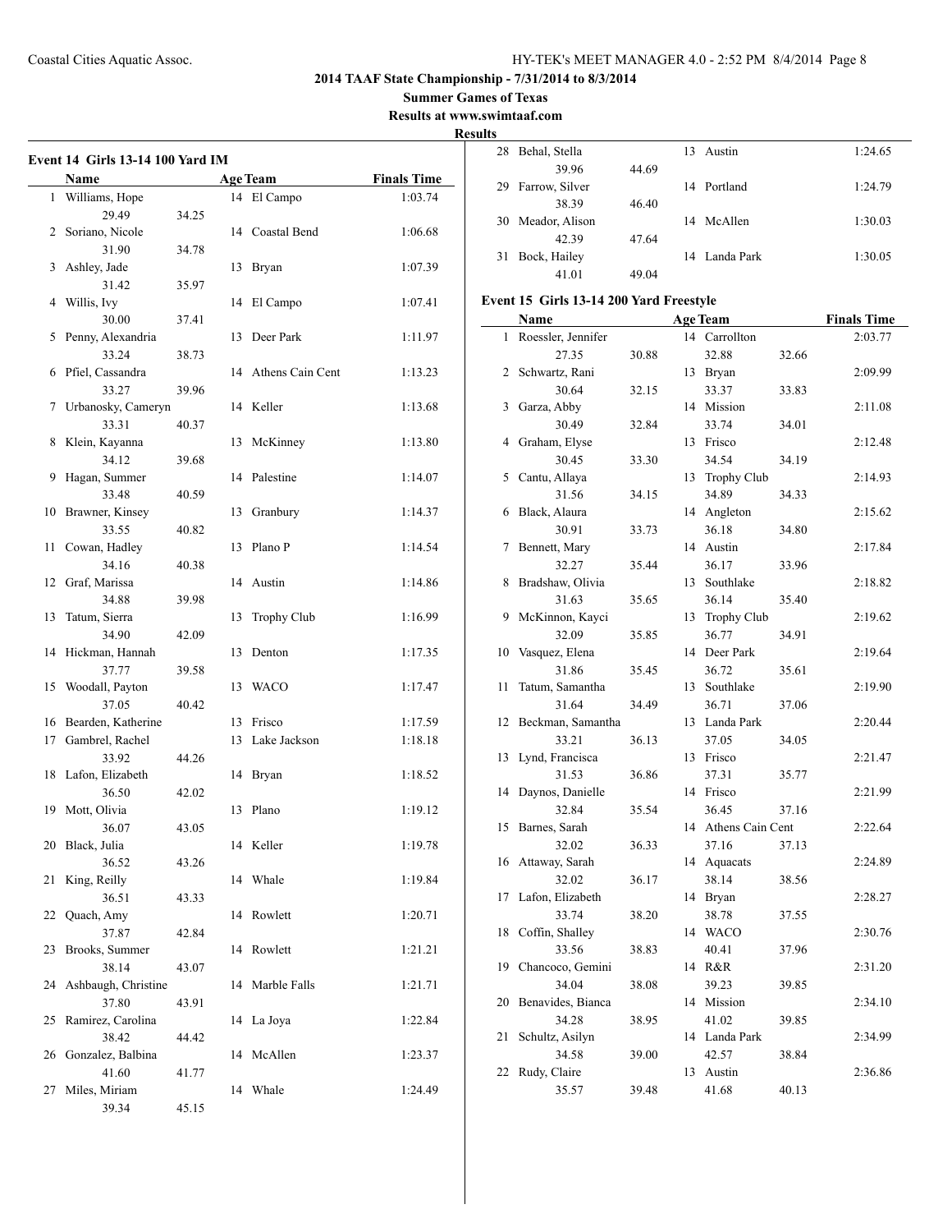## 2014 TAAF State Championship - 7/31/2014 to 8/3/2014

**Summer Games of Texas**

**Results at www.swimtaaf.com**

**Results**

### Event 14 Girls 13-14 100 Yard IM

| | Name | Age | Team | Finals Time |
|---|---|---|---|---|
| 1 | Williams, Hope | 14 | El Campo | 1:03.74 |
| | 29.49 34.25 | | | |
| 2 | Soriano, Nicole | 14 | Coastal Bend | 1:06.68 |
| | 31.90 34.78 | | | |
| 3 | Ashley, Jade | 13 | Bryan | 1:07.39 |
| | 31.42 35.97 | | | |
| 4 | Willis, Ivy | 14 | El Campo | 1:07.41 |
| | 30.00 37.41 | | | |
| 5 | Penny, Alexandria | 13 | Deer Park | 1:11.97 |
| | 33.24 38.73 | | | |
| 6 | Pfiel, Cassandra | 14 | Athens Cain Cent | 1:13.23 |
| | 33.27 39.96 | | | |
| 7 | Urbanosky, Cameryn | 14 | Keller | 1:13.68 |
| | 33.31 40.37 | | | |
| 8 | Klein, Kayanna | 13 | McKinney | 1:13.80 |
| | 34.12 39.68 | | | |
| 9 | Hagan, Summer | 14 | Palestine | 1:14.07 |
| | 33.48 40.59 | | | |
| 10 | Brawner, Kinsey | 13 | Granbury | 1:14.37 |
| | 33.55 40.82 | | | |
| 11 | Cowan, Hadley | 13 | Plano P | 1:14.54 |
| | 34.16 40.38 | | | |
| 12 | Graf, Marissa | 14 | Austin | 1:14.86 |
| | 34.88 39.98 | | | |
| 13 | Tatum, Sierra | 13 | Trophy Club | 1:16.99 |
| | 34.90 42.09 | | | |
| 14 | Hickman, Hannah | 13 | Denton | 1:17.35 |
| | 37.77 39.58 | | | |
| 15 | Woodall, Payton | 13 | WACO | 1:17.47 |
| | 37.05 40.42 | | | |
| 16 | Bearden, Katherine | 13 | Frisco | 1:17.59 |
| 17 | Gambrel, Rachel | 13 | Lake Jackson | 1:18.18 |
| | 33.92 44.26 | | | |
| 18 | Lafon, Elizabeth | 14 | Bryan | 1:18.52 |
| | 36.50 42.02 | | | |
| 19 | Mott, Olivia | 13 | Plano | 1:19.12 |
| | 36.07 43.05 | | | |
| 20 | Black, Julia | 14 | Keller | 1:19.78 |
| | 36.52 43.26 | | | |
| 21 | King, Reilly | 14 | Whale | 1:19.84 |
| | 36.51 43.33 | | | |
| 22 | Quach, Amy | 14 | Rowlett | 1:20.71 |
| | 37.87 42.84 | | | |
| 23 | Brooks, Summer | 14 | Rowlett | 1:21.21 |
| | 38.14 43.07 | | | |
| 24 | Ashbaugh, Christine | 14 | Marble Falls | 1:21.71 |
| | 37.80 43.91 | | | |
| 25 | Ramirez, Carolina | 14 | La Joya | 1:22.84 |
| | 38.42 44.42 | | | |
| 26 | Gonzalez, Balbina | 14 | McAllen | 1:23.37 |
| | 41.60 41.77 | | | |
| 27 | Miles, Miriam | 14 | Whale | 1:24.49 |
| | 39.34 45.15 | | | |
| 28 | Behal, Stella | 13 | Austin | 1:24.65 |
| | 39.96 44.69 | | | |
| 29 | Farrow, Silver | 14 | Portland | 1:24.79 |
| | 38.39 46.40 | | | |
| 30 | Meador, Alison | 14 | McAllen | 1:30.03 |
| | 42.39 47.64 | | | |
| 31 | Bock, Hailey | 14 | Landa Park | 1:30.05 |
| | 41.01 49.04 | | | |

### Event 15 Girls 13-14 200 Yard Freestyle

| | Name | Age | Team | Finals Time |
|---|---|---|---|---|
| 1 | Roessler, Jennifer | 14 | Carrollton | 2:03.77 |
| | 27.35 30.88 32.88 32.66 | | | |
| 2 | Schwartz, Rani | 13 | Bryan | 2:09.99 |
| | 30.64 32.15 33.37 33.83 | | | |
| 3 | Garza, Abby | 14 | Mission | 2:11.08 |
| | 30.49 32.84 33.74 34.01 | | | |
| 4 | Graham, Elyse | 13 | Frisco | 2:12.48 |
| | 30.45 33.30 34.54 34.19 | | | |
| 5 | Cantu, Allaya | 13 | Trophy Club | 2:14.93 |
| | 31.56 34.15 34.89 34.33 | | | |
| 6 | Black, Alaura | 14 | Angleton | 2:15.62 |
| | 30.91 33.73 36.18 34.80 | | | |
| 7 | Bennett, Mary | 14 | Austin | 2:17.84 |
| | 32.27 35.44 36.17 33.96 | | | |
| 8 | Bradshaw, Olivia | 13 | Southlake | 2:18.82 |
| | 31.63 35.65 36.14 35.40 | | | |
| 9 | McKinnon, Kayci | 13 | Trophy Club | 2:19.62 |
| | 32.09 35.85 36.77 34.91 | | | |
| 10 | Vasquez, Elena | 14 | Deer Park | 2:19.64 |
| | 31.86 35.45 36.72 35.61 | | | |
| 11 | Tatum, Samantha | 13 | Southlake | 2:19.90 |
| | 31.64 34.49 36.71 37.06 | | | |
| 12 | Beckman, Samantha | 13 | Landa Park | 2:20.44 |
| | 33.21 36.13 37.05 34.05 | | | |
| 13 | Lynd, Francisca | 13 | Frisco | 2:21.47 |
| | 31.53 36.86 37.31 35.77 | | | |
| 14 | Daynos, Danielle | 14 | Frisco | 2:21.99 |
| | 32.84 35.54 36.45 37.16 | | | |
| 15 | Barnes, Sarah | 14 | Athens Cain Cent | 2:22.64 |
| | 32.02 36.33 37.16 37.13 | | | |
| 16 | Attaway, Sarah | 14 | Aquacats | 2:24.89 |
| | 32.02 36.17 38.14 38.56 | | | |
| 17 | Lafon, Elizabeth | 14 | Bryan | 2:28.27 |
| | 33.74 38.20 38.78 37.55 | | | |
| 18 | Coffin, Shalley | 14 | WACO | 2:30.76 |
| | 33.56 38.83 40.41 37.96 | | | |
| 19 | Chancoco, Gemini | 14 | R&R | 2:31.20 |
| | 34.04 38.08 39.23 39.85 | | | |
| 20 | Benavides, Bianca | 14 | Mission | 2:34.10 |
| | 34.28 38.95 41.02 39.85 | | | |
| 21 | Schultz, Asilyn | 14 | Landa Park | 2:34.99 |
| | 34.58 39.00 42.57 38.84 | | | |
| 22 | Rudy, Claire | 13 | Austin | 2:36.86 |
| | 35.57 39.48 41.68 40.13 | | | |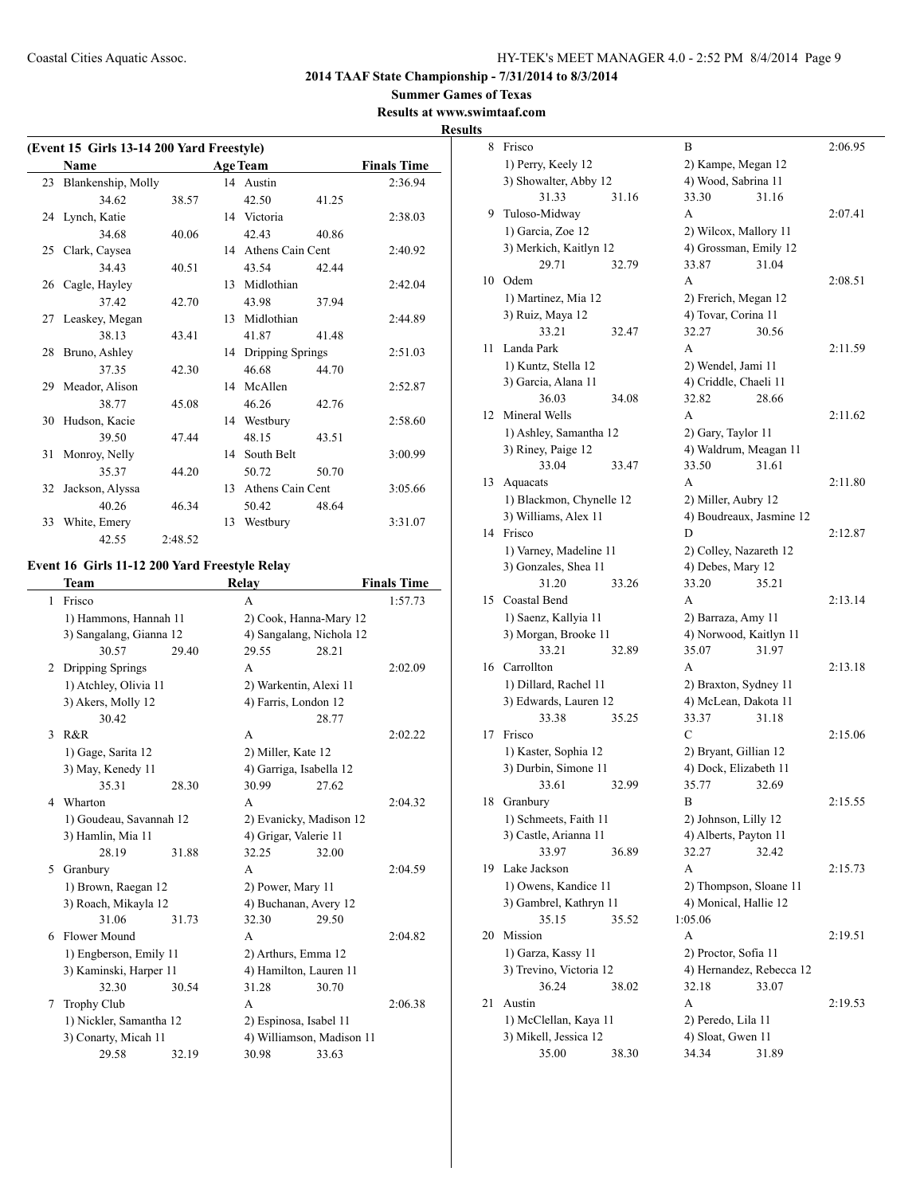## 2014 TAAF State Championship - 7/31/2014 to 8/3/2014

**Summer Games of Texas**

**Results at www.swimtaaf.com**

**Results**

### (Event 15 Girls 13-14 200 Yard Freestyle)

| | Name | Age | Team | Finals Time |
|---|---|---|---|---|
| 23 | Blankenship, Molly | 14 | Austin | 2:36.94 |
| | 34.62 38.57 | | 42.50 41.25 | |
| 24 | Lynch, Katie | 14 | Victoria | 2:38.03 |
| | 34.68 40.06 | | 42.43 40.86 | |
| 25 | Clark, Caysea | 14 | Athens Cain Cent | 2:40.92 |
| | 34.43 40.51 | | 43.54 42.44 | |
| 26 | Cagle, Hayley | 13 | Midlothian | 2:42.04 |
| | 37.42 42.70 | | 43.98 37.94 | |
| 27 | Leaskey, Megan | 13 | Midlothian | 2:44.89 |
| | 38.13 43.41 | | 41.87 41.48 | |
| 28 | Bruno, Ashley | 14 | Dripping Springs | 2:51.03 |
| | 37.35 42.30 | | 46.68 44.70 | |
| 29 | Meador, Alison | 14 | McAllen | 2:52.87 |
| | 38.77 45.08 | | 46.26 42.76 | |
| 30 | Hudson, Kacie | 14 | Westbury | 2:58.60 |
| | 39.50 47.44 | | 48.15 43.51 | |
| 31 | Monroy, Nelly | 14 | South Belt | 3:00.99 |
| | 35.37 44.20 | | 50.72 50.70 | |
| 32 | Jackson, Alyssa | 13 | Athens Cain Cent | 3:05.66 |
| | 40.26 46.34 | | 50.42 48.64 | |
| 33 | White, Emery | 13 | Westbury | 3:31.07 |
| | 42.55 2:48.52 | | | |

### Event 16 Girls 11-12 200 Yard Freestyle Relay

| | Team | Relay | Finals Time |
|---|---|---|---|
| 1 | Frisco | A | 1:57.73 |
| | 1) Hammons, Hannah 11 | 2) Cook, Hanna-Mary 12 | |
| | 3) Sangalang, Gianna 12 | 4) Sangalang, Nichola 12 | |
| | 30.57 29.40 | 29.55 28.21 | |
| 2 | Dripping Springs | A | 2:02.09 |
| | 1) Atchley, Olivia 11 | 2) Warkentin, Alexi 11 | |
| | 3) Akers, Molly 12 | 4) Farris, London 12 | |
| | 30.42 | 28.77 | |
| 3 | R&R | A | 2:02.22 |
| | 1) Gage, Sarita 12 | 2) Miller, Kate 12 | |
| | 3) May, Kenedy 11 | 4) Garriga, Isabella 12 | |
| | 35.31 28.30 | 30.99 27.62 | |
| 4 | Wharton | A | 2:04.32 |
| | 1) Goudeau, Savannah 12 | 2) Evanicky, Madison 12 | |
| | 3) Hamlin, Mia 11 | 4) Grigar, Valerie 11 | |
| | 28.19 31.88 | 32.25 32.00 | |
| 5 | Granbury | A | 2:04.59 |
| | 1) Brown, Raegan 12 | 2) Power, Mary 11 | |
| | 3) Roach, Mikayla 12 | 4) Buchanan, Avery 12 | |
| | 31.06 31.73 | 32.30 29.50 | |
| 6 | Flower Mound | A | 2:04.82 |
| | 1) Engberson, Emily 11 | 2) Arthurs, Emma 12 | |
| | 3) Kaminski, Harper 11 | 4) Hamilton, Lauren 11 | |
| | 32.30 30.54 | 31.28 30.70 | |
| 7 | Trophy Club | A | 2:06.38 |
| | 1) Nickler, Samantha 12 | 2) Espinosa, Isabel 11 | |
| | 3) Conarty, Micah 11 | 4) Williamson, Madison 11 | |
| | 29.58 32.19 | 30.98 33.63 | |
| 8 | Frisco | B | 2:06.95 |
| | 1) Perry, Keely 12 | 2) Kampe, Megan 12 | |
| | 3) Showalter, Abby 12 | 4) Wood, Sabrina 11 | |
| | 31.33 31.16 | 33.30 31.16 | |
| 9 | Tuloso-Midway | A | 2:07.41 |
| | 1) Garcia, Zoe 12 | 2) Wilcox, Mallory 11 | |
| | 3) Merkich, Kaitlyn 12 | 4) Grossman, Emily 12 | |
| | 29.71 32.79 | 33.87 31.04 | |
| 10 | Odem | A | 2:08.51 |
| | 1) Martinez, Mia 12 | 2) Frerich, Megan 12 | |
| | 3) Ruiz, Maya 12 | 4) Tovar, Corina 11 | |
| | 33.21 32.47 | 32.27 30.56 | |
| 11 | Landa Park | A | 2:11.59 |
| | 1) Kuntz, Stella 12 | 2) Wendel, Jami 11 | |
| | 3) Garcia, Alana 11 | 4) Criddle, Chaeli 11 | |
| | 36.03 34.08 | 32.82 28.66 | |
| 12 | Mineral Wells | A | 2:11.62 |
| | 1) Ashley, Samantha 12 | 2) Gary, Taylor 11 | |
| | 3) Riney, Paige 12 | 4) Waldrum, Meagan 11 | |
| | 33.04 33.47 | 33.50 31.61 | |
| 13 | Aquacats | A | 2:11.80 |
| | 1) Blackmon, Chynelle 12 | 2) Miller, Aubry 12 | |
| | 3) Williams, Alex 11 | 4) Boudreaux, Jasmine 12 | |
| 14 | Frisco | D | 2:12.87 |
| | 1) Varney, Madeline 11 | 2) Colley, Nazareth 12 | |
| | 3) Gonzales, Shea 11 | 4) Debes, Mary 12 | |
| | 31.20 33.26 | 33.20 35.21 | |
| 15 | Coastal Bend | A | 2:13.14 |
| | 1) Saenz, Kallyia 11 | 2) Barraza, Amy 11 | |
| | 3) Morgan, Brooke 11 | 4) Norwood, Kaitlyn 11 | |
| | 33.21 32.89 | 35.07 31.97 | |
| 16 | Carrollton | A | 2:13.18 |
| | 1) Dillard, Rachel 11 | 2) Braxton, Sydney 11 | |
| | 3) Edwards, Lauren 12 | 4) McLean, Dakota 11 | |
| | 33.38 35.25 | 33.37 31.18 | |
| 17 | Frisco | C | 2:15.06 |
| | 1) Kaster, Sophia 12 | 2) Bryant, Gillian 12 | |
| | 3) Durbin, Simone 11 | 4) Dock, Elizabeth 11 | |
| | 33.61 32.99 | 35.77 32.69 | |
| 18 | Granbury | B | 2:15.55 |
| | 1) Schmeets, Faith 11 | 2) Johnson, Lilly 12 | |
| | 3) Castle, Arianna 11 | 4) Alberts, Payton 11 | |
| | 33.97 36.89 | 32.27 32.42 | |
| 19 | Lake Jackson | A | 2:15.73 |
| | 1) Owens, Kandice 11 | 2) Thompson, Sloane 11 | |
| | 3) Gambrel, Kathryn 11 | 4) Monical, Hallie 12 | |
| | 35.15 35.52 | 1:05.06 | |
| 20 | Mission | A | 2:19.51 |
| | 1) Garza, Kassy 11 | 2) Proctor, Sofia 11 | |
| | 3) Trevino, Victoria 12 | 4) Hernandez, Rebecca 12 | |
| | 36.24 38.02 | 32.18 33.07 | |
| 21 | Austin | A | 2:19.53 |
| | 1) McClellan, Kaya 11 | 2) Peredo, Lila 11 | |
| | 3) Mikell, Jessica 12 | 4) Sloat, Gwen 11 | |
| | 35.00 38.30 | 34.34 31.89 | |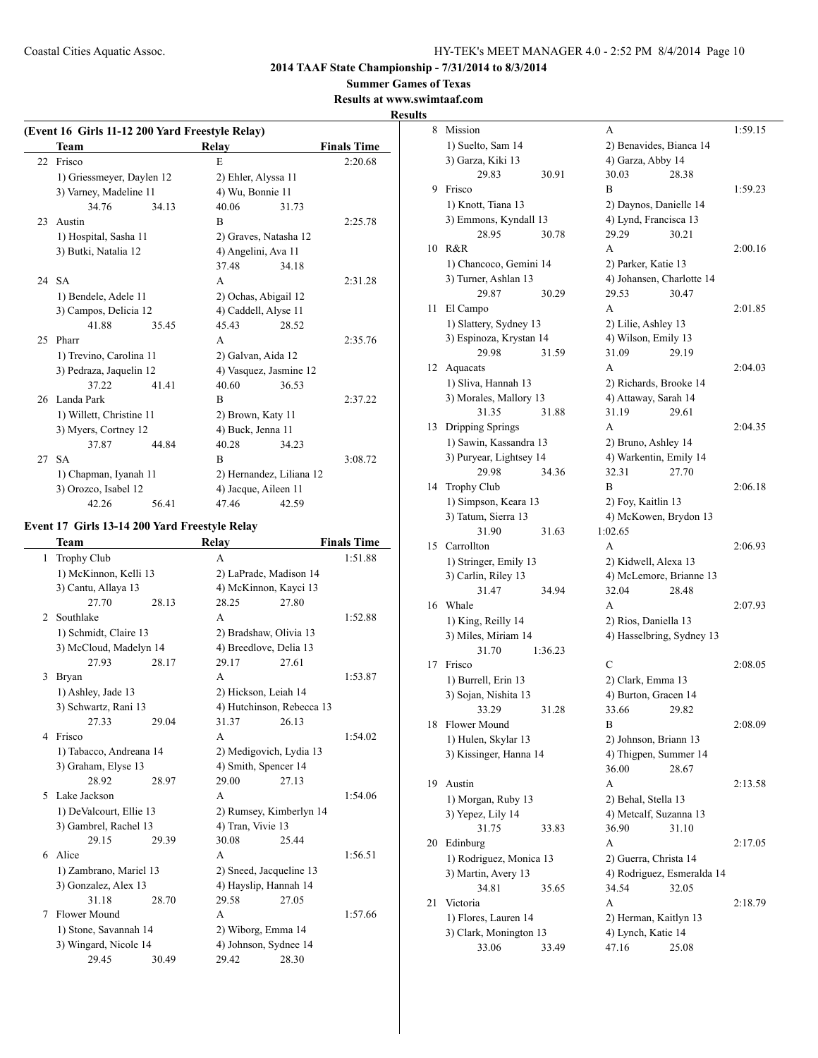# 2014 TAAF State Championship - 7/31/2014 to 8/3/2014

## Summer Games of Texas

### Results at www.swimtaaf.com

**Results**

### (Event 16 Girls 11-12 200 Yard Freestyle Relay)

| | Team | Relay | Finals Time |
|---|---|---|---|
| 22 | Frisco | E | 2:20.68 |
| | 1) Griessmeyer, Daylen 12 | 2) Ehler, Alyssa 11 | |
| | 3) Varney, Madeline 11 | 4) Wu, Bonnie 11 | |
| | 34.76 34.13 | 40.06 31.73 | |
| 23 | Austin | B | 2:25.78 |
| | 1) Hospital, Sasha 11 | 2) Graves, Natasha 12 | |
| | 3) Butki, Natalia 12 | 4) Angelini, Ava 11 | |
| | | 37.48 34.18 | |
| 24 | SA | A | 2:31.28 |
| | 1) Bendele, Adele 11 | 2) Ochas, Abigail 12 | |
| | 3) Campos, Delicia 12 | 4) Caddell, Alyse 11 | |
| | 41.88 35.45 | 45.43 28.52 | |
| 25 | Pharr | A | 2:35.76 |
| | 1) Trevino, Carolina 11 | 2) Galvan, Aida 12 | |
| | 3) Pedraza, Jaquelin 12 | 4) Vasquez, Jasmine 12 | |
| | 37.22 41.41 | 40.60 36.53 | |
| 26 | Landa Park | B | 2:37.22 |
| | 1) Willett, Christine 11 | 2) Brown, Katy 11 | |
| | 3) Myers, Cortney 12 | 4) Buck, Jenna 11 | |
| | 37.87 44.84 | 40.28 34.23 | |
| 27 | SA | B | 3:08.72 |
| | 1) Chapman, Iyanah 11 | 2) Hernandez, Liliana 12 | |
| | 3) Orozco, Isabel 12 | 4) Jacque, Aileen 11 | |
| | 42.26 56.41 | 47.46 42.59 | |

### Event 17 Girls 13-14 200 Yard Freestyle Relay

| | Team | Relay | Finals Time |
|---|---|---|---|
| 1 | Trophy Club | A | 1:51.88 |
| | 1) McKinnon, Kelli 13 | 2) LaPrade, Madison 14 | |
| | 3) Cantu, Allaya 13 | 4) McKinnon, Kayci 13 | |
| | 27.70 28.13 | 28.25 27.80 | |
| 2 | Southlake | A | 1:52.88 |
| | 1) Schmidt, Claire 13 | 2) Bradshaw, Olivia 13 | |
| | 3) McCloud, Madelyn 14 | 4) Breedlove, Delia 13 | |
| | 27.93 28.17 | 29.17 27.61 | |
| 3 | Bryan | A | 1:53.87 |
| | 1) Ashley, Jade 13 | 2) Hickson, Leiah 14 | |
| | 3) Schwartz, Rani 13 | 4) Hutchinson, Rebecca 13 | |
| | 27.33 29.04 | 31.37 26.13 | |
| 4 | Frisco | A | 1:54.02 |
| | 1) Tabacco, Andreana 14 | 2) Medigovich, Lydia 13 | |
| | 3) Graham, Elyse 13 | 4) Smith, Spencer 14 | |
| | 28.92 28.97 | 29.00 27.13 | |
| 5 | Lake Jackson | A | 1:54.06 |
| | 1) DeValcourt, Ellie 13 | 2) Rumsey, Kimberlyn 14 | |
| | 3) Gambrel, Rachel 13 | 4) Tran, Vivie 13 | |
| | 29.15 29.39 | 30.08 25.44 | |
| 6 | Alice | A | 1:56.51 |
| | 1) Zambrano, Mariel 13 | 2) Sneed, Jacqueline 13 | |
| | 3) Gonzalez, Alex 13 | 4) Hayslip, Hannah 14 | |
| | 31.18 28.70 | 29.58 27.05 | |
| 7 | Flower Mound | A | 1:57.66 |
| | 1) Stone, Savannah 14 | 2) Wiborg, Emma 14 | |
| | 3) Wingard, Nicole 14 | 4) Johnson, Sydnee 14 | |
| | 29.45 30.49 | 29.42 28.30 | |
| 8 | Mission | A | 1:59.15 |
| | 1) Suelto, Sam 14 | 2) Benavides, Bianca 14 | |
| | 3) Garza, Kiki 13 | 4) Garza, Abby 14 | |
| | 29.83 30.91 | 30.03 28.38 | |
| 9 | Frisco | B | 1:59.23 |
| | 1) Knott, Tiana 13 | 2) Daynos, Danielle 14 | |
| | 3) Emmons, Kyndall 13 | 4) Lynd, Francisca 13 | |
| | 28.95 30.78 | 29.29 30.21 | |
| 10 | R&R | A | 2:00.16 |
| | 1) Chancoco, Gemini 14 | 2) Parker, Katie 13 | |
| | 3) Turner, Ashlan 13 | 4) Johansen, Charlotte 14 | |
| | 29.87 30.29 | 29.53 30.47 | |
| 11 | El Campo | A | 2:01.85 |
| | 1) Slattery, Sydney 13 | 2) Lilie, Ashley 13 | |
| | 3) Espinoza, Krystan 14 | 4) Wilson, Emily 13 | |
| | 29.98 31.59 | 31.09 29.19 | |
| 12 | Aquacats | A | 2:04.03 |
| | 1) Sliva, Hannah 13 | 2) Richards, Brooke 14 | |
| | 3) Morales, Mallory 13 | 4) Attaway, Sarah 14 | |
| | 31.35 31.88 | 31.19 29.61 | |
| 13 | Dripping Springs | A | 2:04.35 |
| | 1) Sawin, Kassandra 13 | 2) Bruno, Ashley 14 | |
| | 3) Puryear, Lightsey 14 | 4) Warkentin, Emily 14 | |
| | 29.98 34.36 | 32.31 27.70 | |
| 14 | Trophy Club | B | 2:06.18 |
| | 1) Simpson, Keara 13 | 2) Foy, Kaitlin 13 | |
| | 3) Tatum, Sierra 13 | 4) McKowen, Brydon 13 | |
| | 31.90 31.63 | 1:02.65 | |
| 15 | Carrollton | A | 2:06.93 |
| | 1) Stringer, Emily 13 | 2) Kidwell, Alexa 13 | |
| | 3) Carlin, Riley 13 | 4) McLemore, Brianne 13 | |
| | 31.47 34.94 | 32.04 28.48 | |
| 16 | Whale | A | 2:07.93 |
| | 1) King, Reilly 14 | 2) Rios, Daniella 13 | |
| | 3) Miles, Miriam 14 | 4) Hasselbring, Sydney 13 | |
| | 31.70 1:36.23 | | |
| 17 | Frisco | C | 2:08.05 |
| | 1) Burrell, Erin 13 | 2) Clark, Emma 13 | |
| | 3) Sojan, Nishita 13 | 4) Burton, Gracen 14 | |
| | 33.29 31.28 | 33.66 29.82 | |
| 18 | Flower Mound | B | 2:08.09 |
| | 1) Hulen, Skylar 13 | 2) Johnson, Briann 13 | |
| | 3) Kissinger, Hanna 14 | 4) Thigpen, Summer 14 | |
| | | 36.00 28.67 | |
| 19 | Austin | A | 2:13.58 |
| | 1) Morgan, Ruby 13 | 2) Behal, Stella 13 | |
| | 3) Yepez, Lily 14 | 4) Metcalf, Suzanna 13 | |
| | 31.75 33.83 | 36.90 31.10 | |
| 20 | Edinburg | A | 2:17.05 |
| | 1) Rodriguez, Monica 13 | 2) Guerra, Christa 14 | |
| | 3) Martin, Avery 13 | 4) Rodriguez, Esmeralda 14 | |
| | 34.81 35.65 | 34.54 32.05 | |
| 21 | Victoria | A | 2:18.79 |
| | 1) Flores, Lauren 14 | 2) Herman, Kaitlyn 13 | |
| | 3) Clark, Monington 13 | 4) Lynch, Katie 14 | |
| | 33.06 33.49 | 47.16 25.08 | |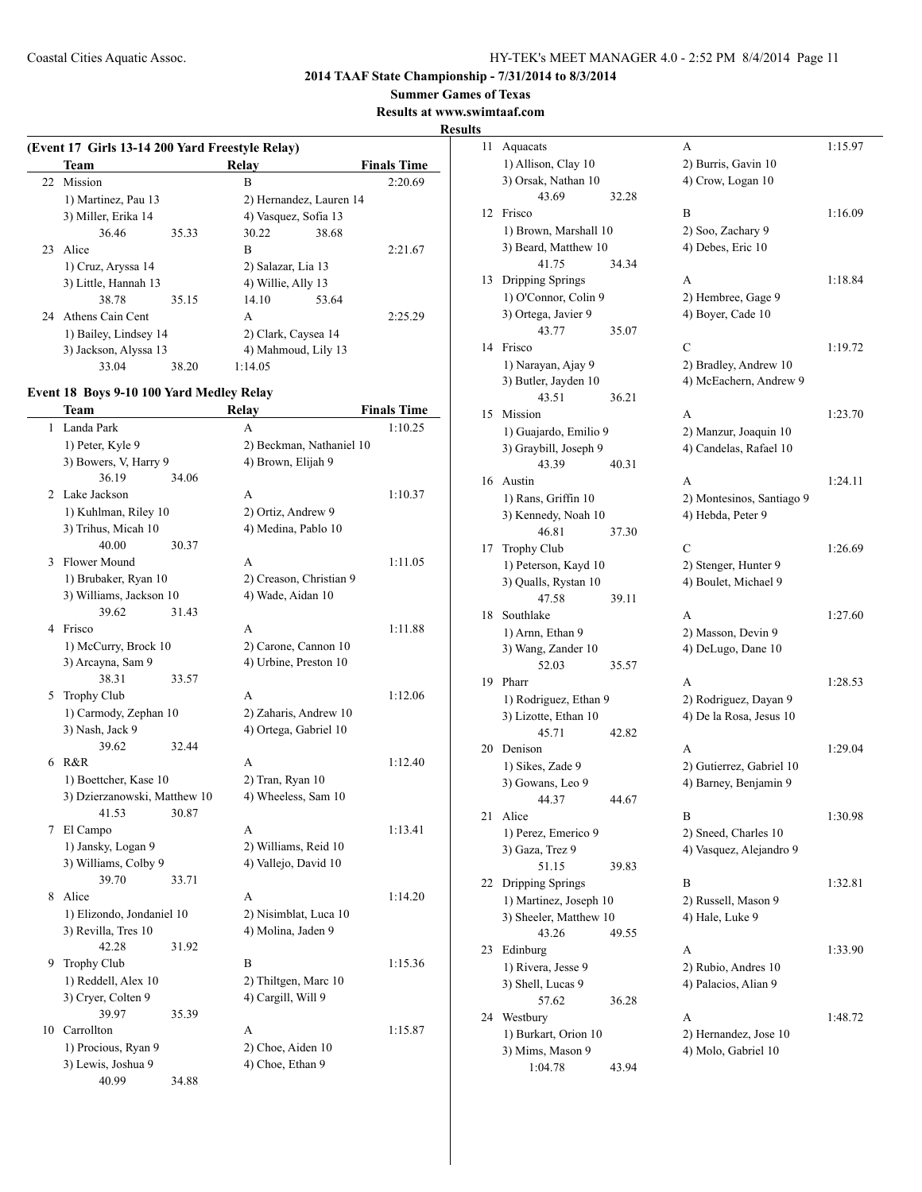## 2014 TAAF State Championship - 7/31/2014 to 8/3/2014

**Summer Games of Texas**

**Results at www.swimtaaf.com**

**Results**

### (Event 17 Girls 13-14 200 Yard Freestyle Relay)

| | Team | Relay | Finals Time |
|---|---|---|---|
| 22 | Mission | B | 2:20.69 |
| | 1) Martinez, Pau 13 | 2) Hernandez, Lauren 14 | |
| | 3) Miller, Erika 14 | 4) Vasquez, Sofia 13 | |
| | 36.46 35.33 | 30.22 38.68 | |
| 23 | Alice | B | 2:21.67 |
| | 1) Cruz, Aryssa 14 | 2) Salazar, Lia 13 | |
| | 3) Little, Hannah 13 | 4) Willie, Ally 13 | |
| | 38.78 35.15 | 14.10 53.64 | |
| 24 | Athens Cain Cent | A | 2:25.29 |
| | 1) Bailey, Lindsey 14 | 2) Clark, Caysea 14 | |
| | 3) Jackson, Alyssa 13 | 4) Mahmoud, Lily 13 | |
| | 33.04 38.20 | 1:14.05 | |

### Event 18 Boys 9-10 100 Yard Medley Relay

| | Team | Relay | Finals Time |
|---|---|---|---|
| 1 | Landa Park | A | 1:10.25 |
| | 1) Peter, Kyle 9 | 2) Beckman, Nathaniel 10 | |
| | 3) Bowers, V, Harry 9 | 4) Brown, Elijah 9 | |
| | 36.19 34.06 | | |
| 2 | Lake Jackson | A | 1:10.37 |
| | 1) Kuhlman, Riley 10 | 2) Ortiz, Andrew 9 | |
| | 3) Trihus, Micah 10 | 4) Medina, Pablo 10 | |
| | 40.00 30.37 | | |
| 3 | Flower Mound | A | 1:11.05 |
| | 1) Brubaker, Ryan 10 | 2) Creason, Christian 9 | |
| | 3) Williams, Jackson 10 | 4) Wade, Aidan 10 | |
| | 39.62 31.43 | | |
| 4 | Frisco | A | 1:11.88 |
| | 1) McCurry, Brock 10 | 2) Carone, Cannon 10 | |
| | 3) Arcayna, Sam 9 | 4) Urbine, Preston 10 | |
| | 38.31 33.57 | | |
| 5 | Trophy Club | A | 1:12.06 |
| | 1) Carmody, Zephan 10 | 2) Zaharis, Andrew 10 | |
| | 3) Nash, Jack 9 | 4) Ortega, Gabriel 10 | |
| | 39.62 32.44 | | |
| 6 | R&R | A | 1:12.40 |
| | 1) Boettcher, Kase 10 | 2) Tran, Ryan 10 | |
| | 3) Dzierzanowski, Matthew 10 | 4) Wheeless, Sam 10 | |
| | 41.53 30.87 | | |
| 7 | El Campo | A | 1:13.41 |
| | 1) Jansky, Logan 9 | 2) Williams, Reid 10 | |
| | 3) Williams, Colby 9 | 4) Vallejo, David 10 | |
| | 39.70 33.71 | | |
| 8 | Alice | A | 1:14.20 |
| | 1) Elizondo, Jondaniel 10 | 2) Nisimblat, Luca 10 | |
| | 3) Revilla, Tres 10 | 4) Molina, Jaden 9 | |
| | 42.28 31.92 | | |
| 9 | Trophy Club | B | 1:15.36 |
| | 1) Reddell, Alex 10 | 2) Thiltgen, Marc 10 | |
| | 3) Cryer, Colten 9 | 4) Cargill, Will 9 | |
| | 39.97 35.39 | | |
| 10 | Carrollton | A | 1:15.87 |
| | 1) Procious, Ryan 9 | 2) Choe, Aiden 10 | |
| | 3) Lewis, Joshua 9 | 4) Choe, Ethan 9 | |
| | 40.99 34.88 | | |
| 11 | Aquacats | A | 1:15.97 |
| | 1) Allison, Clay 10 | 2) Burris, Gavin 10 | |
| | 3) Orsak, Nathan 10 | 4) Crow, Logan 10 | |
| | 43.69 32.28 | | |
| 12 | Frisco | B | 1:16.09 |
| | 1) Brown, Marshall 10 | 2) Soo, Zachary 9 | |
| | 3) Beard, Matthew 10 | 4) Debes, Eric 10 | |
| | 41.75 34.34 | | |
| 13 | Dripping Springs | A | 1:18.84 |
| | 1) O'Connor, Colin 9 | 2) Hembree, Gage 9 | |
| | 3) Ortega, Javier 9 | 4) Boyer, Cade 10 | |
| | 43.77 35.07 | | |
| 14 | Frisco | C | 1:19.72 |
| | 1) Narayan, Ajay 9 | 2) Bradley, Andrew 10 | |
| | 3) Butler, Jayden 10 | 4) McEachern, Andrew 9 | |
| | 43.51 36.21 | | |
| 15 | Mission | A | 1:23.70 |
| | 1) Guajardo, Emilio 9 | 2) Manzur, Joaquin 10 | |
| | 3) Graybill, Joseph 9 | 4) Candelas, Rafael 10 | |
| | 43.39 40.31 | | |
| 16 | Austin | A | 1:24.11 |
| | 1) Rans, Griffin 10 | 2) Montesinos, Santiago 9 | |
| | 3) Kennedy, Noah 10 | 4) Hebda, Peter 9 | |
| | 46.81 37.30 | | |
| 17 | Trophy Club | C | 1:26.69 |
| | 1) Peterson, Kayd 10 | 2) Stenger, Hunter 9 | |
| | 3) Qualls, Rystan 10 | 4) Boulet, Michael 9 | |
| | 47.58 39.11 | | |
| 18 | Southlake | A | 1:27.60 |
| | 1) Arnn, Ethan 9 | 2) Masson, Devin 9 | |
| | 3) Wang, Zander 10 | 4) DeLugo, Dane 10 | |
| | 52.03 35.57 | | |
| 19 | Pharr | A | 1:28.53 |
| | 1) Rodriguez, Ethan 9 | 2) Rodriguez, Dayan 9 | |
| | 3) Lizotte, Ethan 10 | 4) De la Rosa, Jesus 10 | |
| | 45.71 42.82 | | |
| 20 | Denison | A | 1:29.04 |
| | 1) Sikes, Zade 9 | 2) Gutierrez, Gabriel 10 | |
| | 3) Gowans, Leo 9 | 4) Barney, Benjamin 9 | |
| | 44.37 44.67 | | |
| 21 | Alice | B | 1:30.98 |
| | 1) Perez, Emerico 9 | 2) Sneed, Charles 10 | |
| | 3) Gaza, Trez 9 | 4) Vasquez, Alejandro 9 | |
| | 51.15 39.83 | | |
| 22 | Dripping Springs | B | 1:32.81 |
| | 1) Martinez, Joseph 10 | 2) Russell, Mason 9 | |
| | 3) Sheeler, Matthew 10 | 4) Hale, Luke 9 | |
| | 43.26 49.55 | | |
| 23 | Edinburg | A | 1:33.90 |
| | 1) Rivera, Jesse 9 | 2) Rubio, Andres 10 | |
| | 3) Shell, Lucas 9 | 4) Palacios, Alian 9 | |
| | 57.62 36.28 | | |
| 24 | Westbury | A | 1:48.72 |
| | 1) Burkart, Orion 10 | 2) Hernandez, Jose 10 | |
| | 3) Mims, Mason 9 | 4) Molo, Gabriel 10 | |
| | 1:04.78 43.94 | | |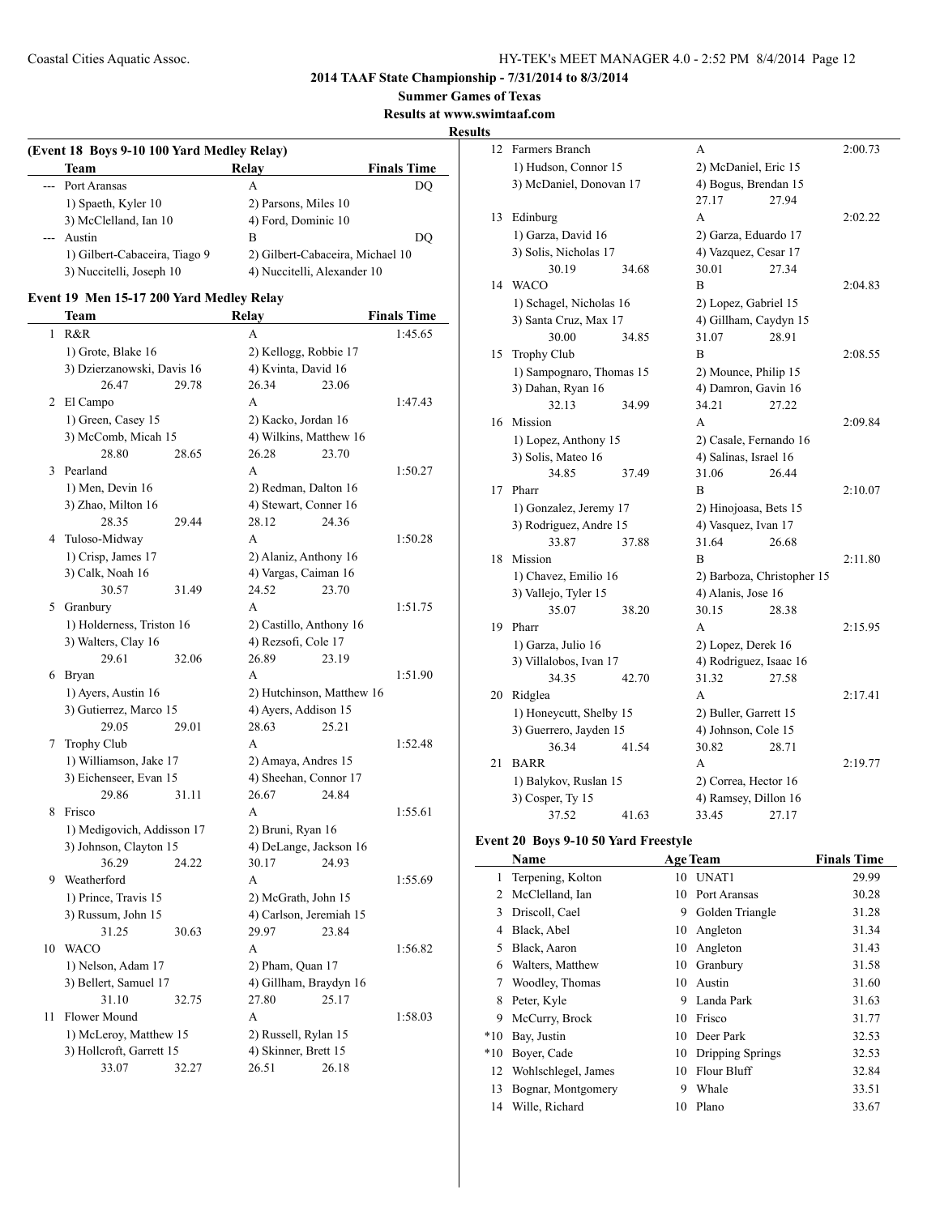**2014 TAAF State Championship - 7/31/2014 to 8/3/2014**

**Summer Games of Texas**

**Results at www.swimtaaf.com**

**Results**

### (Event 18 Boys 9-10 100 Yard Medley Relay)

| | Team | Relay | Finals Time |
|---|---|---|---|
| --- | Port Aransas | A | DQ |
| | 1) Spaeth, Kyler 10 | 2) Parsons, Miles 10 | |
| | 3) McClelland, Ian 10 | 4) Ford, Dominic 10 | |
| --- | Austin | B | DQ |
| | 1) Gilbert-Cabaceira, Tiago 9 | 2) Gilbert-Cabaceira, Michael 10 | |
| | 3) Nuccitelli, Joseph 10 | 4) Nuccitelli, Alexander 10 | |

### Event 19 Men 15-17 200 Yard Medley Relay

| | Team | Relay | Finals Time |
|---|---|---|---|
| 1 | R&R | A | 1:45.65 |
| | 1) Grote, Blake 16 | 2) Kellogg, Robbie 17 | |
| | 3) Dzierzanowski, Davis 16 | 4) Kvinta, David 16 | |
| | 26.47 29.78 | 26.34 23.06 | |
| 2 | El Campo | A | 1:47.43 |
| | 1) Green, Casey 15 | 2) Kacko, Jordan 16 | |
| | 3) McComb, Micah 15 | 4) Wilkins, Matthew 16 | |
| | 28.80 28.65 | 26.28 23.70 | |
| 3 | Pearland | A | 1:50.27 |
| | 1) Men, Devin 16 | 2) Redman, Dalton 16 | |
| | 3) Zhao, Milton 16 | 4) Stewart, Conner 16 | |
| | 28.35 29.44 | 28.12 24.36 | |
| 4 | Tuloso-Midway | A | 1:50.28 |
| | 1) Crisp, James 17 | 2) Alaniz, Anthony 16 | |
| | 3) Calk, Noah 16 | 4) Vargas, Caiman 16 | |
| | 30.57 31.49 | 24.52 23.70 | |
| 5 | Granbury | A | 1:51.75 |
| | 1) Holderness, Triston 16 | 2) Castillo, Anthony 16 | |
| | 3) Walters, Clay 16 | 4) Rezsofi, Cole 17 | |
| | 29.61 32.06 | 26.89 23.19 | |
| 6 | Bryan | A | 1:51.90 |
| | 1) Ayers, Austin 16 | 2) Hutchinson, Matthew 16 | |
| | 3) Gutierrez, Marco 15 | 4) Ayers, Addison 15 | |
| | 29.05 29.01 | 28.63 25.21 | |
| 7 | Trophy Club | A | 1:52.48 |
| | 1) Williamson, Jake 17 | 2) Amaya, Andres 15 | |
| | 3) Eichenseer, Evan 15 | 4) Sheehan, Connor 17 | |
| | 29.86 31.11 | 26.67 24.84 | |
| 8 | Frisco | A | 1:55.61 |
| | 1) Medigovich, Addisson 17 | 2) Bruni, Ryan 16 | |
| | 3) Johnson, Clayton 15 | 4) DeLange, Jackson 16 | |
| | 36.29 24.22 | 30.17 24.93 | |
| 9 | Weatherford | A | 1:55.69 |
| | 1) Prince, Travis 15 | 2) McGrath, John 15 | |
| | 3) Russum, John 15 | 4) Carlson, Jeremiah 15 | |
| | 31.25 30.63 | 29.97 23.84 | |
| 10 | WACO | A | 1:56.82 |
| | 1) Nelson, Adam 17 | 2) Pham, Quan 17 | |
| | 3) Bellert, Samuel 17 | 4) Gillham, Braydyn 16 | |
| | 31.10 32.75 | 27.80 25.17 | |
| 11 | Flower Mound | A | 1:58.03 |
| | 1) McLeroy, Matthew 15 | 2) Russell, Rylan 15 | |
| | 3) Hollcroft, Garrett 15 | 4) Skinner, Brett 15 | |
| | 33.07 32.27 | 26.51 26.18 | |
| 12 | Farmers Branch | A | 2:00.73 |
| | 1) Hudson, Connor 15 | 2) McDaniel, Eric 15 | |
| | 3) McDaniel, Donovan 17 | 4) Bogus, Brendan 15 | |
| | | 27.17 27.94 | |
| 13 | Edinburg | A | 2:02.22 |
| | 1) Garza, David 16 | 2) Garza, Eduardo 17 | |
| | 3) Solis, Nicholas 17 | 4) Vazquez, Cesar 17 | |
| | 30.19 34.68 | 30.01 27.34 | |
| 14 | WACO | B | 2:04.83 |
| | 1) Schagel, Nicholas 16 | 2) Lopez, Gabriel 15 | |
| | 3) Santa Cruz, Max 17 | 4) Gillham, Caydyn 15 | |
| | 30.00 34.85 | 31.07 28.91 | |
| 15 | Trophy Club | B | 2:08.55 |
| | 1) Sampognaro, Thomas 15 | 2) Mounce, Philip 15 | |
| | 3) Dahan, Ryan 16 | 4) Damron, Gavin 16 | |
| | 32.13 34.99 | 34.21 27.22 | |
| 16 | Mission | A | 2:09.84 |
| | 1) Lopez, Anthony 15 | 2) Casale, Fernando 16 | |
| | 3) Solis, Mateo 16 | 4) Salinas, Israel 16 | |
| | 34.85 37.49 | 31.06 26.44 | |
| 17 | Pharr | B | 2:10.07 |
| | 1) Gonzalez, Jeremy 17 | 2) Hinojoasa, Bets 15 | |
| | 3) Rodriguez, Andre 15 | 4) Vasquez, Ivan 17 | |
| | 33.87 37.88 | 31.64 26.68 | |
| 18 | Mission | B | 2:11.80 |
| | 1) Chavez, Emilio 16 | 2) Barboza, Christopher 15 | |
| | 3) Vallejo, Tyler 15 | 4) Alanis, Jose 16 | |
| | 35.07 38.20 | 30.15 28.38 | |
| 19 | Pharr | A | 2:15.95 |
| | 1) Garza, Julio 16 | 2) Lopez, Derek 16 | |
| | 3) Villalobos, Ivan 17 | 4) Rodriguez, Isaac 16 | |
| | 34.35 42.70 | 31.32 27.58 | |
| 20 | Ridglea | A | 2:17.41 |
| | 1) Honeycutt, Shelby 15 | 2) Buller, Garrett 15 | |
| | 3) Guerrero, Jayden 15 | 4) Johnson, Cole 15 | |
| | 36.34 41.54 | 30.82 28.71 | |
| 21 | BARR | A | 2:19.77 |
| | 1) Balykov, Ruslan 15 | 2) Correa, Hector 16 | |
| | 3) Cosper, Ty 15 | 4) Ramsey, Dillon 16 | |
| | 37.52 41.63 | 33.45 27.17 | |

### Event 20 Boys 9-10 50 Yard Freestyle

| | Name | Age | Team | Finals Time |
|---|---|---|---|---|
| 1 | Terpening, Kolton | 10 | UNAT1 | 29.99 |
| 2 | McClelland, Ian | 10 | Port Aransas | 30.28 |
| 3 | Driscoll, Cael | 9 | Golden Triangle | 31.28 |
| 4 | Black, Abel | 10 | Angleton | 31.34 |
| 5 | Black, Aaron | 10 | Angleton | 31.43 |
| 6 | Walters, Matthew | 10 | Granbury | 31.58 |
| 7 | Woodley, Thomas | 10 | Austin | 31.60 |
| 8 | Peter, Kyle | 9 | Landa Park | 31.63 |
| 9 | McCurry, Brock | 10 | Frisco | 31.77 |
| *10 | Bay, Justin | 10 | Deer Park | 32.53 |
| *10 | Boyer, Cade | 10 | Dripping Springs | 32.53 |
| 12 | Wohlschlegel, James | 10 | Flour Bluff | 32.84 |
| 13 | Bognar, Montgomery | 9 | Whale | 33.51 |
| 14 | Wille, Richard | 10 | Plano | 33.67 |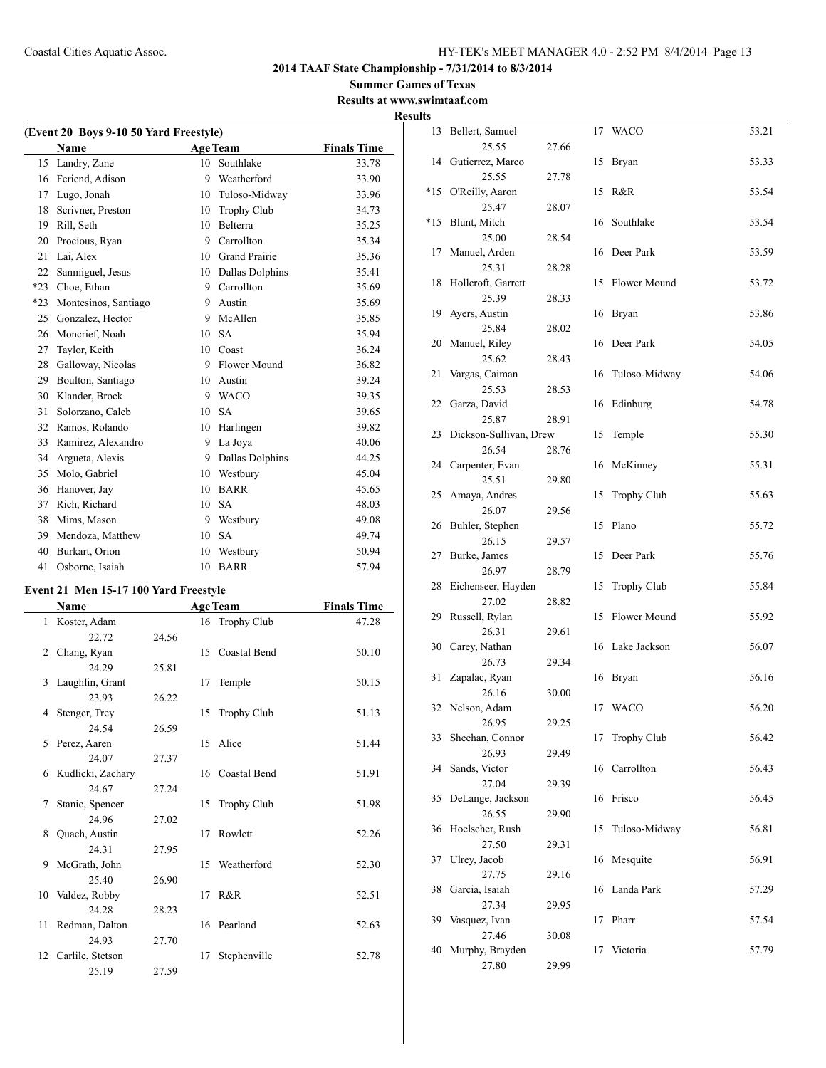# 2014 TAAF State Championship - 7/31/2014 to 8/3/2014

**Summer Games of Texas**

**Results at www.swimtaaf.com**

**Results**

## (Event 20 Boys 9-10 50 Yard Freestyle)

| | Name | Age | Team | Finals Time |
|---|---|---|---|---|
| 15 | Landry, Zane | 10 | Southlake | 33.78 |
| 16 | Feriend, Adison | 9 | Weatherford | 33.90 |
| 17 | Lugo, Jonah | 10 | Tuloso-Midway | 33.96 |
| 18 | Scrivner, Preston | 10 | Trophy Club | 34.73 |
| 19 | Rill, Seth | 10 | Belterra | 35.25 |
| 20 | Procious, Ryan | 9 | Carrollton | 35.34 |
| 21 | Lai, Alex | 10 | Grand Prairie | 35.36 |
| 22 | Sanmiguel, Jesus | 10 | Dallas Dolphins | 35.41 |
| *23 | Choe, Ethan | 9 | Carrollton | 35.69 |
| *23 | Montesinos, Santiago | 9 | Austin | 35.69 |
| 25 | Gonzalez, Hector | 9 | McAllen | 35.85 |
| 26 | Moncrief, Noah | 10 | SA | 35.94 |
| 27 | Taylor, Keith | 10 | Coast | 36.24 |
| 28 | Galloway, Nicolas | 9 | Flower Mound | 36.82 |
| 29 | Boulton, Santiago | 10 | Austin | 39.24 |
| 30 | Klander, Brock | 9 | WACO | 39.35 |
| 31 | Solorzano, Caleb | 10 | SA | 39.65 |
| 32 | Ramos, Rolando | 10 | Harlingen | 39.82 |
| 33 | Ramirez, Alexandro | 9 | La Joya | 40.06 |
| 34 | Argueta, Alexis | 9 | Dallas Dolphins | 44.25 |
| 35 | Molo, Gabriel | 10 | Westbury | 45.04 |
| 36 | Hanover, Jay | 10 | BARR | 45.65 |
| 37 | Rich, Richard | 10 | SA | 48.03 |
| 38 | Mims, Mason | 9 | Westbury | 49.08 |
| 39 | Mendoza, Matthew | 10 | SA | 49.74 |
| 40 | Burkart, Orion | 10 | Westbury | 50.94 |
| 41 | Osborne, Isaiah | 10 | BARR | 57.94 |

## Event 21 Men 15-17 100 Yard Freestyle

| | Name | Split 1 | Split 2 | Age | Team | Finals Time |
|---|---|---|---|---|---|---|
| 1 | Koster, Adam | 22.72 | 24.56 | 16 | Trophy Club | 47.28 |
| 2 | Chang, Ryan | 24.29 | 25.81 | 15 | Coastal Bend | 50.10 |
| 3 | Laughlin, Grant | 23.93 | 26.22 | 17 | Temple | 50.15 |
| 4 | Stenger, Trey | 24.54 | 26.59 | 15 | Trophy Club | 51.13 |
| 5 | Perez, Aaren | 24.07 | 27.37 | 15 | Alice | 51.44 |
| 6 | Kudlicki, Zachary | 24.67 | 27.24 | 16 | Coastal Bend | 51.91 |
| 7 | Stanic, Spencer | 24.96 | 27.02 | 15 | Trophy Club | 51.98 |
| 8 | Quach, Austin | 24.31 | 27.95 | 17 | Rowlett | 52.26 |
| 9 | McGrath, John | 25.40 | 26.90 | 15 | Weatherford | 52.30 |
| 10 | Valdez, Robby | 24.28 | 28.23 | 17 | R&R | 52.51 |
| 11 | Redman, Dalton | 24.93 | 27.70 | 16 | Pearland | 52.63 |
| 12 | Carlile, Stetson | 25.19 | 27.59 | 17 | Stephenville | 52.78 |
| 13 | Bellert, Samuel | 25.55 | 27.66 | 17 | WACO | 53.21 |
| 14 | Gutierrez, Marco | 25.55 | 27.78 | 15 | Bryan | 53.33 |
| *15 | O'Reilly, Aaron | 25.47 | 28.07 | 15 | R&R | 53.54 |
| *15 | Blunt, Mitch | 25.00 | 28.54 | 16 | Southlake | 53.54 |
| 17 | Manuel, Arden | 25.31 | 28.28 | 16 | Deer Park | 53.59 |
| 18 | Hollcroft, Garrett | 25.39 | 28.33 | 15 | Flower Mound | 53.72 |
| 19 | Ayers, Austin | 25.84 | 28.02 | 16 | Bryan | 53.86 |
| 20 | Manuel, Riley | 25.62 | 28.43 | 16 | Deer Park | 54.05 |
| 21 | Vargas, Caiman | 25.53 | 28.53 | 16 | Tuloso-Midway | 54.06 |
| 22 | Garza, David | 25.87 | 28.91 | 16 | Edinburg | 54.78 |
| 23 | Dickson-Sullivan, Drew | 26.54 | 28.76 | 15 | Temple | 55.30 |
| 24 | Carpenter, Evan | 25.51 | 29.80 | 16 | McKinney | 55.31 |
| 25 | Amaya, Andres | 26.07 | 29.56 | 15 | Trophy Club | 55.63 |
| 26 | Buhler, Stephen | 26.15 | 29.57 | 15 | Plano | 55.72 |
| 27 | Burke, James | 26.97 | 28.79 | 15 | Deer Park | 55.76 |
| 28 | Eichenseer, Hayden | 27.02 | 28.82 | 15 | Trophy Club | 55.84 |
| 29 | Russell, Rylan | 26.31 | 29.61 | 15 | Flower Mound | 55.92 |
| 30 | Carey, Nathan | 26.73 | 29.34 | 16 | Lake Jackson | 56.07 |
| 31 | Zapalac, Ryan | 26.16 | 30.00 | 16 | Bryan | 56.16 |
| 32 | Nelson, Adam | 26.95 | 29.25 | 17 | WACO | 56.20 |
| 33 | Sheehan, Connor | 26.93 | 29.49 | 17 | Trophy Club | 56.42 |
| 34 | Sands, Victor | 27.04 | 29.39 | 16 | Carrollton | 56.43 |
| 35 | DeLange, Jackson | 26.55 | 29.90 | 16 | Frisco | 56.45 |
| 36 | Hoelscher, Rush | 27.50 | 29.31 | 15 | Tuloso-Midway | 56.81 |
| 37 | Ulrey, Jacob | 27.75 | 29.16 | 16 | Mesquite | 56.91 |
| 38 | Garcia, Isaiah | 27.34 | 29.95 | 16 | Landa Park | 57.29 |
| 39 | Vasquez, Ivan | 27.46 | 30.08 | 17 | Pharr | 57.54 |
| 40 | Murphy, Brayden | 27.80 | 29.99 | 17 | Victoria | 57.79 |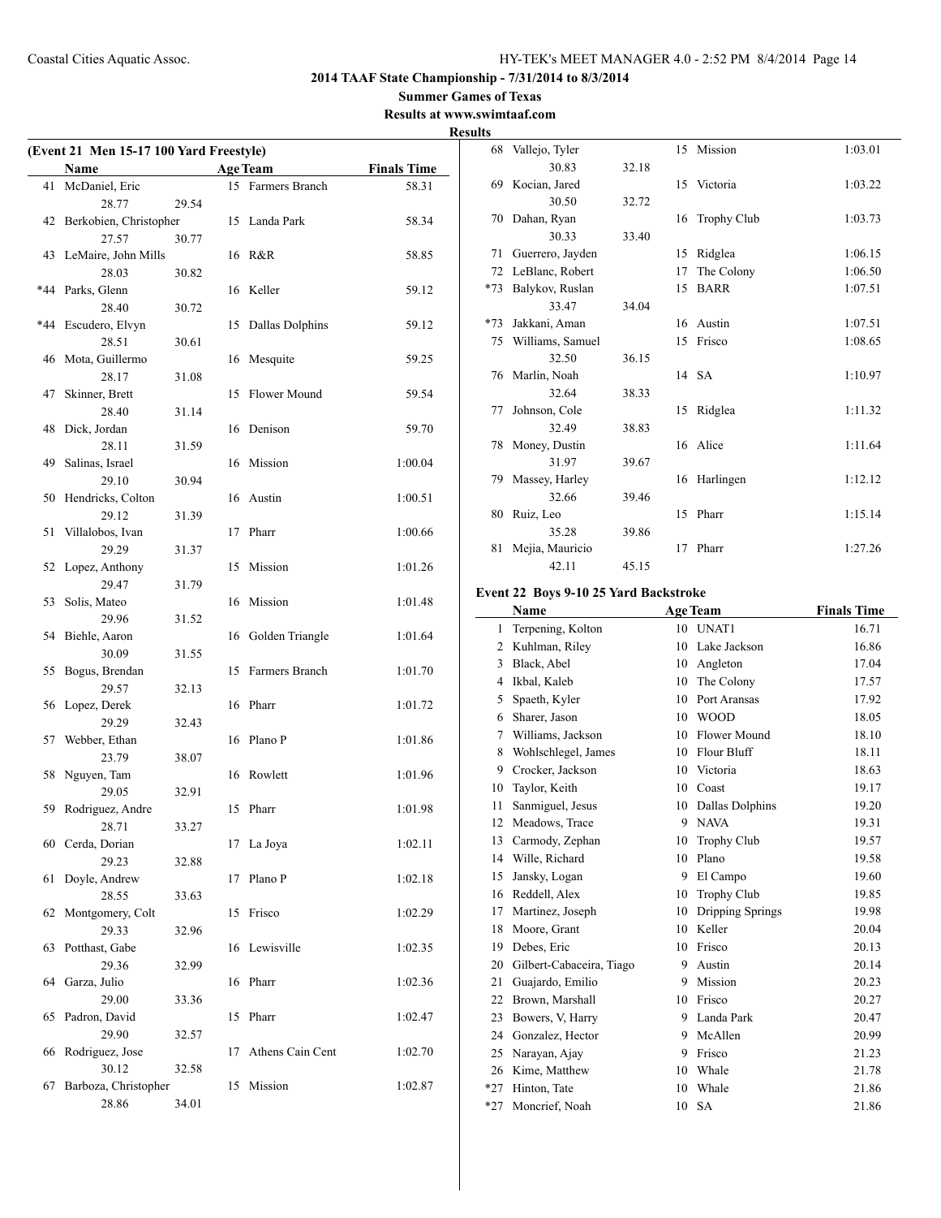## 2014 TAAF State Championship - 7/31/2014 to 8/3/2014

**Summer Games of Texas**

**Results at www.swimtaaf.com**

**Results**

### (Event 21 Men 15-17 100 Yard Freestyle)

| | Name | Age | Team | Finals Time |
|---|---|---|---|---|
| 41 | McDaniel, Eric | 15 | Farmers Branch | 58.31 |
| | 28.77 | 29.54 | | |
| 42 | Berkobien, Christopher | 15 | Landa Park | 58.34 |
| | 27.57 | 30.77 | | |
| 43 | LeMaire, John Mills | 16 | R&R | 58.85 |
| | 28.03 | 30.82 | | |
| *44 | Parks, Glenn | 16 | Keller | 59.12 |
| | 28.40 | 30.72 | | |
| *44 | Escudero, Elvyn | 15 | Dallas Dolphins | 59.12 |
| | 28.51 | 30.61 | | |
| 46 | Mota, Guillermo | 16 | Mesquite | 59.25 |
| | 28.17 | 31.08 | | |
| 47 | Skinner, Brett | 15 | Flower Mound | 59.54 |
| | 28.40 | 31.14 | | |
| 48 | Dick, Jordan | 16 | Denison | 59.70 |
| | 28.11 | 31.59 | | |
| 49 | Salinas, Israel | 16 | Mission | 1:00.04 |
| | 29.10 | 30.94 | | |
| 50 | Hendricks, Colton | 16 | Austin | 1:00.51 |
| | 29.12 | 31.39 | | |
| 51 | Villalobos, Ivan | 17 | Pharr | 1:00.66 |
| | 29.29 | 31.37 | | |
| 52 | Lopez, Anthony | 15 | Mission | 1:01.26 |
| | 29.47 | 31.79 | | |
| 53 | Solis, Mateo | 16 | Mission | 1:01.48 |
| | 29.96 | 31.52 | | |
| 54 | Biehle, Aaron | 16 | Golden Triangle | 1:01.64 |
| | 30.09 | 31.55 | | |
| 55 | Bogus, Brendan | 15 | Farmers Branch | 1:01.70 |
| | 29.57 | 32.13 | | |
| 56 | Lopez, Derek | 16 | Pharr | 1:01.72 |
| | 29.29 | 32.43 | | |
| 57 | Webber, Ethan | 16 | Plano P | 1:01.86 |
| | 23.79 | 38.07 | | |
| 58 | Nguyen, Tam | 16 | Rowlett | 1:01.96 |
| | 29.05 | 32.91 | | |
| 59 | Rodriguez, Andre | 15 | Pharr | 1:01.98 |
| | 28.71 | 33.27 | | |
| 60 | Cerda, Dorian | 17 | La Joya | 1:02.11 |
| | 29.23 | 32.88 | | |
| 61 | Doyle, Andrew | 17 | Plano P | 1:02.18 |
| | 28.55 | 33.63 | | |
| 62 | Montgomery, Colt | 15 | Frisco | 1:02.29 |
| | 29.33 | 32.96 | | |
| 63 | Potthast, Gabe | 16 | Lewisville | 1:02.35 |
| | 29.36 | 32.99 | | |
| 64 | Garza, Julio | 16 | Pharr | 1:02.36 |
| | 29.00 | 33.36 | | |
| 65 | Padron, David | 15 | Pharr | 1:02.47 |
| | 29.90 | 32.57 | | |
| 66 | Rodriguez, Jose | 17 | Athens Cain Cent | 1:02.70 |
| | 30.12 | 32.58 | | |
| 67 | Barboza, Christopher | 15 | Mission | 1:02.87 |
| | 28.86 | 34.01 | | |
| 68 | Vallejo, Tyler | 15 | Mission | 1:03.01 |
| | 30.83 | 32.18 | | |
| 69 | Kocian, Jared | 15 | Victoria | 1:03.22 |
| | 30.50 | 32.72 | | |
| 70 | Dahan, Ryan | 16 | Trophy Club | 1:03.73 |
| | 30.33 | 33.40 | | |
| 71 | Guerrero, Jayden | 15 | Ridglea | 1:06.15 |
| 72 | LeBlanc, Robert | 17 | The Colony | 1:06.50 |
| *73 | Balykov, Ruslan | 15 | BARR | 1:07.51 |
| | 33.47 | 34.04 | | |
| *73 | Jakkani, Aman | 16 | Austin | 1:07.51 |
| 75 | Williams, Samuel | 15 | Frisco | 1:08.65 |
| | 32.50 | 36.15 | | |
| 76 | Marlin, Noah | 14 | SA | 1:10.97 |
| | 32.64 | 38.33 | | |
| 77 | Johnson, Cole | 15 | Ridglea | 1:11.32 |
| | 32.49 | 38.83 | | |
| 78 | Money, Dustin | 16 | Alice | 1:11.64 |
| | 31.97 | 39.67 | | |
| 79 | Massey, Harley | 16 | Harlingen | 1:12.12 |
| | 32.66 | 39.46 | | |
| 80 | Ruiz, Leo | 15 | Pharr | 1:15.14 |
| | 35.28 | 39.86 | | |
| 81 | Mejia, Mauricio | 17 | Pharr | 1:27.26 |
| | 42.11 | 45.15 | | |

### Event 22 Boys 9-10 25 Yard Backstroke

| | Name | Age | Team | Finals Time |
|---|---|---|---|---|
| 1 | Terpening, Kolton | 10 | UNAT1 | 16.71 |
| 2 | Kuhlman, Riley | 10 | Lake Jackson | 16.86 |
| 3 | Black, Abel | 10 | Angleton | 17.04 |
| 4 | Ikbal, Kaleb | 10 | The Colony | 17.57 |
| 5 | Spaeth, Kyler | 10 | Port Aransas | 17.92 |
| 6 | Sharer, Jason | 10 | WOOD | 18.05 |
| 7 | Williams, Jackson | 10 | Flower Mound | 18.10 |
| 8 | Wohlschlegel, James | 10 | Flour Bluff | 18.11 |
| 9 | Crocker, Jackson | 10 | Victoria | 18.63 |
| 10 | Taylor, Keith | 10 | Coast | 19.17 |
| 11 | Sanmiguel, Jesus | 10 | Dallas Dolphins | 19.20 |
| 12 | Meadows, Trace | 9 | NAVA | 19.31 |
| 13 | Carmody, Zephan | 10 | Trophy Club | 19.57 |
| 14 | Wille, Richard | 10 | Plano | 19.58 |
| 15 | Jansky, Logan | 9 | El Campo | 19.60 |
| 16 | Reddell, Alex | 10 | Trophy Club | 19.85 |
| 17 | Martinez, Joseph | 10 | Dripping Springs | 19.98 |
| 18 | Moore, Grant | 10 | Keller | 20.04 |
| 19 | Debes, Eric | 10 | Frisco | 20.13 |
| 20 | Gilbert-Cabaceira, Tiago | 9 | Austin | 20.14 |
| 21 | Guajardo, Emilio | 9 | Mission | 20.23 |
| 22 | Brown, Marshall | 10 | Frisco | 20.27 |
| 23 | Bowers, V, Harry | 9 | Landa Park | 20.47 |
| 24 | Gonzalez, Hector | 9 | McAllen | 20.99 |
| 25 | Narayan, Ajay | 9 | Frisco | 21.23 |
| 26 | Kime, Matthew | 10 | Whale | 21.78 |
| *27 | Hinton, Tate | 10 | Whale | 21.86 |
| *27 | Moncrief, Noah | 10 | SA | 21.86 |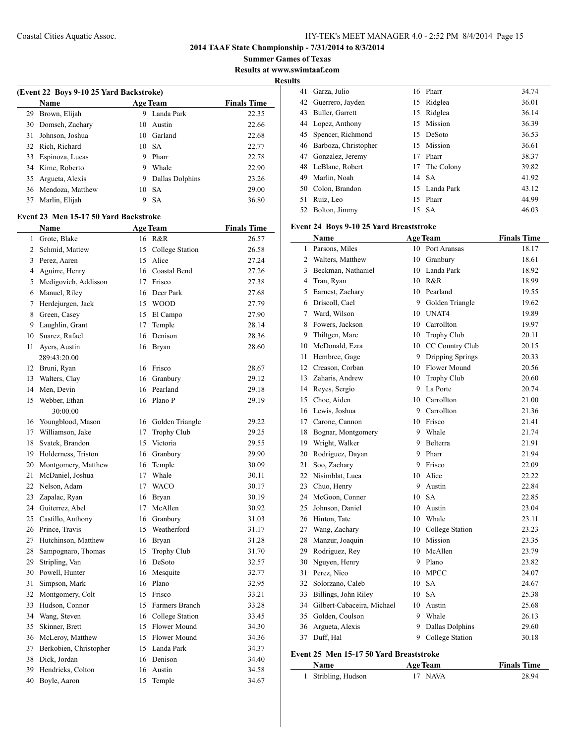# 2014 TAAF State Championship - 7/31/2014 to 8/3/2014

## Summer Games of Texas

### Results at www.swimtaaf.com

**Results**

### (Event 22 Boys 9-10 25 Yard Backstroke)

| | Name | Age | Team | Finals Time |
|---|---|---|---|---|
| 29 | Brown, Elijah | 9 | Landa Park | 22.35 |
| 30 | Domsch, Zachary | 10 | Austin | 22.66 |
| 31 | Johnson, Joshua | 10 | Garland | 22.68 |
| 32 | Rich, Richard | 10 | SA | 22.77 |
| 33 | Espinoza, Lucas | 9 | Pharr | 22.78 |
| 34 | Kime, Roberto | 9 | Whale | 22.90 |
| 35 | Argueta, Alexis | 9 | Dallas Dolphins | 23.26 |
| 36 | Mendoza, Matthew | 10 | SA | 29.00 |
| 37 | Marlin, Elijah | 9 | SA | 36.80 |

### Event 23 Men 15-17 50 Yard Backstroke

| | Name | Age | Team | Finals Time |
|---|---|---|---|---|
| 1 | Grote, Blake | 16 | R&R | 26.57 |
| 2 | Schmid, Mattew | 15 | College Station | 26.58 |
| 3 | Perez, Aaren | 15 | Alice | 27.24 |
| 4 | Aguirre, Henry | 16 | Coastal Bend | 27.26 |
| 5 | Medigovich, Addisson | 17 | Frisco | 27.38 |
| 6 | Manuel, Riley | 16 | Deer Park | 27.68 |
| 7 | Herdejurgen, Jack | 15 | WOOD | 27.79 |
| 8 | Green, Casey | 15 | El Campo | 27.90 |
| 9 | Laughlin, Grant | 17 | Temple | 28.14 |
| 10 | Suarez, Rafael | 16 | Denison | 28.36 |
| 11 | Ayers, Austin | 16 | Bryan | 28.60 |
| | 289:43:20.00 | | | |
| 12 | Bruni, Ryan | 16 | Frisco | 28.67 |
| 13 | Walters, Clay | 16 | Granbury | 29.12 |
| 14 | Men, Devin | 16 | Pearland | 29.18 |
| 15 | Webber, Ethan | 16 | Plano P | 29.19 |
| | 30:00.00 | | | |
| 16 | Youngblood, Mason | 16 | Golden Triangle | 29.22 |
| 17 | Williamson, Jake | 17 | Trophy Club | 29.25 |
| 18 | Svatek, Brandon | 15 | Victoria | 29.55 |
| 19 | Holderness, Triston | 16 | Granbury | 29.90 |
| 20 | Montgomery, Matthew | 16 | Temple | 30.09 |
| 21 | McDaniel, Joshua | 17 | Whale | 30.11 |
| 22 | Nelson, Adam | 17 | WACO | 30.17 |
| 23 | Zapalac, Ryan | 16 | Bryan | 30.19 |
| 24 | Guiterrez, Abel | 17 | McAllen | 30.92 |
| 25 | Castillo, Anthony | 16 | Granbury | 31.03 |
| 26 | Prince, Travis | 15 | Weatherford | 31.17 |
| 27 | Hutchinson, Matthew | 16 | Bryan | 31.28 |
| 28 | Sampognaro, Thomas | 15 | Trophy Club | 31.70 |
| 29 | Stripling, Van | 16 | DeSoto | 32.57 |
| 30 | Powell, Hunter | 16 | Mesquite | 32.77 |
| 31 | Simpson, Mark | 16 | Plano | 32.95 |
| 32 | Montgomery, Colt | 15 | Frisco | 33.21 |
| 33 | Hudson, Connor | 15 | Farmers Branch | 33.28 |
| 34 | Wang, Steven | 16 | College Station | 33.45 |
| 35 | Skinner, Brett | 15 | Flower Mound | 34.30 |
| 36 | McLeroy, Matthew | 15 | Flower Mound | 34.36 |
| 37 | Berkobien, Christopher | 15 | Landa Park | 34.37 |
| 38 | Dick, Jordan | 16 | Denison | 34.40 |
| 39 | Hendricks, Colton | 16 | Austin | 34.58 |
| 40 | Boyle, Aaron | 15 | Temple | 34.67 |
| 41 | Garza, Julio | 16 | Pharr | 34.74 |
| 42 | Guerrero, Jayden | 15 | Ridglea | 36.01 |
| 43 | Buller, Garrett | 15 | Ridglea | 36.14 |
| 44 | Lopez, Anthony | 15 | Mission | 36.39 |
| 45 | Spencer, Richmond | 15 | DeSoto | 36.53 |
| 46 | Barboza, Christopher | 15 | Mission | 36.61 |
| 47 | Gonzalez, Jeremy | 17 | Pharr | 38.37 |
| 48 | LeBlanc, Robert | 17 | The Colony | 39.82 |
| 49 | Marlin, Noah | 14 | SA | 41.92 |
| 50 | Colon, Brandon | 15 | Landa Park | 43.12 |
| 51 | Ruiz, Leo | 15 | Pharr | 44.99 |
| 52 | Bolton, Jimmy | 15 | SA | 46.03 |

### Event 24 Boys 9-10 25 Yard Breaststroke

| | Name | Age | Team | Finals Time |
|---|---|---|---|---|
| 1 | Parsons, Miles | 10 | Port Aransas | 18.17 |
| 2 | Walters, Matthew | 10 | Granbury | 18.61 |
| 3 | Beckman, Nathaniel | 10 | Landa Park | 18.92 |
| 4 | Tran, Ryan | 10 | R&R | 18.99 |
| 5 | Earnest, Zachary | 10 | Pearland | 19.55 |
| 6 | Driscoll, Cael | 9 | Golden Triangle | 19.62 |
| 7 | Ward, Wilson | 10 | UNAT4 | 19.89 |
| 8 | Fowers, Jackson | 10 | Carrollton | 19.97 |
| 9 | Thiltgen, Marc | 10 | Trophy Club | 20.11 |
| 10 | McDonald, Ezra | 10 | CC Country Club | 20.15 |
| 11 | Hembree, Gage | 9 | Dripping Springs | 20.33 |
| 12 | Creason, Corban | 10 | Flower Mound | 20.56 |
| 13 | Zaharis, Andrew | 10 | Trophy Club | 20.60 |
| 14 | Reyes, Sergio | 9 | La Porte | 20.74 |
| 15 | Choe, Aiden | 10 | Carrollton | 21.00 |
| 16 | Lewis, Joshua | 9 | Carrollton | 21.36 |
| 17 | Carone, Cannon | 10 | Frisco | 21.41 |
| 18 | Bognar, Montgomery | 9 | Whale | 21.74 |
| 19 | Wright, Walker | 9 | Belterra | 21.91 |
| 20 | Rodriguez, Dayan | 9 | Pharr | 21.94 |
| 21 | Soo, Zachary | 9 | Frisco | 22.09 |
| 22 | Nisimblat, Luca | 10 | Alice | 22.22 |
| 23 | Chuo, Henry | 9 | Austin | 22.84 |
| 24 | McGoon, Conner | 10 | SA | 22.85 |
| 25 | Johnson, Daniel | 10 | Austin | 23.04 |
| 26 | Hinton, Tate | 10 | Whale | 23.11 |
| 27 | Wang, Zachary | 10 | College Station | 23.23 |
| 28 | Manzur, Joaquin | 10 | Mission | 23.35 |
| 29 | Rodriguez, Rey | 10 | McAllen | 23.79 |
| 30 | Nguyen, Henry | 9 | Plano | 23.82 |
| 31 | Perez, Nico | 10 | MPCC | 24.07 |
| 32 | Solorzano, Caleb | 10 | SA | 24.67 |
| 33 | Billings, John Riley | 10 | SA | 25.38 |
| 34 | Gilbert-Cabaceira, Michael | 10 | Austin | 25.68 |
| 35 | Golden, Coulson | 9 | Whale | 26.13 |
| 36 | Argueta, Alexis | 9 | Dallas Dolphins | 29.60 |
| 37 | Duff, Hal | 9 | College Station | 30.18 |

### Event 25 Men 15-17 50 Yard Breaststroke

| | Name | Age | Team | Finals Time |
|---|---|---|---|---|
| 1 | Stribling, Hudson | 17 | NAVA | 28.94 |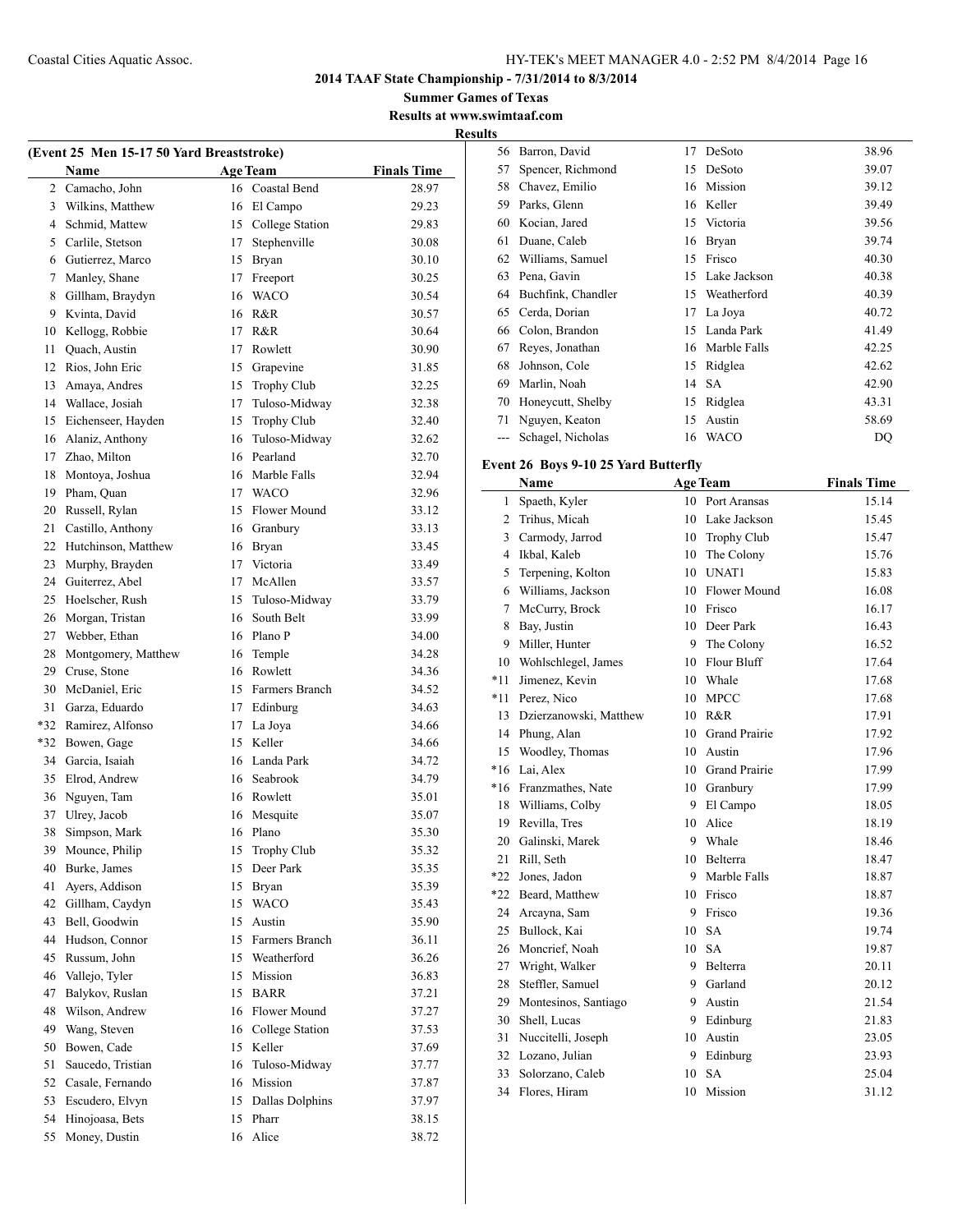## 2014 TAAF State Championship - 7/31/2014 to 8/3/2014

**Summer Games of Texas**

**Results at www.swimtaaf.com**

**Results**

### (Event 25 Men 15-17 50 Yard Breaststroke)

| | Name | Age | Team | Finals Time |
|---|---|---|---|---|
| 2 | Camacho, John | 16 | Coastal Bend | 28.97 |
| 3 | Wilkins, Matthew | 16 | El Campo | 29.23 |
| 4 | Schmid, Mattew | 15 | College Station | 29.83 |
| 5 | Carlile, Stetson | 17 | Stephenville | 30.08 |
| 6 | Gutierrez, Marco | 15 | Bryan | 30.10 |
| 7 | Manley, Shane | 17 | Freeport | 30.25 |
| 8 | Gillham, Braydyn | 16 | WACO | 30.54 |
| 9 | Kvinta, David | 16 | R&R | 30.57 |
| 10 | Kellogg, Robbie | 17 | R&R | 30.64 |
| 11 | Quach, Austin | 17 | Rowlett | 30.90 |
| 12 | Rios, John Eric | 15 | Grapevine | 31.85 |
| 13 | Amaya, Andres | 15 | Trophy Club | 32.25 |
| 14 | Wallace, Josiah | 17 | Tuloso-Midway | 32.38 |
| 15 | Eichenseer, Hayden | 15 | Trophy Club | 32.40 |
| 16 | Alaniz, Anthony | 16 | Tuloso-Midway | 32.62 |
| 17 | Zhao, Milton | 16 | Pearland | 32.70 |
| 18 | Montoya, Joshua | 16 | Marble Falls | 32.94 |
| 19 | Pham, Quan | 17 | WACO | 32.96 |
| 20 | Russell, Rylan | 15 | Flower Mound | 33.12 |
| 21 | Castillo, Anthony | 16 | Granbury | 33.13 |
| 22 | Hutchinson, Matthew | 16 | Bryan | 33.45 |
| 23 | Murphy, Brayden | 17 | Victoria | 33.49 |
| 24 | Guiterrez, Abel | 17 | McAllen | 33.57 |
| 25 | Hoelscher, Rush | 15 | Tuloso-Midway | 33.79 |
| 26 | Morgan, Tristan | 16 | South Belt | 33.99 |
| 27 | Webber, Ethan | 16 | Plano P | 34.00 |
| 28 | Montgomery, Matthew | 16 | Temple | 34.28 |
| 29 | Cruse, Stone | 16 | Rowlett | 34.36 |
| 30 | McDaniel, Eric | 15 | Farmers Branch | 34.52 |
| 31 | Garza, Eduardo | 17 | Edinburg | 34.63 |
| *32 | Ramirez, Alfonso | 17 | La Joya | 34.66 |
| *32 | Bowen, Gage | 15 | Keller | 34.66 |
| 34 | Garcia, Isaiah | 16 | Landa Park | 34.72 |
| 35 | Elrod, Andrew | 16 | Seabrook | 34.79 |
| 36 | Nguyen, Tam | 16 | Rowlett | 35.01 |
| 37 | Ulrey, Jacob | 16 | Mesquite | 35.07 |
| 38 | Simpson, Mark | 16 | Plano | 35.30 |
| 39 | Mounce, Philip | 15 | Trophy Club | 35.32 |
| 40 | Burke, James | 15 | Deer Park | 35.35 |
| 41 | Ayers, Addison | 15 | Bryan | 35.39 |
| 42 | Gillham, Caydyn | 15 | WACO | 35.43 |
| 43 | Bell, Goodwin | 15 | Austin | 35.90 |
| 44 | Hudson, Connor | 15 | Farmers Branch | 36.11 |
| 45 | Russum, John | 15 | Weatherford | 36.26 |
| 46 | Vallejo, Tyler | 15 | Mission | 36.83 |
| 47 | Balykov, Ruslan | 15 | BARR | 37.21 |
| 48 | Wilson, Andrew | 16 | Flower Mound | 37.27 |
| 49 | Wang, Steven | 16 | College Station | 37.53 |
| 50 | Bowen, Cade | 15 | Keller | 37.69 |
| 51 | Saucedo, Tristian | 16 | Tuloso-Midway | 37.77 |
| 52 | Casale, Fernando | 16 | Mission | 37.87 |
| 53 | Escudero, Elvyn | 15 | Dallas Dolphins | 37.97 |
| 54 | Hinojoasa, Bets | 15 | Pharr | 38.15 |
| 55 | Money, Dustin | 16 | Alice | 38.72 |
| 56 | Barron, David | 17 | DeSoto | 38.96 |
| 57 | Spencer, Richmond | 15 | DeSoto | 39.07 |
| 58 | Chavez, Emilio | 16 | Mission | 39.12 |
| 59 | Parks, Glenn | 16 | Keller | 39.49 |
| 60 | Kocian, Jared | 15 | Victoria | 39.56 |
| 61 | Duane, Caleb | 16 | Bryan | 39.74 |
| 62 | Williams, Samuel | 15 | Frisco | 40.30 |
| 63 | Pena, Gavin | 15 | Lake Jackson | 40.38 |
| 64 | Buchfink, Chandler | 15 | Weatherford | 40.39 |
| 65 | Cerda, Dorian | 17 | La Joya | 40.72 |
| 66 | Colon, Brandon | 15 | Landa Park | 41.49 |
| 67 | Reyes, Jonathan | 16 | Marble Falls | 42.25 |
| 68 | Johnson, Cole | 15 | Ridglea | 42.62 |
| 69 | Marlin, Noah | 14 | SA | 42.90 |
| 70 | Honeycutt, Shelby | 15 | Ridglea | 43.31 |
| 71 | Nguyen, Keaton | 15 | Austin | 58.69 |
| --- | Schagel, Nicholas | 16 | WACO | DQ |

### Event 26 Boys 9-10 25 Yard Butterfly

| | Name | Age | Team | Finals Time |
|---|---|---|---|---|
| 1 | Spaeth, Kyler | 10 | Port Aransas | 15.14 |
| 2 | Trihus, Micah | 10 | Lake Jackson | 15.45 |
| 3 | Carmody, Jarrod | 10 | Trophy Club | 15.47 |
| 4 | Ikbal, Kaleb | 10 | The Colony | 15.76 |
| 5 | Terpening, Kolton | 10 | UNAT1 | 15.83 |
| 6 | Williams, Jackson | 10 | Flower Mound | 16.08 |
| 7 | McCurry, Brock | 10 | Frisco | 16.17 |
| 8 | Bay, Justin | 10 | Deer Park | 16.43 |
| 9 | Miller, Hunter | 9 | The Colony | 16.52 |
| 10 | Wohlschlegel, James | 10 | Flour Bluff | 17.64 |
| *11 | Jimenez, Kevin | 10 | Whale | 17.68 |
| *11 | Perez, Nico | 10 | MPCC | 17.68 |
| 13 | Dzierzanowski, Matthew | 10 | R&R | 17.91 |
| 14 | Phung, Alan | 10 | Grand Prairie | 17.92 |
| 15 | Woodley, Thomas | 10 | Austin | 17.96 |
| *16 | Lai, Alex | 10 | Grand Prairie | 17.99 |
| *16 | Franzmathes, Nate | 10 | Granbury | 17.99 |
| 18 | Williams, Colby | 9 | El Campo | 18.05 |
| 19 | Revilla, Tres | 10 | Alice | 18.19 |
| 20 | Galinski, Marek | 9 | Whale | 18.46 |
| 21 | Rill, Seth | 10 | Belterra | 18.47 |
| *22 | Jones, Jadon | 9 | Marble Falls | 18.87 |
| *22 | Beard, Matthew | 10 | Frisco | 18.87 |
| 24 | Arcayna, Sam | 9 | Frisco | 19.36 |
| 25 | Bullock, Kai | 10 | SA | 19.74 |
| 26 | Moncrief, Noah | 10 | SA | 19.87 |
| 27 | Wright, Walker | 9 | Belterra | 20.11 |
| 28 | Steffler, Samuel | 9 | Garland | 20.12 |
| 29 | Montesinos, Santiago | 9 | Austin | 21.54 |
| 30 | Shell, Lucas | 9 | Edinburg | 21.83 |
| 31 | Nuccitelli, Joseph | 10 | Austin | 23.05 |
| 32 | Lozano, Julian | 9 | Edinburg | 23.93 |
| 33 | Solorzano, Caleb | 10 | SA | 25.04 |
| 34 | Flores, Hiram | 10 | Mission | 31.12 |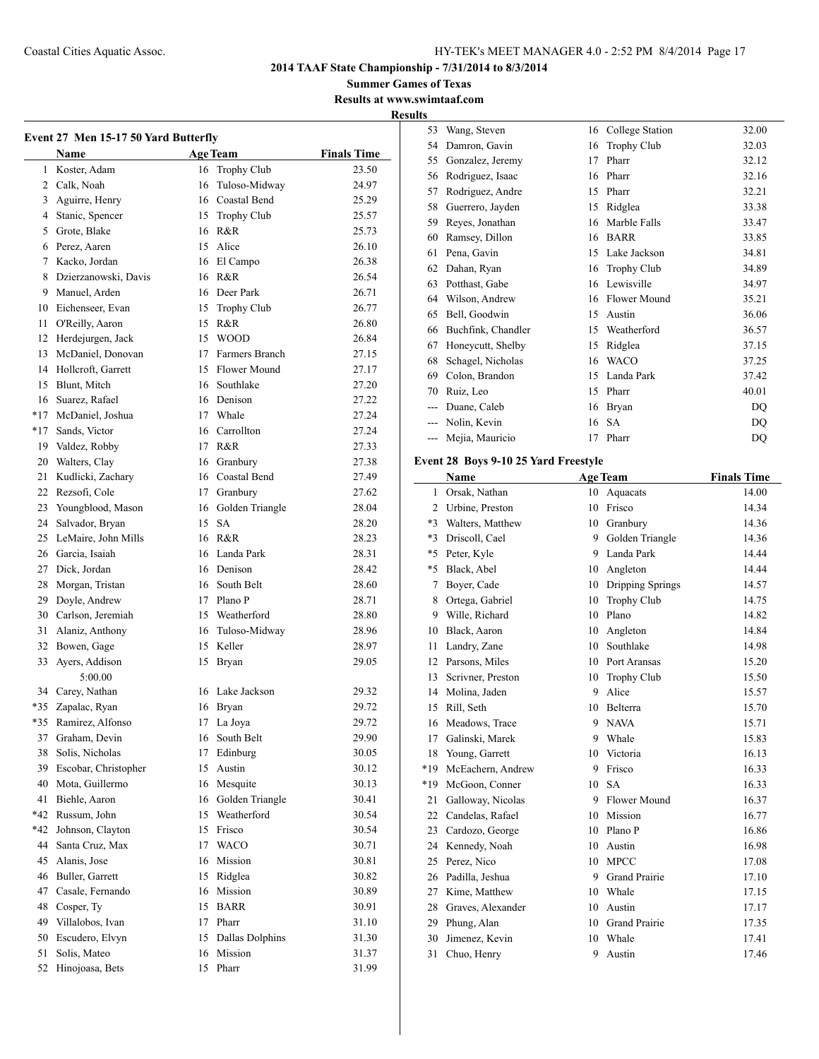## 2014 TAAF State Championship - 7/31/2014 to 8/3/2014

**Summer Games of Texas**

**Results at www.swimtaaf.com**

**Results**

### Event 27 Men 15-17 50 Yard Butterfly

| | Name | Age | Team | Finals Time |
|---|---|---|---|---|
| 1 | Koster, Adam | 16 | Trophy Club | 23.50 |
| 2 | Calk, Noah | 16 | Tuloso-Midway | 24.97 |
| 3 | Aguirre, Henry | 16 | Coastal Bend | 25.29 |
| 4 | Stanic, Spencer | 15 | Trophy Club | 25.57 |
| 5 | Grote, Blake | 16 | R&R | 25.73 |
| 6 | Perez, Aaren | 15 | Alice | 26.10 |
| 7 | Kacko, Jordan | 16 | El Campo | 26.38 |
| 8 | Dzierzanowski, Davis | 16 | R&R | 26.54 |
| 9 | Manuel, Arden | 16 | Deer Park | 26.71 |
| 10 | Eichenseer, Evan | 15 | Trophy Club | 26.77 |
| 11 | O'Reilly, Aaron | 15 | R&R | 26.80 |
| 12 | Herdejurgen, Jack | 15 | WOOD | 26.84 |
| 13 | McDaniel, Donovan | 17 | Farmers Branch | 27.15 |
| 14 | Hollcroft, Garrett | 15 | Flower Mound | 27.17 |
| 15 | Blunt, Mitch | 16 | Southlake | 27.20 |
| 16 | Suarez, Rafael | 16 | Denison | 27.22 |
| *17 | McDaniel, Joshua | 17 | Whale | 27.24 |
| *17 | Sands, Victor | 16 | Carrollton | 27.24 |
| 19 | Valdez, Robby | 17 | R&R | 27.33 |
| 20 | Walters, Clay | 16 | Granbury | 27.38 |
| 21 | Kudlicki, Zachary | 16 | Coastal Bend | 27.49 |
| 22 | Rezsofi, Cole | 17 | Granbury | 27.62 |
| 23 | Youngblood, Mason | 16 | Golden Triangle | 28.04 |
| 24 | Salvador, Bryan | 15 | SA | 28.20 |
| 25 | LeMaire, John Mills | 16 | R&R | 28.23 |
| 26 | Garcia, Isaiah | 16 | Landa Park | 28.31 |
| 27 | Dick, Jordan | 16 | Denison | 28.42 |
| 28 | Morgan, Tristan | 16 | South Belt | 28.60 |
| 29 | Doyle, Andrew | 17 | Plano P | 28.71 |
| 30 | Carlson, Jeremiah | 15 | Weatherford | 28.80 |
| 31 | Alaniz, Anthony | 16 | Tuloso-Midway | 28.96 |
| 32 | Bowen, Gage | 15 | Keller | 28.97 |
| 33 | Ayers, Addison | 15 | Bryan | 29.05 |
| | 5:00.00 | | | |
| 34 | Carey, Nathan | 16 | Lake Jackson | 29.32 |
| *35 | Zapalac, Ryan | 16 | Bryan | 29.72 |
| *35 | Ramirez, Alfonso | 17 | La Joya | 29.72 |
| 37 | Graham, Devin | 16 | South Belt | 29.90 |
| 38 | Solis, Nicholas | 17 | Edinburg | 30.05 |
| 39 | Escobar, Christopher | 15 | Austin | 30.12 |
| 40 | Mota, Guillermo | 16 | Mesquite | 30.13 |
| 41 | Biehle, Aaron | 16 | Golden Triangle | 30.41 |
| *42 | Russum, John | 15 | Weatherford | 30.54 |
| *42 | Johnson, Clayton | 15 | Frisco | 30.54 |
| 44 | Santa Cruz, Max | 17 | WACO | 30.71 |
| 45 | Alanis, Jose | 16 | Mission | 30.81 |
| 46 | Buller, Garrett | 15 | Ridglea | 30.82 |
| 47 | Casale, Fernando | 16 | Mission | 30.89 |
| 48 | Cosper, Ty | 15 | BARR | 30.91 |
| 49 | Villalobos, Ivan | 17 | Pharr | 31.10 |
| 50 | Escudero, Elvyn | 15 | Dallas Dolphins | 31.30 |
| 51 | Solis, Mateo | 16 | Mission | 31.37 |
| 52 | Hinojoasa, Bets | 15 | Pharr | 31.99 |
| 53 | Wang, Steven | 16 | College Station | 32.00 |
| 54 | Damron, Gavin | 16 | Trophy Club | 32.03 |
| 55 | Gonzalez, Jeremy | 17 | Pharr | 32.12 |
| 56 | Rodriguez, Isaac | 16 | Pharr | 32.16 |
| 57 | Rodriguez, Andre | 15 | Pharr | 32.21 |
| 58 | Guerrero, Jayden | 15 | Ridglea | 33.38 |
| 59 | Reyes, Jonathan | 16 | Marble Falls | 33.47 |
| 60 | Ramsey, Dillon | 16 | BARR | 33.85 |
| 61 | Pena, Gavin | 15 | Lake Jackson | 34.81 |
| 62 | Dahan, Ryan | 16 | Trophy Club | 34.89 |
| 63 | Potthast, Gabe | 16 | Lewisville | 34.97 |
| 64 | Wilson, Andrew | 16 | Flower Mound | 35.21 |
| 65 | Bell, Goodwin | 15 | Austin | 36.06 |
| 66 | Buchfink, Chandler | 15 | Weatherford | 36.57 |
| 67 | Honeycutt, Shelby | 15 | Ridglea | 37.15 |
| 68 | Schagel, Nicholas | 16 | WACO | 37.25 |
| 69 | Colon, Brandon | 15 | Landa Park | 37.42 |
| 70 | Ruiz, Leo | 15 | Pharr | 40.01 |
| --- | Duane, Caleb | 16 | Bryan | DQ |
| --- | Nolin, Kevin | 16 | SA | DQ |
| --- | Mejia, Mauricio | 17 | Pharr | DQ |

### Event 28 Boys 9-10 25 Yard Freestyle

| | Name | Age | Team | Finals Time |
|---|---|---|---|---|
| 1 | Orsak, Nathan | 10 | Aquacats | 14.00 |
| 2 | Urbine, Preston | 10 | Frisco | 14.34 |
| *3 | Walters, Matthew | 10 | Granbury | 14.36 |
| *3 | Driscoll, Cael | 9 | Golden Triangle | 14.36 |
| *5 | Peter, Kyle | 9 | Landa Park | 14.44 |
| *5 | Black, Abel | 10 | Angleton | 14.44 |
| 7 | Boyer, Cade | 10 | Dripping Springs | 14.57 |
| 8 | Ortega, Gabriel | 10 | Trophy Club | 14.75 |
| 9 | Wille, Richard | 10 | Plano | 14.82 |
| 10 | Black, Aaron | 10 | Angleton | 14.84 |
| 11 | Landry, Zane | 10 | Southlake | 14.98 |
| 12 | Parsons, Miles | 10 | Port Aransas | 15.20 |
| 13 | Scrivner, Preston | 10 | Trophy Club | 15.50 |
| 14 | Molina, Jaden | 9 | Alice | 15.57 |
| 15 | Rill, Seth | 10 | Belterra | 15.70 |
| 16 | Meadows, Trace | 9 | NAVA | 15.71 |
| 17 | Galinski, Marek | 9 | Whale | 15.83 |
| 18 | Young, Garrett | 10 | Victoria | 16.13 |
| *19 | McEachern, Andrew | 9 | Frisco | 16.33 |
| *19 | McGoon, Conner | 10 | SA | 16.33 |
| 21 | Galloway, Nicolas | 9 | Flower Mound | 16.37 |
| 22 | Candelas, Rafael | 10 | Mission | 16.77 |
| 23 | Cardozo, George | 10 | Plano P | 16.86 |
| 24 | Kennedy, Noah | 10 | Austin | 16.98 |
| 25 | Perez, Nico | 10 | MPCC | 17.08 |
| 26 | Padilla, Jeshua | 9 | Grand Prairie | 17.10 |
| 27 | Kime, Matthew | 10 | Whale | 17.15 |
| 28 | Graves, Alexander | 10 | Austin | 17.17 |
| 29 | Phung, Alan | 10 | Grand Prairie | 17.35 |
| 30 | Jimenez, Kevin | 10 | Whale | 17.41 |
| 31 | Chuo, Henry | 9 | Austin | 17.46 |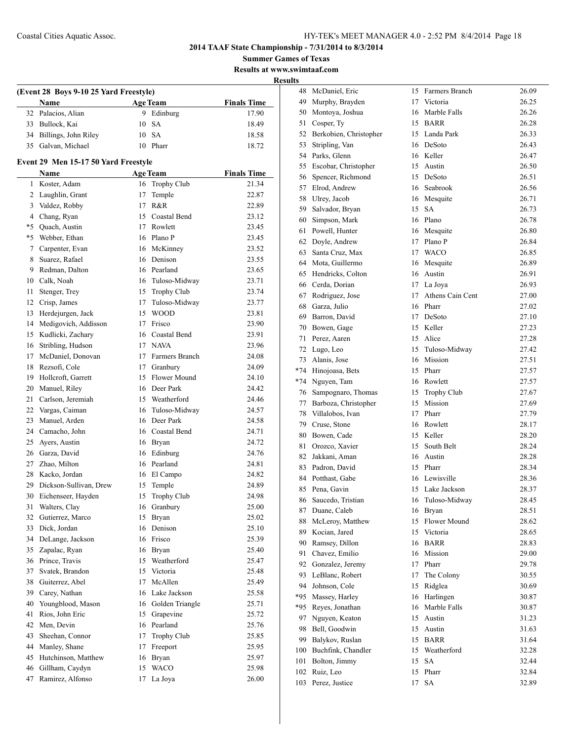# 2014 TAAF State Championship - 7/31/2014 to 8/3/2014

**Summer Games of Texas**

**Results at www.swimtaaf.com**

**Results**

### (Event 28 Boys 9-10 25 Yard Freestyle)

| | Name | Age | Team | Finals Time |
|---|---|---|---|---|
| 32 | Palacios, Alian | 9 | Edinburg | 17.90 |
| 33 | Bullock, Kai | 10 | SA | 18.49 |
| 34 | Billings, John Riley | 10 | SA | 18.58 |
| 35 | Galvan, Michael | 10 | Pharr | 18.72 |

### Event 29 Men 15-17 50 Yard Freestyle

| | Name | Age | Team | Finals Time |
|---|---|---|---|---|
| 1 | Koster, Adam | 16 | Trophy Club | 21.34 |
| 2 | Laughlin, Grant | 17 | Temple | 22.87 |
| 3 | Valdez, Robby | 17 | R&R | 22.89 |
| 4 | Chang, Ryan | 15 | Coastal Bend | 23.12 |
| *5 | Quach, Austin | 17 | Rowlett | 23.45 |
| *5 | Webber, Ethan | 16 | Plano P | 23.45 |
| 7 | Carpenter, Evan | 16 | McKinney | 23.52 |
| 8 | Suarez, Rafael | 16 | Denison | 23.55 |
| 9 | Redman, Dalton | 16 | Pearland | 23.65 |
| 10 | Calk, Noah | 16 | Tuloso-Midway | 23.71 |
| 11 | Stenger, Trey | 15 | Trophy Club | 23.74 |
| 12 | Crisp, James | 17 | Tuloso-Midway | 23.77 |
| 13 | Herdejurgen, Jack | 15 | WOOD | 23.81 |
| 14 | Medigovich, Addisson | 17 | Frisco | 23.90 |
| 15 | Kudlicki, Zachary | 16 | Coastal Bend | 23.91 |
| 16 | Stribling, Hudson | 17 | NAVA | 23.96 |
| 17 | McDaniel, Donovan | 17 | Farmers Branch | 24.08 |
| 18 | Rezsofi, Cole | 17 | Granbury | 24.09 |
| 19 | Hollcroft, Garrett | 15 | Flower Mound | 24.10 |
| 20 | Manuel, Riley | 16 | Deer Park | 24.42 |
| 21 | Carlson, Jeremiah | 15 | Weatherford | 24.46 |
| 22 | Vargas, Caiman | 16 | Tuloso-Midway | 24.57 |
| 23 | Manuel, Arden | 16 | Deer Park | 24.58 |
| 24 | Camacho, John | 16 | Coastal Bend | 24.71 |
| 25 | Ayers, Austin | 16 | Bryan | 24.72 |
| 26 | Garza, David | 16 | Edinburg | 24.76 |
| 27 | Zhao, Milton | 16 | Pearland | 24.81 |
| 28 | Kacko, Jordan | 16 | El Campo | 24.82 |
| 29 | Dickson-Sullivan, Drew | 15 | Temple | 24.89 |
| 30 | Eichenseer, Hayden | 15 | Trophy Club | 24.98 |
| 31 | Walters, Clay | 16 | Granbury | 25.00 |
| 32 | Gutierrez, Marco | 15 | Bryan | 25.02 |
| 33 | Dick, Jordan | 16 | Denison | 25.10 |
| 34 | DeLange, Jackson | 16 | Frisco | 25.39 |
| 35 | Zapalac, Ryan | 16 | Bryan | 25.40 |
| 36 | Prince, Travis | 15 | Weatherford | 25.47 |
| 37 | Svatek, Brandon | 15 | Victoria | 25.48 |
| 38 | Guiterrez, Abel | 17 | McAllen | 25.49 |
| 39 | Carey, Nathan | 16 | Lake Jackson | 25.58 |
| 40 | Youngblood, Mason | 16 | Golden Triangle | 25.71 |
| 41 | Rios, John Eric | 15 | Grapevine | 25.72 |
| 42 | Men, Devin | 16 | Pearland | 25.76 |
| 43 | Sheehan, Connor | 17 | Trophy Club | 25.85 |
| 44 | Manley, Shane | 17 | Freeport | 25.95 |
| 45 | Hutchinson, Matthew | 16 | Bryan | 25.97 |
| 46 | Gillham, Caydyn | 15 | WACO | 25.98 |
| 47 | Ramirez, Alfonso | 17 | La Joya | 26.00 |
| 48 | McDaniel, Eric | 15 | Farmers Branch | 26.09 |
| 49 | Murphy, Brayden | 17 | Victoria | 26.25 |
| 50 | Montoya, Joshua | 16 | Marble Falls | 26.26 |
| 51 | Cosper, Ty | 15 | BARR | 26.28 |
| 52 | Berkobien, Christopher | 15 | Landa Park | 26.33 |
| 53 | Stripling, Van | 16 | DeSoto | 26.43 |
| 54 | Parks, Glenn | 16 | Keller | 26.47 |
| 55 | Escobar, Christopher | 15 | Austin | 26.50 |
| 56 | Spencer, Richmond | 15 | DeSoto | 26.51 |
| 57 | Elrod, Andrew | 16 | Seabrook | 26.56 |
| 58 | Ulrey, Jacob | 16 | Mesquite | 26.71 |
| 59 | Salvador, Bryan | 15 | SA | 26.73 |
| 60 | Simpson, Mark | 16 | Plano | 26.78 |
| 61 | Powell, Hunter | 16 | Mesquite | 26.80 |
| 62 | Doyle, Andrew | 17 | Plano P | 26.84 |
| 63 | Santa Cruz, Max | 17 | WACO | 26.85 |
| 64 | Mota, Guillermo | 16 | Mesquite | 26.89 |
| 65 | Hendricks, Colton | 16 | Austin | 26.91 |
| 66 | Cerda, Dorian | 17 | La Joya | 26.93 |
| 67 | Rodriguez, Jose | 17 | Athens Cain Cent | 27.00 |
| 68 | Garza, Julio | 16 | Pharr | 27.02 |
| 69 | Barron, David | 17 | DeSoto | 27.10 |
| 70 | Bowen, Gage | 15 | Keller | 27.23 |
| 71 | Perez, Aaren | 15 | Alice | 27.28 |
| 72 | Lugo, Leo | 15 | Tuloso-Midway | 27.42 |
| 73 | Alanis, Jose | 16 | Mission | 27.51 |
| *74 | Hinojoasa, Bets | 15 | Pharr | 27.57 |
| *74 | Nguyen, Tam | 16 | Rowlett | 27.57 |
| 76 | Sampognaro, Thomas | 15 | Trophy Club | 27.67 |
| 77 | Barboza, Christopher | 15 | Mission | 27.69 |
| 78 | Villalobos, Ivan | 17 | Pharr | 27.79 |
| 79 | Cruse, Stone | 16 | Rowlett | 28.17 |
| 80 | Bowen, Cade | 15 | Keller | 28.20 |
| 81 | Orozco, Xavier | 15 | South Belt | 28.24 |
| 82 | Jakkani, Aman | 16 | Austin | 28.28 |
| 83 | Padron, David | 15 | Pharr | 28.34 |
| 84 | Potthast, Gabe | 16 | Lewisville | 28.36 |
| 85 | Pena, Gavin | 15 | Lake Jackson | 28.37 |
| 86 | Saucedo, Tristian | 16 | Tuloso-Midway | 28.45 |
| 87 | Duane, Caleb | 16 | Bryan | 28.51 |
| 88 | McLeroy, Matthew | 15 | Flower Mound | 28.62 |
| 89 | Kocian, Jared | 15 | Victoria | 28.65 |
| 90 | Ramsey, Dillon | 16 | BARR | 28.83 |
| 91 | Chavez, Emilio | 16 | Mission | 29.00 |
| 92 | Gonzalez, Jeremy | 17 | Pharr | 29.78 |
| 93 | LeBlanc, Robert | 17 | The Colony | 30.55 |
| 94 | Johnson, Cole | 15 | Ridglea | 30.69 |
| *95 | Massey, Harley | 16 | Harlingen | 30.87 |
| *95 | Reyes, Jonathan | 16 | Marble Falls | 30.87 |
| 97 | Nguyen, Keaton | 15 | Austin | 31.23 |
| 98 | Bell, Goodwin | 15 | Austin | 31.63 |
| 99 | Balykov, Ruslan | 15 | BARR | 31.64 |
| 100 | Buchfink, Chandler | 15 | Weatherford | 32.28 |
| 101 | Bolton, Jimmy | 15 | SA | 32.44 |
| 102 | Ruiz, Leo | 15 | Pharr | 32.84 |
| 103 | Perez, Justice | 17 | SA | 32.89 |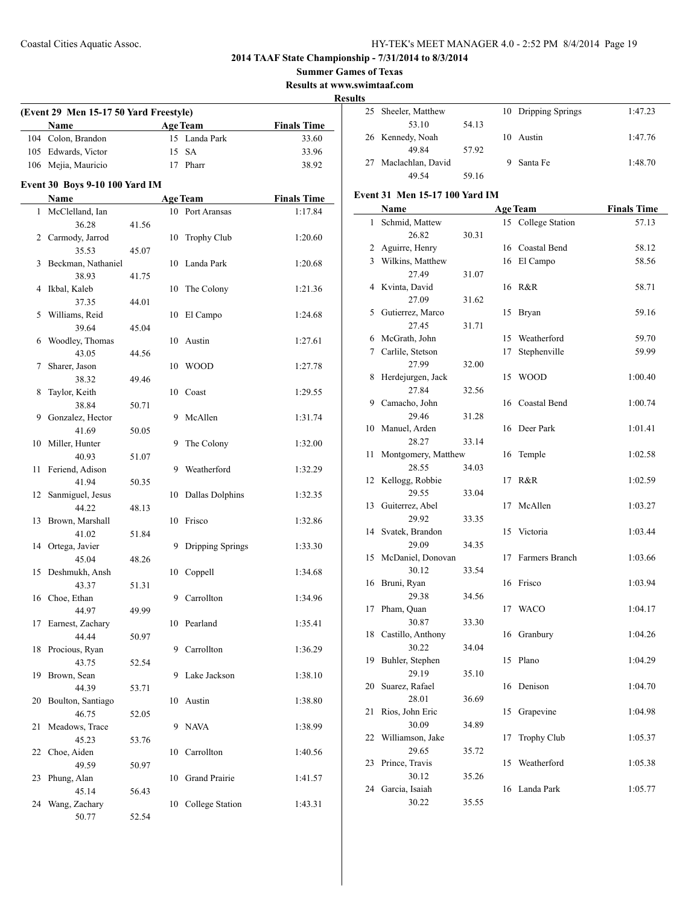# 2014 TAAF State Championship - 7/31/2014 to 8/3/2014

**Summer Games of Texas**

**Results at www.swimtaaf.com**

**Results**

### (Event 29 Men 15-17 50 Yard Freestyle)

| | Name | | Age | Team | Finals Time |
|---|---|---|---|---|---|
| 104 | Colon, Brandon | | 15 | Landa Park | 33.60 |
| 105 | Edwards, Victor | | 15 | SA | 33.96 |
| 106 | Mejia, Mauricio | | 17 | Pharr | 38.92 |

### Event 30 Boys 9-10 100 Yard IM

| | Name | | Age | Team | Finals Time |
|---|---|---|---|---|---|
| 1 | McClelland, Ian | | 10 | Port Aransas | 1:17.84 |
| | 36.28 | 41.56 | | | |
| 2 | Carmody, Jarrod | | 10 | Trophy Club | 1:20.60 |
| | 35.53 | 45.07 | | | |
| 3 | Beckman, Nathaniel | | 10 | Landa Park | 1:20.68 |
| | 38.93 | 41.75 | | | |
| 4 | Ikbal, Kaleb | | 10 | The Colony | 1:21.36 |
| | 37.35 | 44.01 | | | |
| 5 | Williams, Reid | | 10 | El Campo | 1:24.68 |
| | 39.64 | 45.04 | | | |
| 6 | Woodley, Thomas | | 10 | Austin | 1:27.61 |
| | 43.05 | 44.56 | | | |
| 7 | Sharer, Jason | | 10 | WOOD | 1:27.78 |
| | 38.32 | 49.46 | | | |
| 8 | Taylor, Keith | | 10 | Coast | 1:29.55 |
| | 38.84 | 50.71 | | | |
| 9 | Gonzalez, Hector | | 9 | McAllen | 1:31.74 |
| | 41.69 | 50.05 | | | |
| 10 | Miller, Hunter | | 9 | The Colony | 1:32.00 |
| | 40.93 | 51.07 | | | |
| 11 | Feriend, Adison | | 9 | Weatherford | 1:32.29 |
| | 41.94 | 50.35 | | | |
| 12 | Sanmiguel, Jesus | | 10 | Dallas Dolphins | 1:32.35 |
| | 44.22 | 48.13 | | | |
| 13 | Brown, Marshall | | 10 | Frisco | 1:32.86 |
| | 41.02 | 51.84 | | | |
| 14 | Ortega, Javier | | 9 | Dripping Springs | 1:33.30 |
| | 45.04 | 48.26 | | | |
| 15 | Deshmukh, Ansh | | 10 | Coppell | 1:34.68 |
| | 43.37 | 51.31 | | | |
| 16 | Choe, Ethan | | 9 | Carrollton | 1:34.96 |
| | 44.97 | 49.99 | | | |
| 17 | Earnest, Zachary | | 10 | Pearland | 1:35.41 |
| | 44.44 | 50.97 | | | |
| 18 | Procious, Ryan | | 9 | Carrollton | 1:36.29 |
| | 43.75 | 52.54 | | | |
| 19 | Brown, Sean | | 9 | Lake Jackson | 1:38.10 |
| | 44.39 | 53.71 | | | |
| 20 | Boulton, Santiago | | 10 | Austin | 1:38.80 |
| | 46.75 | 52.05 | | | |
| 21 | Meadows, Trace | | 9 | NAVA | 1:38.99 |
| | 45.23 | 53.76 | | | |
| 22 | Choe, Aiden | | 10 | Carrollton | 1:40.56 |
| | 49.59 | 50.97 | | | |
| 23 | Phung, Alan | | 10 | Grand Prairie | 1:41.57 |
| | 45.14 | 56.43 | | | |
| 24 | Wang, Zachary | | 10 | College Station | 1:43.31 |
| | 50.77 | 52.54 | | | |
| 25 | Sheeler, Matthew | | 10 | Dripping Springs | 1:47.23 |
| | 53.10 | 54.13 | | | |
| 26 | Kennedy, Noah | | 10 | Austin | 1:47.76 |
| | 49.84 | 57.92 | | | |
| 27 | Maclachlan, David | | 9 | Santa Fe | 1:48.70 |
| | 49.54 | 59.16 | | | |

### Event 31 Men 15-17 100 Yard IM

| | Name | | Age | Team | Finals Time |
|---|---|---|---|---|---|
| 1 | Schmid, Mattew | | 15 | College Station | 57.13 |
| | 26.82 | 30.31 | | | |
| 2 | Aguirre, Henry | | 16 | Coastal Bend | 58.12 |
| 3 | Wilkins, Matthew | | 16 | El Campo | 58.56 |
| | 27.49 | 31.07 | | | |
| 4 | Kvinta, David | | 16 | R&R | 58.71 |
| | 27.09 | 31.62 | | | |
| 5 | Gutierrez, Marco | | 15 | Bryan | 59.16 |
| | 27.45 | 31.71 | | | |
| 6 | McGrath, John | | 15 | Weatherford | 59.70 |
| 7 | Carlile, Stetson | | 17 | Stephenville | 59.99 |
| | 27.99 | 32.00 | | | |
| 8 | Herdejurgen, Jack | | 15 | WOOD | 1:00.40 |
| | 27.84 | 32.56 | | | |
| 9 | Camacho, John | | 16 | Coastal Bend | 1:00.74 |
| | 29.46 | 31.28 | | | |
| 10 | Manuel, Arden | | 16 | Deer Park | 1:01.41 |
| | 28.27 | 33.14 | | | |
| 11 | Montgomery, Matthew | | 16 | Temple | 1:02.58 |
| | 28.55 | 34.03 | | | |
| 12 | Kellogg, Robbie | | 17 | R&R | 1:02.59 |
| | 29.55 | 33.04 | | | |
| 13 | Guiterrez, Abel | | 17 | McAllen | 1:03.27 |
| | 29.92 | 33.35 | | | |
| 14 | Svatek, Brandon | | 15 | Victoria | 1:03.44 |
| | 29.09 | 34.35 | | | |
| 15 | McDaniel, Donovan | | 17 | Farmers Branch | 1:03.66 |
| | 30.12 | 33.54 | | | |
| 16 | Bruni, Ryan | | 16 | Frisco | 1:03.94 |
| | 29.38 | 34.56 | | | |
| 17 | Pham, Quan | | 17 | WACO | 1:04.17 |
| | 30.87 | 33.30 | | | |
| 18 | Castillo, Anthony | | 16 | Granbury | 1:04.26 |
| | 30.22 | 34.04 | | | |
| 19 | Buhler, Stephen | | 15 | Plano | 1:04.29 |
| | 29.19 | 35.10 | | | |
| 20 | Suarez, Rafael | | 16 | Denison | 1:04.70 |
| | 28.01 | 36.69 | | | |
| 21 | Rios, John Eric | | 15 | Grapevine | 1:04.98 |
| | 30.09 | 34.89 | | | |
| 22 | Williamson, Jake | | 17 | Trophy Club | 1:05.37 |
| | 29.65 | 35.72 | | | |
| 23 | Prince, Travis | | 15 | Weatherford | 1:05.38 |
| | 30.12 | 35.26 | | | |
| 24 | Garcia, Isaiah | | 16 | Landa Park | 1:05.77 |
| | 30.22 | 35.55 | | | |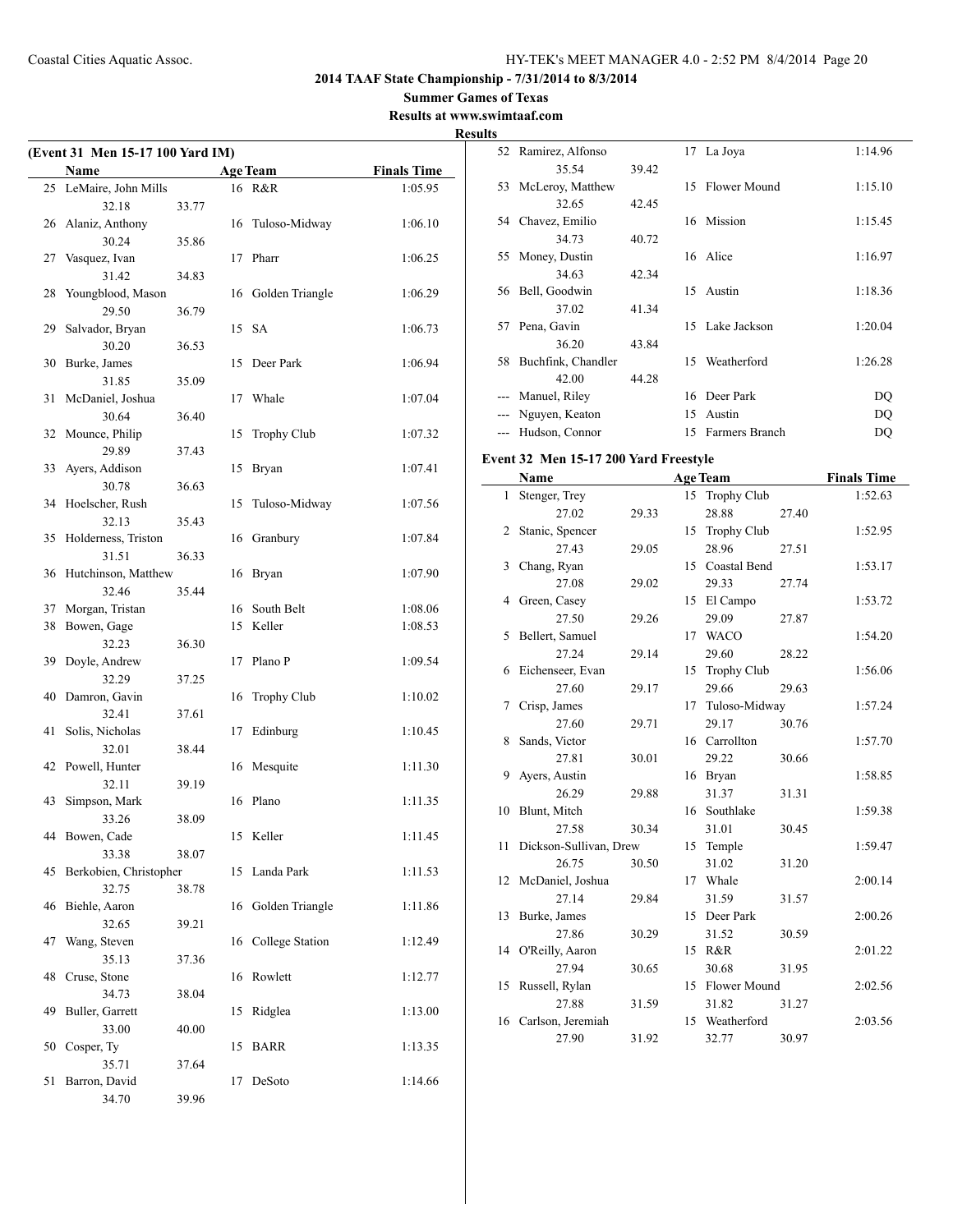**2014 TAAF State Championship - 7/31/2014 to 8/3/2014**

**Summer Games of Texas**

**Results at www.swimtaaf.com**

**Results**

### (Event 31 Men 15-17 100 Yard IM)

| | Name | Age | Team | Finals Time |
|---|---|---|---|---|
| 25 | LeMaire, John Mills | 16 | R&R | 1:05.95 |
| | 32.18 | 33.77 | | |
| 26 | Alaniz, Anthony | 16 | Tuloso-Midway | 1:06.10 |
| | 30.24 | 35.86 | | |
| 27 | Vasquez, Ivan | 17 | Pharr | 1:06.25 |
| | 31.42 | 34.83 | | |
| 28 | Youngblood, Mason | 16 | Golden Triangle | 1:06.29 |
| | 29.50 | 36.79 | | |
| 29 | Salvador, Bryan | 15 | SA | 1:06.73 |
| | 30.20 | 36.53 | | |
| 30 | Burke, James | 15 | Deer Park | 1:06.94 |
| | 31.85 | 35.09 | | |
| 31 | McDaniel, Joshua | 17 | Whale | 1:07.04 |
| | 30.64 | 36.40 | | |
| 32 | Mounce, Philip | 15 | Trophy Club | 1:07.32 |
| | 29.89 | 37.43 | | |
| 33 | Ayers, Addison | 15 | Bryan | 1:07.41 |
| | 30.78 | 36.63 | | |
| 34 | Hoelscher, Rush | 15 | Tuloso-Midway | 1:07.56 |
| | 32.13 | 35.43 | | |
| 35 | Holderness, Triston | 16 | Granbury | 1:07.84 |
| | 31.51 | 36.33 | | |
| 36 | Hutchinson, Matthew | 16 | Bryan | 1:07.90 |
| | 32.46 | 35.44 | | |
| 37 | Morgan, Tristan | 16 | South Belt | 1:08.06 |
| 38 | Bowen, Gage | 15 | Keller | 1:08.53 |
| | 32.23 | 36.30 | | |
| 39 | Doyle, Andrew | 17 | Plano P | 1:09.54 |
| | 32.29 | 37.25 | | |
| 40 | Damron, Gavin | 16 | Trophy Club | 1:10.02 |
| | 32.41 | 37.61 | | |
| 41 | Solis, Nicholas | 17 | Edinburg | 1:10.45 |
| | 32.01 | 38.44 | | |
| 42 | Powell, Hunter | 16 | Mesquite | 1:11.30 |
| | 32.11 | 39.19 | | |
| 43 | Simpson, Mark | 16 | Plano | 1:11.35 |
| | 33.26 | 38.09 | | |
| 44 | Bowen, Cade | 15 | Keller | 1:11.45 |
| | 33.38 | 38.07 | | |
| 45 | Berkobien, Christopher | 15 | Landa Park | 1:11.53 |
| | 32.75 | 38.78 | | |
| 46 | Biehle, Aaron | 16 | Golden Triangle | 1:11.86 |
| | 32.65 | 39.21 | | |
| 47 | Wang, Steven | 16 | College Station | 1:12.49 |
| | 35.13 | 37.36 | | |
| 48 | Cruse, Stone | 16 | Rowlett | 1:12.77 |
| | 34.73 | 38.04 | | |
| 49 | Buller, Garrett | 15 | Ridglea | 1:13.00 |
| | 33.00 | 40.00 | | |
| 50 | Cosper, Ty | 15 | BARR | 1:13.35 |
| | 35.71 | 37.64 | | |
| 51 | Barron, David | 17 | DeSoto | 1:14.66 |
| | 34.70 | 39.96 | | |
| 52 | Ramirez, Alfonso | 17 | La Joya | 1:14.96 |
| | 35.54 | 39.42 | | |
| 53 | McLeroy, Matthew | 15 | Flower Mound | 1:15.10 |
| | 32.65 | 42.45 | | |
| 54 | Chavez, Emilio | 16 | Mission | 1:15.45 |
| | 34.73 | 40.72 | | |
| 55 | Money, Dustin | 16 | Alice | 1:16.97 |
| | 34.63 | 42.34 | | |
| 56 | Bell, Goodwin | 15 | Austin | 1:18.36 |
| | 37.02 | 41.34 | | |
| 57 | Pena, Gavin | 15 | Lake Jackson | 1:20.04 |
| | 36.20 | 43.84 | | |
| 58 | Buchfink, Chandler | 15 | Weatherford | 1:26.28 |
| | 42.00 | 44.28 | | |
| --- | Manuel, Riley | 16 | Deer Park | DQ |
| --- | Nguyen, Keaton | 15 | Austin | DQ |
| --- | Hudson, Connor | 15 | Farmers Branch | DQ |

### Event 32 Men 15-17 200 Yard Freestyle

| | Name | Age | Team | Finals Time |
|---|---|---|---|---|
| 1 | Stenger, Trey | 15 | Trophy Club | 1:52.63 |
| | 27.02 | 29.33 | 28.88 | 27.40 |
| 2 | Stanic, Spencer | 15 | Trophy Club | 1:52.95 |
| | 27.43 | 29.05 | 28.96 | 27.51 |
| 3 | Chang, Ryan | 15 | Coastal Bend | 1:53.17 |
| | 27.08 | 29.02 | 29.33 | 27.74 |
| 4 | Green, Casey | 15 | El Campo | 1:53.72 |
| | 27.50 | 29.26 | 29.09 | 27.87 |
| 5 | Bellert, Samuel | 17 | WACO | 1:54.20 |
| | 27.24 | 29.14 | 29.60 | 28.22 |
| 6 | Eichenseer, Evan | 15 | Trophy Club | 1:56.06 |
| | 27.60 | 29.17 | 29.66 | 29.63 |
| 7 | Crisp, James | 17 | Tuloso-Midway | 1:57.24 |
| | 27.60 | 29.71 | 29.17 | 30.76 |
| 8 | Sands, Victor | 16 | Carrollton | 1:57.70 |
| | 27.81 | 30.01 | 29.22 | 30.66 |
| 9 | Ayers, Austin | 16 | Bryan | 1:58.85 |
| | 26.29 | 29.88 | 31.37 | 31.31 |
| 10 | Blunt, Mitch | 16 | Southlake | 1:59.38 |
| | 27.58 | 30.34 | 31.01 | 30.45 |
| 11 | Dickson-Sullivan, Drew | 15 | Temple | 1:59.47 |
| | 26.75 | 30.50 | 31.02 | 31.20 |
| 12 | McDaniel, Joshua | 17 | Whale | 2:00.14 |
| | 27.14 | 29.84 | 31.59 | 31.57 |
| 13 | Burke, James | 15 | Deer Park | 2:00.26 |
| | 27.86 | 30.29 | 31.52 | 30.59 |
| 14 | O'Reilly, Aaron | 15 | R&R | 2:01.22 |
| | 27.94 | 30.65 | 30.68 | 31.95 |
| 15 | Russell, Rylan | 15 | Flower Mound | 2:02.56 |
| | 27.88 | 31.59 | 31.82 | 31.27 |
| 16 | Carlson, Jeremiah | 15 | Weatherford | 2:03.56 |
| | 27.90 | 31.92 | 32.77 | 30.97 |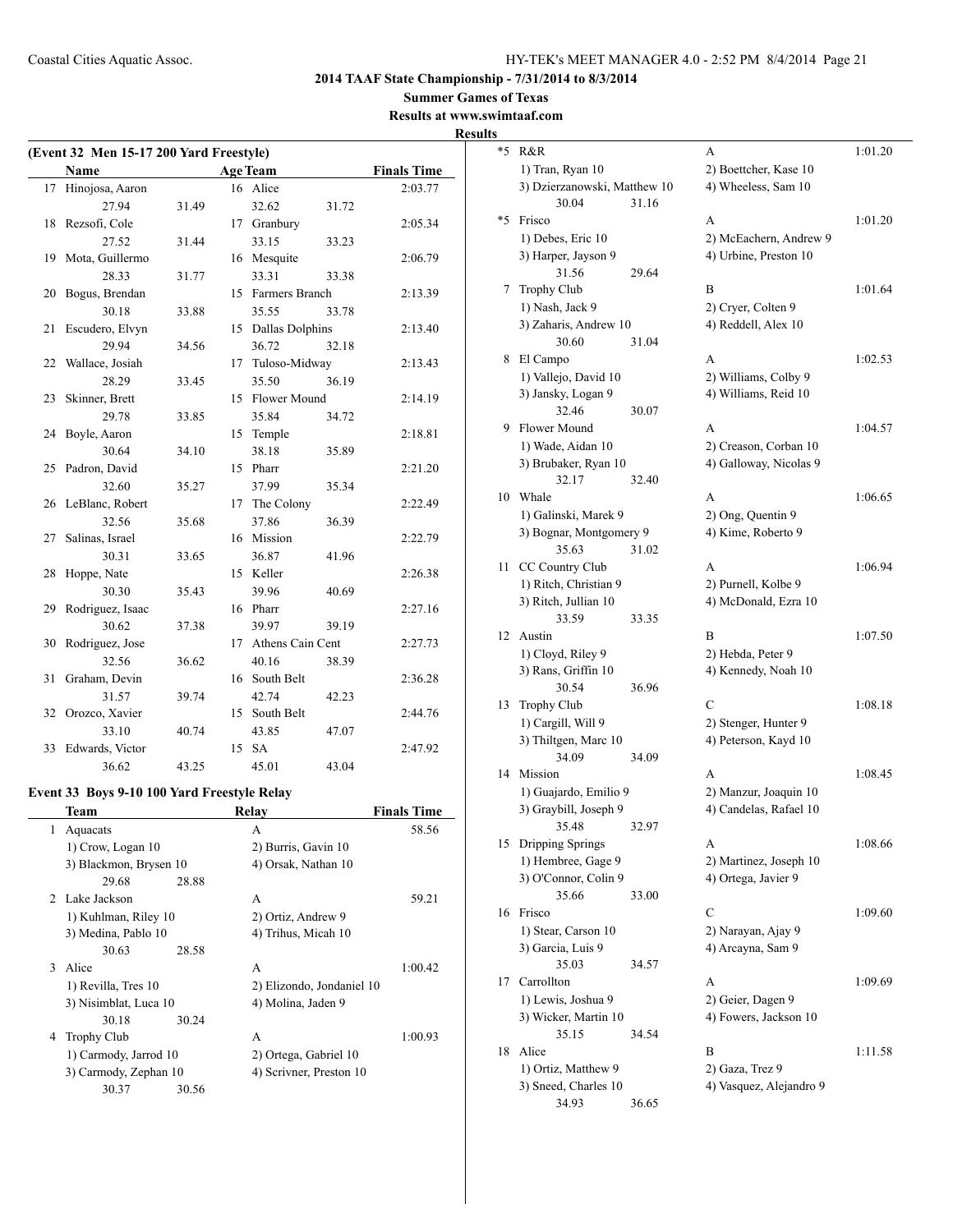**2014 TAAF State Championship - 7/31/2014 to 8/3/2014**

**Summer Games of Texas**

**Results at www.swimtaaf.com**

**Results**

**(Event 32 Men 15-17 200 Yard Freestyle)**

| | Name | Age | Team | Finals Time |
|---|---|---|---|---|
| 17 | Hinojosa, Aaron | 16 | Alice | 2:03.77 |
| | 27.94 31.49 32.62 31.72 | | | |
| 18 | Rezsofi, Cole | 17 | Granbury | 2:05.34 |
| | 27.52 31.44 33.15 33.23 | | | |
| 19 | Mota, Guillermo | 16 | Mesquite | 2:06.79 |
| | 28.33 31.77 33.31 33.38 | | | |
| 20 | Bogus, Brendan | 15 | Farmers Branch | 2:13.39 |
| | 30.18 33.88 35.55 33.78 | | | |
| 21 | Escudero, Elvyn | 15 | Dallas Dolphins | 2:13.40 |
| | 29.94 34.56 36.72 32.18 | | | |
| 22 | Wallace, Josiah | 17 | Tuloso-Midway | 2:13.43 |
| | 28.29 33.45 35.50 36.19 | | | |
| 23 | Skinner, Brett | 15 | Flower Mound | 2:14.19 |
| | 29.78 33.85 35.84 34.72 | | | |
| 24 | Boyle, Aaron | 15 | Temple | 2:18.81 |
| | 30.64 34.10 38.18 35.89 | | | |
| 25 | Padron, David | 15 | Pharr | 2:21.20 |
| | 32.60 35.27 37.99 35.34 | | | |
| 26 | LeBlanc, Robert | 17 | The Colony | 2:22.49 |
| | 32.56 35.68 37.86 36.39 | | | |
| 27 | Salinas, Israel | 16 | Mission | 2:22.79 |
| | 30.31 33.65 36.87 41.96 | | | |
| 28 | Hoppe, Nate | 15 | Keller | 2:26.38 |
| | 30.30 35.43 39.96 40.69 | | | |
| 29 | Rodriguez, Isaac | 16 | Pharr | 2:27.16 |
| | 30.62 37.38 39.97 39.19 | | | |
| 30 | Rodriguez, Jose | 17 | Athens Cain Cent | 2:27.73 |
| | 32.56 36.62 40.16 38.39 | | | |
| 31 | Graham, Devin | 16 | South Belt | 2:36.28 |
| | 31.57 39.74 42.74 42.23 | | | |
| 32 | Orozco, Xavier | 15 | South Belt | 2:44.76 |
| | 33.10 40.74 43.85 47.07 | | | |
| 33 | Edwards, Victor | 15 | SA | 2:47.92 |
| | 36.62 43.25 45.01 43.04 | | | |

**Event 33 Boys 9-10 100 Yard Freestyle Relay**

| | Team | Relay | | Finals Time |
|---|---|---|---|---|
| 1 | Aquacats | A | | 58.56 |
| | 1) Crow, Logan 10 | 2) Burris, Gavin 10 | | |
| | 3) Blackmon, Brysen 10 | 4) Orsak, Nathan 10 | | |
| | 29.68 28.88 | | | |
| 2 | Lake Jackson | A | | 59.21 |
| | 1) Kuhlman, Riley 10 | 2) Ortiz, Andrew 9 | | |
| | 3) Medina, Pablo 10 | 4) Trihus, Micah 10 | | |
| | 30.63 28.58 | | | |
| 3 | Alice | A | | 1:00.42 |
| | 1) Revilla, Tres 10 | 2) Elizondo, Jondaniel 10 | | |
| | 3) Nisimblat, Luca 10 | 4) Molina, Jaden 9 | | |
| | 30.18 30.24 | | | |
| 4 | Trophy Club | A | | 1:00.93 |
| | 1) Carmody, Jarrod 10 | 2) Ortega, Gabriel 10 | | |
| | 3) Carmody, Zephan 10 | 4) Scrivner, Preston 10 | | |
| | 30.37 30.56 | | | |
| *5 | R&R | A | | 1:01.20 |
| | 1) Tran, Ryan 10 | 2) Boettcher, Kase 10 | | |
| | 3) Dzierzanowski, Matthew 10 | 4) Wheeless, Sam 10 | | |
| | 30.04 31.16 | | | |
| *5 | Frisco | A | | 1:01.20 |
| | 1) Debes, Eric 10 | 2) McEachern, Andrew 9 | | |
| | 3) Harper, Jayson 9 | 4) Urbine, Preston 10 | | |
| | 31.56 29.64 | | | |
| 7 | Trophy Club | B | | 1:01.64 |
| | 1) Nash, Jack 9 | 2) Cryer, Colten 9 | | |
| | 3) Zaharis, Andrew 10 | 4) Reddell, Alex 10 | | |
| | 30.60 31.04 | | | |
| 8 | El Campo | A | | 1:02.53 |
| | 1) Vallejo, David 10 | 2) Williams, Colby 9 | | |
| | 3) Jansky, Logan 9 | 4) Williams, Reid 10 | | |
| | 32.46 30.07 | | | |
| 9 | Flower Mound | A | | 1:04.57 |
| | 1) Wade, Aidan 10 | 2) Creason, Corban 10 | | |
| | 3) Brubaker, Ryan 10 | 4) Galloway, Nicolas 9 | | |
| | 32.17 32.40 | | | |
| 10 | Whale | A | | 1:06.65 |
| | 1) Galinski, Marek 9 | 2) Ong, Quentin 9 | | |
| | 3) Bognar, Montgomery 9 | 4) Kime, Roberto 9 | | |
| | 35.63 31.02 | | | |
| 11 | CC Country Club | A | | 1:06.94 |
| | 1) Ritch, Christian 9 | 2) Purnell, Kolbe 9 | | |
| | 3) Ritch, Jullian 10 | 4) McDonald, Ezra 10 | | |
| | 33.59 33.35 | | | |
| 12 | Austin | B | | 1:07.50 |
| | 1) Cloyd, Riley 9 | 2) Hebda, Peter 9 | | |
| | 3) Rans, Griffin 10 | 4) Kennedy, Noah 10 | | |
| | 30.54 36.96 | | | |
| 13 | Trophy Club | C | | 1:08.18 |
| | 1) Cargill, Will 9 | 2) Stenger, Hunter 9 | | |
| | 3) Thiltgen, Marc 10 | 4) Peterson, Kayd 10 | | |
| | 34.09 34.09 | | | |
| 14 | Mission | A | | 1:08.45 |
| | 1) Guajardo, Emilio 9 | 2) Manzur, Joaquin 10 | | |
| | 3) Graybill, Joseph 9 | 4) Candelas, Rafael 10 | | |
| | 35.48 32.97 | | | |
| 15 | Dripping Springs | A | | 1:08.66 |
| | 1) Hembree, Gage 9 | 2) Martinez, Joseph 10 | | |
| | 3) O'Connor, Colin 9 | 4) Ortega, Javier 9 | | |
| | 35.66 33.00 | | | |
| 16 | Frisco | C | | 1:09.60 |
| | 1) Stear, Carson 10 | 2) Narayan, Ajay 9 | | |
| | 3) Garcia, Luis 9 | 4) Arcayna, Sam 9 | | |
| | 35.03 34.57 | | | |
| 17 | Carrollton | A | | 1:09.69 |
| | 1) Lewis, Joshua 9 | 2) Geier, Dagen 9 | | |
| | 3) Wicker, Martin 10 | 4) Fowers, Jackson 10 | | |
| | 35.15 34.54 | | | |
| 18 | Alice | B | | 1:11.58 |
| | 1) Ortiz, Matthew 9 | 2) Gaza, Trez 9 | | |
| | 3) Sneed, Charles 10 | 4) Vasquez, Alejandro 9 | | |
| | 34.93 36.65 | | | |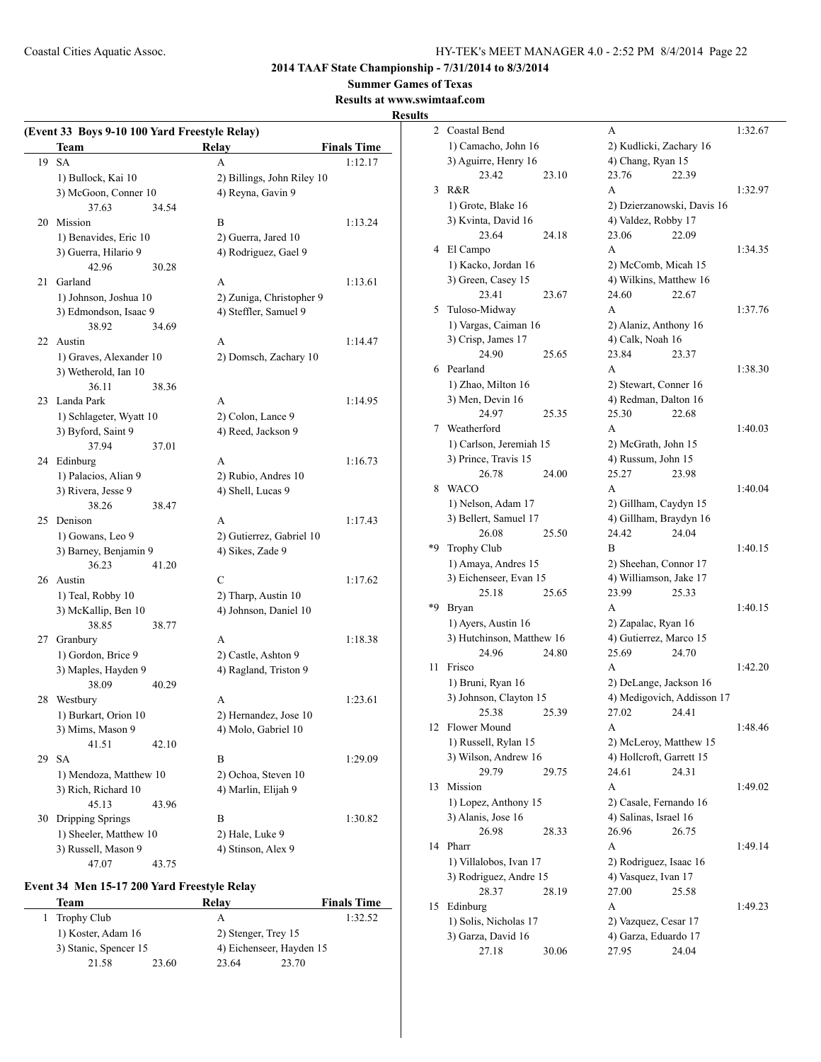**2014 TAAF State Championship - 7/31/2014 to 8/3/2014**

**Summer Games of Texas**

**Results at www.swimtaaf.com**

**Results**

### (Event 33 Boys 9-10 100 Yard Freestyle Relay)

| | Team | Relay | Finals Time |
|---|---|---|---|
| 19 | SA | A | 1:12.17 |
| | 1) Bullock, Kai 10 | 2) Billings, John Riley 10 | |
| | 3) McGoon, Conner 10 | 4) Reyna, Gavin 9 | |
| | 37.63 34.54 | | |
| 20 | Mission | B | 1:13.24 |
| | 1) Benavides, Eric 10 | 2) Guerra, Jared 10 | |
| | 3) Guerra, Hilario 9 | 4) Rodriguez, Gael 9 | |
| | 42.96 30.28 | | |
| 21 | Garland | A | 1:13.61 |
| | 1) Johnson, Joshua 10 | 2) Zuniga, Christopher 9 | |
| | 3) Edmondson, Isaac 9 | 4) Steffler, Samuel 9 | |
| | 38.92 34.69 | | |
| 22 | Austin | A | 1:14.47 |
| | 1) Graves, Alexander 10 | 2) Domsch, Zachary 10 | |
| | 3) Wetherold, Ian 10 | | |
| | 36.11 38.36 | | |
| 23 | Landa Park | A | 1:14.95 |
| | 1) Schlageter, Wyatt 10 | 2) Colon, Lance 9 | |
| | 3) Byford, Saint 9 | 4) Reed, Jackson 9 | |
| | 37.94 37.01 | | |
| 24 | Edinburg | A | 1:16.73 |
| | 1) Palacios, Alian 9 | 2) Rubio, Andres 10 | |
| | 3) Rivera, Jesse 9 | 4) Shell, Lucas 9 | |
| | 38.26 38.47 | | |
| 25 | Denison | A | 1:17.43 |
| | 1) Gowans, Leo 9 | 2) Gutierrez, Gabriel 10 | |
| | 3) Barney, Benjamin 9 | 4) Sikes, Zade 9 | |
| | 36.23 41.20 | | |
| 26 | Austin | C | 1:17.62 |
| | 1) Teal, Robby 10 | 2) Tharp, Austin 10 | |
| | 3) McKallip, Ben 10 | 4) Johnson, Daniel 10 | |
| | 38.85 38.77 | | |
| 27 | Granbury | A | 1:18.38 |
| | 1) Gordon, Brice 9 | 2) Castle, Ashton 9 | |
| | 3) Maples, Hayden 9 | 4) Ragland, Triston 9 | |
| | 38.09 40.29 | | |
| 28 | Westbury | A | 1:23.61 |
| | 1) Burkart, Orion 10 | 2) Hernandez, Jose 10 | |
| | 3) Mims, Mason 9 | 4) Molo, Gabriel 10 | |
| | 41.51 42.10 | | |
| 29 | SA | B | 1:29.09 |
| | 1) Mendoza, Matthew 10 | 2) Ochoa, Steven 10 | |
| | 3) Rich, Richard 10 | 4) Marlin, Elijah 9 | |
| | 45.13 43.96 | | |
| 30 | Dripping Springs | B | 1:30.82 |
| | 1) Sheeler, Matthew 10 | 2) Hale, Luke 9 | |
| | 3) Russell, Mason 9 | 4) Stinson, Alex 9 | |
| | 47.07 43.75 | | |

### Event 34 Men 15-17 200 Yard Freestyle Relay

| | Team | Relay | Finals Time |
|---|---|---|---|
| 1 | Trophy Club | A | 1:32.52 |
| | 1) Koster, Adam 16 | 2) Stenger, Trey 15 | |
| | 3) Stanic, Spencer 15 | 4) Eichenseer, Hayden 15 | |
| | 21.58 23.60 | 23.64 23.70 | |
| 2 | Coastal Bend | A | 1:32.67 |
| | 1) Camacho, John 16 | 2) Kudlicki, Zachary 16 | |
| | 3) Aguirre, Henry 16 | 4) Chang, Ryan 15 | |
| | 23.42 23.10 | 23.76 22.39 | |
| 3 | R&R | A | 1:32.97 |
| | 1) Grote, Blake 16 | 2) Dzierzanowski, Davis 16 | |
| | 3) Kvinta, David 16 | 4) Valdez, Robby 17 | |
| | 23.64 24.18 | 23.06 22.09 | |
| 4 | El Campo | A | 1:34.35 |
| | 1) Kacko, Jordan 16 | 2) McComb, Micah 15 | |
| | 3) Green, Casey 15 | 4) Wilkins, Matthew 16 | |
| | 23.41 23.67 | 24.60 22.67 | |
| 5 | Tuloso-Midway | A | 1:37.76 |
| | 1) Vargas, Caiman 16 | 2) Alaniz, Anthony 16 | |
| | 3) Crisp, James 17 | 4) Calk, Noah 16 | |
| | 24.90 25.65 | 23.84 23.37 | |
| 6 | Pearland | A | 1:38.30 |
| | 1) Zhao, Milton 16 | 2) Stewart, Conner 16 | |
| | 3) Men, Devin 16 | 4) Redman, Dalton 16 | |
| | 24.97 25.35 | 25.30 22.68 | |
| 7 | Weatherford | A | 1:40.03 |
| | 1) Carlson, Jeremiah 15 | 2) McGrath, John 15 | |
| | 3) Prince, Travis 15 | 4) Russum, John 15 | |
| | 26.78 24.00 | 25.27 23.98 | |
| 8 | WACO | A | 1:40.04 |
| | 1) Nelson, Adam 17 | 2) Gillham, Caydyn 15 | |
| | 3) Bellert, Samuel 17 | 4) Gillham, Braydyn 16 | |
| | 26.08 25.50 | 24.42 24.04 | |
| *9 | Trophy Club | B | 1:40.15 |
| | 1) Amaya, Andres 15 | 2) Sheehan, Connor 17 | |
| | 3) Eichenseer, Evan 15 | 4) Williamson, Jake 17 | |
| | 25.18 25.65 | 23.99 25.33 | |
| *9 | Bryan | A | 1:40.15 |
| | 1) Ayers, Austin 16 | 2) Zapalac, Ryan 16 | |
| | 3) Hutchinson, Matthew 16 | 4) Gutierrez, Marco 15 | |
| | 24.96 24.80 | 25.69 24.70 | |
| 11 | Frisco | A | 1:42.20 |
| | 1) Bruni, Ryan 16 | 2) DeLange, Jackson 16 | |
| | 3) Johnson, Clayton 15 | 4) Medigovich, Addisson 17 | |
| | 25.38 25.39 | 27.02 24.41 | |
| 12 | Flower Mound | A | 1:48.46 |
| | 1) Russell, Rylan 15 | 2) McLeroy, Matthew 15 | |
| | 3) Wilson, Andrew 16 | 4) Hollcroft, Garrett 15 | |
| | 29.79 29.75 | 24.61 24.31 | |
| 13 | Mission | A | 1:49.02 |
| | 1) Lopez, Anthony 15 | 2) Casale, Fernando 16 | |
| | 3) Alanis, Jose 16 | 4) Salinas, Israel 16 | |
| | 26.98 28.33 | 26.96 26.75 | |
| 14 | Pharr | A | 1:49.14 |
| | 1) Villalobos, Ivan 17 | 2) Rodriguez, Isaac 16 | |
| | 3) Rodriguez, Andre 15 | 4) Vasquez, Ivan 17 | |
| | 28.37 28.19 | 27.00 25.58 | |
| 15 | Edinburg | A | 1:49.23 |
| | 1) Solis, Nicholas 17 | 2) Vazquez, Cesar 17 | |
| | 3) Garza, David 16 | 4) Garza, Eduardo 17 | |
| | 27.18 30.06 | 27.95 24.04 | |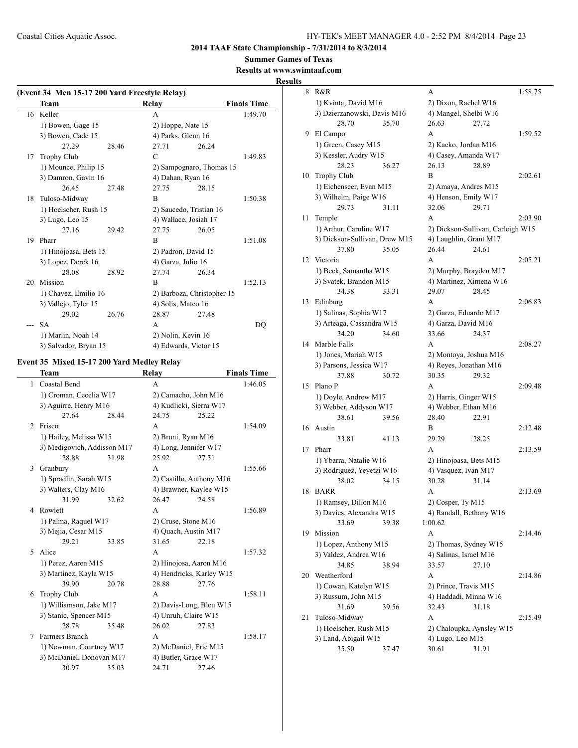## 2014 TAAF State Championship - 7/31/2014 to 8/3/2014

**Summer Games of Texas**

**Results at www.swimtaaf.com**

**Results**

### (Event 34 Men 15-17 200 Yard Freestyle Relay)

| | Team | Relay | Finals Time |
|---|---|---|---|
| 16 | Keller | A | 1:49.70 |
| | 1) Bowen, Gage 15 | 2) Hoppe, Nate 15 | |
| | 3) Bowen, Cade 15 | 4) Parks, Glenn 16 | |
| | 27.29 28.46 | 27.71 26.24 | |
| 17 | Trophy Club | C | 1:49.83 |
| | 1) Mounce, Philip 15 | 2) Sampognaro, Thomas 15 | |
| | 3) Damron, Gavin 16 | 4) Dahan, Ryan 16 | |
| | 26.45 27.48 | 27.75 28.15 | |
| 18 | Tuloso-Midway | B | 1:50.38 |
| | 1) Hoelscher, Rush 15 | 2) Saucedo, Tristian 16 | |
| | 3) Lugo, Leo 15 | 4) Wallace, Josiah 17 | |
| | 27.16 29.42 | 27.75 26.05 | |
| 19 | Pharr | B | 1:51.08 |
| | 1) Hinojoasa, Bets 15 | 2) Padron, David 15 | |
| | 3) Lopez, Derek 16 | 4) Garza, Julio 16 | |
| | 28.08 28.92 | 27.74 26.34 | |
| 20 | Mission | B | 1:52.13 |
| | 1) Chavez, Emilio 16 | 2) Barboza, Christopher 15 | |
| | 3) Vallejo, Tyler 15 | 4) Solis, Mateo 16 | |
| | 29.02 26.76 | 28.87 27.48 | |
| --- | SA | A | DQ |
| | 1) Marlin, Noah 14 | 2) Nolin, Kevin 16 | |
| | 3) Salvador, Bryan 15 | 4) Edwards, Victor 15 | |

### Event 35 Mixed 15-17 200 Yard Medley Relay

| | Team | Relay | Finals Time |
|---|---|---|---|
| 1 | Coastal Bend | A | 1:46.05 |
| | 1) Croman, Cecelia W17 | 2) Camacho, John M16 | |
| | 3) Aguirre, Henry M16 | 4) Kudlicki, Sierra W17 | |
| | 27.64 28.44 | 24.75 25.22 | |
| 2 | Frisco | A | 1:54.09 |
| | 1) Hailey, Melissa W15 | 2) Bruni, Ryan M16 | |
| | 3) Medigovich, Addisson M17 | 4) Long, Jennifer W17 | |
| | 28.88 31.98 | 25.92 27.31 | |
| 3 | Granbury | A | 1:55.66 |
| | 1) Spradlin, Sarah W15 | 2) Castillo, Anthony M16 | |
| | 3) Walters, Clay M16 | 4) Brawner, Kaylee W15 | |
| | 31.99 32.62 | 26.47 24.58 | |
| 4 | Rowlett | A | 1:56.89 |
| | 1) Palma, Raquel W17 | 2) Cruse, Stone M16 | |
| | 3) Mejia, Cesar M15 | 4) Quach, Austin M17 | |
| | 29.21 33.85 | 31.65 22.18 | |
| 5 | Alice | A | 1:57.32 |
| | 1) Perez, Aaren M15 | 2) Hinojosa, Aaron M16 | |
| | 3) Martinez, Kayla W15 | 4) Hendricks, Karley W15 | |
| | 39.90 20.78 | 28.88 27.76 | |
| 6 | Trophy Club | A | 1:58.11 |
| | 1) Williamson, Jake M17 | 2) Davis-Long, Bleu W15 | |
| | 3) Stanic, Spencer M15 | 4) Unruh, Claire W15 | |
| | 28.78 35.48 | 26.02 27.83 | |
| 7 | Farmers Branch | A | 1:58.17 |
| | 1) Newman, Courtney W17 | 2) McDaniel, Eric M15 | |
| | 3) McDaniel, Donovan M17 | 4) Butler, Grace W17 | |
| | 30.97 35.03 | 24.71 27.46 | |
| 8 | R&R | A | 1:58.75 |
| | 1) Kvinta, David M16 | 2) Dixon, Rachel W16 | |
| | 3) Dzierzanowski, Davis M16 | 4) Mangel, Shelbi W16 | |
| | 28.70 35.70 | 26.63 27.72 | |
| 9 | El Campo | A | 1:59.52 |
| | 1) Green, Casey M15 | 2) Kacko, Jordan M16 | |
| | 3) Kessler, Audry W15 | 4) Casey, Amanda W17 | |
| | 28.23 36.27 | 26.13 28.89 | |
| 10 | Trophy Club | B | 2:02.61 |
| | 1) Eichenseer, Evan M15 | 2) Amaya, Andres M15 | |
| | 3) Wilhelm, Paige W16 | 4) Henson, Emily W17 | |
| | 29.73 31.11 | 32.06 29.71 | |
| 11 | Temple | A | 2:03.90 |
| | 1) Arthur, Caroline W17 | 2) Dickson-Sullivan, Carleigh W15 | |
| | 3) Dickson-Sullivan, Drew M15 | 4) Laughlin, Grant M17 | |
| | 37.80 35.05 | 26.44 24.61 | |
| 12 | Victoria | A | 2:05.21 |
| | 1) Beck, Samantha W15 | 2) Murphy, Brayden M17 | |
| | 3) Svatek, Brandon M15 | 4) Martinez, Ximena W16 | |
| | 34.38 33.31 | 29.07 28.45 | |
| 13 | Edinburg | A | 2:06.83 |
| | 1) Salinas, Sophia W17 | 2) Garza, Eduardo M17 | |
| | 3) Arteaga, Cassandra W15 | 4) Garza, David M16 | |
| | 34.20 34.60 | 33.66 24.37 | |
| 14 | Marble Falls | A | 2:08.27 |
| | 1) Jones, Mariah W15 | 2) Montoya, Joshua M16 | |
| | 3) Parsons, Jessica W17 | 4) Reyes, Jonathan M16 | |
| | 37.88 30.72 | 30.35 29.32 | |
| 15 | Plano P | A | 2:09.48 |
| | 1) Doyle, Andrew M17 | 2) Harris, Ginger W15 | |
| | 3) Webber, Addyson W17 | 4) Webber, Ethan M16 | |
| | 38.61 39.56 | 28.40 22.91 | |
| 16 | Austin | B | 2:12.48 |
| | 33.81 41.13 | 29.29 28.25 | |
| 17 | Pharr | A | 2:13.59 |
| | 1) Ybarra, Natalie W16 | 2) Hinojoasa, Bets M15 | |
| | 3) Rodriguez, Yeyetzi W16 | 4) Vasquez, Ivan M17 | |
| | 38.02 34.15 | 30.28 31.14 | |
| 18 | BARR | A | 2:13.69 |
| | 1) Ramsey, Dillon M16 | 2) Cosper, Ty M15 | |
| | 3) Davies, Alexandra W15 | 4) Randall, Bethany W16 | |
| | 33.69 39.38 | 1:00.62 | |
| 19 | Mission | A | 2:14.46 |
| | 1) Lopez, Anthony M15 | 2) Thomas, Sydney W15 | |
| | 3) Valdez, Andrea W16 | 4) Salinas, Israel M16 | |
| | 34.85 38.94 | 33.57 27.10 | |
| 20 | Weatherford | A | 2:14.86 |
| | 1) Cowan, Katelyn W15 | 2) Prince, Travis M15 | |
| | 3) Russum, John M15 | 4) Haddadi, Minna W16 | |
| | 31.69 39.56 | 32.43 31.18 | |
| 21 | Tuloso-Midway | A | 2:15.49 |
| | 1) Hoelscher, Rush M15 | 2) Chaloupka, Aynsley W15 | |
| | 3) Land, Abigail W15 | 4) Lugo, Leo M15 | |
| | 35.50 37.47 | 30.61 31.91 | |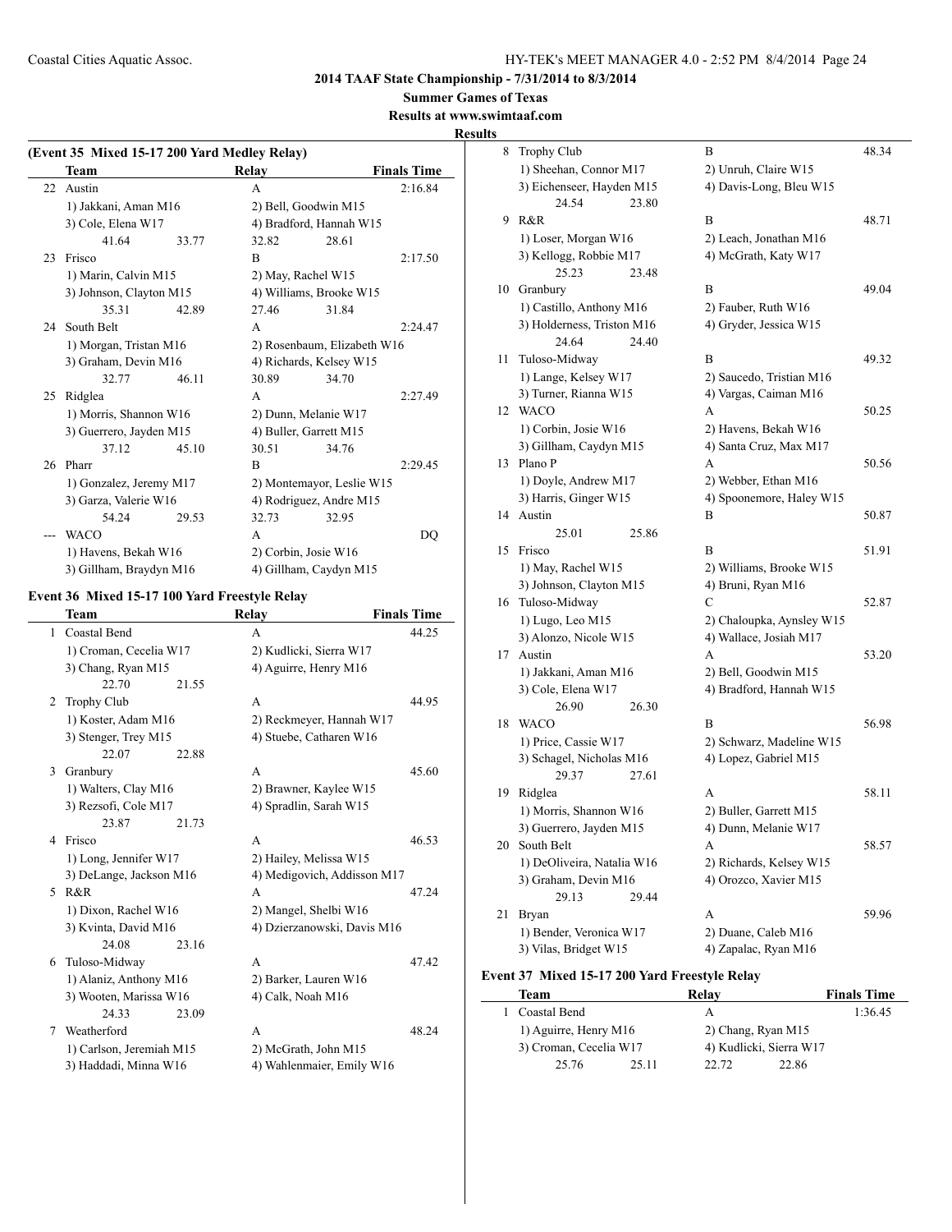**2014 TAAF State Championship - 7/31/2014 to 8/3/2014**

**Summer Games of Texas**

**Results at www.swimtaaf.com**

**Results**

**(Event 35 Mixed 15-17 200 Yard Medley Relay)**

| | Team | Relay | Finals Time |
|---|---|---|---|
| 22 | Austin | A | 2:16.84 |
| | 1) Jakkani, Aman M16 | 2) Bell, Goodwin M15 | |
| | 3) Cole, Elena W17 | 4) Bradford, Hannah W15 | |
| | 41.64 33.77 | 32.82 28.61 | |
| 23 | Frisco | B | 2:17.50 |
| | 1) Marin, Calvin M15 | 2) May, Rachel W15 | |
| | 3) Johnson, Clayton M15 | 4) Williams, Brooke W15 | |
| | 35.31 42.89 | 27.46 31.84 | |
| 24 | South Belt | A | 2:24.47 |
| | 1) Morgan, Tristan M16 | 2) Rosenbaum, Elizabeth W16 | |
| | 3) Graham, Devin M16 | 4) Richards, Kelsey W15 | |
| | 32.77 46.11 | 30.89 34.70 | |
| 25 | Ridglea | A | 2:27.49 |
| | 1) Morris, Shannon W16 | 2) Dunn, Melanie W17 | |
| | 3) Guerrero, Jayden M15 | 4) Buller, Garrett M15 | |
| | 37.12 45.10 | 30.51 34.76 | |
| 26 | Pharr | B | 2:29.45 |
| | 1) Gonzalez, Jeremy M17 | 2) Montemayor, Leslie W15 | |
| | 3) Garza, Valerie W16 | 4) Rodriguez, Andre M15 | |
| | 54.24 29.53 | 32.73 32.95 | |
| --- | WACO | A | DQ |
| | 1) Havens, Bekah W16 | 2) Corbin, Josie W16 | |
| | 3) Gillham, Braydyn M16 | 4) Gillham, Caydyn M15 | |

**Event 36 Mixed 15-17 100 Yard Freestyle Relay**

| | Team | Relay | Finals Time |
|---|---|---|---|
| 1 | Coastal Bend | A | 44.25 |
| | 1) Croman, Cecelia W17 | 2) Kudlicki, Sierra W17 | |
| | 3) Chang, Ryan M15 | 4) Aguirre, Henry M16 | |
| | 22.70 21.55 | | |
| 2 | Trophy Club | A | 44.95 |
| | 1) Koster, Adam M16 | 2) Reckmeyer, Hannah W17 | |
| | 3) Stenger, Trey M15 | 4) Stuebe, Catharen W16 | |
| | 22.07 22.88 | | |
| 3 | Granbury | A | 45.60 |
| | 1) Walters, Clay M16 | 2) Brawner, Kaylee W15 | |
| | 3) Rezsofi, Cole M17 | 4) Spradlin, Sarah W15 | |
| | 23.87 21.73 | | |
| 4 | Frisco | A | 46.53 |
| | 1) Long, Jennifer W17 | 2) Hailey, Melissa W15 | |
| | 3) DeLange, Jackson M16 | 4) Medigovich, Addisson M17 | |
| 5 | R&R | A | 47.24 |
| | 1) Dixon, Rachel W16 | 2) Mangel, Shelbi W16 | |
| | 3) Kvinta, David M16 | 4) Dzierzanowski, Davis M16 | |
| | 24.08 23.16 | | |
| 6 | Tuloso-Midway | A | 47.42 |
| | 1) Alaniz, Anthony M16 | 2) Barker, Lauren W16 | |
| | 3) Wooten, Marissa W16 | 4) Calk, Noah M16 | |
| | 24.33 23.09 | | |
| 7 | Weatherford | A | 48.24 |
| | 1) Carlson, Jeremiah M15 | 2) McGrath, John M15 | |
| | 3) Haddadi, Minna W16 | 4) Wahlenmaier, Emily W16 | |
| 8 | Trophy Club | B | 48.34 |
| | 1) Sheehan, Connor M17 | 2) Unruh, Claire W15 | |
| | 3) Eichenseer, Hayden M15 | 4) Davis-Long, Bleu W15 | |
| | 24.54 23.80 | | |
| 9 | R&R | B | 48.71 |
| | 1) Loser, Morgan W16 | 2) Leach, Jonathan M16 | |
| | 3) Kellogg, Robbie M17 | 4) McGrath, Katy W17 | |
| | 25.23 23.48 | | |
| 10 | Granbury | B | 49.04 |
| | 1) Castillo, Anthony M16 | 2) Fauber, Ruth W16 | |
| | 3) Holderness, Triston M16 | 4) Gryder, Jessica W15 | |
| | 24.64 24.40 | | |
| 11 | Tuloso-Midway | B | 49.32 |
| | 1) Lange, Kelsey W17 | 2) Saucedo, Tristian M16 | |
| | 3) Turner, Rianna W15 | 4) Vargas, Caiman M16 | |
| 12 | WACO | A | 50.25 |
| | 1) Corbin, Josie W16 | 2) Havens, Bekah W16 | |
| | 3) Gillham, Caydyn M15 | 4) Santa Cruz, Max M17 | |
| 13 | Plano P | A | 50.56 |
| | 1) Doyle, Andrew M17 | 2) Webber, Ethan M16 | |
| | 3) Harris, Ginger W15 | 4) Spoonemore, Haley W15 | |
| 14 | Austin | B | 50.87 |
| | 25.01 25.86 | | |
| 15 | Frisco | B | 51.91 |
| | 1) May, Rachel W15 | 2) Williams, Brooke W15 | |
| | 3) Johnson, Clayton M15 | 4) Bruni, Ryan M16 | |
| 16 | Tuloso-Midway | C | 52.87 |
| | 1) Lugo, Leo M15 | 2) Chaloupka, Aynsley W15 | |
| | 3) Alonzo, Nicole W15 | 4) Wallace, Josiah M17 | |
| 17 | Austin | A | 53.20 |
| | 1) Jakkani, Aman M16 | 2) Bell, Goodwin M15 | |
| | 3) Cole, Elena W17 | 4) Bradford, Hannah W15 | |
| | 26.90 26.30 | | |
| 18 | WACO | B | 56.98 |
| | 1) Price, Cassie W17 | 2) Schwarz, Madeline W15 | |
| | 3) Schagel, Nicholas M16 | 4) Lopez, Gabriel M15 | |
| | 29.37 27.61 | | |
| 19 | Ridglea | A | 58.11 |
| | 1) Morris, Shannon W16 | 2) Buller, Garrett M15 | |
| | 3) Guerrero, Jayden M15 | 4) Dunn, Melanie W17 | |
| 20 | South Belt | A | 58.57 |
| | 1) DeOliveira, Natalia W16 | 2) Richards, Kelsey W15 | |
| | 3) Graham, Devin M16 | 4) Orozco, Xavier M15 | |
| | 29.13 29.44 | | |
| 21 | Bryan | A | 59.96 |
| | 1) Bender, Veronica W17 | 2) Duane, Caleb M16 | |
| | 3) Vilas, Bridget W15 | 4) Zapalac, Ryan M16 | |

**Event 37 Mixed 15-17 200 Yard Freestyle Relay**

| | Team | Relay | Finals Time |
|---|---|---|---|
| 1 | Coastal Bend | A | 1:36.45 |
| | 1) Aguirre, Henry M16 | 2) Chang, Ryan M15 | |
| | 3) Croman, Cecelia W17 | 4) Kudlicki, Sierra W17 | |
| | 25.76 25.11 | 22.72 22.86 | |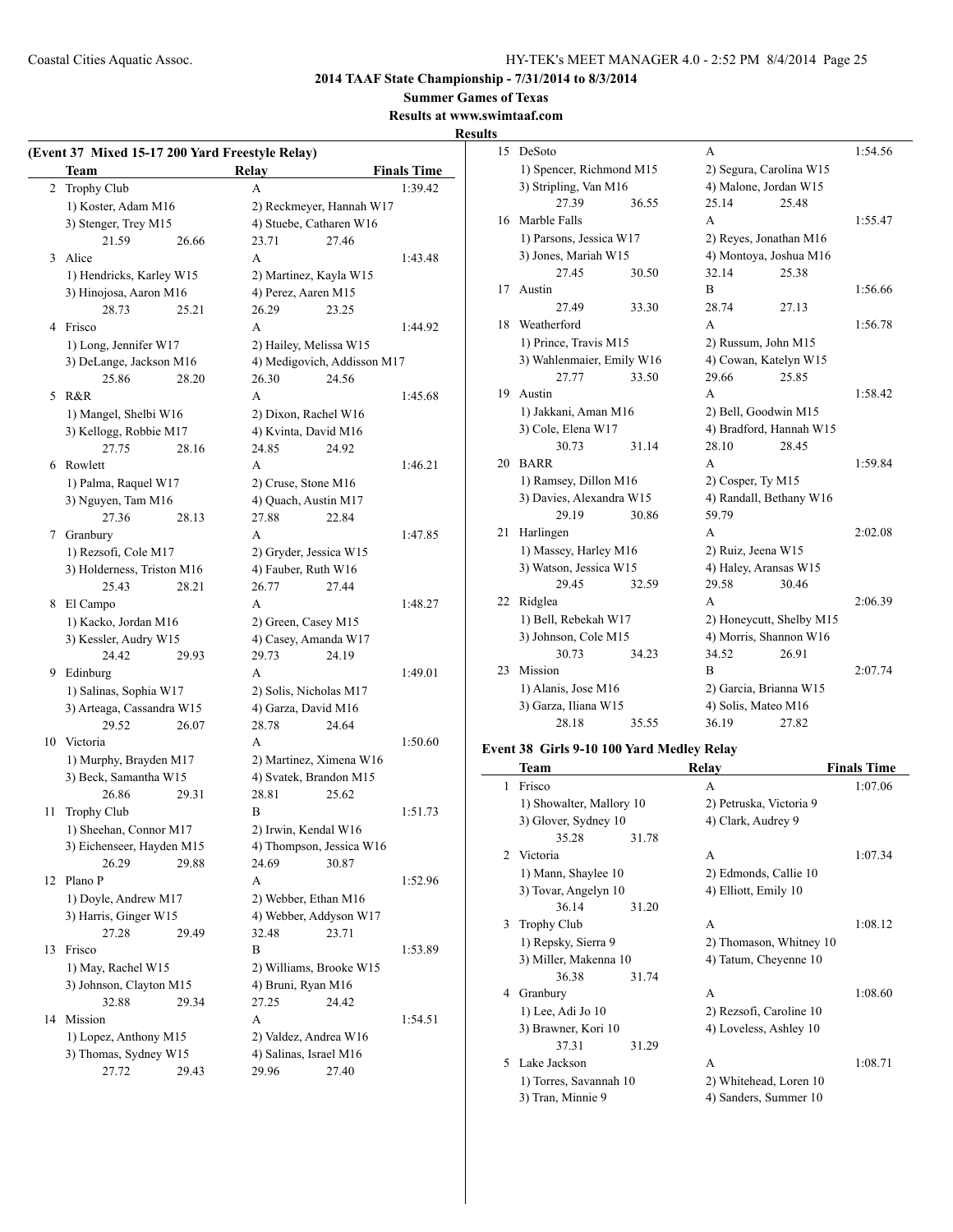## 2014 TAAF State Championship - 7/31/2014 to 8/3/2014

### Summer Games of Texas

### Results at www.swimtaaf.com

### Results

### (Event 37 Mixed 15-17 200 Yard Freestyle Relay)

| | Team | Relay | Finals Time |
|---|---|---|---|
| 2 | Trophy Club | A | 1:39.42 |
| | 1) Koster, Adam M16 | 2) Reckmeyer, Hannah W17 | |
| | 3) Stenger, Trey M15 | 4) Stuebe, Catharen W16 | |
| | 21.59 26.66 | 23.71 27.46 | |
| 3 | Alice | A | 1:43.48 |
| | 1) Hendricks, Karley W15 | 2) Martinez, Kayla W15 | |
| | 3) Hinojosa, Aaron M16 | 4) Perez, Aaren M15 | |
| | 28.73 25.21 | 26.29 23.25 | |
| 4 | Frisco | A | 1:44.92 |
| | 1) Long, Jennifer W17 | 2) Hailey, Melissa W15 | |
| | 3) DeLange, Jackson M16 | 4) Medigovich, Addisson M17 | |
| | 25.86 28.20 | 26.30 24.56 | |
| 5 | R&R | A | 1:45.68 |
| | 1) Mangel, Shelbi W16 | 2) Dixon, Rachel W16 | |
| | 3) Kellogg, Robbie M17 | 4) Kvinta, David M16 | |
| | 27.75 28.16 | 24.85 24.92 | |
| 6 | Rowlett | A | 1:46.21 |
| | 1) Palma, Raquel W17 | 2) Cruse, Stone M16 | |
| | 3) Nguyen, Tam M16 | 4) Quach, Austin M17 | |
| | 27.36 28.13 | 27.88 22.84 | |
| 7 | Granbury | A | 1:47.85 |
| | 1) Rezsofi, Cole M17 | 2) Gryder, Jessica W15 | |
| | 3) Holderness, Triston M16 | 4) Fauber, Ruth W16 | |
| | 25.43 28.21 | 26.77 27.44 | |
| 8 | El Campo | A | 1:48.27 |
| | 1) Kacko, Jordan M16 | 2) Green, Casey M15 | |
| | 3) Kessler, Audry W15 | 4) Casey, Amanda W17 | |
| | 24.42 29.93 | 29.73 24.19 | |
| 9 | Edinburg | A | 1:49.01 |
| | 1) Salinas, Sophia W17 | 2) Solis, Nicholas M17 | |
| | 3) Arteaga, Cassandra W15 | 4) Garza, David M16 | |
| | 29.52 26.07 | 28.78 24.64 | |
| 10 | Victoria | A | 1:50.60 |
| | 1) Murphy, Brayden M17 | 2) Martinez, Ximena W16 | |
| | 3) Beck, Samantha W15 | 4) Svatek, Brandon M15 | |
| | 26.86 29.31 | 28.81 25.62 | |
| 11 | Trophy Club | B | 1:51.73 |
| | 1) Sheehan, Connor M17 | 2) Irwin, Kendal W16 | |
| | 3) Eichenseer, Hayden M15 | 4) Thompson, Jessica W16 | |
| | 26.29 29.88 | 24.69 30.87 | |
| 12 | Plano P | A | 1:52.96 |
| | 1) Doyle, Andrew M17 | 2) Webber, Ethan M16 | |
| | 3) Harris, Ginger W15 | 4) Webber, Addyson W17 | |
| | 27.28 29.49 | 32.48 23.71 | |
| 13 | Frisco | B | 1:53.89 |
| | 1) May, Rachel W15 | 2) Williams, Brooke W15 | |
| | 3) Johnson, Clayton M15 | 4) Bruni, Ryan M16 | |
| | 32.88 29.34 | 27.25 24.42 | |
| 14 | Mission | A | 1:54.51 |
| | 1) Lopez, Anthony M15 | 2) Valdez, Andrea W16 | |
| | 3) Thomas, Sydney W15 | 4) Salinas, Israel M16 | |
| | 27.72 29.43 | 29.96 27.40 | |
| 15 | DeSoto | A | 1:54.56 |
| | 1) Spencer, Richmond M15 | 2) Segura, Carolina W15 | |
| | 3) Stripling, Van M16 | 4) Malone, Jordan W15 | |
| | 27.39 36.55 | 25.14 25.48 | |
| 16 | Marble Falls | A | 1:55.47 |
| | 1) Parsons, Jessica W17 | 2) Reyes, Jonathan M16 | |
| | 3) Jones, Mariah W15 | 4) Montoya, Joshua M16 | |
| | 27.45 30.50 | 32.14 25.38 | |
| 17 | Austin | B | 1:56.66 |
| | 27.49 33.30 | 28.74 27.13 | |
| 18 | Weatherford | A | 1:56.78 |
| | 1) Prince, Travis M15 | 2) Russum, John M15 | |
| | 3) Wahlenmaier, Emily W16 | 4) Cowan, Katelyn W15 | |
| | 27.77 33.50 | 29.66 25.85 | |
| 19 | Austin | A | 1:58.42 |
| | 1) Jakkani, Aman M16 | 2) Bell, Goodwin M15 | |
| | 3) Cole, Elena W17 | 4) Bradford, Hannah W15 | |
| | 30.73 31.14 | 28.10 28.45 | |
| 20 | BARR | A | 1:59.84 |
| | 1) Ramsey, Dillon M16 | 2) Cosper, Ty M15 | |
| | 3) Davies, Alexandra W15 | 4) Randall, Bethany W16 | |
| | 29.19 30.86 | 59.79 | |
| 21 | Harlingen | A | 2:02.08 |
| | 1) Massey, Harley M16 | 2) Ruiz, Jeena W15 | |
| | 3) Watson, Jessica W15 | 4) Haley, Aransas W15 | |
| | 29.45 32.59 | 29.58 30.46 | |
| 22 | Ridglea | A | 2:06.39 |
| | 1) Bell, Rebekah W17 | 2) Honeycutt, Shelby M15 | |
| | 3) Johnson, Cole M15 | 4) Morris, Shannon W16 | |
| | 30.73 34.23 | 34.52 26.91 | |
| 23 | Mission | B | 2:07.74 |
| | 1) Alanis, Jose M16 | 2) Garcia, Brianna W15 | |
| | 3) Garza, Iliana W15 | 4) Solis, Mateo M16 | |
| | 28.18 35.55 | 36.19 27.82 | |

### Event 38 Girls 9-10 100 Yard Medley Relay

| | Team | Relay | Finals Time |
|---|---|---|---|
| 1 | Frisco | A | 1:07.06 |
| | 1) Showalter, Mallory 10 | 2) Petruska, Victoria 9 | |
| | 3) Glover, Sydney 10 | 4) Clark, Audrey 9 | |
| | 35.28 31.78 | | |
| 2 | Victoria | A | 1:07.34 |
| | 1) Mann, Shaylee 10 | 2) Edmonds, Callie 10 | |
| | 3) Tovar, Angelyn 10 | 4) Elliott, Emily 10 | |
| | 36.14 31.20 | | |
| 3 | Trophy Club | A | 1:08.12 |
| | 1) Repsky, Sierra 9 | 2) Thomason, Whitney 10 | |
| | 3) Miller, Makenna 10 | 4) Tatum, Cheyenne 10 | |
| | 36.38 31.74 | | |
| 4 | Granbury | A | 1:08.60 |
| | 1) Lee, Adi Jo 10 | 2) Rezsofi, Caroline 10 | |
| | 3) Brawner, Kori 10 | 4) Loveless, Ashley 10 | |
| | 37.31 31.29 | | |
| 5 | Lake Jackson | A | 1:08.71 |
| | 1) Torres, Savannah 10 | 2) Whitehead, Loren 10 | |
| | 3) Tran, Minnie 9 | 4) Sanders, Summer 10 | |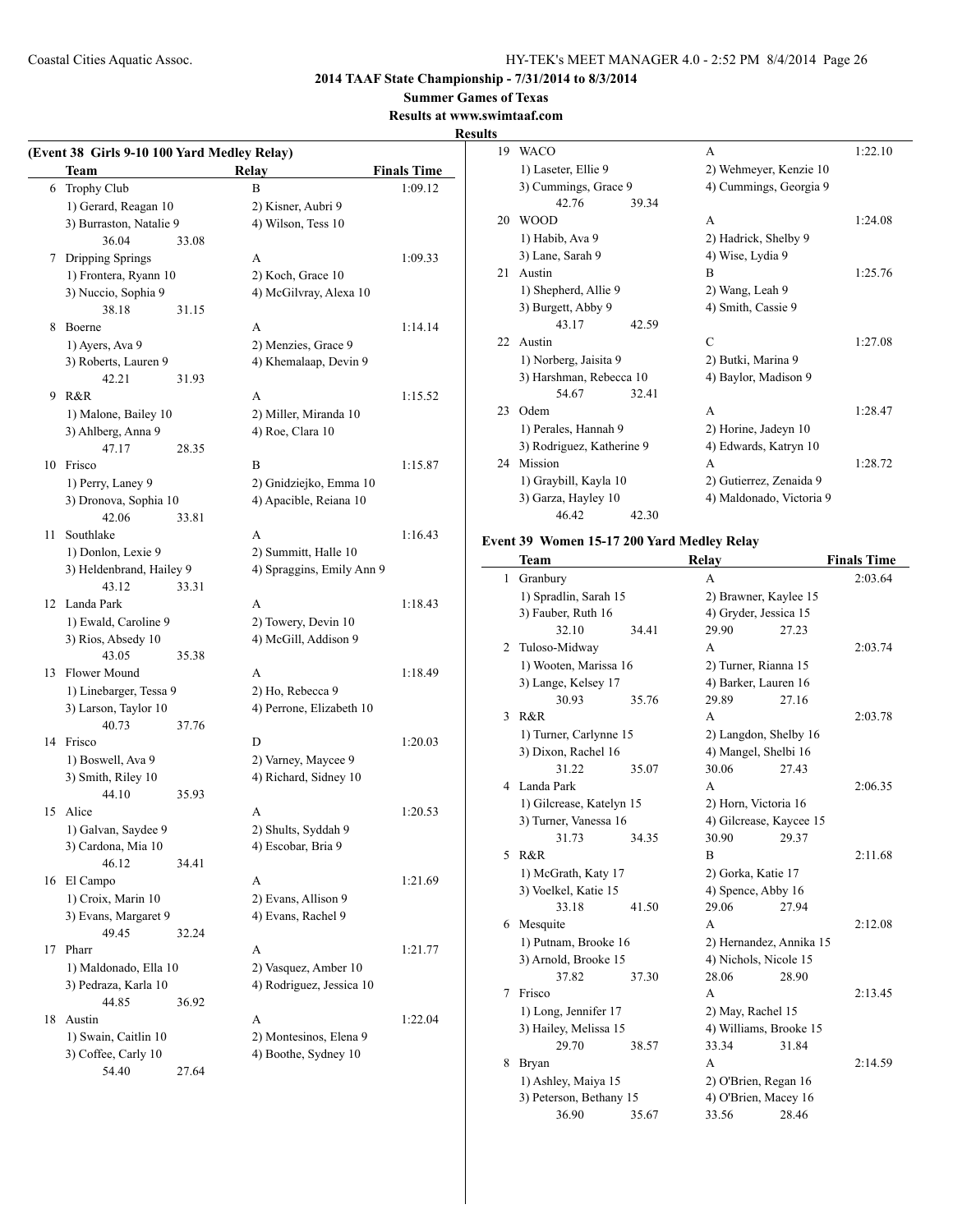**2014 TAAF State Championship - 7/31/2014 to 8/3/2014**

**Summer Games of Texas**

**Results at www.swimtaaf.com**

**Results**

### (Event 38 Girls 9-10 100 Yard Medley Relay)

| | Team | Relay | Finals Time |
|---|---|---|---|
| 6 | Trophy Club | B | 1:09.12 |
| | 1) Gerard, Reagan 10 | 2) Kisner, Aubri 9 | |
| | 3) Burraston, Natalie 9 | 4) Wilson, Tess 10 | |
| | 36.04 33.08 | | |
| 7 | Dripping Springs | A | 1:09.33 |
| | 1) Frontera, Ryann 10 | 2) Koch, Grace 10 | |
| | 3) Nuccio, Sophia 9 | 4) McGilvray, Alexa 10 | |
| | 38.18 31.15 | | |
| 8 | Boerne | A | 1:14.14 |
| | 1) Ayers, Ava 9 | 2) Menzies, Grace 9 | |
| | 3) Roberts, Lauren 9 | 4) Khemalaap, Devin 9 | |
| | 42.21 31.93 | | |
| 9 | R&R | A | 1:15.52 |
| | 1) Malone, Bailey 10 | 2) Miller, Miranda 10 | |
| | 3) Ahlberg, Anna 9 | 4) Roe, Clara 10 | |
| | 47.17 28.35 | | |
| 10 | Frisco | B | 1:15.87 |
| | 1) Perry, Laney 9 | 2) Gnidziejko, Emma 10 | |
| | 3) Dronova, Sophia 10 | 4) Apacible, Reiana 10 | |
| | 42.06 33.81 | | |
| 11 | Southlake | A | 1:16.43 |
| | 1) Donlon, Lexie 9 | 2) Summitt, Halle 10 | |
| | 3) Heldenbrand, Hailey 9 | 4) Spraggins, Emily Ann 9 | |
| | 43.12 33.31 | | |
| 12 | Landa Park | A | 1:18.43 |
| | 1) Ewald, Caroline 9 | 2) Towery, Devin 10 | |
| | 3) Rios, Absedy 10 | 4) McGill, Addison 9 | |
| | 43.05 35.38 | | |
| 13 | Flower Mound | A | 1:18.49 |
| | 1) Linebarger, Tessa 9 | 2) Ho, Rebecca 9 | |
| | 3) Larson, Taylor 10 | 4) Perrone, Elizabeth 10 | |
| | 40.73 37.76 | | |
| 14 | Frisco | D | 1:20.03 |
| | 1) Boswell, Ava 9 | 2) Varney, Maycee 9 | |
| | 3) Smith, Riley 10 | 4) Richard, Sidney 10 | |
| | 44.10 35.93 | | |
| 15 | Alice | A | 1:20.53 |
| | 1) Galvan, Saydee 9 | 2) Shults, Syddah 9 | |
| | 3) Cardona, Mia 10 | 4) Escobar, Bria 9 | |
| | 46.12 34.41 | | |
| 16 | El Campo | A | 1:21.69 |
| | 1) Croix, Marin 10 | 2) Evans, Allison 9 | |
| | 3) Evans, Margaret 9 | 4) Evans, Rachel 9 | |
| | 49.45 32.24 | | |
| 17 | Pharr | A | 1:21.77 |
| | 1) Maldonado, Ella 10 | 2) Vasquez, Amber 10 | |
| | 3) Pedraza, Karla 10 | 4) Rodriguez, Jessica 10 | |
| | 44.85 36.92 | | |
| 18 | Austin | A | 1:22.04 |
| | 1) Swain, Caitlin 10 | 2) Montesinos, Elena 9 | |
| | 3) Coffee, Carly 10 | 4) Boothe, Sydney 10 | |
| | 54.40 27.64 | | |
| 19 | WACO | A | 1:22.10 |
| | 1) Laseter, Ellie 9 | 2) Wehmeyer, Kenzie 10 | |
| | 3) Cummings, Grace 9 | 4) Cummings, Georgia 9 | |
| | 42.76 39.34 | | |
| 20 | WOOD | A | 1:24.08 |
| | 1) Habib, Ava 9 | 2) Hadrick, Shelby 9 | |
| | 3) Lane, Sarah 9 | 4) Wise, Lydia 9 | |
| 21 | Austin | B | 1:25.76 |
| | 1) Shepherd, Allie 9 | 2) Wang, Leah 9 | |
| | 3) Burgett, Abby 9 | 4) Smith, Cassie 9 | |
| | 43.17 42.59 | | |
| 22 | Austin | C | 1:27.08 |
| | 1) Norberg, Jaisita 9 | 2) Butki, Marina 9 | |
| | 3) Harshman, Rebecca 10 | 4) Baylor, Madison 9 | |
| | 54.67 32.41 | | |
| 23 | Odem | A | 1:28.47 |
| | 1) Perales, Hannah 9 | 2) Horine, Jadeyn 10 | |
| | 3) Rodriguez, Katherine 9 | 4) Edwards, Katryn 10 | |
| 24 | Mission | A | 1:28.72 |
| | 1) Graybill, Kayla 10 | 2) Gutierrez, Zenaida 9 | |
| | 3) Garza, Hayley 10 | 4) Maldonado, Victoria 9 | |
| | 46.42 42.30 | | |

### Event 39 Women 15-17 200 Yard Medley Relay

| | Team | Relay | Finals Time |
|---|---|---|---|
| 1 | Granbury | A | 2:03.64 |
| | 1) Spradlin, Sarah 15 | 2) Brawner, Kaylee 15 | |
| | 3) Fauber, Ruth 16 | 4) Gryder, Jessica 15 | |
| | 32.10 34.41 | 29.90 27.23 | |
| 2 | Tuloso-Midway | A | 2:03.74 |
| | 1) Wooten, Marissa 16 | 2) Turner, Rianna 15 | |
| | 3) Lange, Kelsey 17 | 4) Barker, Lauren 16 | |
| | 30.93 35.76 | 29.89 27.16 | |
| 3 | R&R | A | 2:03.78 |
| | 1) Turner, Carlynne 15 | 2) Langdon, Shelby 16 | |
| | 3) Dixon, Rachel 16 | 4) Mangel, Shelbi 16 | |
| | 31.22 35.07 | 30.06 27.43 | |
| 4 | Landa Park | A | 2:06.35 |
| | 1) Gilcrease, Katelyn 15 | 2) Horn, Victoria 16 | |
| | 3) Turner, Vanessa 16 | 4) Gilcrease, Kaycee 15 | |
| | 31.73 34.35 | 30.90 29.37 | |
| 5 | R&R | B | 2:11.68 |
| | 1) McGrath, Katy 17 | 2) Gorka, Katie 17 | |
| | 3) Voelkel, Katie 15 | 4) Spence, Abby 16 | |
| | 33.18 41.50 | 29.06 27.94 | |
| 6 | Mesquite | A | 2:12.08 |
| | 1) Putnam, Brooke 16 | 2) Hernandez, Annika 15 | |
| | 3) Arnold, Brooke 15 | 4) Nichols, Nicole 15 | |
| | 37.82 37.30 | 28.06 28.90 | |
| 7 | Frisco | A | 2:13.45 |
| | 1) Long, Jennifer 17 | 2) May, Rachel 15 | |
| | 3) Hailey, Melissa 15 | 4) Williams, Brooke 15 | |
| | 29.70 38.57 | 33.34 31.84 | |
| 8 | Bryan | A | 2:14.59 |
| | 1) Ashley, Maiya 15 | 2) O'Brien, Regan 16 | |
| | 3) Peterson, Bethany 15 | 4) O'Brien, Macey 16 | |
| | 36.90 35.67 | 33.56 28.46 | |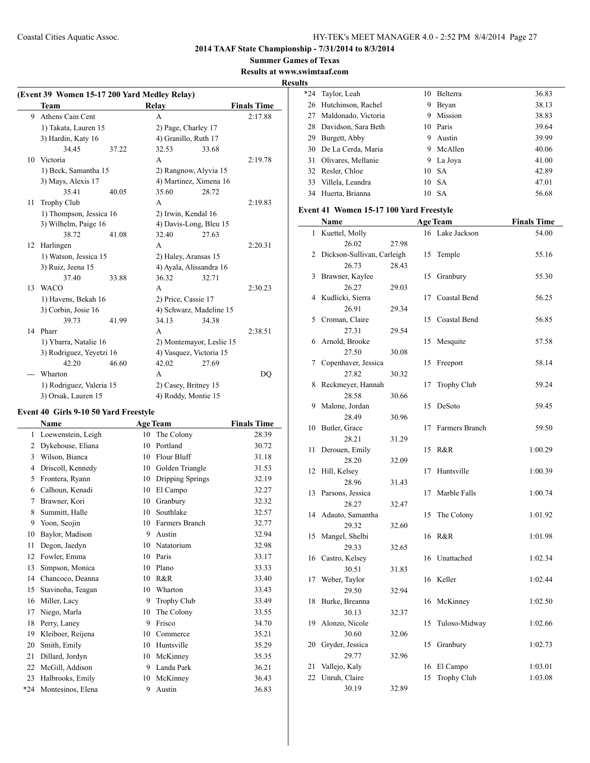**2014 TAAF State Championship - 7/31/2014 to 8/3/2014**

**Summer Games of Texas**

**Results at www.swimtaaf.com**

**Results**

### (Event 39 Women 15-17 200 Yard Medley Relay)

| | Team | Relay | Finals Time |
|---|---|---|---|
| 9 | Athens Cain Cent | A | 2:17.88 |
| | 1) Takata, Lauren 15 | 2) Page, Charley 17 | |
| | 3) Hardin, Katy 16 | 4) Granillo, Ruth 17 | |
| | 34.45 37.22 | 32.53 33.68 | |
| 10 | Victoria | A | 2:19.78 |
| | 1) Beck, Samantha 15 | 2) Rangnow, Alyvia 15 | |
| | 3) Mays, Alexis 17 | 4) Martinez, Ximena 16 | |
| | 35.41 40.05 | 35.60 28.72 | |
| 11 | Trophy Club | A | 2:19.83 |
| | 1) Thompson, Jessica 16 | 2) Irwin, Kendal 16 | |
| | 3) Wilhelm, Paige 16 | 4) Davis-Long, Bleu 15 | |
| | 38.72 41.08 | 32.40 27.63 | |
| 12 | Harlingen | A | 2:20.31 |
| | 1) Watson, Jessica 15 | 2) Haley, Aransas 15 | |
| | 3) Ruiz, Jeena 15 | 4) Ayala, Alissandra 16 | |
| | 37.40 33.88 | 36.32 32.71 | |
| 13 | WACO | A | 2:30.23 |
| | 1) Havens, Bekah 16 | 2) Price, Cassie 17 | |
| | 3) Corbin, Josie 16 | 4) Schwarz, Madeline 15 | |
| | 39.73 41.99 | 34.13 34.38 | |
| 14 | Pharr | A | 2:38.51 |
| | 1) Ybarra, Natalie 16 | 2) Montemayor, Leslie 15 | |
| | 3) Rodriguez, Yeyetzi 16 | 4) Vasquez, Victoria 15 | |
| | 42.20 46.60 | 42.02 27.69 | |
| --- | Wharton | A | DQ |
| | 1) Rodriguez, Valeria 15 | 2) Casey, Britney 15 | |
| | 3) Orsak, Lauren 15 | 4) Roddy, Montie 15 | |

### Event 40 Girls 9-10 50 Yard Freestyle

| | Name | Age | Team | Finals Time |
|---|---|---|---|---|
| 1 | Loewenstein, Leigh | 10 | The Colony | 28.39 |
| 2 | Dykehouse, Eliana | 10 | Portland | 30.72 |
| 3 | Wilson, Bianca | 10 | Flour Bluff | 31.18 |
| 4 | Driscoll, Kennedy | 10 | Golden Triangle | 31.53 |
| 5 | Frontera, Ryann | 10 | Dripping Springs | 32.19 |
| 6 | Calhoun, Kenadi | 10 | El Campo | 32.27 |
| 7 | Brawner, Kori | 10 | Granbury | 32.32 |
| 8 | Summitt, Halle | 10 | Southlake | 32.57 |
| 9 | Yoon, Seojin | 10 | Farmers Branch | 32.77 |
| 10 | Baylor, Madison | 9 | Austin | 32.94 |
| 11 | Degon, Jaedyn | 10 | Natatorium | 32.98 |
| 12 | Fowler, Emma | 10 | Paris | 33.17 |
| 13 | Simpson, Monica | 10 | Plano | 33.33 |
| 14 | Chancoco, Deanna | 10 | R&R | 33.40 |
| 15 | Stavinoha, Teagan | 10 | Wharton | 33.43 |
| 16 | Miller, Lacy | 9 | Trophy Club | 33.49 |
| 17 | Niego, Marla | 10 | The Colony | 33.55 |
| 18 | Perry, Laney | 9 | Frisco | 34.70 |
| 19 | Kleiboer, Reijena | 10 | Commerce | 35.21 |
| 20 | Smith, Emily | 10 | Huntsville | 35.29 |
| 21 | Dillard, Jordyn | 10 | McKinney | 35.35 |
| 22 | McGill, Addison | 9 | Landa Park | 36.21 |
| 23 | Halbrooks, Emily | 10 | McKinney | 36.43 |
| *24 | Montesinos, Elena | 9 | Austin | 36.83 |
| *24 | Taylor, Leah | 10 | Belterra | 36.83 |
| 26 | Hutchinson, Rachel | 9 | Bryan | 38.13 |
| 27 | Maldonado, Victoria | 9 | Mission | 38.83 |
| 28 | Davidson, Sara Beth | 10 | Paris | 39.64 |
| 29 | Burgett, Abby | 9 | Austin | 39.99 |
| 30 | De La Cerda, Maria | 9 | McAllen | 40.06 |
| 31 | Olivares, Mellanie | 9 | La Joya | 41.00 |
| 32 | Resler, Chloe | 10 | SA | 42.89 |
| 33 | Villela, Leandra | 10 | SA | 47.01 |
| 34 | Huerta, Brianna | 10 | SA | 56.68 |

### Event 41 Women 15-17 100 Yard Freestyle

| | Name | Age | Team | Finals Time |
|---|---|---|---|---|
| 1 | Kuettel, Molly | 16 | Lake Jackson | 54.00 |
| | 26.02 27.98 | | | |
| 2 | Dickson-Sullivan, Carleigh | 15 | Temple | 55.16 |
| | 26.73 28.43 | | | |
| 3 | Brawner, Kaylee | 15 | Granbury | 55.30 |
| | 26.27 29.03 | | | |
| 4 | Kudlicki, Sierra | 17 | Coastal Bend | 56.25 |
| | 26.91 29.34 | | | |
| 5 | Croman, Claire | 15 | Coastal Bend | 56.85 |
| | 27.31 29.54 | | | |
| 6 | Arnold, Brooke | 15 | Mesquite | 57.58 |
| | 27.50 30.08 | | | |
| 7 | Copenhaver, Jessica | 15 | Freeport | 58.14 |
| | 27.82 30.32 | | | |
| 8 | Reckmeyer, Hannah | 17 | Trophy Club | 59.24 |
| | 28.58 30.66 | | | |
| 9 | Malone, Jordan | 15 | DeSoto | 59.45 |
| | 28.49 30.96 | | | |
| 10 | Butler, Grace | 17 | Farmers Branch | 59.50 |
| | 28.21 31.29 | | | |
| 11 | Derouen, Emily | 15 | R&R | 1:00.29 |
| | 28.20 32.09 | | | |
| 12 | Hill, Kelsey | 17 | Huntsville | 1:00.39 |
| | 28.96 31.43 | | | |
| 13 | Parsons, Jessica | 17 | Marble Falls | 1:00.74 |
| | 28.27 32.47 | | | |
| 14 | Adauto, Samantha | 15 | The Colony | 1:01.92 |
| | 29.32 32.60 | | | |
| 15 | Mangel, Shelbi | 16 | R&R | 1:01.98 |
| | 29.33 32.65 | | | |
| 16 | Castro, Kelsey | 16 | Unattached | 1:02.34 |
| | 30.51 31.83 | | | |
| 17 | Weber, Taylor | 16 | Keller | 1:02.44 |
| | 29.50 32.94 | | | |
| 18 | Burke, Breanna | 16 | McKinney | 1:02.50 |
| | 30.13 32.37 | | | |
| 19 | Alonzo, Nicole | 15 | Tuloso-Midway | 1:02.66 |
| | 30.60 32.06 | | | |
| 20 | Gryder, Jessica | 15 | Granbury | 1:02.73 |
| | 29.77 32.96 | | | |
| 21 | Vallejo, Kaly | 16 | El Campo | 1:03.01 |
| 22 | Unruh, Claire | 15 | Trophy Club | 1:03.08 |
| | 30.19 32.89 | | | |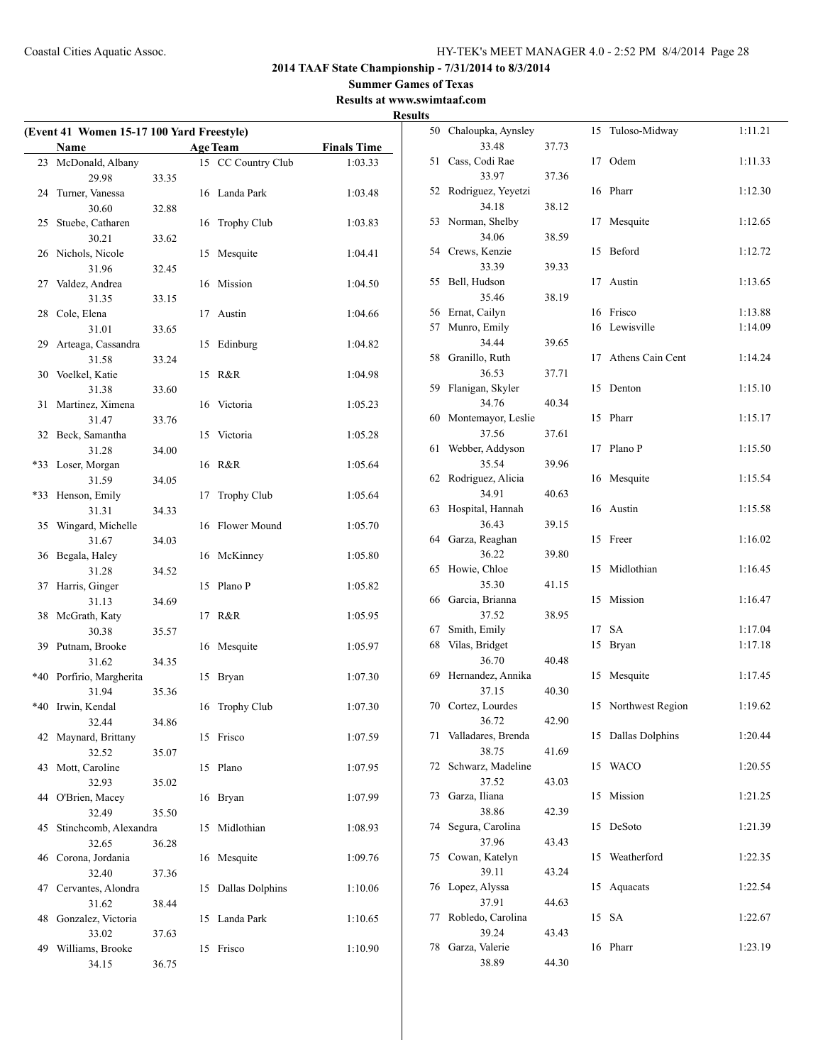# 2014 TAAF State Championship - 7/31/2014 to 8/3/2014

**Summer Games of Texas**

**Results at www.swimtaaf.com**

**Results**

## (Event 41 Women 15-17 100 Yard Freestyle)

| | Name | Age | Team | Finals Time |
|---|---|---|---|---|
| 23 | McDonald, Albany | 15 | CC Country Club | 1:03.33 |
| | 29.98 33.35 | | | |
| 24 | Turner, Vanessa | 16 | Landa Park | 1:03.48 |
| | 30.60 32.88 | | | |
| 25 | Stuebe, Catharen | 16 | Trophy Club | 1:03.83 |
| | 30.21 33.62 | | | |
| 26 | Nichols, Nicole | 15 | Mesquite | 1:04.41 |
| | 31.96 32.45 | | | |
| 27 | Valdez, Andrea | 16 | Mission | 1:04.50 |
| | 31.35 33.15 | | | |
| 28 | Cole, Elena | 17 | Austin | 1:04.66 |
| | 31.01 33.65 | | | |
| 29 | Arteaga, Cassandra | 15 | Edinburg | 1:04.82 |
| | 31.58 33.24 | | | |
| 30 | Voelkel, Katie | 15 | R&R | 1:04.98 |
| | 31.38 33.60 | | | |
| 31 | Martinez, Ximena | 16 | Victoria | 1:05.23 |
| | 31.47 33.76 | | | |
| 32 | Beck, Samantha | 15 | Victoria | 1:05.28 |
| | 31.28 34.00 | | | |
| *33 | Loser, Morgan | 16 | R&R | 1:05.64 |
| | 31.59 34.05 | | | |
| *33 | Henson, Emily | 17 | Trophy Club | 1:05.64 |
| | 31.31 34.33 | | | |
| 35 | Wingard, Michelle | 16 | Flower Mound | 1:05.70 |
| | 31.67 34.03 | | | |
| 36 | Begala, Haley | 16 | McKinney | 1:05.80 |
| | 31.28 34.52 | | | |
| 37 | Harris, Ginger | 15 | Plano P | 1:05.82 |
| | 31.13 34.69 | | | |
| 38 | McGrath, Katy | 17 | R&R | 1:05.95 |
| | 30.38 35.57 | | | |
| 39 | Putnam, Brooke | 16 | Mesquite | 1:05.97 |
| | 31.62 34.35 | | | |
| *40 | Porfirio, Margherita | 15 | Bryan | 1:07.30 |
| | 31.94 35.36 | | | |
| *40 | Irwin, Kendal | 16 | Trophy Club | 1:07.30 |
| | 32.44 34.86 | | | |
| 42 | Maynard, Brittany | 15 | Frisco | 1:07.59 |
| | 32.52 35.07 | | | |
| 43 | Mott, Caroline | 15 | Plano | 1:07.95 |
| | 32.93 35.02 | | | |
| 44 | O'Brien, Macey | 16 | Bryan | 1:07.99 |
| | 32.49 35.50 | | | |
| 45 | Stinchcomb, Alexandra | 15 | Midlothian | 1:08.93 |
| | 32.65 36.28 | | | |
| 46 | Corona, Jordania | 16 | Mesquite | 1:09.76 |
| | 32.40 37.36 | | | |
| 47 | Cervantes, Alondra | 15 | Dallas Dolphins | 1:10.06 |
| | 31.62 38.44 | | | |
| 48 | Gonzalez, Victoria | 15 | Landa Park | 1:10.65 |
| | 33.02 37.63 | | | |
| 49 | Williams, Brooke | 15 | Frisco | 1:10.90 |
| | 34.15 36.75 | | | |
| 50 | Chaloupka, Aynsley | 15 | Tuloso-Midway | 1:11.21 |
| | 33.48 37.73 | | | |
| 51 | Cass, Codi Rae | 17 | Odem | 1:11.33 |
| | 33.97 37.36 | | | |
| 52 | Rodriguez, Yeyetzi | 16 | Pharr | 1:12.30 |
| | 34.18 38.12 | | | |
| 53 | Norman, Shelby | 17 | Mesquite | 1:12.65 |
| | 34.06 38.59 | | | |
| 54 | Crews, Kenzie | 15 | Beford | 1:12.72 |
| | 33.39 39.33 | | | |
| 55 | Bell, Hudson | 17 | Austin | 1:13.65 |
| | 35.46 38.19 | | | |
| 56 | Ernat, Cailyn | 16 | Frisco | 1:13.88 |
| 57 | Munro, Emily | 16 | Lewisville | 1:14.09 |
| | 34.44 39.65 | | | |
| 58 | Granillo, Ruth | 17 | Athens Cain Cent | 1:14.24 |
| | 36.53 37.71 | | | |
| 59 | Flanigan, Skyler | 15 | Denton | 1:15.10 |
| | 34.76 40.34 | | | |
| 60 | Montemayor, Leslie | 15 | Pharr | 1:15.17 |
| | 37.56 37.61 | | | |
| 61 | Webber, Addyson | 17 | Plano P | 1:15.50 |
| | 35.54 39.96 | | | |
| 62 | Rodriguez, Alicia | 16 | Mesquite | 1:15.54 |
| | 34.91 40.63 | | | |
| 63 | Hospital, Hannah | 16 | Austin | 1:15.58 |
| | 36.43 39.15 | | | |
| 64 | Garza, Reaghan | 15 | Freer | 1:16.02 |
| | 36.22 39.80 | | | |
| 65 | Howie, Chloe | 15 | Midlothian | 1:16.45 |
| | 35.30 41.15 | | | |
| 66 | Garcia, Brianna | 15 | Mission | 1:16.47 |
| | 37.52 38.95 | | | |
| 67 | Smith, Emily | 17 | SA | 1:17.04 |
| 68 | Vilas, Bridget | 15 | Bryan | 1:17.18 |
| | 36.70 40.48 | | | |
| 69 | Hernandez, Annika | 15 | Mesquite | 1:17.45 |
| | 37.15 40.30 | | | |
| 70 | Cortez, Lourdes | 15 | Northwest Region | 1:19.62 |
| | 36.72 42.90 | | | |
| 71 | Valladares, Brenda | 15 | Dallas Dolphins | 1:20.44 |
| | 38.75 41.69 | | | |
| 72 | Schwarz, Madeline | 15 | WACO | 1:20.55 |
| | 37.52 43.03 | | | |
| 73 | Garza, Iliana | 15 | Mission | 1:21.25 |
| | 38.86 42.39 | | | |
| 74 | Segura, Carolina | 15 | DeSoto | 1:21.39 |
| | 37.96 43.43 | | | |
| 75 | Cowan, Katelyn | 15 | Weatherford | 1:22.35 |
| | 39.11 43.24 | | | |
| 76 | Lopez, Alyssa | 15 | Aquacats | 1:22.54 |
| | 37.91 44.63 | | | |
| 77 | Robledo, Carolina | 15 | SA | 1:22.67 |
| | 39.24 43.43 | | | |
| 78 | Garza, Valerie | 16 | Pharr | 1:23.19 |
| | 38.89 44.30 | | | |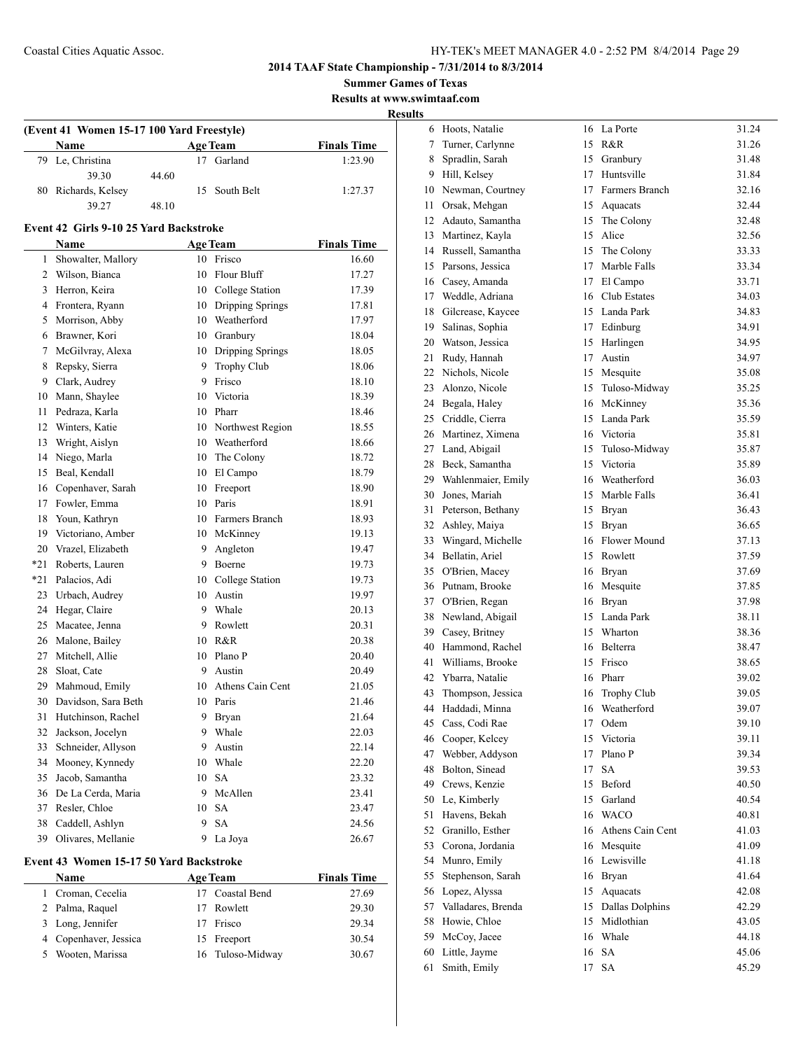Coastal Cities Aquatic Assoc.

## 2014 TAAF State Championship - 7/31/2014 to 8/3/2014

**Summer Games of Texas**

**Results at www.swimtaaf.com**

**Results**

### (Event 41 Women 15-17 100 Yard Freestyle)

| | Name | Age | Team | Finals Time |
|---|---|---|---|---|
| 79 | Le, Christina | 17 | Garland | 1:23.90 |
| | 39.30 44.60 | | | |
| 80 | Richards, Kelsey | 15 | South Belt | 1:27.37 |
| | 39.27 48.10 | | | |

### Event 42 Girls 9-10 25 Yard Backstroke

| | Name | Age | Team | Finals Time |
|---|---|---|---|---|
| 1 | Showalter, Mallory | 10 | Frisco | 16.60 |
| 2 | Wilson, Bianca | 10 | Flour Bluff | 17.27 |
| 3 | Herron, Keira | 10 | College Station | 17.39 |
| 4 | Frontera, Ryann | 10 | Dripping Springs | 17.81 |
| 5 | Morrison, Abby | 10 | Weatherford | 17.97 |
| 6 | Brawner, Kori | 10 | Granbury | 18.04 |
| 7 | McGilvray, Alexa | 10 | Dripping Springs | 18.05 |
| 8 | Repsky, Sierra | 9 | Trophy Club | 18.06 |
| 9 | Clark, Audrey | 9 | Frisco | 18.10 |
| 10 | Mann, Shaylee | 10 | Victoria | 18.39 |
| 11 | Pedraza, Karla | 10 | Pharr | 18.46 |
| 12 | Winters, Katie | 10 | Northwest Region | 18.55 |
| 13 | Wright, Aislyn | 10 | Weatherford | 18.66 |
| 14 | Niego, Marla | 10 | The Colony | 18.72 |
| 15 | Beal, Kendall | 10 | El Campo | 18.79 |
| 16 | Copenhaver, Sarah | 10 | Freeport | 18.90 |
| 17 | Fowler, Emma | 10 | Paris | 18.91 |
| 18 | Youn, Kathryn | 10 | Farmers Branch | 18.93 |
| 19 | Victoriano, Amber | 10 | McKinney | 19.13 |
| 20 | Vrazel, Elizabeth | 9 | Angleton | 19.47 |
| *21 | Roberts, Lauren | 9 | Boerne | 19.73 |
| *21 | Palacios, Adi | 10 | College Station | 19.73 |
| 23 | Urbach, Audrey | 10 | Austin | 19.97 |
| 24 | Hegar, Claire | 9 | Whale | 20.13 |
| 25 | Macatee, Jenna | 9 | Rowlett | 20.31 |
| 26 | Malone, Bailey | 10 | R&R | 20.38 |
| 27 | Mitchell, Allie | 10 | Plano P | 20.40 |
| 28 | Sloat, Cate | 9 | Austin | 20.49 |
| 29 | Mahmoud, Emily | 10 | Athens Cain Cent | 21.05 |
| 30 | Davidson, Sara Beth | 10 | Paris | 21.46 |
| 31 | Hutchinson, Rachel | 9 | Bryan | 21.64 |
| 32 | Jackson, Jocelyn | 9 | Whale | 22.03 |
| 33 | Schneider, Allyson | 9 | Austin | 22.14 |
| 34 | Mooney, Kynnedy | 10 | Whale | 22.20 |
| 35 | Jacob, Samantha | 10 | SA | 23.32 |
| 36 | De La Cerda, Maria | 9 | McAllen | 23.41 |
| 37 | Resler, Chloe | 10 | SA | 23.47 |
| 38 | Caddell, Ashlyn | 9 | SA | 24.56 |
| 39 | Olivares, Mellanie | 9 | La Joya | 26.67 |

### Event 43 Women 15-17 50 Yard Backstroke

| | Name | Age | Team | Finals Time |
|---|---|---|---|---|
| 1 | Croman, Cecelia | 17 | Coastal Bend | 27.69 |
| 2 | Palma, Raquel | 17 | Rowlett | 29.30 |
| 3 | Long, Jennifer | 17 | Frisco | 29.34 |
| 4 | Copenhaver, Jessica | 15 | Freeport | 30.54 |
| 5 | Wooten, Marissa | 16 | Tuloso-Midway | 30.67 |
| 6 | Hoots, Natalie | 16 | La Porte | 31.24 |
| 7 | Turner, Carlynne | 15 | R&R | 31.26 |
| 8 | Spradlin, Sarah | 15 | Granbury | 31.48 |
| 9 | Hill, Kelsey | 17 | Huntsville | 31.84 |
| 10 | Newman, Courtney | 17 | Farmers Branch | 32.16 |
| 11 | Orsak, Mehgan | 15 | Aquacats | 32.44 |
| 12 | Adauto, Samantha | 15 | The Colony | 32.48 |
| 13 | Martinez, Kayla | 15 | Alice | 32.56 |
| 14 | Russell, Samantha | 15 | The Colony | 33.33 |
| 15 | Parsons, Jessica | 17 | Marble Falls | 33.34 |
| 16 | Casey, Amanda | 17 | El Campo | 33.71 |
| 17 | Weddle, Adriana | 16 | Club Estates | 34.03 |
| 18 | Gilcrease, Kaycee | 15 | Landa Park | 34.83 |
| 19 | Salinas, Sophia | 17 | Edinburg | 34.91 |
| 20 | Watson, Jessica | 15 | Harlingen | 34.95 |
| 21 | Rudy, Hannah | 17 | Austin | 34.97 |
| 22 | Nichols, Nicole | 15 | Mesquite | 35.08 |
| 23 | Alonzo, Nicole | 15 | Tuloso-Midway | 35.25 |
| 24 | Begala, Haley | 16 | McKinney | 35.36 |
| 25 | Criddle, Cierra | 15 | Landa Park | 35.59 |
| 26 | Martinez, Ximena | 16 | Victoria | 35.81 |
| 27 | Land, Abigail | 15 | Tuloso-Midway | 35.87 |
| 28 | Beck, Samantha | 15 | Victoria | 35.89 |
| 29 | Wahlenmaier, Emily | 16 | Weatherford | 36.03 |
| 30 | Jones, Mariah | 15 | Marble Falls | 36.41 |
| 31 | Peterson, Bethany | 15 | Bryan | 36.43 |
| 32 | Ashley, Maiya | 15 | Bryan | 36.65 |
| 33 | Wingard, Michelle | 16 | Flower Mound | 37.13 |
| 34 | Bellatin, Ariel | 15 | Rowlett | 37.59 |
| 35 | O'Brien, Macey | 16 | Bryan | 37.69 |
| 36 | Putnam, Brooke | 16 | Mesquite | 37.85 |
| 37 | O'Brien, Regan | 16 | Bryan | 37.98 |
| 38 | Newland, Abigail | 15 | Landa Park | 38.11 |
| 39 | Casey, Britney | 15 | Wharton | 38.36 |
| 40 | Hammond, Rachel | 16 | Belterra | 38.47 |
| 41 | Williams, Brooke | 15 | Frisco | 38.65 |
| 42 | Ybarra, Natalie | 16 | Pharr | 39.02 |
| 43 | Thompson, Jessica | 16 | Trophy Club | 39.05 |
| 44 | Haddadi, Minna | 16 | Weatherford | 39.07 |
| 45 | Cass, Codi Rae | 17 | Odem | 39.10 |
| 46 | Cooper, Kelcey | 15 | Victoria | 39.11 |
| 47 | Webber, Addyson | 17 | Plano P | 39.34 |
| 48 | Bolton, Sinead | 17 | SA | 39.53 |
| 49 | Crews, Kenzie | 15 | Beford | 40.50 |
| 50 | Le, Kimberly | 15 | Garland | 40.54 |
| 51 | Havens, Bekah | 16 | WACO | 40.81 |
| 52 | Granillo, Esther | 16 | Athens Cain Cent | 41.03 |
| 53 | Corona, Jordania | 16 | Mesquite | 41.09 |
| 54 | Munro, Emily | 16 | Lewisville | 41.18 |
| 55 | Stephenson, Sarah | 16 | Bryan | 41.64 |
| 56 | Lopez, Alyssa | 15 | Aquacats | 42.08 |
| 57 | Valladares, Brenda | 15 | Dallas Dolphins | 42.29 |
| 58 | Howie, Chloe | 15 | Midlothian | 43.05 |
| 59 | McCoy, Jacee | 16 | Whale | 44.18 |
| 60 | Little, Jayme | 16 | SA | 45.06 |
| 61 | Smith, Emily | 17 | SA | 45.29 |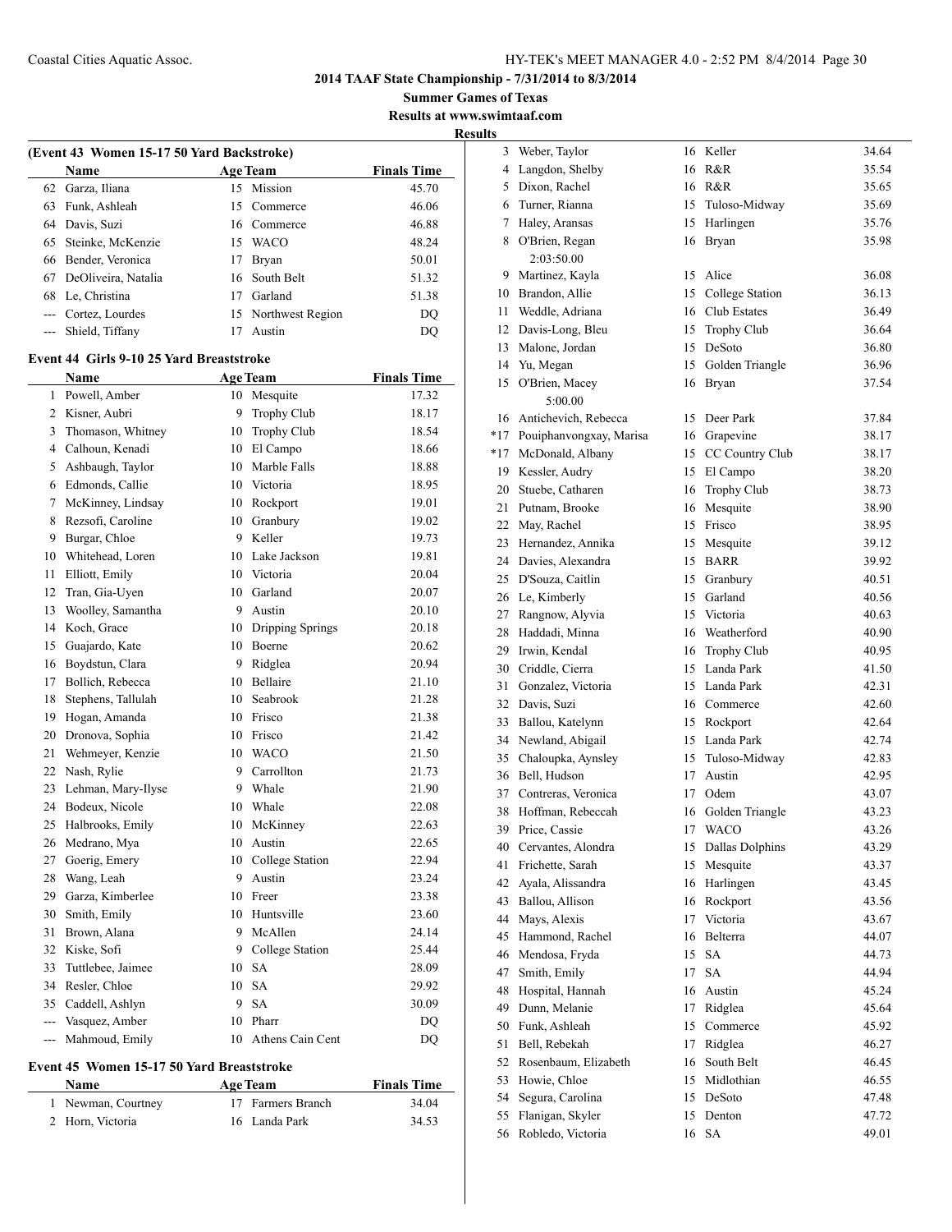## 2014 TAAF State Championship - 7/31/2014 to 8/3/2014

**Summer Games of Texas**

**Results at www.swimtaaf.com**

**Results**

### (Event 43 Women 15-17 50 Yard Backstroke)

| | Name | Age | Team | Finals Time |
|---|---|---|---|---|
| 62 | Garza, Iliana | 15 | Mission | 45.70 |
| 63 | Funk, Ashleah | 15 | Commerce | 46.06 |
| 64 | Davis, Suzi | 16 | Commerce | 46.88 |
| 65 | Steinke, McKenzie | 15 | WACO | 48.24 |
| 66 | Bender, Veronica | 17 | Bryan | 50.01 |
| 67 | DeOliveira, Natalia | 16 | South Belt | 51.32 |
| 68 | Le, Christina | 17 | Garland | 51.38 |
| --- | Cortez, Lourdes | 15 | Northwest Region | DQ |
| --- | Shield, Tiffany | 17 | Austin | DQ |

### Event 44 Girls 9-10 25 Yard Breaststroke

| | Name | Age | Team | Finals Time |
|---|---|---|---|---|
| 1 | Powell, Amber | 10 | Mesquite | 17.32 |
| 2 | Kisner, Aubri | 9 | Trophy Club | 18.17 |
| 3 | Thomason, Whitney | 10 | Trophy Club | 18.54 |
| 4 | Calhoun, Kenadi | 10 | El Campo | 18.66 |
| 5 | Ashbaugh, Taylor | 10 | Marble Falls | 18.88 |
| 6 | Edmonds, Callie | 10 | Victoria | 18.95 |
| 7 | McKinney, Lindsay | 10 | Rockport | 19.01 |
| 8 | Rezsofi, Caroline | 10 | Granbury | 19.02 |
| 9 | Burgar, Chloe | 9 | Keller | 19.73 |
| 10 | Whitehead, Loren | 10 | Lake Jackson | 19.81 |
| 11 | Elliott, Emily | 10 | Victoria | 20.04 |
| 12 | Tran, Gia-Uyen | 10 | Garland | 20.07 |
| 13 | Woolley, Samantha | 9 | Austin | 20.10 |
| 14 | Koch, Grace | 10 | Dripping Springs | 20.18 |
| 15 | Guajardo, Kate | 10 | Boerne | 20.62 |
| 16 | Boydstun, Clara | 9 | Ridglea | 20.94 |
| 17 | Bollich, Rebecca | 10 | Bellaire | 21.10 |
| 18 | Stephens, Tallulah | 10 | Seabrook | 21.28 |
| 19 | Hogan, Amanda | 10 | Frisco | 21.38 |
| 20 | Dronova, Sophia | 10 | Frisco | 21.42 |
| 21 | Wehmeyer, Kenzie | 10 | WACO | 21.50 |
| 22 | Nash, Rylie | 9 | Carrollton | 21.73 |
| 23 | Lehman, Mary-Ilyse | 9 | Whale | 21.90 |
| 24 | Bodeux, Nicole | 10 | Whale | 22.08 |
| 25 | Halbrooks, Emily | 10 | McKinney | 22.63 |
| 26 | Medrano, Mya | 10 | Austin | 22.65 |
| 27 | Goerig, Emery | 10 | College Station | 22.94 |
| 28 | Wang, Leah | 9 | Austin | 23.24 |
| 29 | Garza, Kimberlee | 10 | Freer | 23.38 |
| 30 | Smith, Emily | 10 | Huntsville | 23.60 |
| 31 | Brown, Alana | 9 | McAllen | 24.14 |
| 32 | Kiske, Sofi | 9 | College Station | 25.44 |
| 33 | Tuttlebee, Jaimee | 10 | SA | 28.09 |
| 34 | Resler, Chloe | 10 | SA | 29.92 |
| 35 | Caddell, Ashlyn | 9 | SA | 30.09 |
| --- | Vasquez, Amber | 10 | Pharr | DQ |
| --- | Mahmoud, Emily | 10 | Athens Cain Cent | DQ |

### Event 45 Women 15-17 50 Yard Breaststroke

| | Name | Age | Team | Finals Time |
|---|---|---|---|---|
| 1 | Newman, Courtney | 17 | Farmers Branch | 34.04 |
| 2 | Horn, Victoria | 16 | Landa Park | 34.53 |
| 3 | Weber, Taylor | 16 | Keller | 34.64 |
| 4 | Langdon, Shelby | 16 | R&R | 35.54 |
| 5 | Dixon, Rachel | 16 | R&R | 35.65 |
| 6 | Turner, Rianna | 15 | Tuloso-Midway | 35.69 |
| 7 | Haley, Aransas | 15 | Harlingen | 35.76 |
| 8 | O'Brien, Regan<br>2:03:50.00 | 16 | Bryan | 35.98 |
| 9 | Martinez, Kayla | 15 | Alice | 36.08 |
| 10 | Brandon, Allie | 15 | College Station | 36.13 |
| 11 | Weddle, Adriana | 16 | Club Estates | 36.49 |
| 12 | Davis-Long, Bleu | 15 | Trophy Club | 36.64 |
| 13 | Malone, Jordan | 15 | DeSoto | 36.80 |
| 14 | Yu, Megan | 15 | Golden Triangle | 36.96 |
| 15 | O'Brien, Macey<br>5:00.00 | 16 | Bryan | 37.54 |
| 16 | Antichevich, Rebecca | 15 | Deer Park | 37.84 |
| *17 | Pouiphanvongxay, Marisa | 16 | Grapevine | 38.17 |
| *17 | McDonald, Albany | 15 | CC Country Club | 38.17 |
| 19 | Kessler, Audry | 15 | El Campo | 38.20 |
| 20 | Stuebe, Catharen | 16 | Trophy Club | 38.73 |
| 21 | Putnam, Brooke | 16 | Mesquite | 38.90 |
| 22 | May, Rachel | 15 | Frisco | 38.95 |
| 23 | Hernandez, Annika | 15 | Mesquite | 39.12 |
| 24 | Davies, Alexandra | 15 | BARR | 39.92 |
| 25 | D'Souza, Caitlin | 15 | Granbury | 40.51 |
| 26 | Le, Kimberly | 15 | Garland | 40.56 |
| 27 | Rangnow, Alyvia | 15 | Victoria | 40.63 |
| 28 | Haddadi, Minna | 16 | Weatherford | 40.90 |
| 29 | Irwin, Kendal | 16 | Trophy Club | 40.95 |
| 30 | Criddle, Cierra | 15 | Landa Park | 41.50 |
| 31 | Gonzalez, Victoria | 15 | Landa Park | 42.31 |
| 32 | Davis, Suzi | 16 | Commerce | 42.60 |
| 33 | Ballou, Katelynn | 15 | Rockport | 42.64 |
| 34 | Newland, Abigail | 15 | Landa Park | 42.74 |
| 35 | Chaloupka, Aynsley | 15 | Tuloso-Midway | 42.83 |
| 36 | Bell, Hudson | 17 | Austin | 42.95 |
| 37 | Contreras, Veronica | 17 | Odem | 43.07 |
| 38 | Hoffman, Rebeccah | 16 | Golden Triangle | 43.23 |
| 39 | Price, Cassie | 17 | WACO | 43.26 |
| 40 | Cervantes, Alondra | 15 | Dallas Dolphins | 43.29 |
| 41 | Frichette, Sarah | 15 | Mesquite | 43.37 |
| 42 | Ayala, Alissandra | 16 | Harlingen | 43.45 |
| 43 | Ballou, Allison | 16 | Rockport | 43.56 |
| 44 | Mays, Alexis | 17 | Victoria | 43.67 |
| 45 | Hammond, Rachel | 16 | Belterra | 44.07 |
| 46 | Mendosa, Fryda | 15 | SA | 44.73 |
| 47 | Smith, Emily | 17 | SA | 44.94 |
| 48 | Hospital, Hannah | 16 | Austin | 45.24 |
| 49 | Dunn, Melanie | 17 | Ridglea | 45.64 |
| 50 | Funk, Ashleah | 15 | Commerce | 45.92 |
| 51 | Bell, Rebekah | 17 | Ridglea | 46.27 |
| 52 | Rosenbaum, Elizabeth | 16 | South Belt | 46.45 |
| 53 | Howie, Chloe | 15 | Midlothian | 46.55 |
| 54 | Segura, Carolina | 15 | DeSoto | 47.48 |
| 55 | Flanigan, Skyler | 15 | Denton | 47.72 |
| 56 | Robledo, Victoria | 16 | SA | 49.01 |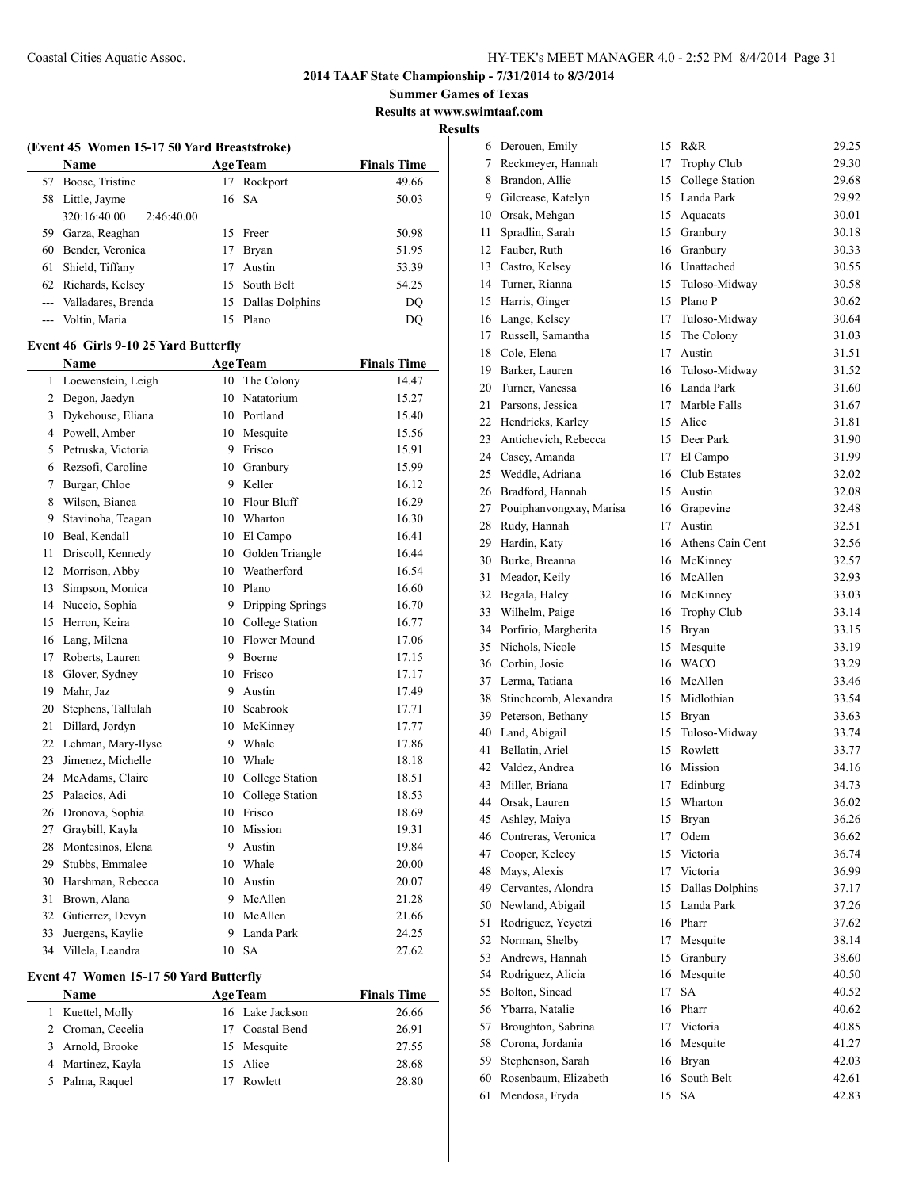**2014 TAAF State Championship - 7/31/2014 to 8/3/2014**

**Summer Games of Texas**

**Results at www.swimtaaf.com**

**Results**

**(Event 45 Women 15-17 50 Yard Breaststroke)**

| | Name | Age | Team | Finals Time |
|---|---|---|---|---|
| 57 | Boose, Tristine | 17 | Rockport | 49.66 |
| 58 | Little, Jayme | 16 | SA | 50.03 |
| | 320:16:40.00 2:46:40.00 | | | |
| 59 | Garza, Reaghan | 15 | Freer | 50.98 |
| 60 | Bender, Veronica | 17 | Bryan | 51.95 |
| 61 | Shield, Tiffany | 17 | Austin | 53.39 |
| 62 | Richards, Kelsey | 15 | South Belt | 54.25 |
| --- | Valladares, Brenda | 15 | Dallas Dolphins | DQ |
| --- | Voltin, Maria | 15 | Plano | DQ |

**Event 46 Girls 9-10 25 Yard Butterfly**

| | Name | Age | Team | Finals Time |
|---|---|---|---|---|
| 1 | Loewenstein, Leigh | 10 | The Colony | 14.47 |
| 2 | Degon, Jaedyn | 10 | Natatorium | 15.27 |
| 3 | Dykehouse, Eliana | 10 | Portland | 15.40 |
| 4 | Powell, Amber | 10 | Mesquite | 15.56 |
| 5 | Petruska, Victoria | 9 | Frisco | 15.91 |
| 6 | Rezsofi, Caroline | 10 | Granbury | 15.99 |
| 7 | Burgar, Chloe | 9 | Keller | 16.12 |
| 8 | Wilson, Bianca | 10 | Flour Bluff | 16.29 |
| 9 | Stavinoha, Teagan | 10 | Wharton | 16.30 |
| 10 | Beal, Kendall | 10 | El Campo | 16.41 |
| 11 | Driscoll, Kennedy | 10 | Golden Triangle | 16.44 |
| 12 | Morrison, Abby | 10 | Weatherford | 16.54 |
| 13 | Simpson, Monica | 10 | Plano | 16.60 |
| 14 | Nuccio, Sophia | 9 | Dripping Springs | 16.70 |
| 15 | Herron, Keira | 10 | College Station | 16.77 |
| 16 | Lang, Milena | 10 | Flower Mound | 17.06 |
| 17 | Roberts, Lauren | 9 | Boerne | 17.15 |
| 18 | Glover, Sydney | 10 | Frisco | 17.17 |
| 19 | Mahr, Jaz | 9 | Austin | 17.49 |
| 20 | Stephens, Tallulah | 10 | Seabrook | 17.71 |
| 21 | Dillard, Jordyn | 10 | McKinney | 17.77 |
| 22 | Lehman, Mary-Ilyse | 9 | Whale | 17.86 |
| 23 | Jimenez, Michelle | 10 | Whale | 18.18 |
| 24 | McAdams, Claire | 10 | College Station | 18.51 |
| 25 | Palacios, Adi | 10 | College Station | 18.53 |
| 26 | Dronova, Sophia | 10 | Frisco | 18.69 |
| 27 | Graybill, Kayla | 10 | Mission | 19.31 |
| 28 | Montesinos, Elena | 9 | Austin | 19.84 |
| 29 | Stubbs, Emmalee | 10 | Whale | 20.00 |
| 30 | Harshman, Rebecca | 10 | Austin | 20.07 |
| 31 | Brown, Alana | 9 | McAllen | 21.28 |
| 32 | Gutierrez, Devyn | 10 | McAllen | 21.66 |
| 33 | Juergens, Kaylie | 9 | Landa Park | 24.25 |
| 34 | Villela, Leandra | 10 | SA | 27.62 |

**Event 47 Women 15-17 50 Yard Butterfly**

| | Name | Age | Team | Finals Time |
|---|---|---|---|---|
| 1 | Kuettel, Molly | 16 | Lake Jackson | 26.66 |
| 2 | Croman, Cecelia | 17 | Coastal Bend | 26.91 |
| 3 | Arnold, Brooke | 15 | Mesquite | 27.55 |
| 4 | Martinez, Kayla | 15 | Alice | 28.68 |
| 5 | Palma, Raquel | 17 | Rowlett | 28.80 |
| 6 | Derouen, Emily | 15 | R&R | 29.25 |
| 7 | Reckmeyer, Hannah | 17 | Trophy Club | 29.30 |
| 8 | Brandon, Allie | 15 | College Station | 29.68 |
| 9 | Gilcrease, Katelyn | 15 | Landa Park | 29.92 |
| 10 | Orsak, Mehgan | 15 | Aquacats | 30.01 |
| 11 | Spradlin, Sarah | 15 | Granbury | 30.18 |
| 12 | Fauber, Ruth | 16 | Granbury | 30.33 |
| 13 | Castro, Kelsey | 16 | Unattached | 30.55 |
| 14 | Turner, Rianna | 15 | Tuloso-Midway | 30.58 |
| 15 | Harris, Ginger | 15 | Plano P | 30.62 |
| 16 | Lange, Kelsey | 17 | Tuloso-Midway | 30.64 |
| 17 | Russell, Samantha | 15 | The Colony | 31.03 |
| 18 | Cole, Elena | 17 | Austin | 31.51 |
| 19 | Barker, Lauren | 16 | Tuloso-Midway | 31.52 |
| 20 | Turner, Vanessa | 16 | Landa Park | 31.60 |
| 21 | Parsons, Jessica | 17 | Marble Falls | 31.67 |
| 22 | Hendricks, Karley | 15 | Alice | 31.81 |
| 23 | Antichevich, Rebecca | 15 | Deer Park | 31.90 |
| 24 | Casey, Amanda | 17 | El Campo | 31.99 |
| 25 | Weddle, Adriana | 16 | Club Estates | 32.02 |
| 26 | Bradford, Hannah | 15 | Austin | 32.08 |
| 27 | Pouiphanvongxay, Marisa | 16 | Grapevine | 32.48 |
| 28 | Rudy, Hannah | 17 | Austin | 32.51 |
| 29 | Hardin, Katy | 16 | Athens Cain Cent | 32.56 |
| 30 | Burke, Breanna | 16 | McKinney | 32.57 |
| 31 | Meador, Keily | 16 | McAllen | 32.93 |
| 32 | Begala, Haley | 16 | McKinney | 33.03 |
| 33 | Wilhelm, Paige | 16 | Trophy Club | 33.14 |
| 34 | Porfirio, Margherita | 15 | Bryan | 33.15 |
| 35 | Nichols, Nicole | 15 | Mesquite | 33.19 |
| 36 | Corbin, Josie | 16 | WACO | 33.29 |
| 37 | Lerma, Tatiana | 16 | McAllen | 33.46 |
| 38 | Stinchcomb, Alexandra | 15 | Midlothian | 33.54 |
| 39 | Peterson, Bethany | 15 | Bryan | 33.63 |
| 40 | Land, Abigail | 15 | Tuloso-Midway | 33.74 |
| 41 | Bellatin, Ariel | 15 | Rowlett | 33.77 |
| 42 | Valdez, Andrea | 16 | Mission | 34.16 |
| 43 | Miller, Briana | 17 | Edinburg | 34.73 |
| 44 | Orsak, Lauren | 15 | Wharton | 36.02 |
| 45 | Ashley, Maiya | 15 | Bryan | 36.26 |
| 46 | Contreras, Veronica | 17 | Odem | 36.62 |
| 47 | Cooper, Kelcey | 15 | Victoria | 36.74 |
| 48 | Mays, Alexis | 17 | Victoria | 36.99 |
| 49 | Cervantes, Alondra | 15 | Dallas Dolphins | 37.17 |
| 50 | Newland, Abigail | 15 | Landa Park | 37.26 |
| 51 | Rodriguez, Yeyetzi | 16 | Pharr | 37.62 |
| 52 | Norman, Shelby | 17 | Mesquite | 38.14 |
| 53 | Andrews, Hannah | 15 | Granbury | 38.60 |
| 54 | Rodriguez, Alicia | 16 | Mesquite | 40.50 |
| 55 | Bolton, Sinead | 17 | SA | 40.52 |
| 56 | Ybarra, Natalie | 16 | Pharr | 40.62 |
| 57 | Broughton, Sabrina | 17 | Victoria | 40.85 |
| 58 | Corona, Jordania | 16 | Mesquite | 41.27 |
| 59 | Stephenson, Sarah | 16 | Bryan | 42.03 |
| 60 | Rosenbaum, Elizabeth | 16 | South Belt | 42.61 |
| 61 | Mendosa, Fryda | 15 | SA | 42.83 |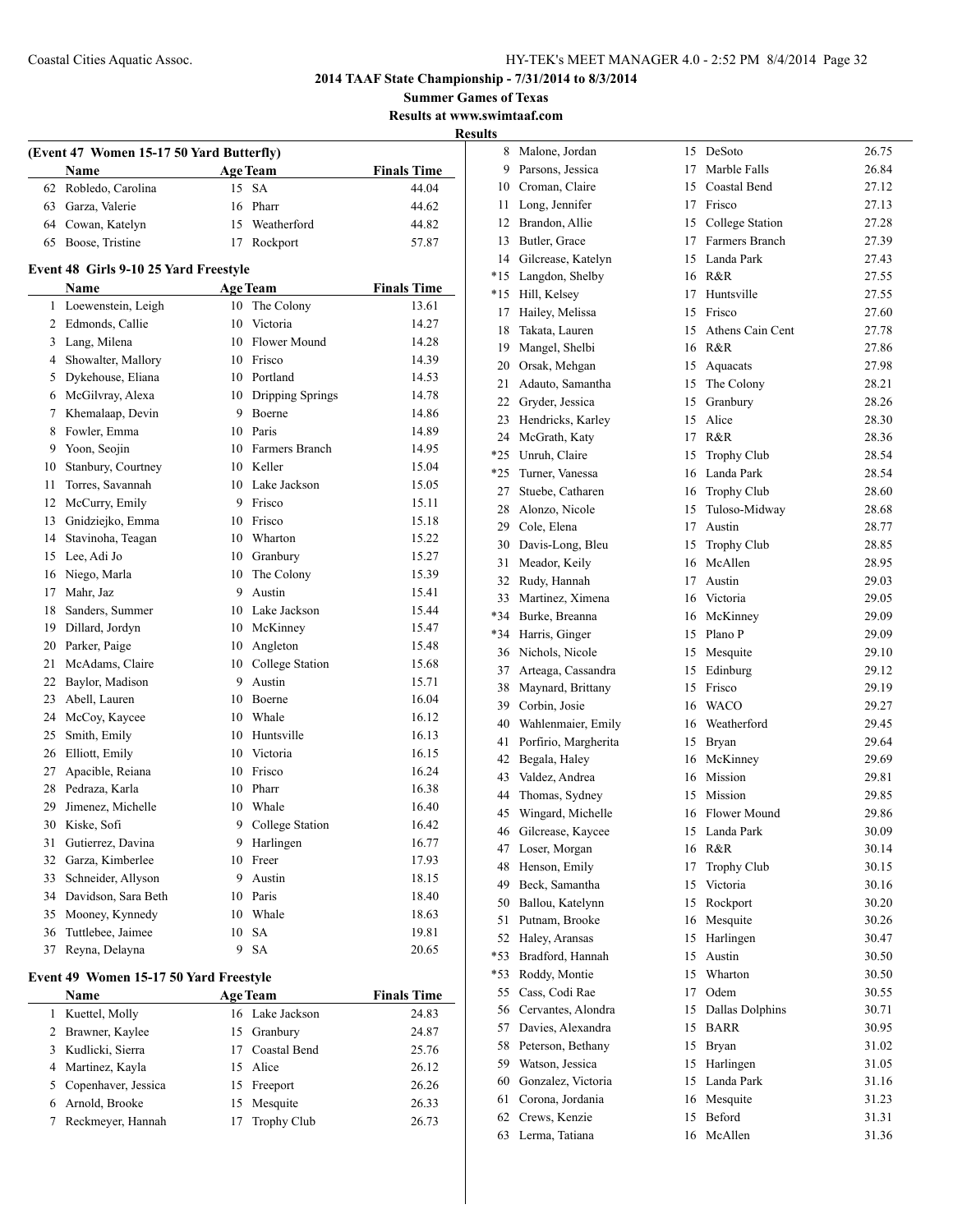## 2014 TAAF State Championship - 7/31/2014 to 8/3/2014

**Summer Games of Texas**

**Results at www.swimtaaf.com**

**Results**

### (Event 47 Women 15-17 50 Yard Butterfly)

| | Name | Age | Team | Finals Time |
|---|---|---|---|---|
| 62 | Robledo, Carolina | 15 | SA | 44.04 |
| 63 | Garza, Valerie | 16 | Pharr | 44.62 |
| 64 | Cowan, Katelyn | 15 | Weatherford | 44.82 |
| 65 | Boose, Tristine | 17 | Rockport | 57.87 |

### Event 48 Girls 9-10 25 Yard Freestyle

| | Name | Age | Team | Finals Time |
|---|---|---|---|---|
| 1 | Loewenstein, Leigh | 10 | The Colony | 13.61 |
| 2 | Edmonds, Callie | 10 | Victoria | 14.27 |
| 3 | Lang, Milena | 10 | Flower Mound | 14.28 |
| 4 | Showalter, Mallory | 10 | Frisco | 14.39 |
| 5 | Dykehouse, Eliana | 10 | Portland | 14.53 |
| 6 | McGilvray, Alexa | 10 | Dripping Springs | 14.78 |
| 7 | Khemalaap, Devin | 9 | Boerne | 14.86 |
| 8 | Fowler, Emma | 10 | Paris | 14.89 |
| 9 | Yoon, Seojin | 10 | Farmers Branch | 14.95 |
| 10 | Stanbury, Courtney | 10 | Keller | 15.04 |
| 11 | Torres, Savannah | 10 | Lake Jackson | 15.05 |
| 12 | McCurry, Emily | 9 | Frisco | 15.11 |
| 13 | Gnidziejko, Emma | 10 | Frisco | 15.18 |
| 14 | Stavinoha, Teagan | 10 | Wharton | 15.22 |
| 15 | Lee, Adi Jo | 10 | Granbury | 15.27 |
| 16 | Niego, Marla | 10 | The Colony | 15.39 |
| 17 | Mahr, Jaz | 9 | Austin | 15.41 |
| 18 | Sanders, Summer | 10 | Lake Jackson | 15.44 |
| 19 | Dillard, Jordyn | 10 | McKinney | 15.47 |
| 20 | Parker, Paige | 10 | Angleton | 15.48 |
| 21 | McAdams, Claire | 10 | College Station | 15.68 |
| 22 | Baylor, Madison | 9 | Austin | 15.71 |
| 23 | Abell, Lauren | 10 | Boerne | 16.04 |
| 24 | McCoy, Kaycee | 10 | Whale | 16.12 |
| 25 | Smith, Emily | 10 | Huntsville | 16.13 |
| 26 | Elliott, Emily | 10 | Victoria | 16.15 |
| 27 | Apacible, Reiana | 10 | Frisco | 16.24 |
| 28 | Pedraza, Karla | 10 | Pharr | 16.38 |
| 29 | Jimenez, Michelle | 10 | Whale | 16.40 |
| 30 | Kiske, Sofi | 9 | College Station | 16.42 |
| 31 | Gutierrez, Davina | 9 | Harlingen | 16.77 |
| 32 | Garza, Kimberlee | 10 | Freer | 17.93 |
| 33 | Schneider, Allyson | 9 | Austin | 18.15 |
| 34 | Davidson, Sara Beth | 10 | Paris | 18.40 |
| 35 | Mooney, Kynnedy | 10 | Whale | 18.63 |
| 36 | Tuttlebee, Jaimee | 10 | SA | 19.81 |
| 37 | Reyna, Delayna | 9 | SA | 20.65 |

### Event 49 Women 15-17 50 Yard Freestyle

| | Name | Age | Team | Finals Time |
|---|---|---|---|---|
| 1 | Kuettel, Molly | 16 | Lake Jackson | 24.83 |
| 2 | Brawner, Kaylee | 15 | Granbury | 24.87 |
| 3 | Kudlicki, Sierra | 17 | Coastal Bend | 25.76 |
| 4 | Martinez, Kayla | 15 | Alice | 26.12 |
| 5 | Copenhaver, Jessica | 15 | Freeport | 26.26 |
| 6 | Arnold, Brooke | 15 | Mesquite | 26.33 |
| 7 | Reckmeyer, Hannah | 17 | Trophy Club | 26.73 |
| 8 | Malone, Jordan | 15 | DeSoto | 26.75 |
| 9 | Parsons, Jessica | 17 | Marble Falls | 26.84 |
| 10 | Croman, Claire | 15 | Coastal Bend | 27.12 |
| 11 | Long, Jennifer | 17 | Frisco | 27.13 |
| 12 | Brandon, Allie | 15 | College Station | 27.28 |
| 13 | Butler, Grace | 17 | Farmers Branch | 27.39 |
| 14 | Gilcrease, Katelyn | 15 | Landa Park | 27.43 |
| *15 | Langdon, Shelby | 16 | R&R | 27.55 |
| *15 | Hill, Kelsey | 17 | Huntsville | 27.55 |
| 17 | Hailey, Melissa | 15 | Frisco | 27.60 |
| 18 | Takata, Lauren | 15 | Athens Cain Cent | 27.78 |
| 19 | Mangel, Shelbi | 16 | R&R | 27.86 |
| 20 | Orsak, Mehgan | 15 | Aquacats | 27.98 |
| 21 | Adauto, Samantha | 15 | The Colony | 28.21 |
| 22 | Gryder, Jessica | 15 | Granbury | 28.26 |
| 23 | Hendricks, Karley | 15 | Alice | 28.30 |
| 24 | McGrath, Katy | 17 | R&R | 28.36 |
| *25 | Unruh, Claire | 15 | Trophy Club | 28.54 |
| *25 | Turner, Vanessa | 16 | Landa Park | 28.54 |
| 27 | Stuebe, Catharen | 16 | Trophy Club | 28.60 |
| 28 | Alonzo, Nicole | 15 | Tuloso-Midway | 28.68 |
| 29 | Cole, Elena | 17 | Austin | 28.77 |
| 30 | Davis-Long, Bleu | 15 | Trophy Club | 28.85 |
| 31 | Meador, Keily | 16 | McAllen | 28.95 |
| 32 | Rudy, Hannah | 17 | Austin | 29.03 |
| 33 | Martinez, Ximena | 16 | Victoria | 29.05 |
| *34 | Burke, Breanna | 16 | McKinney | 29.09 |
| *34 | Harris, Ginger | 15 | Plano P | 29.09 |
| 36 | Nichols, Nicole | 15 | Mesquite | 29.10 |
| 37 | Arteaga, Cassandra | 15 | Edinburg | 29.12 |
| 38 | Maynard, Brittany | 15 | Frisco | 29.19 |
| 39 | Corbin, Josie | 16 | WACO | 29.27 |
| 40 | Wahlenmaier, Emily | 16 | Weatherford | 29.45 |
| 41 | Porfirio, Margherita | 15 | Bryan | 29.64 |
| 42 | Begala, Haley | 16 | McKinney | 29.69 |
| 43 | Valdez, Andrea | 16 | Mission | 29.81 |
| 44 | Thomas, Sydney | 15 | Mission | 29.85 |
| 45 | Wingard, Michelle | 16 | Flower Mound | 29.86 |
| 46 | Gilcrease, Kaycee | 15 | Landa Park | 30.09 |
| 47 | Loser, Morgan | 16 | R&R | 30.14 |
| 48 | Henson, Emily | 17 | Trophy Club | 30.15 |
| 49 | Beck, Samantha | 15 | Victoria | 30.16 |
| 50 | Ballou, Katelynn | 15 | Rockport | 30.20 |
| 51 | Putnam, Brooke | 16 | Mesquite | 30.26 |
| 52 | Haley, Aransas | 15 | Harlingen | 30.47 |
| *53 | Bradford, Hannah | 15 | Austin | 30.50 |
| *53 | Roddy, Montie | 15 | Wharton | 30.50 |
| 55 | Cass, Codi Rae | 17 | Odem | 30.55 |
| 56 | Cervantes, Alondra | 15 | Dallas Dolphins | 30.71 |
| 57 | Davies, Alexandra | 15 | BARR | 30.95 |
| 58 | Peterson, Bethany | 15 | Bryan | 31.02 |
| 59 | Watson, Jessica | 15 | Harlingen | 31.05 |
| 60 | Gonzalez, Victoria | 15 | Landa Park | 31.16 |
| 61 | Corona, Jordania | 16 | Mesquite | 31.23 |
| 62 | Crews, Kenzie | 15 | Beford | 31.31 |
| 63 | Lerma, Tatiana | 16 | McAllen | 31.36 |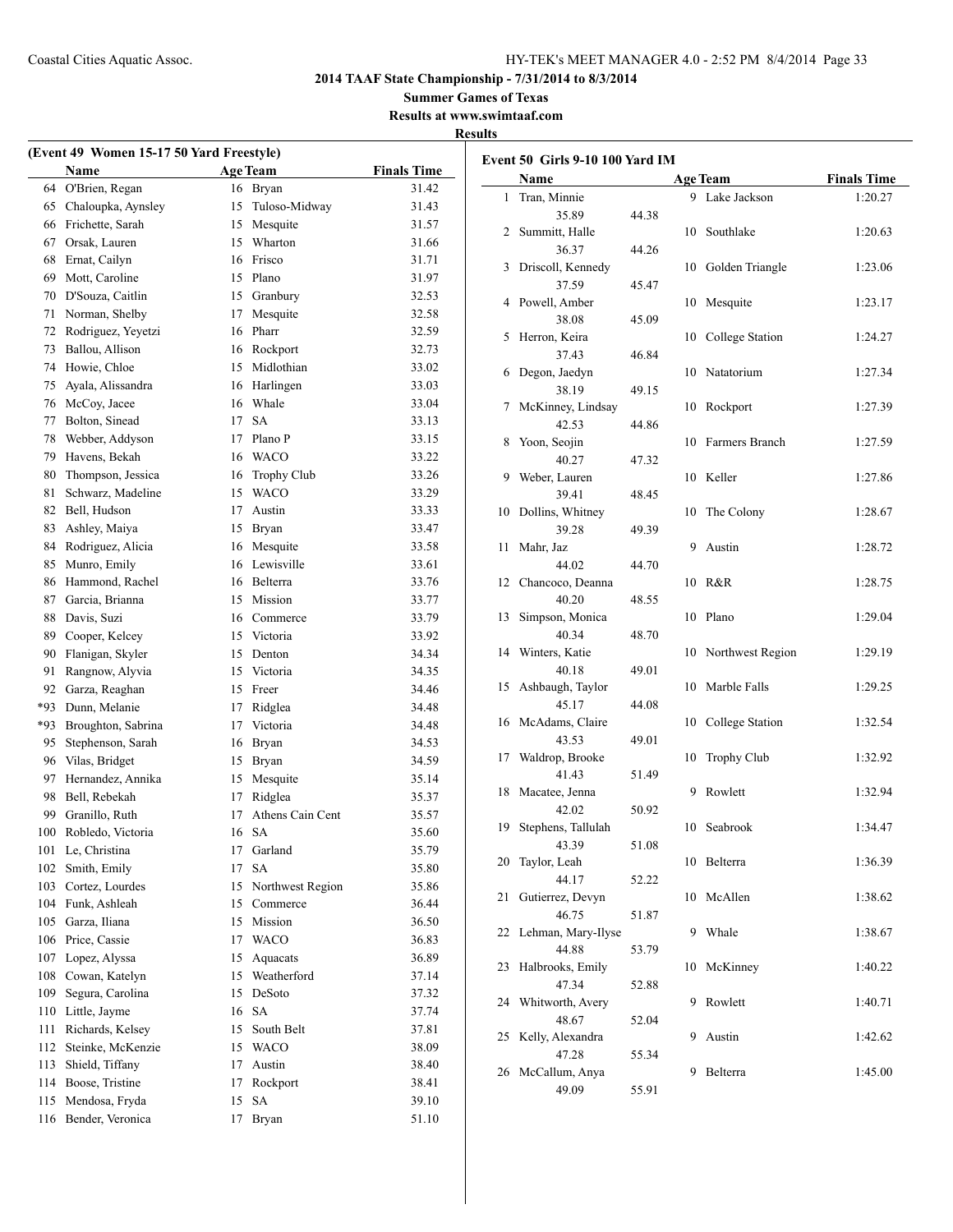**2014 TAAF State Championship - 7/31/2014 to 8/3/2014**

**Summer Games of Texas**

**Results at www.swimtaaf.com**

**Results**

**(Event 49 Women 15-17 50 Yard Freestyle)**

| | Name | Age | Team | Finals Time |
|---|---|---|---|---|
| 64 | O'Brien, Regan | 16 | Bryan | 31.42 |
| 65 | Chaloupka, Aynsley | 15 | Tuloso-Midway | 31.43 |
| 66 | Frichette, Sarah | 15 | Mesquite | 31.57 |
| 67 | Orsak, Lauren | 15 | Wharton | 31.66 |
| 68 | Ernat, Cailyn | 16 | Frisco | 31.71 |
| 69 | Mott, Caroline | 15 | Plano | 31.97 |
| 70 | D'Souza, Caitlin | 15 | Granbury | 32.53 |
| 71 | Norman, Shelby | 17 | Mesquite | 32.58 |
| 72 | Rodriguez, Yeyetzi | 16 | Pharr | 32.59 |
| 73 | Ballou, Allison | 16 | Rockport | 32.73 |
| 74 | Howie, Chloe | 15 | Midlothian | 33.02 |
| 75 | Ayala, Alissandra | 16 | Harlingen | 33.03 |
| 76 | McCoy, Jacee | 16 | Whale | 33.04 |
| 77 | Bolton, Sinead | 17 | SA | 33.13 |
| 78 | Webber, Addyson | 17 | Plano P | 33.15 |
| 79 | Havens, Bekah | 16 | WACO | 33.22 |
| 80 | Thompson, Jessica | 16 | Trophy Club | 33.26 |
| 81 | Schwarz, Madeline | 15 | WACO | 33.29 |
| 82 | Bell, Hudson | 17 | Austin | 33.33 |
| 83 | Ashley, Maiya | 15 | Bryan | 33.47 |
| 84 | Rodriguez, Alicia | 16 | Mesquite | 33.58 |
| 85 | Munro, Emily | 16 | Lewisville | 33.61 |
| 86 | Hammond, Rachel | 16 | Belterra | 33.76 |
| 87 | Garcia, Brianna | 15 | Mission | 33.77 |
| 88 | Davis, Suzi | 16 | Commerce | 33.79 |
| 89 | Cooper, Kelcey | 15 | Victoria | 33.92 |
| 90 | Flanigan, Skyler | 15 | Denton | 34.34 |
| 91 | Rangnow, Alyvia | 15 | Victoria | 34.35 |
| 92 | Garza, Reaghan | 15 | Freer | 34.46 |
| *93 | Dunn, Melanie | 17 | Ridglea | 34.48 |
| *93 | Broughton, Sabrina | 17 | Victoria | 34.48 |
| 95 | Stephenson, Sarah | 16 | Bryan | 34.53 |
| 96 | Vilas, Bridget | 15 | Bryan | 34.59 |
| 97 | Hernandez, Annika | 15 | Mesquite | 35.14 |
| 98 | Bell, Rebekah | 17 | Ridglea | 35.37 |
| 99 | Granillo, Ruth | 17 | Athens Cain Cent | 35.57 |
| 100 | Robledo, Victoria | 16 | SA | 35.60 |
| 101 | Le, Christina | 17 | Garland | 35.79 |
| 102 | Smith, Emily | 17 | SA | 35.80 |
| 103 | Cortez, Lourdes | 15 | Northwest Region | 35.86 |
| 104 | Funk, Ashleah | 15 | Commerce | 36.44 |
| 105 | Garza, Iliana | 15 | Mission | 36.50 |
| 106 | Price, Cassie | 17 | WACO | 36.83 |
| 107 | Lopez, Alyssa | 15 | Aquacats | 36.89 |
| 108 | Cowan, Katelyn | 15 | Weatherford | 37.14 |
| 109 | Segura, Carolina | 15 | DeSoto | 37.32 |
| 110 | Little, Jayme | 16 | SA | 37.74 |
| 111 | Richards, Kelsey | 15 | South Belt | 37.81 |
| 112 | Steinke, McKenzie | 15 | WACO | 38.09 |
| 113 | Shield, Tiffany | 17 | Austin | 38.40 |
| 114 | Boose, Tristine | 17 | Rockport | 38.41 |
| 115 | Mendosa, Fryda | 15 | SA | 39.10 |
| 116 | Bender, Veronica | 17 | Bryan | 51.10 |

**Event 50 Girls 9-10 100 Yard IM**

| | Name | Age | Team | Finals Time |
|---|---|---|---|---|
| 1 | Tran, Minnie | 9 | Lake Jackson | 1:20.27 |
| | 35.89 44.38 | | | |
| 2 | Summitt, Halle | 10 | Southlake | 1:20.63 |
| | 36.37 44.26 | | | |
| 3 | Driscoll, Kennedy | 10 | Golden Triangle | 1:23.06 |
| | 37.59 45.47 | | | |
| 4 | Powell, Amber | 10 | Mesquite | 1:23.17 |
| | 38.08 45.09 | | | |
| 5 | Herron, Keira | 10 | College Station | 1:24.27 |
| | 37.43 46.84 | | | |
| 6 | Degon, Jaedyn | 10 | Natatorium | 1:27.34 |
| | 38.19 49.15 | | | |
| 7 | McKinney, Lindsay | 10 | Rockport | 1:27.39 |
| | 42.53 44.86 | | | |
| 8 | Yoon, Seojin | 10 | Farmers Branch | 1:27.59 |
| | 40.27 47.32 | | | |
| 9 | Weber, Lauren | 10 | Keller | 1:27.86 |
| | 39.41 48.45 | | | |
| 10 | Dollins, Whitney | 10 | The Colony | 1:28.67 |
| | 39.28 49.39 | | | |
| 11 | Mahr, Jaz | 9 | Austin | 1:28.72 |
| | 44.02 44.70 | | | |
| 12 | Chancoco, Deanna | 10 | R&R | 1:28.75 |
| | 40.20 48.55 | | | |
| 13 | Simpson, Monica | 10 | Plano | 1:29.04 |
| | 40.34 48.70 | | | |
| 14 | Winters, Katie | 10 | Northwest Region | 1:29.19 |
| | 40.18 49.01 | | | |
| 15 | Ashbaugh, Taylor | 10 | Marble Falls | 1:29.25 |
| | 45.17 44.08 | | | |
| 16 | McAdams, Claire | 10 | College Station | 1:32.54 |
| | 43.53 49.01 | | | |
| 17 | Waldrop, Brooke | 10 | Trophy Club | 1:32.92 |
| | 41.43 51.49 | | | |
| 18 | Macatee, Jenna | 9 | Rowlett | 1:32.94 |
| | 42.02 50.92 | | | |
| 19 | Stephens, Tallulah | 10 | Seabrook | 1:34.47 |
| | 43.39 51.08 | | | |
| 20 | Taylor, Leah | 10 | Belterra | 1:36.39 |
| | 44.17 52.22 | | | |
| 21 | Gutierrez, Devyn | 10 | McAllen | 1:38.62 |
| | 46.75 51.87 | | | |
| 22 | Lehman, Mary-Ilyse | 9 | Whale | 1:38.67 |
| | 44.88 53.79 | | | |
| 23 | Halbrooks, Emily | 10 | McKinney | 1:40.22 |
| | 47.34 52.88 | | | |
| 24 | Whitworth, Avery | 9 | Rowlett | 1:40.71 |
| | 48.67 52.04 | | | |
| 25 | Kelly, Alexandra | 9 | Austin | 1:42.62 |
| | 47.28 55.34 | | | |
| 26 | McCallum, Anya | 9 | Belterra | 1:45.00 |
| | 49.09 55.91 | | | |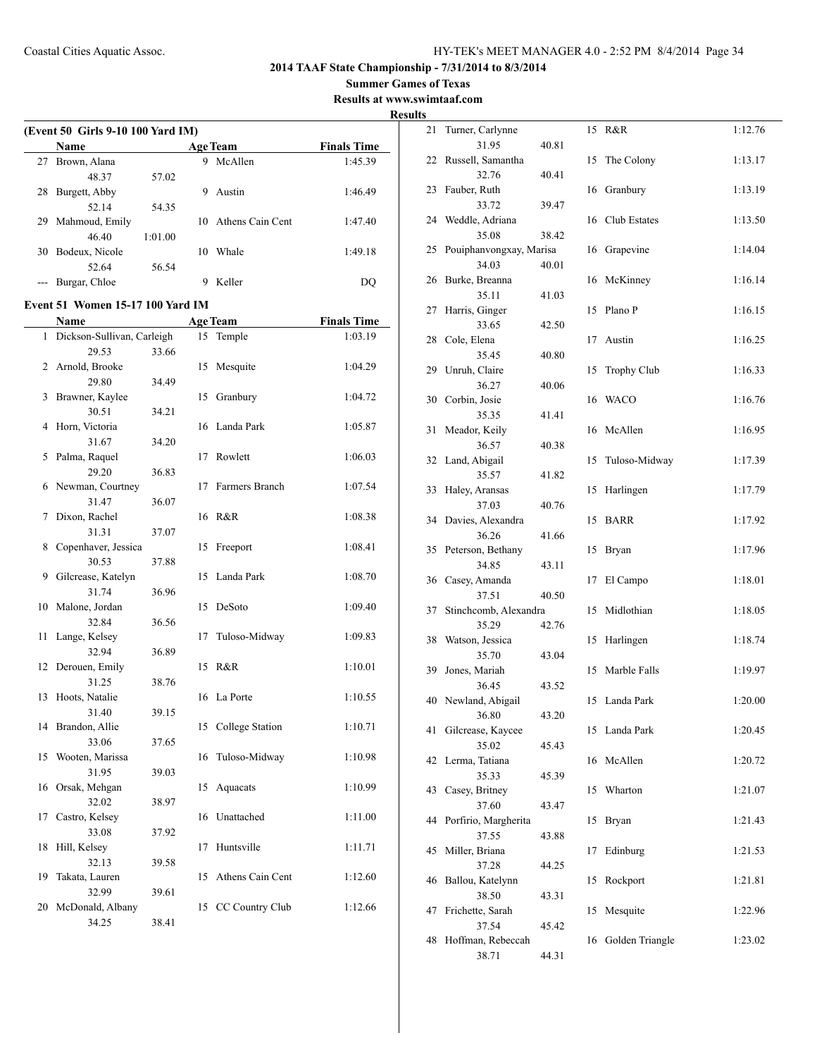# 2014 TAAF State Championship - 7/31/2014 to 8/3/2014

## Summer Games of Texas

### Results at www.swimtaaf.com

### Results

**(Event 50 Girls 9-10 100 Yard IM)**

| | Name | | Age | Team | Finals Time |
|---|---|---|---|---|---|
| 27 | Brown, Alana | | 9 | McAllen | 1:45.39 |
| | 48.37 | 57.02 | | | |
| 28 | Burgett, Abby | | 9 | Austin | 1:46.49 |
| | 52.14 | 54.35 | | | |
| 29 | Mahmoud, Emily | | 10 | Athens Cain Cent | 1:47.40 |
| | 46.40 | 1:01.00 | | | |
| 30 | Bodeux, Nicole | | 10 | Whale | 1:49.18 |
| | 52.64 | 56.54 | | | |
| --- | Burgar, Chloe | | 9 | Keller | DQ |

**Event 51 Women 15-17 100 Yard IM**

| | Name | | Age | Team | Finals Time |
|---|---|---|---|---|---|
| 1 | Dickson-Sullivan, Carleigh | | 15 | Temple | 1:03.19 |
| | 29.53 | 33.66 | | | |
| 2 | Arnold, Brooke | | 15 | Mesquite | 1:04.29 |
| | 29.80 | 34.49 | | | |
| 3 | Brawner, Kaylee | | 15 | Granbury | 1:04.72 |
| | 30.51 | 34.21 | | | |
| 4 | Horn, Victoria | | 16 | Landa Park | 1:05.87 |
| | 31.67 | 34.20 | | | |
| 5 | Palma, Raquel | | 17 | Rowlett | 1:06.03 |
| | 29.20 | 36.83 | | | |
| 6 | Newman, Courtney | | 17 | Farmers Branch | 1:07.54 |
| | 31.47 | 36.07 | | | |
| 7 | Dixon, Rachel | | 16 | R&R | 1:08.38 |
| | 31.31 | 37.07 | | | |
| 8 | Copenhaver, Jessica | | 15 | Freeport | 1:08.41 |
| | 30.53 | 37.88 | | | |
| 9 | Gilcrease, Katelyn | | 15 | Landa Park | 1:08.70 |
| | 31.74 | 36.96 | | | |
| 10 | Malone, Jordan | | 15 | DeSoto | 1:09.40 |
| | 32.84 | 36.56 | | | |
| 11 | Lange, Kelsey | | 17 | Tuloso-Midway | 1:09.83 |
| | 32.94 | 36.89 | | | |
| 12 | Derouen, Emily | | 15 | R&R | 1:10.01 |
| | 31.25 | 38.76 | | | |
| 13 | Hoots, Natalie | | 16 | La Porte | 1:10.55 |
| | 31.40 | 39.15 | | | |
| 14 | Brandon, Allie | | 15 | College Station | 1:10.71 |
| | 33.06 | 37.65 | | | |
| 15 | Wooten, Marissa | | 16 | Tuloso-Midway | 1:10.98 |
| | 31.95 | 39.03 | | | |
| 16 | Orsak, Mehgan | | 15 | Aquacats | 1:10.99 |
| | 32.02 | 38.97 | | | |
| 17 | Castro, Kelsey | | 16 | Unattached | 1:11.00 |
| | 33.08 | 37.92 | | | |
| 18 | Hill, Kelsey | | 17 | Huntsville | 1:11.71 |
| | 32.13 | 39.58 | | | |
| 19 | Takata, Lauren | | 15 | Athens Cain Cent | 1:12.60 |
| | 32.99 | 39.61 | | | |
| 20 | McDonald, Albany | | 15 | CC Country Club | 1:12.66 |
| | 34.25 | 38.41 | | | |
| 21 | Turner, Carlynne | | 15 | R&R | 1:12.76 |
| | 31.95 | 40.81 | | | |
| 22 | Russell, Samantha | | 15 | The Colony | 1:13.17 |
| | 32.76 | 40.41 | | | |
| 23 | Fauber, Ruth | | 16 | Granbury | 1:13.19 |
| | 33.72 | 39.47 | | | |
| 24 | Weddle, Adriana | | 16 | Club Estates | 1:13.50 |
| | 35.08 | 38.42 | | | |
| 25 | Pouiphanvongxay, Marisa | | 16 | Grapevine | 1:14.04 |
| | 34.03 | 40.01 | | | |
| 26 | Burke, Breanna | | 16 | McKinney | 1:16.14 |
| | 35.11 | 41.03 | | | |
| 27 | Harris, Ginger | | 15 | Plano P | 1:16.15 |
| | 33.65 | 42.50 | | | |
| 28 | Cole, Elena | | 17 | Austin | 1:16.25 |
| | 35.45 | 40.80 | | | |
| 29 | Unruh, Claire | | 15 | Trophy Club | 1:16.33 |
| | 36.27 | 40.06 | | | |
| 30 | Corbin, Josie | | 16 | WACO | 1:16.76 |
| | 35.35 | 41.41 | | | |
| 31 | Meador, Keily | | 16 | McAllen | 1:16.95 |
| | 36.57 | 40.38 | | | |
| 32 | Land, Abigail | | 15 | Tuloso-Midway | 1:17.39 |
| | 35.57 | 41.82 | | | |
| 33 | Haley, Aransas | | 15 | Harlingen | 1:17.79 |
| | 37.03 | 40.76 | | | |
| 34 | Davies, Alexandra | | 15 | BARR | 1:17.92 |
| | 36.26 | 41.66 | | | |
| 35 | Peterson, Bethany | | 15 | Bryan | 1:17.96 |
| | 34.85 | 43.11 | | | |
| 36 | Casey, Amanda | | 17 | El Campo | 1:18.01 |
| | 37.51 | 40.50 | | | |
| 37 | Stinchcomb, Alexandra | | 15 | Midlothian | 1:18.05 |
| | 35.29 | 42.76 | | | |
| 38 | Watson, Jessica | | 15 | Harlingen | 1:18.74 |
| | 35.70 | 43.04 | | | |
| 39 | Jones, Mariah | | 15 | Marble Falls | 1:19.97 |
| | 36.45 | 43.52 | | | |
| 40 | Newland, Abigail | | 15 | Landa Park | 1:20.00 |
| | 36.80 | 43.20 | | | |
| 41 | Gilcrease, Kaycee | | 15 | Landa Park | 1:20.45 |
| | 35.02 | 45.43 | | | |
| 42 | Lerma, Tatiana | | 16 | McAllen | 1:20.72 |
| | 35.33 | 45.39 | | | |
| 43 | Casey, Britney | | 15 | Wharton | 1:21.07 |
| | 37.60 | 43.47 | | | |
| 44 | Porfirio, Margherita | | 15 | Bryan | 1:21.43 |
| | 37.55 | 43.88 | | | |
| 45 | Miller, Briana | | 17 | Edinburg | 1:21.53 |
| | 37.28 | 44.25 | | | |
| 46 | Ballou, Katelynn | | 15 | Rockport | 1:21.81 |
| | 38.50 | 43.31 | | | |
| 47 | Frichette, Sarah | | 15 | Mesquite | 1:22.96 |
| | 37.54 | 45.42 | | | |
| 48 | Hoffman, Rebeccah | | 16 | Golden Triangle | 1:23.02 |
| | 38.71 | 44.31 | | | |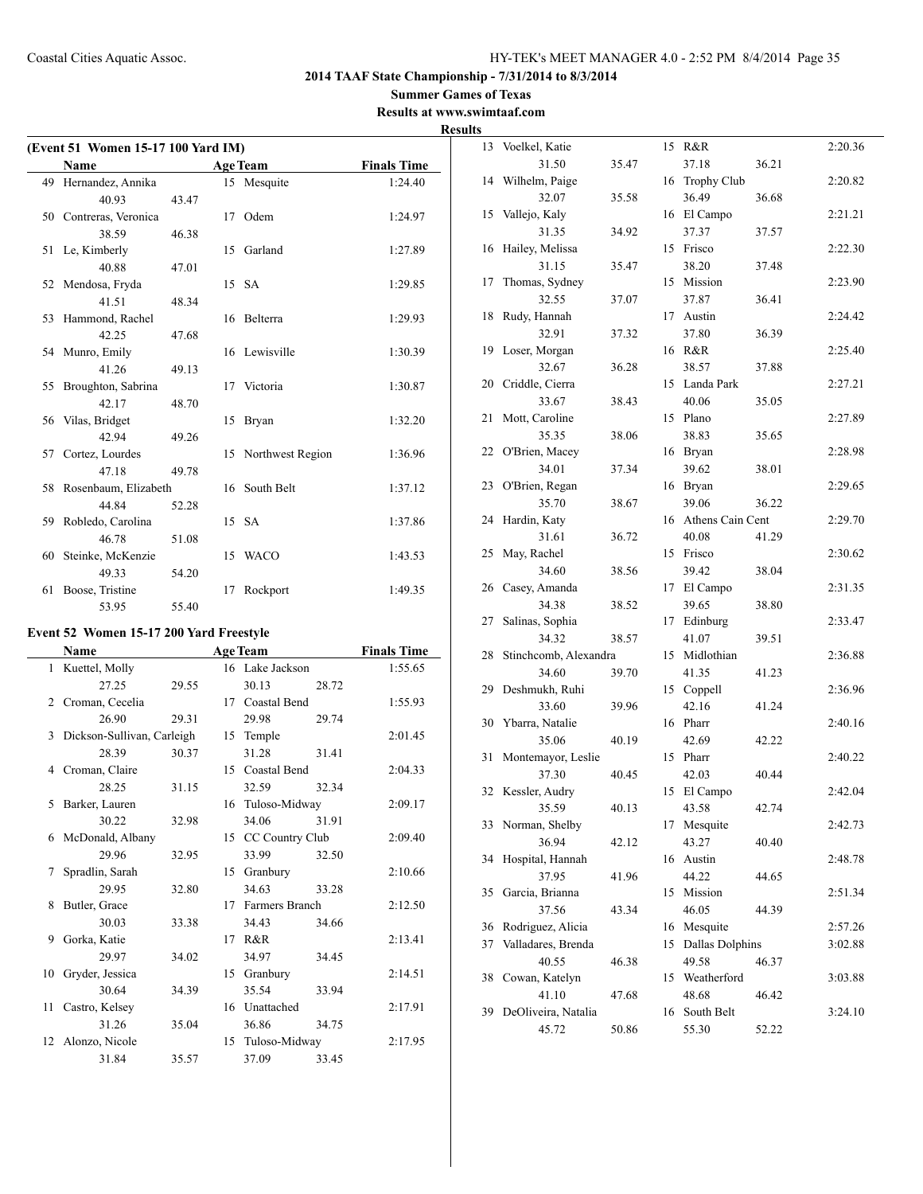**2014 TAAF State Championship - 7/31/2014 to 8/3/2014**

**Summer Games of Texas**

**Results at www.swimtaaf.com**

**Results**

### (Event 51 Women 15-17 100 Yard IM)

| | Name | Age | Team | | Finals Time |
|---|---|---|---|---|---|
| 49 | Hernandez, Annika | 15 | Mesquite | | 1:24.40 |
| | 40.93 | 43.47 | | | |
| 50 | Contreras, Veronica | 17 | Odem | | 1:24.97 |
| | 38.59 | 46.38 | | | |
| 51 | Le, Kimberly | 15 | Garland | | 1:27.89 |
| | 40.88 | 47.01 | | | |
| 52 | Mendosa, Fryda | 15 | SA | | 1:29.85 |
| | 41.51 | 48.34 | | | |
| 53 | Hammond, Rachel | 16 | Belterra | | 1:29.93 |
| | 42.25 | 47.68 | | | |
| 54 | Munro, Emily | 16 | Lewisville | | 1:30.39 |
| | 41.26 | 49.13 | | | |
| 55 | Broughton, Sabrina | 17 | Victoria | | 1:30.87 |
| | 42.17 | 48.70 | | | |
| 56 | Vilas, Bridget | 15 | Bryan | | 1:32.20 |
| | 42.94 | 49.26 | | | |
| 57 | Cortez, Lourdes | 15 | Northwest Region | | 1:36.96 |
| | 47.18 | 49.78 | | | |
| 58 | Rosenbaum, Elizabeth | 16 | South Belt | | 1:37.12 |
| | 44.84 | 52.28 | | | |
| 59 | Robledo, Carolina | 15 | SA | | 1:37.86 |
| | 46.78 | 51.08 | | | |
| 60 | Steinke, McKenzie | 15 | WACO | | 1:43.53 |
| | 49.33 | 54.20 | | | |
| 61 | Boose, Tristine | 17 | Rockport | | 1:49.35 |
| | 53.95 | 55.40 | | | |

### Event 52 Women 15-17 200 Yard Freestyle

| | Name | | Age | Team | | Finals Time |
|---|---|---|---|---|---|---|
| 1 | Kuettel, Molly | | 16 | Lake Jackson | | 1:55.65 |
| | 27.25 | 29.55 | | 30.13 | 28.72 | |
| 2 | Croman, Cecelia | | 17 | Coastal Bend | | 1:55.93 |
| | 26.90 | 29.31 | | 29.98 | 29.74 | |
| 3 | Dickson-Sullivan, Carleigh | | 15 | Temple | | 2:01.45 |
| | 28.39 | 30.37 | | 31.28 | 31.41 | |
| 4 | Croman, Claire | | 15 | Coastal Bend | | 2:04.33 |
| | 28.25 | 31.15 | | 32.59 | 32.34 | |
| 5 | Barker, Lauren | | 16 | Tuloso-Midway | | 2:09.17 |
| | 30.22 | 32.98 | | 34.06 | 31.91 | |
| 6 | McDonald, Albany | | 15 | CC Country Club | | 2:09.40 |
| | 29.96 | 32.95 | | 33.99 | 32.50 | |
| 7 | Spradlin, Sarah | | 15 | Granbury | | 2:10.66 |
| | 29.95 | 32.80 | | 34.63 | 33.28 | |
| 8 | Butler, Grace | | 17 | Farmers Branch | | 2:12.50 |
| | 30.03 | 33.38 | | 34.43 | 34.66 | |
| 9 | Gorka, Katie | | 17 | R&R | | 2:13.41 |
| | 29.97 | 34.02 | | 34.97 | 34.45 | |
| 10 | Gryder, Jessica | | 15 | Granbury | | 2:14.51 |
| | 30.64 | 34.39 | | 35.54 | 33.94 | |
| 11 | Castro, Kelsey | | 16 | Unattached | | 2:17.91 |
| | 31.26 | 35.04 | | 36.86 | 34.75 | |
| 12 | Alonzo, Nicole | | 15 | Tuloso-Midway | | 2:17.95 |
| | 31.84 | 35.57 | | 37.09 | 33.45 | |
| 13 | Voelkel, Katie | | 15 | R&R | | 2:20.36 |
| | 31.50 | 35.47 | | 37.18 | 36.21 | |
| 14 | Wilhelm, Paige | | 16 | Trophy Club | | 2:20.82 |
| | 32.07 | 35.58 | | 36.49 | 36.68 | |
| 15 | Vallejo, Kaly | | 16 | El Campo | | 2:21.21 |
| | 31.35 | 34.92 | | 37.37 | 37.57 | |
| 16 | Hailey, Melissa | | 15 | Frisco | | 2:22.30 |
| | 31.15 | 35.47 | | 38.20 | 37.48 | |
| 17 | Thomas, Sydney | | 15 | Mission | | 2:23.90 |
| | 32.55 | 37.07 | | 37.87 | 36.41 | |
| 18 | Rudy, Hannah | | 17 | Austin | | 2:24.42 |
| | 32.91 | 37.32 | | 37.80 | 36.39 | |
| 19 | Loser, Morgan | | 16 | R&R | | 2:25.40 |
| | 32.67 | 36.28 | | 38.57 | 37.88 | |
| 20 | Criddle, Cierra | | 15 | Landa Park | | 2:27.21 |
| | 33.67 | 38.43 | | 40.06 | 35.05 | |
| 21 | Mott, Caroline | | 15 | Plano | | 2:27.89 |
| | 35.35 | 38.06 | | 38.83 | 35.65 | |
| 22 | O'Brien, Macey | | 16 | Bryan | | 2:28.98 |
| | 34.01 | 37.34 | | 39.62 | 38.01 | |
| 23 | O'Brien, Regan | | 16 | Bryan | | 2:29.65 |
| | 35.70 | 38.67 | | 39.06 | 36.22 | |
| 24 | Hardin, Katy | | 16 | Athens Cain Cent | | 2:29.70 |
| | 31.61 | 36.72 | | 40.08 | 41.29 | |
| 25 | May, Rachel | | 15 | Frisco | | 2:30.62 |
| | 34.60 | 38.56 | | 39.42 | 38.04 | |
| 26 | Casey, Amanda | | 17 | El Campo | | 2:31.35 |
| | 34.38 | 38.52 | | 39.65 | 38.80 | |
| 27 | Salinas, Sophia | | 17 | Edinburg | | 2:33.47 |
| | 34.32 | 38.57 | | 41.07 | 39.51 | |
| 28 | Stinchcomb, Alexandra | | 15 | Midlothian | | 2:36.88 |
| | 34.60 | 39.70 | | 41.35 | 41.23 | |
| 29 | Deshmukh, Ruhi | | 15 | Coppell | | 2:36.96 |
| | 33.60 | 39.96 | | 42.16 | 41.24 | |
| 30 | Ybarra, Natalie | | 16 | Pharr | | 2:40.16 |
| | 35.06 | 40.19 | | 42.69 | 42.22 | |
| 31 | Montemayor, Leslie | | 15 | Pharr | | 2:40.22 |
| | 37.30 | 40.45 | | 42.03 | 40.44 | |
| 32 | Kessler, Audry | | 15 | El Campo | | 2:42.04 |
| | 35.59 | 40.13 | | 43.58 | 42.74 | |
| 33 | Norman, Shelby | | 17 | Mesquite | | 2:42.73 |
| | 36.94 | 42.12 | | 43.27 | 40.40 | |
| 34 | Hospital, Hannah | | 16 | Austin | | 2:48.78 |
| | 37.95 | 41.96 | | 44.22 | 44.65 | |
| 35 | Garcia, Brianna | | 15 | Mission | | 2:51.34 |
| | 37.56 | 43.34 | | 46.05 | 44.39 | |
| 36 | Rodriguez, Alicia | | 16 | Mesquite | | 2:57.26 |
| 37 | Valladares, Brenda | | 15 | Dallas Dolphins | | 3:02.88 |
| | 40.55 | 46.38 | | 49.58 | 46.37 | |
| 38 | Cowan, Katelyn | | 15 | Weatherford | | 3:03.88 |
| | 41.10 | 47.68 | | 48.68 | 46.42 | |
| 39 | DeOliveira, Natalia | | 16 | South Belt | | 3:24.10 |
| | 45.72 | 50.86 | | 55.30 | 52.22 | |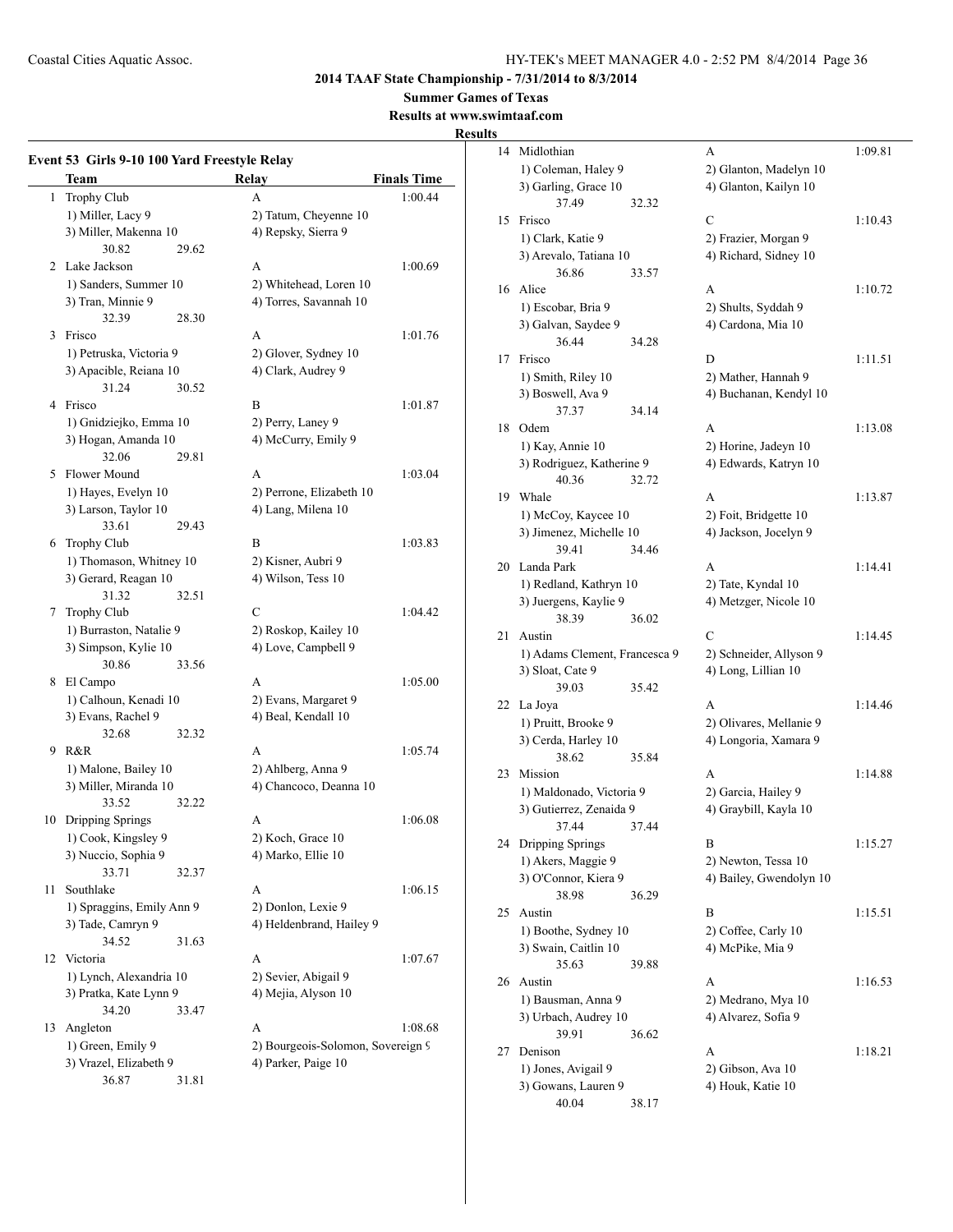**2014 TAAF State Championship - 7/31/2014 to 8/3/2014**

**Summer Games of Texas**

**Results at www.swimtaaf.com**

**Results**

### Event 53 Girls 9-10 100 Yard Freestyle Relay

| | Team | Relay | Finals Time |
|---|---|---|---|
| 1 | Trophy Club | A | 1:00.44 |
| | 1) Miller, Lacy 9 | 2) Tatum, Cheyenne 10 | |
| | 3) Miller, Makenna 10 | 4) Repsky, Sierra 9 | |
| | 30.82 29.62 | | |
| 2 | Lake Jackson | A | 1:00.69 |
| | 1) Sanders, Summer 10 | 2) Whitehead, Loren 10 | |
| | 3) Tran, Minnie 9 | 4) Torres, Savannah 10 | |
| | 32.39 28.30 | | |
| 3 | Frisco | A | 1:01.76 |
| | 1) Petruska, Victoria 9 | 2) Glover, Sydney 10 | |
| | 3) Apacible, Reiana 10 | 4) Clark, Audrey 9 | |
| | 31.24 30.52 | | |
| 4 | Frisco | B | 1:01.87 |
| | 1) Gnidziejko, Emma 10 | 2) Perry, Laney 9 | |
| | 3) Hogan, Amanda 10 | 4) McCurry, Emily 9 | |
| | 32.06 29.81 | | |
| 5 | Flower Mound | A | 1:03.04 |
| | 1) Hayes, Evelyn 10 | 2) Perrone, Elizabeth 10 | |
| | 3) Larson, Taylor 10 | 4) Lang, Milena 10 | |
| | 33.61 29.43 | | |
| 6 | Trophy Club | B | 1:03.83 |
| | 1) Thomason, Whitney 10 | 2) Kisner, Aubri 9 | |
| | 3) Gerard, Reagan 10 | 4) Wilson, Tess 10 | |
| | 31.32 32.51 | | |
| 7 | Trophy Club | C | 1:04.42 |
| | 1) Burraston, Natalie 9 | 2) Roskop, Kailey 10 | |
| | 3) Simpson, Kylie 10 | 4) Love, Campbell 9 | |
| | 30.86 33.56 | | |
| 8 | El Campo | A | 1:05.00 |
| | 1) Calhoun, Kenadi 10 | 2) Evans, Margaret 9 | |
| | 3) Evans, Rachel 9 | 4) Beal, Kendall 10 | |
| | 32.68 32.32 | | |
| 9 | R&R | A | 1:05.74 |
| | 1) Malone, Bailey 10 | 2) Ahlberg, Anna 9 | |
| | 3) Miller, Miranda 10 | 4) Chancoco, Deanna 10 | |
| | 33.52 32.22 | | |
| 10 | Dripping Springs | A | 1:06.08 |
| | 1) Cook, Kingsley 9 | 2) Koch, Grace 10 | |
| | 3) Nuccio, Sophia 9 | 4) Marko, Ellie 10 | |
| | 33.71 32.37 | | |
| 11 | Southlake | A | 1:06.15 |
| | 1) Spraggins, Emily Ann 9 | 2) Donlon, Lexie 9 | |
| | 3) Tade, Camryn 9 | 4) Heldenbrand, Hailey 9 | |
| | 34.52 31.63 | | |
| 12 | Victoria | A | 1:07.67 |
| | 1) Lynch, Alexandria 10 | 2) Sevier, Abigail 9 | |
| | 3) Pratka, Kate Lynn 9 | 4) Mejia, Alyson 10 | |
| | 34.20 33.47 | | |
| 13 | Angleton | A | 1:08.68 |
| | 1) Green, Emily 9 | 2) Bourgeois-Solomon, Sovereign 9 | |
| | 3) Vrazel, Elizabeth 9 | 4) Parker, Paige 10 | |
| | 36.87 31.81 | | |
| 14 | Midlothian | A | 1:09.81 |
| | 1) Coleman, Haley 9 | 2) Glanton, Madelyn 10 | |
| | 3) Garling, Grace 10 | 4) Glanton, Kailyn 10 | |
| | 37.49 32.32 | | |
| 15 | Frisco | C | 1:10.43 |
| | 1) Clark, Katie 9 | 2) Frazier, Morgan 9 | |
| | 3) Arevalo, Tatiana 10 | 4) Richard, Sidney 10 | |
| | 36.86 33.57 | | |
| 16 | Alice | A | 1:10.72 |
| | 1) Escobar, Bria 9 | 2) Shults, Syddah 9 | |
| | 3) Galvan, Saydee 9 | 4) Cardona, Mia 10 | |
| | 36.44 34.28 | | |
| 17 | Frisco | D | 1:11.51 |
| | 1) Smith, Riley 10 | 2) Mather, Hannah 9 | |
| | 3) Boswell, Ava 9 | 4) Buchanan, Kendyl 10 | |
| | 37.37 34.14 | | |
| 18 | Odem | A | 1:13.08 |
| | 1) Kay, Annie 10 | 2) Horine, Jadeyn 10 | |
| | 3) Rodriguez, Katherine 9 | 4) Edwards, Katryn 10 | |
| | 40.36 32.72 | | |
| 19 | Whale | A | 1:13.87 |
| | 1) McCoy, Kaycee 10 | 2) Foit, Bridgette 10 | |
| | 3) Jimenez, Michelle 10 | 4) Jackson, Jocelyn 9 | |
| | 39.41 34.46 | | |
| 20 | Landa Park | A | 1:14.41 |
| | 1) Redland, Kathryn 10 | 2) Tate, Kyndal 10 | |
| | 3) Juergens, Kaylie 9 | 4) Metzger, Nicole 10 | |
| | 38.39 36.02 | | |
| 21 | Austin | C | 1:14.45 |
| | 1) Adams Clement, Francesca 9 | 2) Schneider, Allyson 9 | |
| | 3) Sloat, Cate 9 | 4) Long, Lillian 10 | |
| | 39.03 35.42 | | |
| 22 | La Joya | A | 1:14.46 |
| | 1) Pruitt, Brooke 9 | 2) Olivares, Mellanie 9 | |
| | 3) Cerda, Harley 10 | 4) Longoria, Xamara 9 | |
| | 38.62 35.84 | | |
| 23 | Mission | A | 1:14.88 |
| | 1) Maldonado, Victoria 9 | 2) Garcia, Hailey 9 | |
| | 3) Gutierrez, Zenaida 9 | 4) Graybill, Kayla 10 | |
| | 37.44 37.44 | | |
| 24 | Dripping Springs | B | 1:15.27 |
| | 1) Akers, Maggie 9 | 2) Newton, Tessa 10 | |
| | 3) O'Connor, Kiera 9 | 4) Bailey, Gwendolyn 10 | |
| | 38.98 36.29 | | |
| 25 | Austin | B | 1:15.51 |
| | 1) Boothe, Sydney 10 | 2) Coffee, Carly 10 | |
| | 3) Swain, Caitlin 10 | 4) McPike, Mia 9 | |
| | 35.63 39.88 | | |
| 26 | Austin | A | 1:16.53 |
| | 1) Bausman, Anna 9 | 2) Medrano, Mya 10 | |
| | 3) Urbach, Audrey 10 | 4) Alvarez, Sofia 9 | |
| | 39.91 36.62 | | |
| 27 | Denison | A | 1:18.21 |
| | 1) Jones, Avigail 9 | 2) Gibson, Ava 10 | |
| | 3) Gowans, Lauren 9 | 4) Houk, Katie 10 | |
| | 40.04 38.17 | | |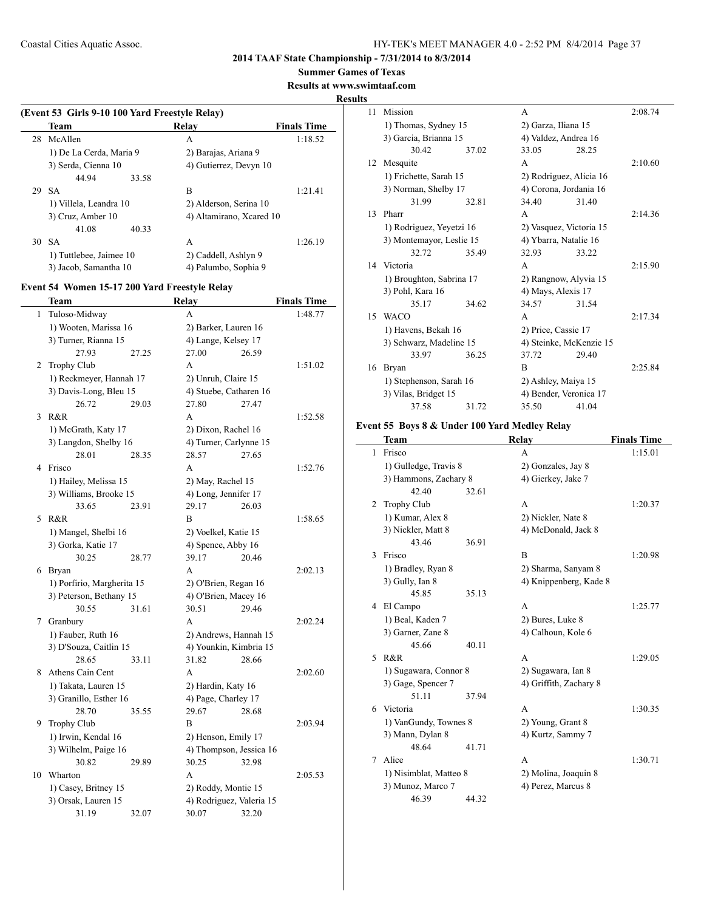**2014 TAAF State Championship - 7/31/2014 to 8/3/2014**

**Summer Games of Texas**

**Results at www.swimtaaf.com**

**Results**

### (Event 53 Girls 9-10 100 Yard Freestyle Relay)

| | Team | Relay | Finals Time |
|---|---|---|---|
| 28 | McAllen | A | 1:18.52 |
| | 1) De La Cerda, Maria 9 | 2) Barajas, Ariana 9 | |
| | 3) Serda, Cienna 10 | 4) Gutierrez, Devyn 10 | |
| | 44.94 33.58 | | |
| 29 | SA | B | 1:21.41 |
| | 1) Villela, Leandra 10 | 2) Alderson, Serina 10 | |
| | 3) Cruz, Amber 10 | 4) Altamirano, Xcared 10 | |
| | 41.08 40.33 | | |
| 30 | SA | A | 1:26.19 |
| | 1) Tuttlebee, Jaimee 10 | 2) Caddell, Ashlyn 9 | |
| | 3) Jacob, Samantha 10 | 4) Palumbo, Sophia 9 | |

### Event 54 Women 15-17 200 Yard Freestyle Relay

| | Team | Relay | Finals Time |
|---|---|---|---|
| 1 | Tuloso-Midway | A | 1:48.77 |
| | 1) Wooten, Marissa 16 | 2) Barker, Lauren 16 | |
| | 3) Turner, Rianna 15 | 4) Lange, Kelsey 17 | |
| | 27.93 27.25 | 27.00 26.59 | |
| 2 | Trophy Club | A | 1:51.02 |
| | 1) Reckmeyer, Hannah 17 | 2) Unruh, Claire 15 | |
| | 3) Davis-Long, Bleu 15 | 4) Stuebe, Catharen 16 | |
| | 26.72 29.03 | 27.80 27.47 | |
| 3 | R&R | A | 1:52.58 |
| | 1) McGrath, Katy 17 | 2) Dixon, Rachel 16 | |
| | 3) Langdon, Shelby 16 | 4) Turner, Carlynne 15 | |
| | 28.01 28.35 | 28.57 27.65 | |
| 4 | Frisco | A | 1:52.76 |
| | 1) Hailey, Melissa 15 | 2) May, Rachel 15 | |
| | 3) Williams, Brooke 15 | 4) Long, Jennifer 17 | |
| | 33.65 23.91 | 29.17 26.03 | |
| 5 | R&R | B | 1:58.65 |
| | 1) Mangel, Shelbi 16 | 2) Voelkel, Katie 15 | |
| | 3) Gorka, Katie 17 | 4) Spence, Abby 16 | |
| | 30.25 28.77 | 39.17 20.46 | |
| 6 | Bryan | A | 2:02.13 |
| | 1) Porfirio, Margherita 15 | 2) O'Brien, Regan 16 | |
| | 3) Peterson, Bethany 15 | 4) O'Brien, Macey 16 | |
| | 30.55 31.61 | 30.51 29.46 | |
| 7 | Granbury | A | 2:02.24 |
| | 1) Fauber, Ruth 16 | 2) Andrews, Hannah 15 | |
| | 3) D'Souza, Caitlin 15 | 4) Younkin, Kimbria 15 | |
| | 28.65 33.11 | 31.82 28.66 | |
| 8 | Athens Cain Cent | A | 2:02.60 |
| | 1) Takata, Lauren 15 | 2) Hardin, Katy 16 | |
| | 3) Granillo, Esther 16 | 4) Page, Charley 17 | |
| | 28.70 35.55 | 29.67 28.68 | |
| 9 | Trophy Club | B | 2:03.94 |
| | 1) Irwin, Kendal 16 | 2) Henson, Emily 17 | |
| | 3) Wilhelm, Paige 16 | 4) Thompson, Jessica 16 | |
| | 30.82 29.89 | 30.25 32.98 | |
| 10 | Wharton | A | 2:05.53 |
| | 1) Casey, Britney 15 | 2) Roddy, Montie 15 | |
| | 3) Orsak, Lauren 15 | 4) Rodriguez, Valeria 15 | |
| | 31.19 32.07 | 30.07 32.20 | |
| 11 | Mission | A | 2:08.74 |
| | 1) Thomas, Sydney 15 | 2) Garza, Iliana 15 | |
| | 3) Garcia, Brianna 15 | 4) Valdez, Andrea 16 | |
| | 30.42 37.02 | 33.05 28.25 | |
| 12 | Mesquite | A | 2:10.60 |
| | 1) Frichette, Sarah 15 | 2) Rodriguez, Alicia 16 | |
| | 3) Norman, Shelby 17 | 4) Corona, Jordania 16 | |
| | 31.99 32.81 | 34.40 31.40 | |
| 13 | Pharr | A | 2:14.36 |
| | 1) Rodriguez, Yeyetzi 16 | 2) Vasquez, Victoria 15 | |
| | 3) Montemayor, Leslie 15 | 4) Ybarra, Natalie 16 | |
| | 32.72 35.49 | 32.93 33.22 | |
| 14 | Victoria | A | 2:15.90 |
| | 1) Broughton, Sabrina 17 | 2) Rangnow, Alyvia 15 | |
| | 3) Pohl, Kara 16 | 4) Mays, Alexis 17 | |
| | 35.17 34.62 | 34.57 31.54 | |
| 15 | WACO | A | 2:17.34 |
| | 1) Havens, Bekah 16 | 2) Price, Cassie 17 | |
| | 3) Schwarz, Madeline 15 | 4) Steinke, McKenzie 15 | |
| | 33.97 36.25 | 37.72 29.40 | |
| 16 | Bryan | B | 2:25.84 |
| | 1) Stephenson, Sarah 16 | 2) Ashley, Maiya 15 | |
| | 3) Vilas, Bridget 15 | 4) Bender, Veronica 17 | |
| | 37.58 31.72 | 35.50 41.04 | |

### Event 55 Boys 8 & Under 100 Yard Medley Relay

| | Team | Relay | Finals Time |
|---|---|---|---|
| 1 | Frisco | A | 1:15.01 |
| | 1) Gulledge, Travis 8 | 2) Gonzales, Jay 8 | |
| | 3) Hammons, Zachary 8 | 4) Gierkey, Jake 7 | |
| | 42.40 32.61 | | |
| 2 | Trophy Club | A | 1:20.37 |
| | 1) Kumar, Alex 8 | 2) Nickler, Nate 8 | |
| | 3) Nickler, Matt 8 | 4) McDonald, Jack 8 | |
| | 43.46 36.91 | | |
| 3 | Frisco | B | 1:20.98 |
| | 1) Bradley, Ryan 8 | 2) Sharma, Sanyam 8 | |
| | 3) Gully, Ian 8 | 4) Knippenberg, Kade 8 | |
| | 45.85 35.13 | | |
| 4 | El Campo | A | 1:25.77 |
| | 1) Beal, Kaden 7 | 2) Bures, Luke 8 | |
| | 3) Garner, Zane 8 | 4) Calhoun, Kole 6 | |
| | 45.66 40.11 | | |
| 5 | R&R | A | 1:29.05 |
| | 1) Sugawara, Connor 8 | 2) Sugawara, Ian 8 | |
| | 3) Gage, Spencer 7 | 4) Griffith, Zachary 8 | |
| | 51.11 37.94 | | |
| 6 | Victoria | A | 1:30.35 |
| | 1) VanGundy, Townes 8 | 2) Young, Grant 8 | |
| | 3) Mann, Dylan 8 | 4) Kurtz, Sammy 7 | |
| | 48.64 41.71 | | |
| 7 | Alice | A | 1:30.71 |
| | 1) Nisimblat, Matteo 8 | 2) Molina, Joaquin 8 | |
| | 3) Munoz, Marco 7 | 4) Perez, Marcus 8 | |
| | 46.39 44.32 | | |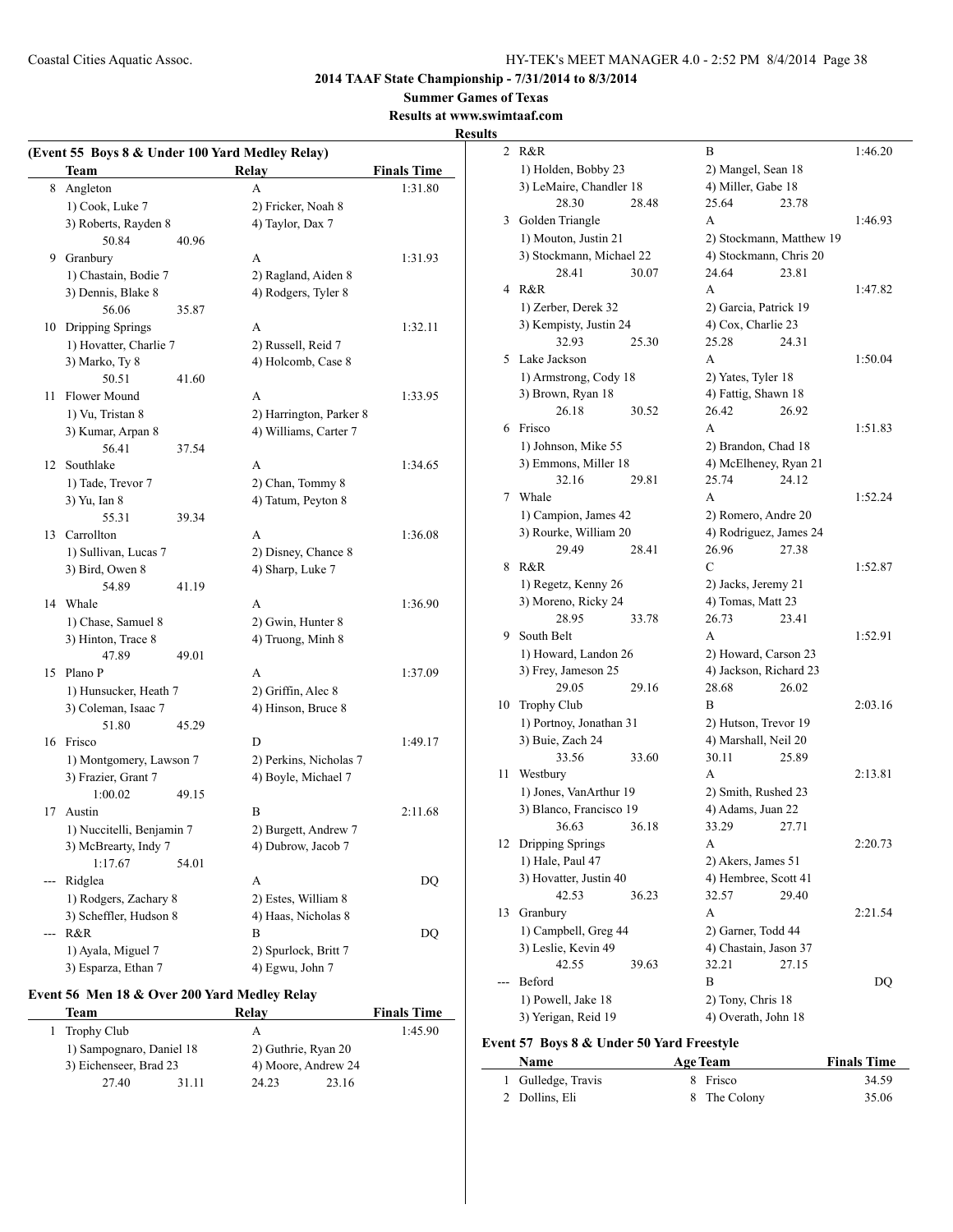**2014 TAAF State Championship - 7/31/2014 to 8/3/2014**

**Summer Games of Texas**

**Results at www.swimtaaf.com**

**Results**

### (Event 55 Boys 8 & Under 100 Yard Medley Relay)

| | Team | Relay | Finals Time |
|---|---|---|---|
| 8 | Angleton | A | 1:31.80 |
| | 1) Cook, Luke 7 | 2) Fricker, Noah 8 | |
| | 3) Roberts, Rayden 8 | 4) Taylor, Dax 7 | |
| | 50.84 40.96 | | |
| 9 | Granbury | A | 1:31.93 |
| | 1) Chastain, Bodie 7 | 2) Ragland, Aiden 8 | |
| | 3) Dennis, Blake 8 | 4) Rodgers, Tyler 8 | |
| | 56.06 35.87 | | |
| 10 | Dripping Springs | A | 1:32.11 |
| | 1) Hovatter, Charlie 7 | 2) Russell, Reid 7 | |
| | 3) Marko, Ty 8 | 4) Holcomb, Case 8 | |
| | 50.51 41.60 | | |
| 11 | Flower Mound | A | 1:33.95 |
| | 1) Vu, Tristan 8 | 2) Harrington, Parker 8 | |
| | 3) Kumar, Arpan 8 | 4) Williams, Carter 7 | |
| | 56.41 37.54 | | |
| 12 | Southlake | A | 1:34.65 |
| | 1) Tade, Trevor 7 | 2) Chan, Tommy 8 | |
| | 3) Yu, Ian 8 | 4) Tatum, Peyton 8 | |
| | 55.31 39.34 | | |
| 13 | Carrollton | A | 1:36.08 |
| | 1) Sullivan, Lucas 7 | 2) Disney, Chance 8 | |
| | 3) Bird, Owen 8 | 4) Sharp, Luke 7 | |
| | 54.89 41.19 | | |
| 14 | Whale | A | 1:36.90 |
| | 1) Chase, Samuel 8 | 2) Gwin, Hunter 8 | |
| | 3) Hinton, Trace 8 | 4) Truong, Minh 8 | |
| | 47.89 49.01 | | |
| 15 | Plano P | A | 1:37.09 |
| | 1) Hunsucker, Heath 7 | 2) Griffin, Alec 8 | |
| | 3) Coleman, Isaac 7 | 4) Hinson, Bruce 8 | |
| | 51.80 45.29 | | |
| 16 | Frisco | D | 1:49.17 |
| | 1) Montgomery, Lawson 7 | 2) Perkins, Nicholas 7 | |
| | 3) Frazier, Grant 7 | 4) Boyle, Michael 7 | |
| | 1:00.02 49.15 | | |
| 17 | Austin | B | 2:11.68 |
| | 1) Nuccitelli, Benjamin 7 | 2) Burgett, Andrew 7 | |
| | 3) McBrearty, Indy 7 | 4) Dubrow, Jacob 7 | |
| | 1:17.67 54.01 | | |
| --- | Ridglea | A | DQ |
| | 1) Rodgers, Zachary 8 | 2) Estes, William 8 | |
| | 3) Scheffler, Hudson 8 | 4) Haas, Nicholas 8 | |
| --- | R&R | B | DQ |
| | 1) Ayala, Miguel 7 | 2) Spurlock, Britt 7 | |
| | 3) Esparza, Ethan 7 | 4) Egwu, John 7 | |

### Event 56 Men 18 & Over 200 Yard Medley Relay

| | Team | Relay | Finals Time |
|---|---|---|---|
| 1 | Trophy Club | A | 1:45.90 |
| | 1) Sampognaro, Daniel 18 | 2) Guthrie, Ryan 20 | |
| | 3) Eichenseer, Brad 23 | 4) Moore, Andrew 24 | |
| | 27.40 31.11 | 24.23 23.16 | |
| 2 | R&R | B | 1:46.20 |
| | 1) Holden, Bobby 23 | 2) Mangel, Sean 18 | |
| | 3) LeMaire, Chandler 18 | 4) Miller, Gabe 18 | |
| | 28.30 28.48 | 25.64 23.78 | |
| 3 | Golden Triangle | A | 1:46.93 |
| | 1) Mouton, Justin 21 | 2) Stockmann, Matthew 19 | |
| | 3) Stockmann, Michael 22 | 4) Stockmann, Chris 20 | |
| | 28.41 30.07 | 24.64 23.81 | |
| 4 | R&R | A | 1:47.82 |
| | 1) Zerber, Derek 32 | 2) Garcia, Patrick 19 | |
| | 3) Kempisty, Justin 24 | 4) Cox, Charlie 23 | |
| | 32.93 25.30 | 25.28 24.31 | |
| 5 | Lake Jackson | A | 1:50.04 |
| | 1) Armstrong, Cody 18 | 2) Yates, Tyler 18 | |
| | 3) Brown, Ryan 18 | 4) Fattig, Shawn 18 | |
| | 26.18 30.52 | 26.42 26.92 | |
| 6 | Frisco | A | 1:51.83 |
| | 1) Johnson, Mike 55 | 2) Brandon, Chad 18 | |
| | 3) Emmons, Miller 18 | 4) McElheney, Ryan 21 | |
| | 32.16 29.81 | 25.74 24.12 | |
| 7 | Whale | A | 1:52.24 |
| | 1) Campion, James 42 | 2) Romero, Andre 20 | |
| | 3) Rourke, William 20 | 4) Rodriguez, James 24 | |
| | 29.49 28.41 | 26.96 27.38 | |
| 8 | R&R | C | 1:52.87 |
| | 1) Regetz, Kenny 26 | 2) Jacks, Jeremy 21 | |
| | 3) Moreno, Ricky 24 | 4) Tomas, Matt 23 | |
| | 28.95 33.78 | 26.73 23.41 | |
| 9 | South Belt | A | 1:52.91 |
| | 1) Howard, Landon 26 | 2) Howard, Carson 23 | |
| | 3) Frey, Jameson 25 | 4) Jackson, Richard 23 | |
| | 29.05 29.16 | 28.68 26.02 | |
| 10 | Trophy Club | B | 2:03.16 |
| | 1) Portnoy, Jonathan 31 | 2) Hutson, Trevor 19 | |
| | 3) Buie, Zach 24 | 4) Marshall, Neil 20 | |
| | 33.56 33.60 | 30.11 25.89 | |
| 11 | Westbury | A | 2:13.81 |
| | 1) Jones, VanArthur 19 | 2) Smith, Rushed 23 | |
| | 3) Blanco, Francisco 19 | 4) Adams, Juan 22 | |
| | 36.63 36.18 | 33.29 27.71 | |
| 12 | Dripping Springs | A | 2:20.73 |
| | 1) Hale, Paul 47 | 2) Akers, James 51 | |
| | 3) Hovatter, Justin 40 | 4) Hembree, Scott 41 | |
| | 42.53 36.23 | 32.57 29.40 | |
| 13 | Granbury | A | 2:21.54 |
| | 1) Campbell, Greg 44 | 2) Garner, Todd 44 | |
| | 3) Leslie, Kevin 49 | 4) Chastain, Jason 37 | |
| | 42.55 39.63 | 32.21 27.15 | |
| --- | Beford | B | DQ |
| | 1) Powell, Jake 18 | 2) Tony, Chris 18 | |
| | 3) Yerigan, Reid 19 | 4) Overath, John 18 | |

### Event 57 Boys 8 & Under 50 Yard Freestyle

| | Name | Age | Team | Finals Time |
|---|---|---|---|---|
| 1 | Gulledge, Travis | 8 | Frisco | 34.59 |
| 2 | Dollins, Eli | 8 | The Colony | 35.06 |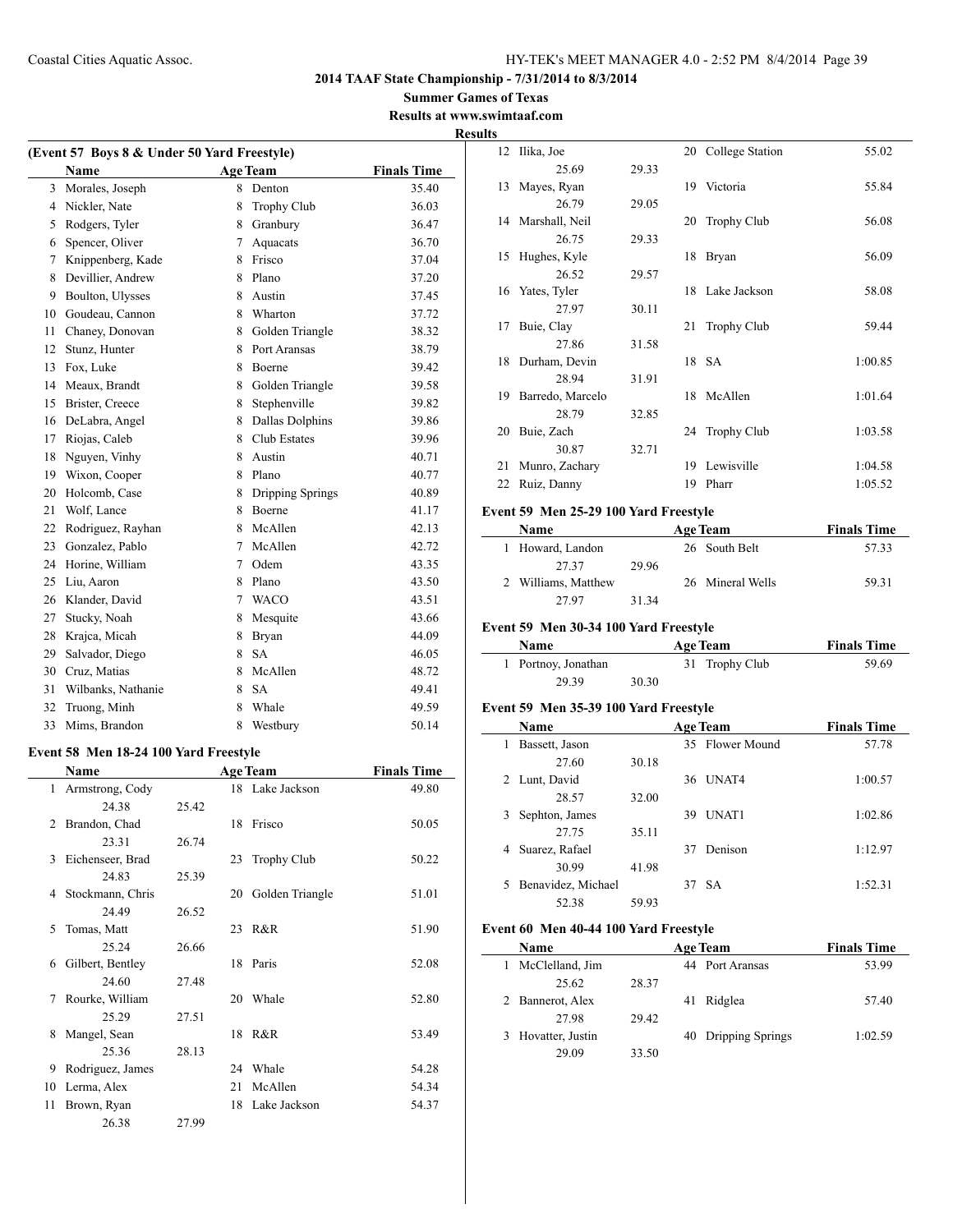2014 TAAF State Championship - 7/31/2014 to 8/3/2014

Summer Games of Texas

Results at www.swimtaaf.com

**Results**

**(Event 57 Boys 8 & Under 50 Yard Freestyle)**

| | Name | Age | Team | Finals Time |
|---|---|---|---|---|
| 3 | Morales, Joseph | 8 | Denton | 35.40 |
| 4 | Nickler, Nate | 8 | Trophy Club | 36.03 |
| 5 | Rodgers, Tyler | 8 | Granbury | 36.47 |
| 6 | Spencer, Oliver | 7 | Aquacats | 36.70 |
| 7 | Knippenberg, Kade | 8 | Frisco | 37.04 |
| 8 | Devillier, Andrew | 8 | Plano | 37.20 |
| 9 | Boulton, Ulysses | 8 | Austin | 37.45 |
| 10 | Goudeau, Cannon | 8 | Wharton | 37.72 |
| 11 | Chaney, Donovan | 8 | Golden Triangle | 38.32 |
| 12 | Stunz, Hunter | 8 | Port Aransas | 38.79 |
| 13 | Fox, Luke | 8 | Boerne | 39.42 |
| 14 | Meaux, Brandt | 8 | Golden Triangle | 39.58 |
| 15 | Brister, Creece | 8 | Stephenville | 39.82 |
| 16 | DeLabra, Angel | 8 | Dallas Dolphins | 39.86 |
| 17 | Riojas, Caleb | 8 | Club Estates | 39.96 |
| 18 | Nguyen, Vinhy | 8 | Austin | 40.71 |
| 19 | Wixon, Cooper | 8 | Plano | 40.77 |
| 20 | Holcomb, Case | 8 | Dripping Springs | 40.89 |
| 21 | Wolf, Lance | 8 | Boerne | 41.17 |
| 22 | Rodriguez, Rayhan | 8 | McAllen | 42.13 |
| 23 | Gonzalez, Pablo | 7 | McAllen | 42.72 |
| 24 | Horine, William | 7 | Odem | 43.35 |
| 25 | Liu, Aaron | 8 | Plano | 43.50 |
| 26 | Klander, David | 7 | WACO | 43.51 |
| 27 | Stucky, Noah | 8 | Mesquite | 43.66 |
| 28 | Krajca, Micah | 8 | Bryan | 44.09 |
| 29 | Salvador, Diego | 8 | SA | 46.05 |
| 30 | Cruz, Matias | 8 | McAllen | 48.72 |
| 31 | Wilbanks, Nathanie | 8 | SA | 49.41 |
| 32 | Truong, Minh | 8 | Whale | 49.59 |
| 33 | Mims, Brandon | 8 | Westbury | 50.14 |

**Event 58 Men 18-24 100 Yard Freestyle**

| | Name | | Age | Team | Finals Time |
|---|---|---|---|---|---|
| 1 | Armstrong, Cody | | 18 | Lake Jackson | 49.80 |
| | 24.38 | 25.42 | | | |
| 2 | Brandon, Chad | | 18 | Frisco | 50.05 |
| | 23.31 | 26.74 | | | |
| 3 | Eichenseer, Brad | | 23 | Trophy Club | 50.22 |
| | 24.83 | 25.39 | | | |
| 4 | Stockmann, Chris | | 20 | Golden Triangle | 51.01 |
| | 24.49 | 26.52 | | | |
| 5 | Tomas, Matt | | 23 | R&R | 51.90 |
| | 25.24 | 26.66 | | | |
| 6 | Gilbert, Bentley | | 18 | Paris | 52.08 |
| | 24.60 | 27.48 | | | |
| 7 | Rourke, William | | 20 | Whale | 52.80 |
| | 25.29 | 27.51 | | | |
| 8 | Mangel, Sean | | 18 | R&R | 53.49 |
| | 25.36 | 28.13 | | | |
| 9 | Rodriguez, James | | 24 | Whale | 54.28 |
| 10 | Lerma, Alex | | 21 | McAllen | 54.34 |
| 11 | Brown, Ryan | | 18 | Lake Jackson | 54.37 |
| | 26.38 | 27.99 | | | |
| 12 | Ilika, Joe | | 20 | College Station | 55.02 |
| | 25.69 | 29.33 | | | |
| 13 | Mayes, Ryan | | 19 | Victoria | 55.84 |
| | 26.79 | 29.05 | | | |
| 14 | Marshall, Neil | | 20 | Trophy Club | 56.08 |
| | 26.75 | 29.33 | | | |
| 15 | Hughes, Kyle | | 18 | Bryan | 56.09 |
| | 26.52 | 29.57 | | | |
| 16 | Yates, Tyler | | 18 | Lake Jackson | 58.08 |
| | 27.97 | 30.11 | | | |
| 17 | Buie, Clay | | 21 | Trophy Club | 59.44 |
| | 27.86 | 31.58 | | | |
| 18 | Durham, Devin | | 18 | SA | 1:00.85 |
| | 28.94 | 31.91 | | | |
| 19 | Barredo, Marcelo | | 18 | McAllen | 1:01.64 |
| | 28.79 | 32.85 | | | |
| 20 | Buie, Zach | | 24 | Trophy Club | 1:03.58 |
| | 30.87 | 32.71 | | | |
| 21 | Munro, Zachary | | 19 | Lewisville | 1:04.58 |
| 22 | Ruiz, Danny | | 19 | Pharr | 1:05.52 |

**Event 59 Men 25-29 100 Yard Freestyle**

| | Name | | Age | Team | Finals Time |
|---|---|---|---|---|---|
| 1 | Howard, Landon | | 26 | South Belt | 57.33 |
| | 27.37 | 29.96 | | | |
| 2 | Williams, Matthew | | 26 | Mineral Wells | 59.31 |
| | 27.97 | 31.34 | | | |

**Event 59 Men 30-34 100 Yard Freestyle**

| | Name | | Age | Team | Finals Time |
|---|---|---|---|---|---|
| 1 | Portnoy, Jonathan | | 31 | Trophy Club | 59.69 |
| | 29.39 | 30.30 | | | |

**Event 59 Men 35-39 100 Yard Freestyle**

| | Name | | Age | Team | Finals Time |
|---|---|---|---|---|---|
| 1 | Bassett, Jason | | 35 | Flower Mound | 57.78 |
| | 27.60 | 30.18 | | | |
| 2 | Lunt, David | | 36 | UNAT4 | 1:00.57 |
| | 28.57 | 32.00 | | | |
| 3 | Sephton, James | | 39 | UNAT1 | 1:02.86 |
| | 27.75 | 35.11 | | | |
| 4 | Suarez, Rafael | | 37 | Denison | 1:12.97 |
| | 30.99 | 41.98 | | | |
| 5 | Benavidez, Michael | | 37 | SA | 1:52.31 |
| | 52.38 | 59.93 | | | |

**Event 60 Men 40-44 100 Yard Freestyle**

| | Name | | Age | Team | Finals Time |
|---|---|---|---|---|---|
| 1 | McClelland, Jim | | 44 | Port Aransas | 53.99 |
| | 25.62 | 28.37 | | | |
| 2 | Bannerot, Alex | | 41 | Ridglea | 57.40 |
| | 27.98 | 29.42 | | | |
| 3 | Hovatter, Justin | | 40 | Dripping Springs | 1:02.59 |
| | 29.09 | 33.50 | | | |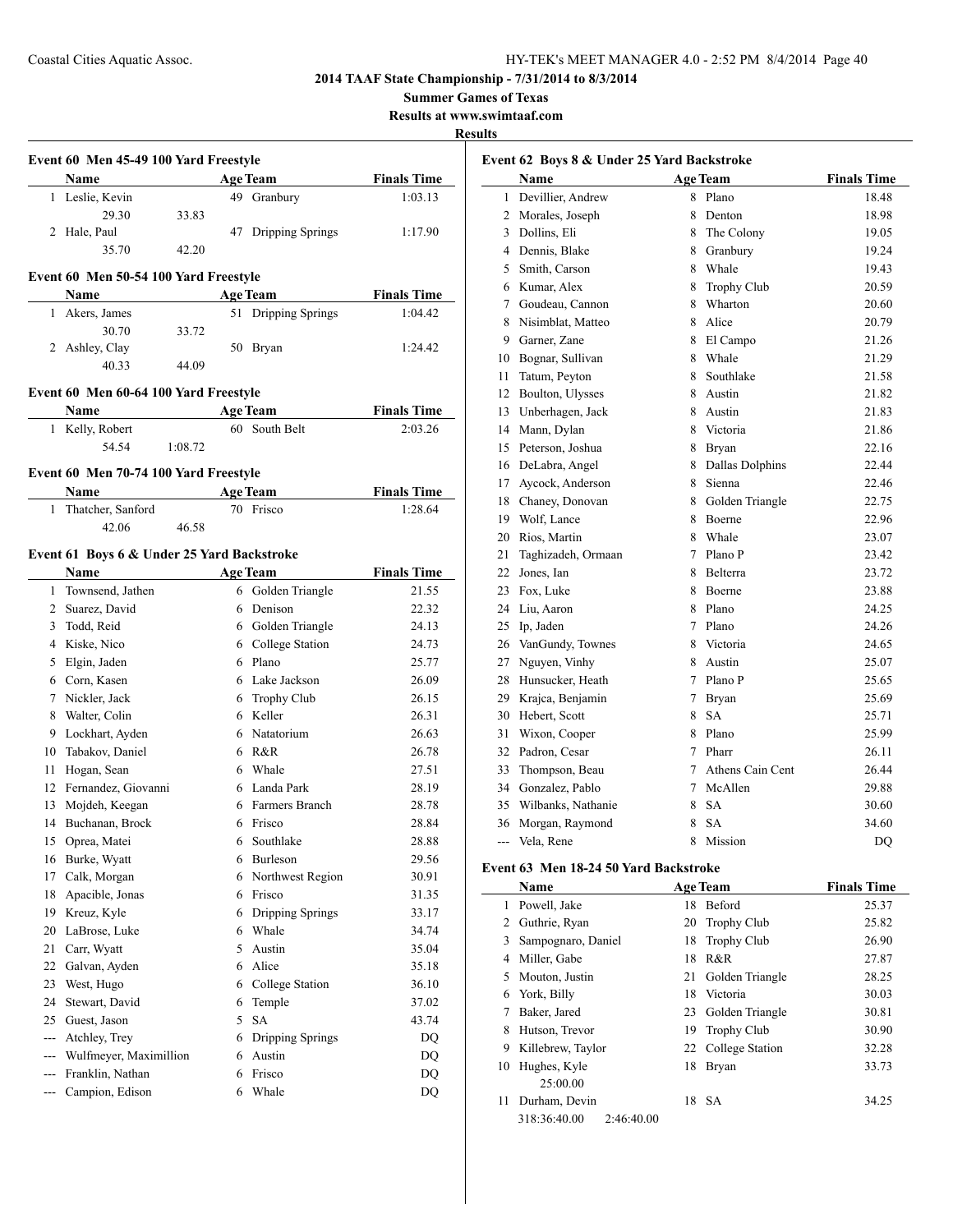## 2014 TAAF State Championship - 7/31/2014 to 8/3/2014

### Summer Games of Texas

### Results at www.swimtaaf.com

### Results

#### Event 60 Men 45-49 100 Yard Freestyle

| | Name | Age | Team | Finals Time |
|---|---|---|---|---|
| 1 | Leslie, Kevin | 49 | Granbury | 1:03.13 |
| | 29.30 | 33.83 | | |
| 2 | Hale, Paul | 47 | Dripping Springs | 1:17.90 |
| | 35.70 | 42.20 | | |

#### Event 60 Men 50-54 100 Yard Freestyle

| | Name | Age | Team | Finals Time |
|---|---|---|---|---|
| 1 | Akers, James | 51 | Dripping Springs | 1:04.42 |
| | 30.70 | 33.72 | | |
| 2 | Ashley, Clay | 50 | Bryan | 1:24.42 |
| | 40.33 | 44.09 | | |

#### Event 60 Men 60-64 100 Yard Freestyle

| | Name | Age | Team | Finals Time |
|---|---|---|---|---|
| 1 | Kelly, Robert | 60 | South Belt | 2:03.26 |
| | 54.54 | 1:08.72 | | |

#### Event 60 Men 70-74 100 Yard Freestyle

| | Name | Age | Team | Finals Time |
|---|---|---|---|---|
| 1 | Thatcher, Sanford | 70 | Frisco | 1:28.64 |
| | 42.06 | 46.58 | | |

#### Event 61 Boys 6 & Under 25 Yard Backstroke

| | Name | Age | Team | Finals Time |
|---|---|---|---|---|
| 1 | Townsend, Jathen | 6 | Golden Triangle | 21.55 |
| 2 | Suarez, David | 6 | Denison | 22.32 |
| 3 | Todd, Reid | 6 | Golden Triangle | 24.13 |
| 4 | Kiske, Nico | 6 | College Station | 24.73 |
| 5 | Elgin, Jaden | 6 | Plano | 25.77 |
| 6 | Corn, Kasen | 6 | Lake Jackson | 26.09 |
| 7 | Nickler, Jack | 6 | Trophy Club | 26.15 |
| 8 | Walter, Colin | 6 | Keller | 26.31 |
| 9 | Lockhart, Ayden | 6 | Natatorium | 26.63 |
| 10 | Tabakov, Daniel | 6 | R&R | 26.78 |
| 11 | Hogan, Sean | 6 | Whale | 27.51 |
| 12 | Fernandez, Giovanni | 6 | Landa Park | 28.19 |
| 13 | Mojdeh, Keegan | 6 | Farmers Branch | 28.78 |
| 14 | Buchanan, Brock | 6 | Frisco | 28.84 |
| 15 | Oprea, Matei | 6 | Southlake | 28.88 |
| 16 | Burke, Wyatt | 6 | Burleson | 29.56 |
| 17 | Calk, Morgan | 6 | Northwest Region | 30.91 |
| 18 | Apacible, Jonas | 6 | Frisco | 31.35 |
| 19 | Kreuz, Kyle | 6 | Dripping Springs | 33.17 |
| 20 | LaBrose, Luke | 6 | Whale | 34.74 |
| 21 | Carr, Wyatt | 5 | Austin | 35.04 |
| 22 | Galvan, Ayden | 6 | Alice | 35.18 |
| 23 | West, Hugo | 6 | College Station | 36.10 |
| 24 | Stewart, David | 6 | Temple | 37.02 |
| 25 | Guest, Jason | 5 | SA | 43.74 |
| --- | Atchley, Trey | 6 | Dripping Springs | DQ |
| --- | Wulfmeyer, Maximillion | 6 | Austin | DQ |
| --- | Franklin, Nathan | 6 | Frisco | DQ |
| --- | Campion, Edison | 6 | Whale | DQ |

#### Event 62 Boys 8 & Under 25 Yard Backstroke

| | Name | Age | Team | Finals Time |
|---|---|---|---|---|
| 1 | Devillier, Andrew | 8 | Plano | 18.48 |
| 2 | Morales, Joseph | 8 | Denton | 18.98 |
| 3 | Dollins, Eli | 8 | The Colony | 19.05 |
| 4 | Dennis, Blake | 8 | Granbury | 19.24 |
| 5 | Smith, Carson | 8 | Whale | 19.43 |
| 6 | Kumar, Alex | 8 | Trophy Club | 20.59 |
| 7 | Goudeau, Cannon | 8 | Wharton | 20.60 |
| 8 | Nisimblat, Matteo | 8 | Alice | 20.79 |
| 9 | Garner, Zane | 8 | El Campo | 21.26 |
| 10 | Bognar, Sullivan | 8 | Whale | 21.29 |
| 11 | Tatum, Peyton | 8 | Southlake | 21.58 |
| 12 | Boulton, Ulysses | 8 | Austin | 21.82 |
| 13 | Unberhagen, Jack | 8 | Austin | 21.83 |
| 14 | Mann, Dylan | 8 | Victoria | 21.86 |
| 15 | Peterson, Joshua | 8 | Bryan | 22.16 |
| 16 | DeLabra, Angel | 8 | Dallas Dolphins | 22.44 |
| 17 | Aycock, Anderson | 8 | Sienna | 22.46 |
| 18 | Chaney, Donovan | 8 | Golden Triangle | 22.75 |
| 19 | Wolf, Lance | 8 | Boerne | 22.96 |
| 20 | Rios, Martin | 8 | Whale | 23.07 |
| 21 | Taghizadeh, Ormaan | 7 | Plano P | 23.42 |
| 22 | Jones, Ian | 8 | Belterra | 23.72 |
| 23 | Fox, Luke | 8 | Boerne | 23.88 |
| 24 | Liu, Aaron | 8 | Plano | 24.25 |
| 25 | Ip, Jaden | 7 | Plano | 24.26 |
| 26 | VanGundy, Townes | 8 | Victoria | 24.65 |
| 27 | Nguyen, Vinhy | 8 | Austin | 25.07 |
| 28 | Hunsucker, Heath | 7 | Plano P | 25.65 |
| 29 | Krajca, Benjamin | 7 | Bryan | 25.69 |
| 30 | Hebert, Scott | 8 | SA | 25.71 |
| 31 | Wixon, Cooper | 8 | Plano | 25.99 |
| 32 | Padron, Cesar | 7 | Pharr | 26.11 |
| 33 | Thompson, Beau | 7 | Athens Cain Cent | 26.44 |
| 34 | Gonzalez, Pablo | 7 | McAllen | 29.88 |
| 35 | Wilbanks, Nathanie | 8 | SA | 30.60 |
| 36 | Morgan, Raymond | 8 | SA | 34.60 |
| --- | Vela, Rene | 8 | Mission | DQ |

#### Event 63 Men 18-24 50 Yard Backstroke

| | Name | Age | Team | Finals Time |
|---|---|---|---|---|
| 1 | Powell, Jake | 18 | Beford | 25.37 |
| 2 | Guthrie, Ryan | 20 | Trophy Club | 25.82 |
| 3 | Sampognaro, Daniel | 18 | Trophy Club | 26.90 |
| 4 | Miller, Gabe | 18 | R&R | 27.87 |
| 5 | Mouton, Justin | 21 | Golden Triangle | 28.25 |
| 6 | York, Billy | 18 | Victoria | 30.03 |
| 7 | Baker, Jared | 23 | Golden Triangle | 30.81 |
| 8 | Hutson, Trevor | 19 | Trophy Club | 30.90 |
| 9 | Killebrew, Taylor | 22 | College Station | 32.28 |
| 10 | Hughes, Kyle | 18 | Bryan | 33.73 |
| | 25:00.00 | | | |
| 11 | Durham, Devin | 18 | SA | 34.25 |
| | 318:36:40.00 | 2:46:40.00 | | |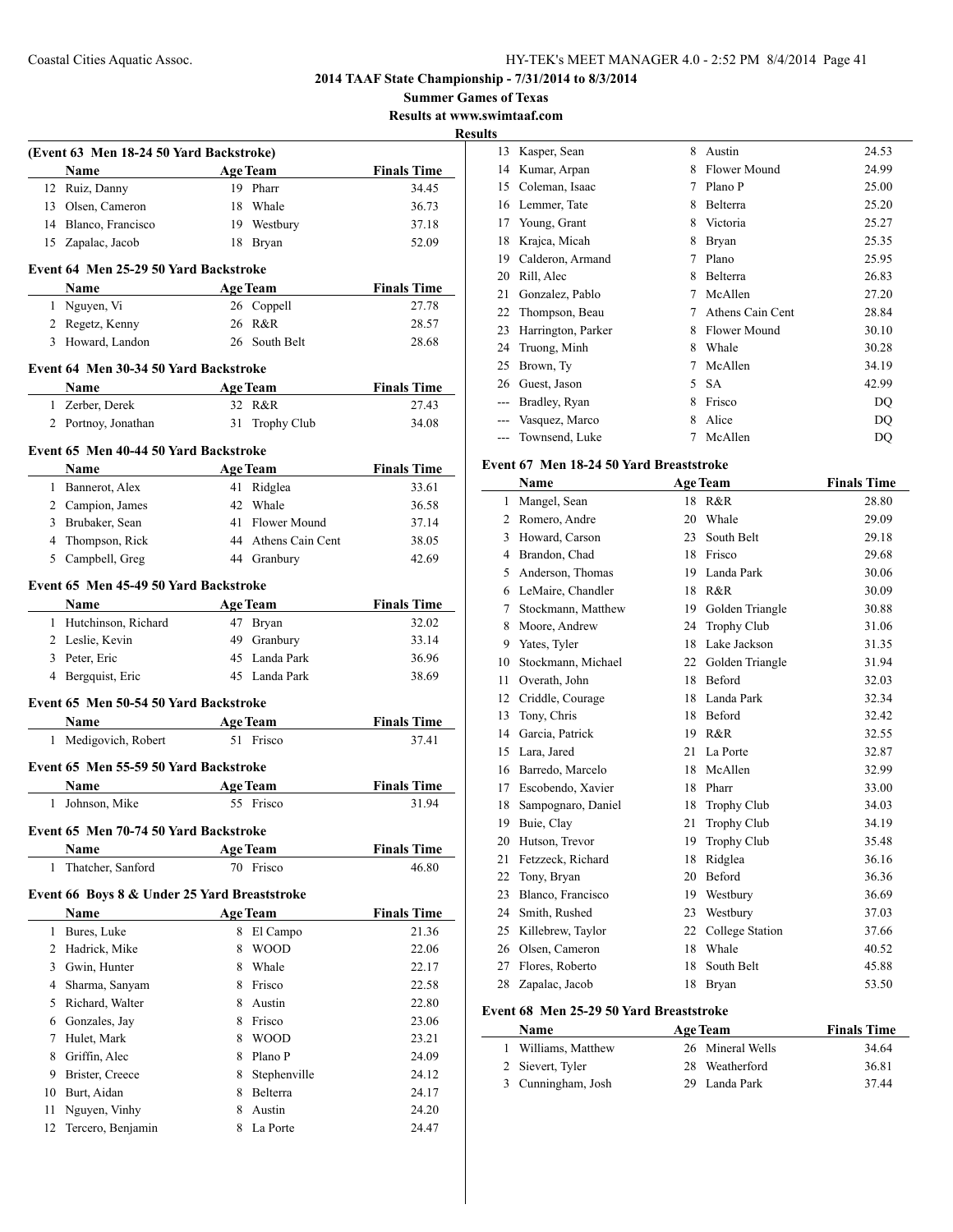## 2014 TAAF State Championship - 7/31/2014 to 8/3/2014

**Summer Games of Texas**

**Results at www.swimtaaf.com**

**Results**

### (Event 63 Men 18-24 50 Yard Backstroke)

| | Name | Age | Team | Finals Time |
|---|---|---|---|---|
| 12 | Ruiz, Danny | 19 | Pharr | 34.45 |
| 13 | Olsen, Cameron | 18 | Whale | 36.73 |
| 14 | Blanco, Francisco | 19 | Westbury | 37.18 |
| 15 | Zapalac, Jacob | 18 | Bryan | 52.09 |

### Event 64 Men 25-29 50 Yard Backstroke

| | Name | Age | Team | Finals Time |
|---|---|---|---|---|
| 1 | Nguyen, Vi | 26 | Coppell | 27.78 |
| 2 | Regetz, Kenny | 26 | R&R | 28.57 |
| 3 | Howard, Landon | 26 | South Belt | 28.68 |

### Event 64 Men 30-34 50 Yard Backstroke

| | Name | Age | Team | Finals Time |
|---|---|---|---|---|
| 1 | Zerber, Derek | 32 | R&R | 27.43 |
| 2 | Portnoy, Jonathan | 31 | Trophy Club | 34.08 |

### Event 65 Men 40-44 50 Yard Backstroke

| | Name | Age | Team | Finals Time |
|---|---|---|---|---|
| 1 | Bannerot, Alex | 41 | Ridglea | 33.61 |
| 2 | Campion, James | 42 | Whale | 36.58 |
| 3 | Brubaker, Sean | 41 | Flower Mound | 37.14 |
| 4 | Thompson, Rick | 44 | Athens Cain Cent | 38.05 |
| 5 | Campbell, Greg | 44 | Granbury | 42.69 |

### Event 65 Men 45-49 50 Yard Backstroke

| | Name | Age | Team | Finals Time |
|---|---|---|---|---|
| 1 | Hutchinson, Richard | 47 | Bryan | 32.02 |
| 2 | Leslie, Kevin | 49 | Granbury | 33.14 |
| 3 | Peter, Eric | 45 | Landa Park | 36.96 |
| 4 | Bergquist, Eric | 45 | Landa Park | 38.69 |

### Event 65 Men 50-54 50 Yard Backstroke

| | Name | Age | Team | Finals Time |
|---|---|---|---|---|
| 1 | Medigovich, Robert | 51 | Frisco | 37.41 |

### Event 65 Men 55-59 50 Yard Backstroke

| | Name | Age | Team | Finals Time |
|---|---|---|---|---|
| 1 | Johnson, Mike | 55 | Frisco | 31.94 |

### Event 65 Men 70-74 50 Yard Backstroke

| | Name | Age | Team | Finals Time |
|---|---|---|---|---|
| 1 | Thatcher, Sanford | 70 | Frisco | 46.80 |

### Event 66 Boys 8 & Under 25 Yard Breaststroke

| | Name | Age | Team | Finals Time |
|---|---|---|---|---|
| 1 | Bures, Luke | 8 | El Campo | 21.36 |
| 2 | Hadrick, Mike | 8 | WOOD | 22.06 |
| 3 | Gwin, Hunter | 8 | Whale | 22.17 |
| 4 | Sharma, Sanyam | 8 | Frisco | 22.58 |
| 5 | Richard, Walter | 8 | Austin | 22.80 |
| 6 | Gonzales, Jay | 8 | Frisco | 23.06 |
| 7 | Hulet, Mark | 8 | WOOD | 23.21 |
| 8 | Griffin, Alec | 8 | Plano P | 24.09 |
| 9 | Brister, Creece | 8 | Stephenville | 24.12 |
| 10 | Burt, Aidan | 8 | Belterra | 24.17 |
| 11 | Nguyen, Vinhy | 8 | Austin | 24.20 |
| 12 | Tercero, Benjamin | 8 | La Porte | 24.47 |
| 13 | Kasper, Sean | 8 | Austin | 24.53 |
| 14 | Kumar, Arpan | 8 | Flower Mound | 24.99 |
| 15 | Coleman, Isaac | 7 | Plano P | 25.00 |
| 16 | Lemmer, Tate | 8 | Belterra | 25.20 |
| 17 | Young, Grant | 8 | Victoria | 25.27 |
| 18 | Krajca, Micah | 8 | Bryan | 25.35 |
| 19 | Calderon, Armand | 7 | Plano | 25.95 |
| 20 | Rill, Alec | 8 | Belterra | 26.83 |
| 21 | Gonzalez, Pablo | 7 | McAllen | 27.20 |
| 22 | Thompson, Beau | 7 | Athens Cain Cent | 28.84 |
| 23 | Harrington, Parker | 8 | Flower Mound | 30.10 |
| 24 | Truong, Minh | 8 | Whale | 30.28 |
| 25 | Brown, Ty | 7 | McAllen | 34.19 |
| 26 | Guest, Jason | 5 | SA | 42.99 |
| --- | Bradley, Ryan | 8 | Frisco | DQ |
| --- | Vasquez, Marco | 8 | Alice | DQ |
| --- | Townsend, Luke | 7 | McAllen | DQ |

### Event 67 Men 18-24 50 Yard Breaststroke

| | Name | Age | Team | Finals Time |
|---|---|---|---|---|
| 1 | Mangel, Sean | 18 | R&R | 28.80 |
| 2 | Romero, Andre | 20 | Whale | 29.09 |
| 3 | Howard, Carson | 23 | South Belt | 29.18 |
| 4 | Brandon, Chad | 18 | Frisco | 29.68 |
| 5 | Anderson, Thomas | 19 | Landa Park | 30.06 |
| 6 | LeMaire, Chandler | 18 | R&R | 30.09 |
| 7 | Stockmann, Matthew | 19 | Golden Triangle | 30.88 |
| 8 | Moore, Andrew | 24 | Trophy Club | 31.06 |
| 9 | Yates, Tyler | 18 | Lake Jackson | 31.35 |
| 10 | Stockmann, Michael | 22 | Golden Triangle | 31.94 |
| 11 | Overath, John | 18 | Beford | 32.03 |
| 12 | Criddle, Courage | 18 | Landa Park | 32.34 |
| 13 | Tony, Chris | 18 | Beford | 32.42 |
| 14 | Garcia, Patrick | 19 | R&R | 32.55 |
| 15 | Lara, Jared | 21 | La Porte | 32.87 |
| 16 | Barredo, Marcelo | 18 | McAllen | 32.99 |
| 17 | Escobendo, Xavier | 18 | Pharr | 33.00 |
| 18 | Sampognaro, Daniel | 18 | Trophy Club | 34.03 |
| 19 | Buie, Clay | 21 | Trophy Club | 34.19 |
| 20 | Hutson, Trevor | 19 | Trophy Club | 35.48 |
| 21 | Fetzzeck, Richard | 18 | Ridglea | 36.16 |
| 22 | Tony, Bryan | 20 | Beford | 36.36 |
| 23 | Blanco, Francisco | 19 | Westbury | 36.69 |
| 24 | Smith, Rushed | 23 | Westbury | 37.03 |
| 25 | Killebrew, Taylor | 22 | College Station | 37.66 |
| 26 | Olsen, Cameron | 18 | Whale | 40.52 |
| 27 | Flores, Roberto | 18 | South Belt | 45.88 |
| 28 | Zapalac, Jacob | 18 | Bryan | 53.50 |

### Event 68 Men 25-29 50 Yard Breaststroke

| | Name | Age | Team | Finals Time |
|---|---|---|---|---|
| 1 | Williams, Matthew | 26 | Mineral Wells | 34.64 |
| 2 | Sievert, Tyler | 28 | Weatherford | 36.81 |
| 3 | Cunningham, Josh | 29 | Landa Park | 37.44 |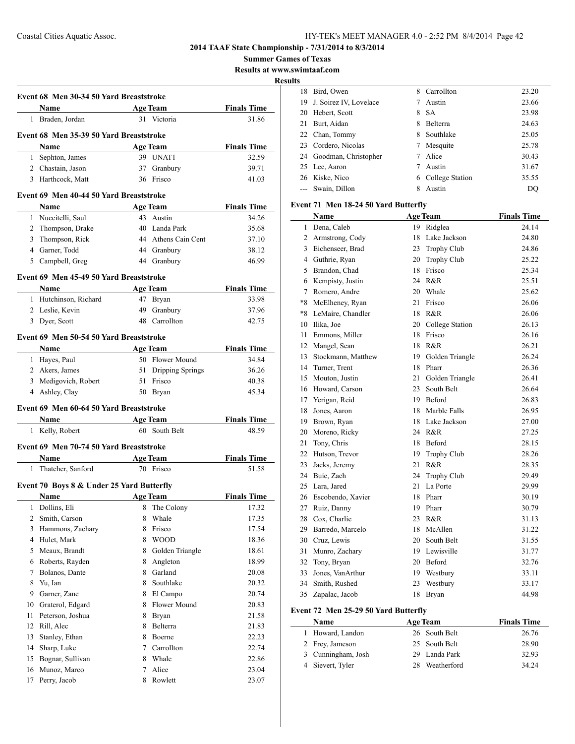## 2014 TAAF State Championship - 7/31/2014 to 8/3/2014

### Summer Games of Texas

### Results at www.swimtaaf.com

### Results

#### Event 68 Men 30-34 50 Yard Breaststroke

| | Name | Age | Team | Finals Time |
|---|---|---|---|---|
| 1 | Braden, Jordan | 31 | Victoria | 31.86 |

#### Event 68 Men 35-39 50 Yard Breaststroke

| | Name | Age | Team | Finals Time |
|---|---|---|---|---|
| 1 | Sephton, James | 39 | UNAT1 | 32.59 |
| 2 | Chastain, Jason | 37 | Granbury | 39.71 |
| 3 | Harthcock, Matt | 36 | Frisco | 41.03 |

#### Event 69 Men 40-44 50 Yard Breaststroke

| | Name | Age | Team | Finals Time |
|---|---|---|---|---|
| 1 | Nuccitelli, Saul | 43 | Austin | 34.26 |
| 2 | Thompson, Drake | 40 | Landa Park | 35.68 |
| 3 | Thompson, Rick | 44 | Athens Cain Cent | 37.10 |
| 4 | Garner, Todd | 44 | Granbury | 38.12 |
| 5 | Campbell, Greg | 44 | Granbury | 46.99 |

#### Event 69 Men 45-49 50 Yard Breaststroke

| | Name | Age | Team | Finals Time |
|---|---|---|---|---|
| 1 | Hutchinson, Richard | 47 | Bryan | 33.98 |
| 2 | Leslie, Kevin | 49 | Granbury | 37.96 |
| 3 | Dyer, Scott | 48 | Carrollton | 42.75 |

#### Event 69 Men 50-54 50 Yard Breaststroke

| | Name | Age | Team | Finals Time |
|---|---|---|---|---|
| 1 | Hayes, Paul | 50 | Flower Mound | 34.84 |
| 2 | Akers, James | 51 | Dripping Springs | 36.26 |
| 3 | Medigovich, Robert | 51 | Frisco | 40.38 |
| 4 | Ashley, Clay | 50 | Bryan | 45.34 |

#### Event 69 Men 60-64 50 Yard Breaststroke

| | Name | Age | Team | Finals Time |
|---|---|---|---|---|
| 1 | Kelly, Robert | 60 | South Belt | 48.59 |

#### Event 69 Men 70-74 50 Yard Breaststroke

| | Name | Age | Team | Finals Time |
|---|---|---|---|---|
| 1 | Thatcher, Sanford | 70 | Frisco | 51.58 |

#### Event 70 Boys 8 & Under 25 Yard Butterfly

| | Name | Age | Team | Finals Time |
|---|---|---|---|---|
| 1 | Dollins, Eli | 8 | The Colony | 17.32 |
| 2 | Smith, Carson | 8 | Whale | 17.35 |
| 3 | Hammons, Zachary | 8 | Frisco | 17.54 |
| 4 | Hulet, Mark | 8 | WOOD | 18.36 |
| 5 | Meaux, Brandt | 8 | Golden Triangle | 18.61 |
| 6 | Roberts, Rayden | 8 | Angleton | 18.99 |
| 7 | Bolanos, Dante | 8 | Garland | 20.08 |
| 8 | Yu, Ian | 8 | Southlake | 20.32 |
| 9 | Garner, Zane | 8 | El Campo | 20.74 |
| 10 | Graterol, Edgard | 8 | Flower Mound | 20.83 |
| 11 | Peterson, Joshua | 8 | Bryan | 21.58 |
| 12 | Rill, Alec | 8 | Belterra | 21.83 |
| 13 | Stanley, Ethan | 8 | Boerne | 22.23 |
| 14 | Sharp, Luke | 7 | Carrollton | 22.74 |
| 15 | Bognar, Sullivan | 8 | Whale | 22.86 |
| 16 | Munoz, Marco | 7 | Alice | 23.04 |
| 17 | Perry, Jacob | 8 | Rowlett | 23.07 |
| 18 | Bird, Owen | 8 | Carrollton | 23.20 |
| 19 | J. Soirez IV, Lovelace | 7 | Austin | 23.66 |
| 20 | Hebert, Scott | 8 | SA | 23.98 |
| 21 | Burt, Aidan | 8 | Belterra | 24.63 |
| 22 | Chan, Tommy | 8 | Southlake | 25.05 |
| 23 | Cordero, Nicolas | 7 | Mesquite | 25.78 |
| 24 | Goodman, Christopher | 7 | Alice | 30.43 |
| 25 | Lee, Aaron | 7 | Austin | 31.67 |
| 26 | Kiske, Nico | 6 | College Station | 35.55 |
| --- | Swain, Dillon | 8 | Austin | DQ |

#### Event 71 Men 18-24 50 Yard Butterfly

| | Name | Age | Team | Finals Time |
|---|---|---|---|---|
| 1 | Dena, Caleb | 19 | Ridglea | 24.14 |
| 2 | Armstrong, Cody | 18 | Lake Jackson | 24.80 |
| 3 | Eichenseer, Brad | 23 | Trophy Club | 24.86 |
| 4 | Guthrie, Ryan | 20 | Trophy Club | 25.22 |
| 5 | Brandon, Chad | 18 | Frisco | 25.34 |
| 6 | Kempisty, Justin | 24 | R&R | 25.51 |
| 7 | Romero, Andre | 20 | Whale | 25.62 |
| *8 | McElheney, Ryan | 21 | Frisco | 26.06 |
| *8 | LeMaire, Chandler | 18 | R&R | 26.06 |
| 10 | Ilika, Joe | 20 | College Station | 26.13 |
| 11 | Emmons, Miller | 18 | Frisco | 26.16 |
| 12 | Mangel, Sean | 18 | R&R | 26.21 |
| 13 | Stockmann, Matthew | 19 | Golden Triangle | 26.24 |
| 14 | Turner, Trent | 18 | Pharr | 26.36 |
| 15 | Mouton, Justin | 21 | Golden Triangle | 26.41 |
| 16 | Howard, Carson | 23 | South Belt | 26.64 |
| 17 | Yerigan, Reid | 19 | Beford | 26.83 |
| 18 | Jones, Aaron | 18 | Marble Falls | 26.95 |
| 19 | Brown, Ryan | 18 | Lake Jackson | 27.00 |
| 20 | Moreno, Ricky | 24 | R&R | 27.25 |
| 21 | Tony, Chris | 18 | Beford | 28.15 |
| 22 | Hutson, Trevor | 19 | Trophy Club | 28.26 |
| 23 | Jacks, Jeremy | 21 | R&R | 28.35 |
| 24 | Buie, Zach | 24 | Trophy Club | 29.49 |
| 25 | Lara, Jared | 21 | La Porte | 29.99 |
| 26 | Escobendo, Xavier | 18 | Pharr | 30.19 |
| 27 | Ruiz, Danny | 19 | Pharr | 30.79 |
| 28 | Cox, Charlie | 23 | R&R | 31.13 |
| 29 | Barredo, Marcelo | 18 | McAllen | 31.22 |
| 30 | Cruz, Lewis | 20 | South Belt | 31.55 |
| 31 | Munro, Zachary | 19 | Lewisville | 31.77 |
| 32 | Tony, Bryan | 20 | Beford | 32.76 |
| 33 | Jones, VanArthur | 19 | Westbury | 33.11 |
| 34 | Smith, Rushed | 23 | Westbury | 33.17 |
| 35 | Zapalac, Jacob | 18 | Bryan | 44.98 |

#### Event 72 Men 25-29 50 Yard Butterfly

| | Name | Age | Team | Finals Time |
|---|---|---|---|---|
| 1 | Howard, Landon | 26 | South Belt | 26.76 |
| 2 | Frey, Jameson | 25 | South Belt | 28.90 |
| 3 | Cunningham, Josh | 29 | Landa Park | 32.93 |
| 4 | Sievert, Tyler | 28 | Weatherford | 34.24 |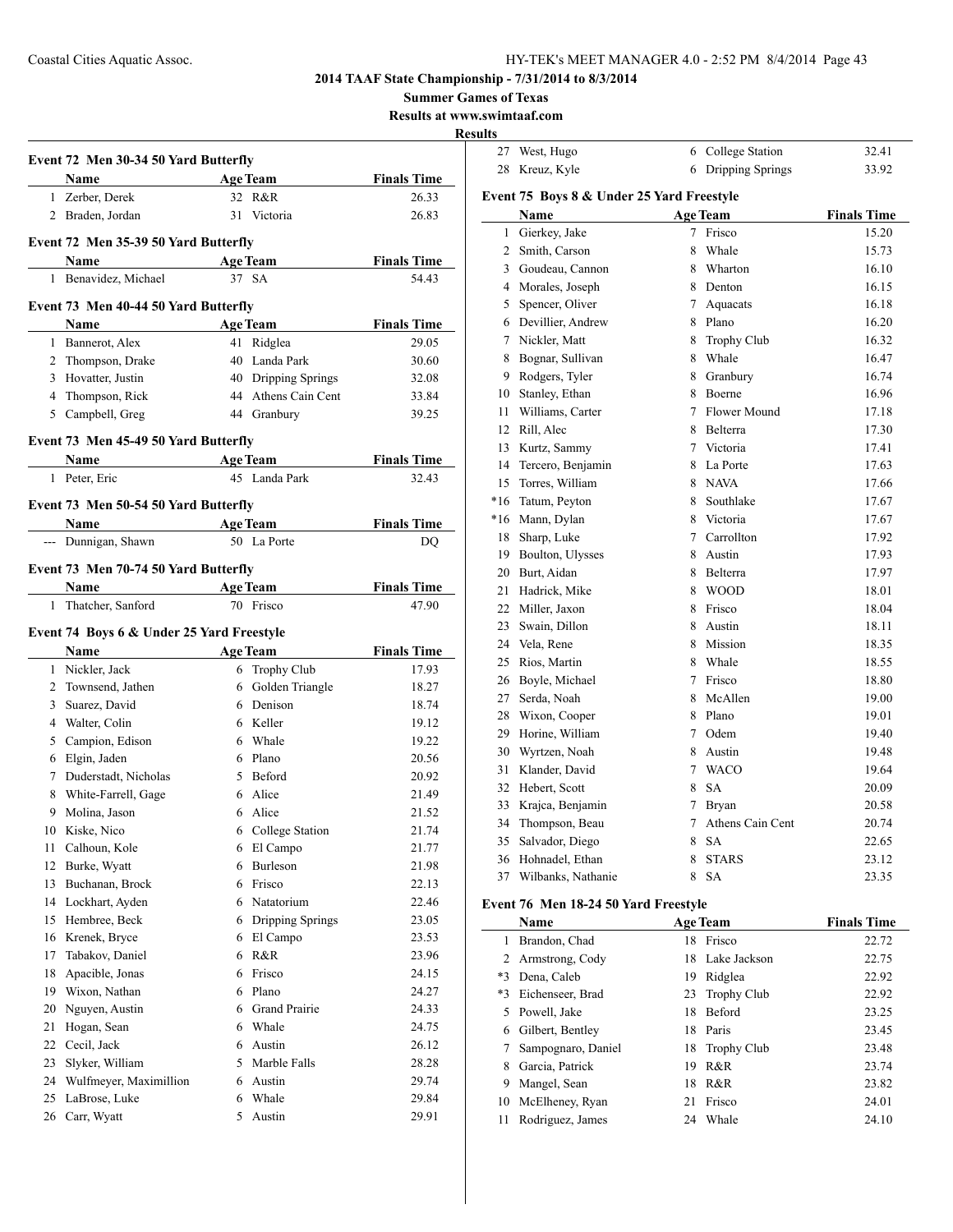## 2014 TAAF State Championship - 7/31/2014 to 8/3/2014

**Summer Games of Texas**

**Results at www.swimtaaf.com**

**Results**

### Event 72 Men 30-34 50 Yard Butterfly

| | Name | Age | Team | Finals Time |
|---|---|---|---|---|
| 1 | Zerber, Derek | 32 | R&R | 26.33 |
| 2 | Braden, Jordan | 31 | Victoria | 26.83 |

### Event 72 Men 35-39 50 Yard Butterfly

| | Name | Age | Team | Finals Time |
|---|---|---|---|---|
| 1 | Benavidez, Michael | 37 | SA | 54.43 |

### Event 73 Men 40-44 50 Yard Butterfly

| | Name | Age | Team | Finals Time |
|---|---|---|---|---|
| 1 | Bannerot, Alex | 41 | Ridglea | 29.05 |
| 2 | Thompson, Drake | 40 | Landa Park | 30.60 |
| 3 | Hovatter, Justin | 40 | Dripping Springs | 32.08 |
| 4 | Thompson, Rick | 44 | Athens Cain Cent | 33.84 |
| 5 | Campbell, Greg | 44 | Granbury | 39.25 |

### Event 73 Men 45-49 50 Yard Butterfly

| | Name | Age | Team | Finals Time |
|---|---|---|---|---|
| 1 | Peter, Eric | 45 | Landa Park | 32.43 |

### Event 73 Men 50-54 50 Yard Butterfly

| | Name | Age | Team | Finals Time |
|---|---|---|---|---|
| --- | Dunnigan, Shawn | 50 | La Porte | DQ |

### Event 73 Men 70-74 50 Yard Butterfly

| | Name | Age | Team | Finals Time |
|---|---|---|---|---|
| 1 | Thatcher, Sanford | 70 | Frisco | 47.90 |

### Event 74 Boys 6 & Under 25 Yard Freestyle

| | Name | Age | Team | Finals Time |
|---|---|---|---|---|
| 1 | Nickler, Jack | 6 | Trophy Club | 17.93 |
| 2 | Townsend, Jathen | 6 | Golden Triangle | 18.27 |
| 3 | Suarez, David | 6 | Denison | 18.74 |
| 4 | Walter, Colin | 6 | Keller | 19.12 |
| 5 | Campion, Edison | 6 | Whale | 19.22 |
| 6 | Elgin, Jaden | 6 | Plano | 20.56 |
| 7 | Duderstadt, Nicholas | 5 | Beford | 20.92 |
| 8 | White-Farrell, Gage | 6 | Alice | 21.49 |
| 9 | Molina, Jason | 6 | Alice | 21.52 |
| 10 | Kiske, Nico | 6 | College Station | 21.74 |
| 11 | Calhoun, Kole | 6 | El Campo | 21.77 |
| 12 | Burke, Wyatt | 6 | Burleson | 21.98 |
| 13 | Buchanan, Brock | 6 | Frisco | 22.13 |
| 14 | Lockhart, Ayden | 6 | Natatorium | 22.46 |
| 15 | Hembree, Beck | 6 | Dripping Springs | 23.05 |
| 16 | Krenek, Bryce | 6 | El Campo | 23.53 |
| 17 | Tabakov, Daniel | 6 | R&R | 23.96 |
| 18 | Apacible, Jonas | 6 | Frisco | 24.15 |
| 19 | Wixon, Nathan | 6 | Plano | 24.27 |
| 20 | Nguyen, Austin | 6 | Grand Prairie | 24.33 |
| 21 | Hogan, Sean | 6 | Whale | 24.75 |
| 22 | Cecil, Jack | 6 | Austin | 26.12 |
| 23 | Slyker, William | 5 | Marble Falls | 28.28 |
| 24 | Wulfmeyer, Maximillion | 6 | Austin | 29.74 |
| 25 | LaBrose, Luke | 6 | Whale | 29.84 |
| 26 | Carr, Wyatt | 5 | Austin | 29.91 |
| 27 | West, Hugo | 6 | College Station | 32.41 |
| 28 | Kreuz, Kyle | 6 | Dripping Springs | 33.92 |

### Event 75 Boys 8 & Under 25 Yard Freestyle

| | Name | Age | Team | Finals Time |
|---|---|---|---|---|
| 1 | Gierkey, Jake | 7 | Frisco | 15.20 |
| 2 | Smith, Carson | 8 | Whale | 15.73 |
| 3 | Goudeau, Cannon | 8 | Wharton | 16.10 |
| 4 | Morales, Joseph | 8 | Denton | 16.15 |
| 5 | Spencer, Oliver | 7 | Aquacats | 16.18 |
| 6 | Devillier, Andrew | 8 | Plano | 16.20 |
| 7 | Nickler, Matt | 8 | Trophy Club | 16.32 |
| 8 | Bognar, Sullivan | 8 | Whale | 16.47 |
| 9 | Rodgers, Tyler | 8 | Granbury | 16.74 |
| 10 | Stanley, Ethan | 8 | Boerne | 16.96 |
| 11 | Williams, Carter | 7 | Flower Mound | 17.18 |
| 12 | Rill, Alec | 8 | Belterra | 17.30 |
| 13 | Kurtz, Sammy | 7 | Victoria | 17.41 |
| 14 | Tercero, Benjamin | 8 | La Porte | 17.63 |
| 15 | Torres, William | 8 | NAVA | 17.66 |
| *16 | Tatum, Peyton | 8 | Southlake | 17.67 |
| *16 | Mann, Dylan | 8 | Victoria | 17.67 |
| 18 | Sharp, Luke | 7 | Carrollton | 17.92 |
| 19 | Boulton, Ulysses | 8 | Austin | 17.93 |
| 20 | Burt, Aidan | 8 | Belterra | 17.97 |
| 21 | Hadrick, Mike | 8 | WOOD | 18.01 |
| 22 | Miller, Jaxon | 8 | Frisco | 18.04 |
| 23 | Swain, Dillon | 8 | Austin | 18.11 |
| 24 | Vela, Rene | 8 | Mission | 18.35 |
| 25 | Rios, Martin | 8 | Whale | 18.55 |
| 26 | Boyle, Michael | 7 | Frisco | 18.80 |
| 27 | Serda, Noah | 8 | McAllen | 19.00 |
| 28 | Wixon, Cooper | 8 | Plano | 19.01 |
| 29 | Horine, William | 7 | Odem | 19.40 |
| 30 | Wyrtzen, Noah | 8 | Austin | 19.48 |
| 31 | Klander, David | 7 | WACO | 19.64 |
| 32 | Hebert, Scott | 8 | SA | 20.09 |
| 33 | Krajca, Benjamin | 7 | Bryan | 20.58 |
| 34 | Thompson, Beau | 7 | Athens Cain Cent | 20.74 |
| 35 | Salvador, Diego | 8 | SA | 22.65 |
| 36 | Hohnadel, Ethan | 8 | STARS | 23.12 |
| 37 | Wilbanks, Nathanie | 8 | SA | 23.35 |

### Event 76 Men 18-24 50 Yard Freestyle

| | Name | Age | Team | Finals Time |
|---|---|---|---|---|
| 1 | Brandon, Chad | 18 | Frisco | 22.72 |
| 2 | Armstrong, Cody | 18 | Lake Jackson | 22.75 |
| *3 | Dena, Caleb | 19 | Ridglea | 22.92 |
| *3 | Eichenseer, Brad | 23 | Trophy Club | 22.92 |
| 5 | Powell, Jake | 18 | Beford | 23.25 |
| 6 | Gilbert, Bentley | 18 | Paris | 23.45 |
| 7 | Sampognaro, Daniel | 18 | Trophy Club | 23.48 |
| 8 | Garcia, Patrick | 19 | R&R | 23.74 |
| 9 | Mangel, Sean | 18 | R&R | 23.82 |
| 10 | McElheney, Ryan | 21 | Frisco | 24.01 |
| 11 | Rodriguez, James | 24 | Whale | 24.10 |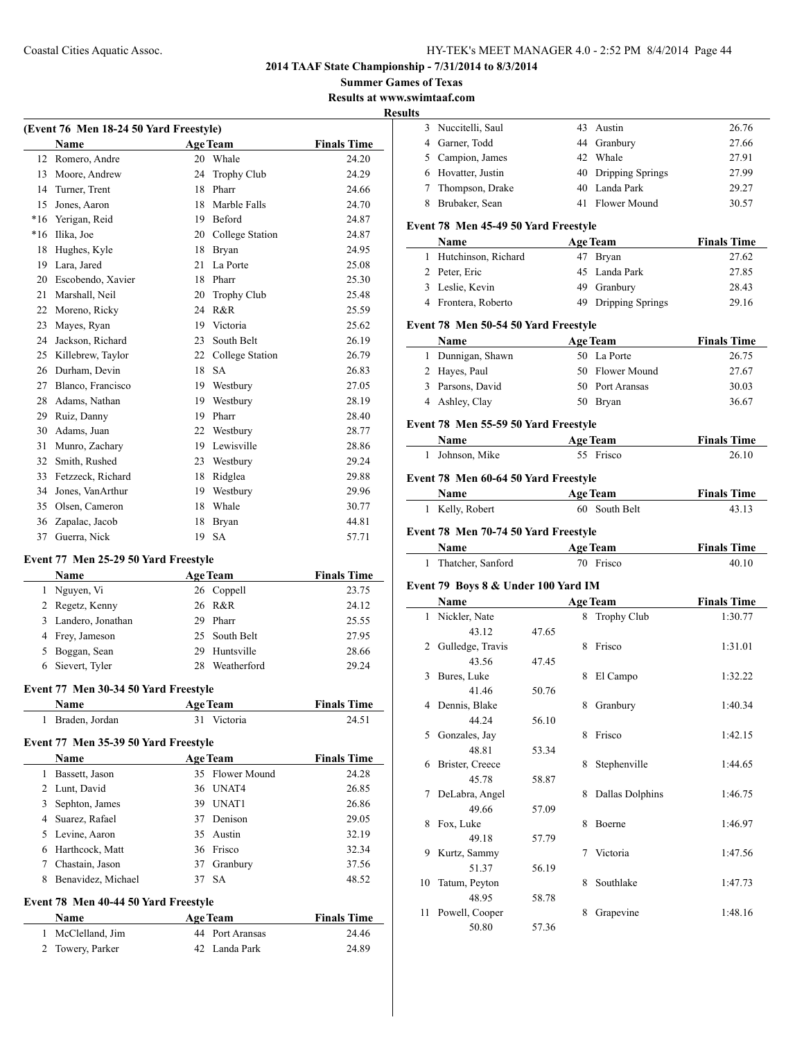# 2014 TAAF State Championship - 7/31/2014 to 8/3/2014

**Summer Games of Texas**

**Results at www.swimtaaf.com**

**Results**

### (Event 76 Men 18-24 50 Yard Freestyle)

| | Name | Age | Team | Finals Time |
|---|---|---|---|---|
| 12 | Romero, Andre | 20 | Whale | 24.20 |
| 13 | Moore, Andrew | 24 | Trophy Club | 24.29 |
| 14 | Turner, Trent | 18 | Pharr | 24.66 |
| 15 | Jones, Aaron | 18 | Marble Falls | 24.70 |
| *16 | Yerigan, Reid | 19 | Beford | 24.87 |
| *16 | Ilika, Joe | 20 | College Station | 24.87 |
| 18 | Hughes, Kyle | 18 | Bryan | 24.95 |
| 19 | Lara, Jared | 21 | La Porte | 25.08 |
| 20 | Escobendo, Xavier | 18 | Pharr | 25.30 |
| 21 | Marshall, Neil | 20 | Trophy Club | 25.48 |
| 22 | Moreno, Ricky | 24 | R&R | 25.59 |
| 23 | Mayes, Ryan | 19 | Victoria | 25.62 |
| 24 | Jackson, Richard | 23 | South Belt | 26.19 |
| 25 | Killebrew, Taylor | 22 | College Station | 26.79 |
| 26 | Durham, Devin | 18 | SA | 26.83 |
| 27 | Blanco, Francisco | 19 | Westbury | 27.05 |
| 28 | Adams, Nathan | 19 | Westbury | 28.19 |
| 29 | Ruiz, Danny | 19 | Pharr | 28.40 |
| 30 | Adams, Juan | 22 | Westbury | 28.77 |
| 31 | Munro, Zachary | 19 | Lewisville | 28.86 |
| 32 | Smith, Rushed | 23 | Westbury | 29.24 |
| 33 | Fetzzeck, Richard | 18 | Ridglea | 29.88 |
| 34 | Jones, VanArthur | 19 | Westbury | 29.96 |
| 35 | Olsen, Cameron | 18 | Whale | 30.77 |
| 36 | Zapalac, Jacob | 18 | Bryan | 44.81 |
| 37 | Guerra, Nick | 19 | SA | 57.71 |

### Event 77 Men 25-29 50 Yard Freestyle

| | Name | Age | Team | Finals Time |
|---|---|---|---|---|
| 1 | Nguyen, Vi | 26 | Coppell | 23.75 |
| 2 | Regetz, Kenny | 26 | R&R | 24.12 |
| 3 | Landero, Jonathan | 29 | Pharr | 25.55 |
| 4 | Frey, Jameson | 25 | South Belt | 27.95 |
| 5 | Boggan, Sean | 29 | Huntsville | 28.66 |
| 6 | Sievert, Tyler | 28 | Weatherford | 29.24 |

### Event 77 Men 30-34 50 Yard Freestyle

| | Name | Age | Team | Finals Time |
|---|---|---|---|---|
| 1 | Braden, Jordan | 31 | Victoria | 24.51 |

### Event 77 Men 35-39 50 Yard Freestyle

| | Name | Age | Team | Finals Time |
|---|---|---|---|---|
| 1 | Bassett, Jason | 35 | Flower Mound | 24.28 |
| 2 | Lunt, David | 36 | UNAT4 | 26.85 |
| 3 | Sephton, James | 39 | UNAT1 | 26.86 |
| 4 | Suarez, Rafael | 37 | Denison | 29.05 |
| 5 | Levine, Aaron | 35 | Austin | 32.19 |
| 6 | Harthcock, Matt | 36 | Frisco | 32.34 |
| 7 | Chastain, Jason | 37 | Granbury | 37.56 |
| 8 | Benavidez, Michael | 37 | SA | 48.52 |

### Event 78 Men 40-44 50 Yard Freestyle

| | Name | Age | Team | Finals Time |
|---|---|---|---|---|
| 1 | McClelland, Jim | 44 | Port Aransas | 24.46 |
| 2 | Towery, Parker | 42 | Landa Park | 24.89 |
| 3 | Nuccitelli, Saul | 43 | Austin | 26.76 |
| 4 | Garner, Todd | 44 | Granbury | 27.66 |
| 5 | Campion, James | 42 | Whale | 27.91 |
| 6 | Hovatter, Justin | 40 | Dripping Springs | 27.99 |
| 7 | Thompson, Drake | 40 | Landa Park | 29.27 |
| 8 | Brubaker, Sean | 41 | Flower Mound | 30.57 |

### Event 78 Men 45-49 50 Yard Freestyle

| | Name | Age | Team | Finals Time |
|---|---|---|---|---|
| 1 | Hutchinson, Richard | 47 | Bryan | 27.62 |
| 2 | Peter, Eric | 45 | Landa Park | 27.85 |
| 3 | Leslie, Kevin | 49 | Granbury | 28.43 |
| 4 | Frontera, Roberto | 49 | Dripping Springs | 29.16 |

### Event 78 Men 50-54 50 Yard Freestyle

| | Name | Age | Team | Finals Time |
|---|---|---|---|---|
| 1 | Dunnigan, Shawn | 50 | La Porte | 26.75 |
| 2 | Hayes, Paul | 50 | Flower Mound | 27.67 |
| 3 | Parsons, David | 50 | Port Aransas | 30.03 |
| 4 | Ashley, Clay | 50 | Bryan | 36.67 |

### Event 78 Men 55-59 50 Yard Freestyle

| | Name | Age | Team | Finals Time |
|---|---|---|---|---|
| 1 | Johnson, Mike | 55 | Frisco | 26.10 |

### Event 78 Men 60-64 50 Yard Freestyle

| | Name | Age | Team | Finals Time |
|---|---|---|---|---|
| 1 | Kelly, Robert | 60 | South Belt | 43.13 |

### Event 78 Men 70-74 50 Yard Freestyle

| | Name | Age | Team | Finals Time |
|---|---|---|---|---|
| 1 | Thatcher, Sanford | 70 | Frisco | 40.10 |

### Event 79 Boys 8 & Under 100 Yard IM

| | Name | | Age | Team | Finals Time |
|---|---|---|---|---|---|
| 1 | Nickler, Nate | | 8 | Trophy Club | 1:30.77 |
| | 43.12 | 47.65 | | | |
| 2 | Gulledge, Travis | | 8 | Frisco | 1:31.01 |
| | 43.56 | 47.45 | | | |
| 3 | Bures, Luke | | 8 | El Campo | 1:32.22 |
| | 41.46 | 50.76 | | | |
| 4 | Dennis, Blake | | 8 | Granbury | 1:40.34 |
| | 44.24 | 56.10 | | | |
| 5 | Gonzales, Jay | | 8 | Frisco | 1:42.15 |
| | 48.81 | 53.34 | | | |
| 6 | Brister, Creece | | 8 | Stephenville | 1:44.65 |
| | 45.78 | 58.87 | | | |
| 7 | DeLabra, Angel | | 8 | Dallas Dolphins | 1:46.75 |
| | 49.66 | 57.09 | | | |
| 8 | Fox, Luke | | 8 | Boerne | 1:46.97 |
| | 49.18 | 57.79 | | | |
| 9 | Kurtz, Sammy | | 7 | Victoria | 1:47.56 |
| | 51.37 | 56.19 | | | |
| 10 | Tatum, Peyton | | 8 | Southlake | 1:47.73 |
| | 48.95 | 58.78 | | | |
| 11 | Powell, Cooper | | 8 | Grapevine | 1:48.16 |
| | 50.80 | 57.36 | | | |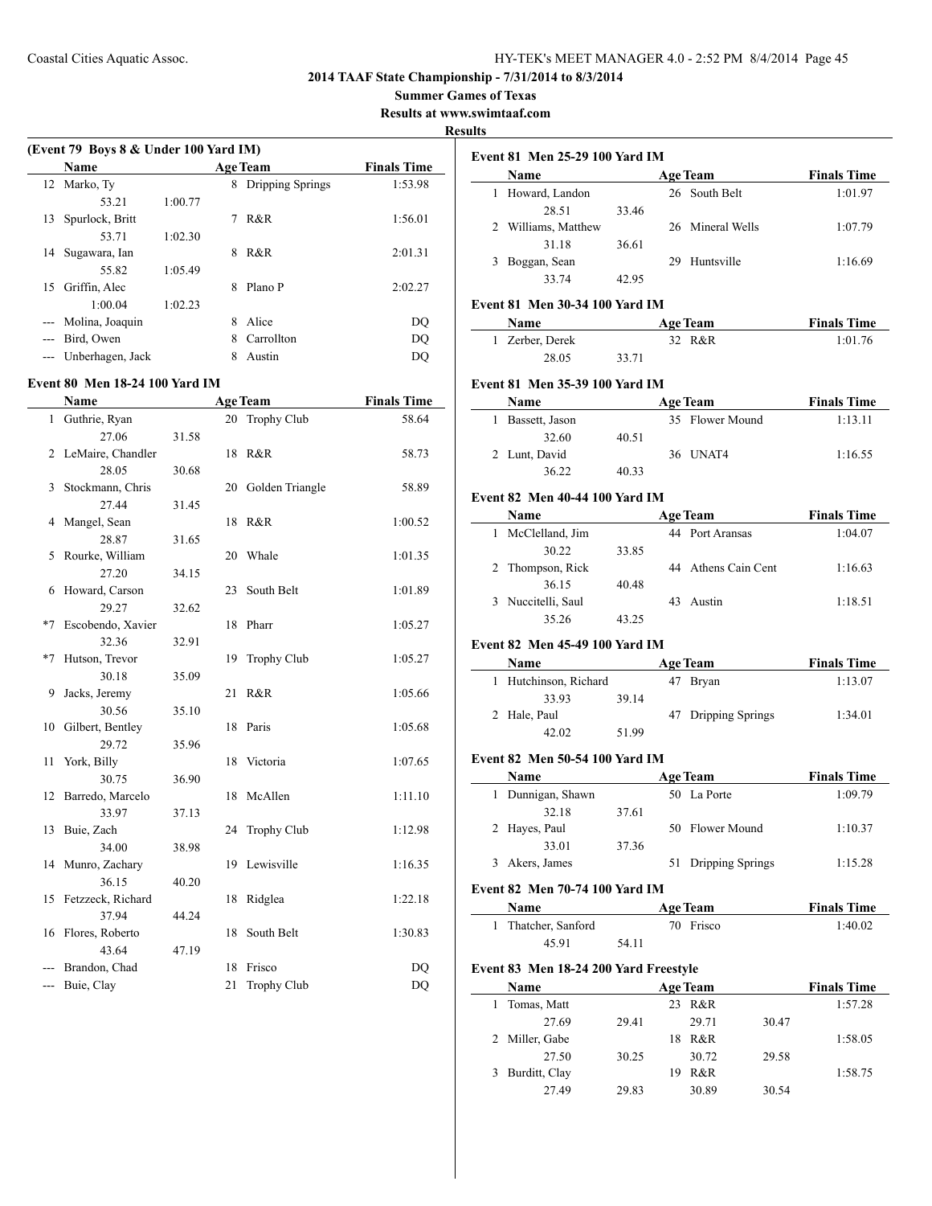**2014 TAAF State Championship - 7/31/2014 to 8/3/2014**

**Summer Games of Texas**

**Results at www.swimtaaf.com**

**Results**

### (Event 79 Boys 8 & Under 100 Yard IM)

| | Name | Age | Team | Finals Time |
|---|---|---|---|---|
| 12 | Marko, Ty | 8 | Dripping Springs | 1:53.98 |
| | 53.21 1:00.77 | | | |
| 13 | Spurlock, Britt | 7 | R&R | 1:56.01 |
| | 53.71 1:02.30 | | | |
| 14 | Sugawara, Ian | 8 | R&R | 2:01.31 |
| | 55.82 1:05.49 | | | |
| 15 | Griffin, Alec | 8 | Plano P | 2:02.27 |
| | 1:00.04 1:02.23 | | | |
| --- | Molina, Joaquin | 8 | Alice | DQ |
| --- | Bird, Owen | 8 | Carrollton | DQ |
| --- | Unberhagen, Jack | 8 | Austin | DQ |

### Event 80 Men 18-24 100 Yard IM

| | Name | Age | Team | Finals Time |
|---|---|---|---|---|
| 1 | Guthrie, Ryan | 20 | Trophy Club | 58.64 |
| | 27.06 31.58 | | | |
| 2 | LeMaire, Chandler | 18 | R&R | 58.73 |
| | 28.05 30.68 | | | |
| 3 | Stockmann, Chris | 20 | Golden Triangle | 58.89 |
| | 27.44 31.45 | | | |
| 4 | Mangel, Sean | 18 | R&R | 1:00.52 |
| | 28.87 31.65 | | | |
| 5 | Rourke, William | 20 | Whale | 1:01.35 |
| | 27.20 34.15 | | | |
| 6 | Howard, Carson | 23 | South Belt | 1:01.89 |
| | 29.27 32.62 | | | |
| *7 | Escobendo, Xavier | 18 | Pharr | 1:05.27 |
| | 32.36 32.91 | | | |
| *7 | Hutson, Trevor | 19 | Trophy Club | 1:05.27 |
| | 30.18 35.09 | | | |
| 9 | Jacks, Jeremy | 21 | R&R | 1:05.66 |
| | 30.56 35.10 | | | |
| 10 | Gilbert, Bentley | 18 | Paris | 1:05.68 |
| | 29.72 35.96 | | | |
| 11 | York, Billy | 18 | Victoria | 1:07.65 |
| | 30.75 36.90 | | | |
| 12 | Barredo, Marcelo | 18 | McAllen | 1:11.10 |
| | 33.97 37.13 | | | |
| 13 | Buie, Zach | 24 | Trophy Club | 1:12.98 |
| | 34.00 38.98 | | | |
| 14 | Munro, Zachary | 19 | Lewisville | 1:16.35 |
| | 36.15 40.20 | | | |
| 15 | Fetzzeck, Richard | 18 | Ridglea | 1:22.18 |
| | 37.94 44.24 | | | |
| 16 | Flores, Roberto | 18 | South Belt | 1:30.83 |
| | 43.64 47.19 | | | |
| --- | Brandon, Chad | 18 | Frisco | DQ |
| --- | Buie, Clay | 21 | Trophy Club | DQ |

### Event 81 Men 25-29 100 Yard IM

| | Name | Age | Team | Finals Time |
|---|---|---|---|---|
| 1 | Howard, Landon | 26 | South Belt | 1:01.97 |
| | 28.51 33.46 | | | |
| 2 | Williams, Matthew | 26 | Mineral Wells | 1:07.79 |
| | 31.18 36.61 | | | |
| 3 | Boggan, Sean | 29 | Huntsville | 1:16.69 |
| | 33.74 42.95 | | | |

### Event 81 Men 30-34 100 Yard IM

| | Name | Age | Team | Finals Time |
|---|---|---|---|---|
| 1 | Zerber, Derek | 32 | R&R | 1:01.76 |
| | 28.05 33.71 | | | |

### Event 81 Men 35-39 100 Yard IM

| | Name | Age | Team | Finals Time |
|---|---|---|---|---|
| 1 | Bassett, Jason | 35 | Flower Mound | 1:13.11 |
| | 32.60 40.51 | | | |
| 2 | Lunt, David | 36 | UNAT4 | 1:16.55 |
| | 36.22 40.33 | | | |

### Event 82 Men 40-44 100 Yard IM

| | Name | Age | Team | Finals Time |
|---|---|---|---|---|
| 1 | McClelland, Jim | 44 | Port Aransas | 1:04.07 |
| | 30.22 33.85 | | | |
| 2 | Thompson, Rick | 44 | Athens Cain Cent | 1:16.63 |
| | 36.15 40.48 | | | |
| 3 | Nuccitelli, Saul | 43 | Austin | 1:18.51 |
| | 35.26 43.25 | | | |

### Event 82 Men 45-49 100 Yard IM

| | Name | Age | Team | Finals Time |
|---|---|---|---|---|
| 1 | Hutchinson, Richard | 47 | Bryan | 1:13.07 |
| | 33.93 39.14 | | | |
| 2 | Hale, Paul | 47 | Dripping Springs | 1:34.01 |
| | 42.02 51.99 | | | |

### Event 82 Men 50-54 100 Yard IM

| | Name | Age | Team | Finals Time |
|---|---|---|---|---|
| 1 | Dunnigan, Shawn | 50 | La Porte | 1:09.79 |
| | 32.18 37.61 | | | |
| 2 | Hayes, Paul | 50 | Flower Mound | 1:10.37 |
| | 33.01 37.36 | | | |
| 3 | Akers, James | 51 | Dripping Springs | 1:15.28 |

### Event 82 Men 70-74 100 Yard IM

| | Name | Age | Team | Finals Time |
|---|---|---|---|---|
| 1 | Thatcher, Sanford | 70 | Frisco | 1:40.02 |
| | 45.91 54.11 | | | |

### Event 83 Men 18-24 200 Yard Freestyle

| | Name | Age | Team | Finals Time |
|---|---|---|---|---|
| 1 | Tomas, Matt | 23 | R&R | 1:57.28 |
| | 27.69 29.41 29.71 30.47 | | | |
| 2 | Miller, Gabe | 18 | R&R | 1:58.05 |
| | 27.50 30.25 30.72 29.58 | | | |
| 3 | Burditt, Clay | 19 | R&R | 1:58.75 |
| | 27.49 29.83 30.89 30.54 | | | |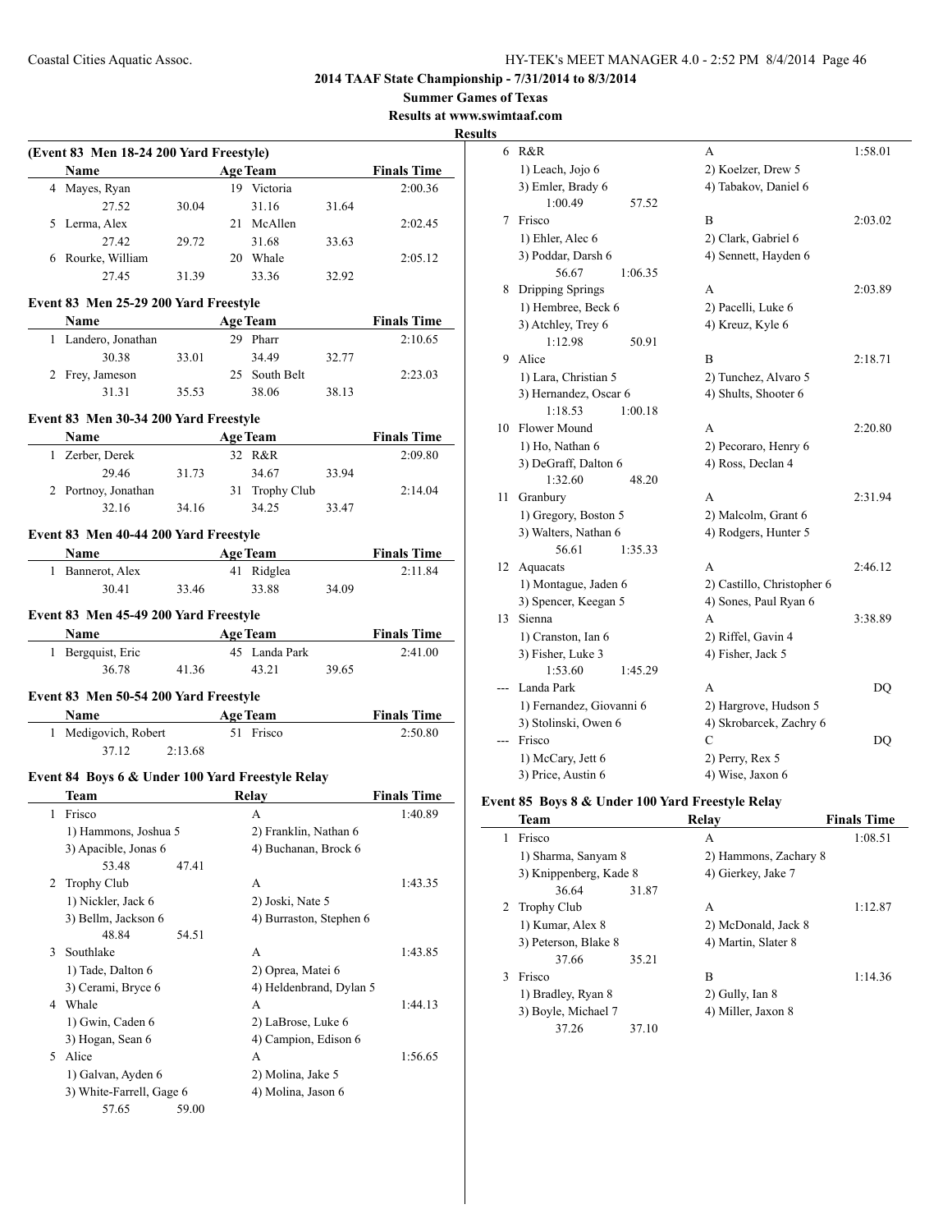## 2014 TAAF State Championship - 7/31/2014 to 8/3/2014

### Summer Games of Texas

### Results at www.swimtaaf.com

### Results

#### (Event 83 Men 18-24 200 Yard Freestyle)

| | Name | Age | Team | | Finals Time |
|---|---|---|---|---|---|
| 4 | Mayes, Ryan | 19 | Victoria | | 2:00.36 |
| | 27.52 | 30.04 | 31.16 | 31.64 | |
| 5 | Lerma, Alex | 21 | McAllen | | 2:02.45 |
| | 27.42 | 29.72 | 31.68 | 33.63 | |
| 6 | Rourke, William | 20 | Whale | | 2:05.12 |
| | 27.45 | 31.39 | 33.36 | 32.92 | |

#### Event 83 Men 25-29 200 Yard Freestyle

| | Name | Age | Team | | Finals Time |
|---|---|---|---|---|---|
| 1 | Landero, Jonathan | 29 | Pharr | | 2:10.65 |
| | 30.38 | 33.01 | 34.49 | 32.77 | |
| 2 | Frey, Jameson | 25 | South Belt | | 2:23.03 |
| | 31.31 | 35.53 | 38.06 | 38.13 | |

#### Event 83 Men 30-34 200 Yard Freestyle

| | Name | Age | Team | | Finals Time |
|---|---|---|---|---|---|
| 1 | Zerber, Derek | 32 | R&R | | 2:09.80 |
| | 29.46 | 31.73 | 34.67 | 33.94 | |
| 2 | Portnoy, Jonathan | 31 | Trophy Club | | 2:14.04 |
| | 32.16 | 34.16 | 34.25 | 33.47 | |

#### Event 83 Men 40-44 200 Yard Freestyle

| | Name | Age | Team | | Finals Time |
|---|---|---|---|---|---|
| 1 | Bannerot, Alex | 41 | Ridglea | | 2:11.84 |
| | 30.41 | 33.46 | 33.88 | 34.09 | |

#### Event 83 Men 45-49 200 Yard Freestyle

| | Name | Age | Team | | Finals Time |
|---|---|---|---|---|---|
| 1 | Bergquist, Eric | 45 | Landa Park | | 2:41.00 |
| | 36.78 | 41.36 | 43.21 | 39.65 | |

#### Event 83 Men 50-54 200 Yard Freestyle

| | Name | Age | Team | Finals Time |
|---|---|---|---|---|
| 1 | Medigovich, Robert | 51 | Frisco | 2:50.80 |
| | 37.12 | 2:13.68 | | |

#### Event 84 Boys 6 & Under 100 Yard Freestyle Relay

| | Team | Relay | Finals Time |
|---|---|---|---|
| 1 | Frisco | A | 1:40.89 |
| | 1) Hammons, Joshua 5 | 2) Franklin, Nathan 6 | |
| | 3) Apacible, Jonas 6 | 4) Buchanan, Brock 6 | |
| | 53.48 | 47.41 | |
| 2 | Trophy Club | A | 1:43.35 |
| | 1) Nickler, Jack 6 | 2) Joski, Nate 5 | |
| | 3) Bellm, Jackson 6 | 4) Burraston, Stephen 6 | |
| | 48.84 | 54.51 | |
| 3 | Southlake | A | 1:43.85 |
| | 1) Tade, Dalton 6 | 2) Oprea, Matei 6 | |
| | 3) Cerami, Bryce 6 | 4) Heldenbrand, Dylan 5 | |
| 4 | Whale | A | 1:44.13 |
| | 1) Gwin, Caden 6 | 2) LaBrose, Luke 6 | |
| | 3) Hogan, Sean 6 | 4) Campion, Edison 6 | |
| 5 | Alice | A | 1:56.65 |
| | 1) Galvan, Ayden 6 | 2) Molina, Jake 5 | |
| | 3) White-Farrell, Gage 6 | 4) Molina, Jason 6 | |
| | 57.65 | 59.00 | |
| 6 | R&R | A | 1:58.01 |
| | 1) Leach, Jojo 6 | 2) Koelzer, Drew 5 | |
| | 3) Emler, Brady 6 | 4) Tabakov, Daniel 6 | |
| | 1:00.49 | 57.52 | |
| 7 | Frisco | B | 2:03.02 |
| | 1) Ehler, Alec 6 | 2) Clark, Gabriel 6 | |
| | 3) Poddar, Darsh 6 | 4) Sennett, Hayden 6 | |
| | 56.67 | 1:06.35 | |
| 8 | Dripping Springs | A | 2:03.89 |
| | 1) Hembree, Beck 6 | 2) Pacelli, Luke 6 | |
| | 3) Atchley, Trey 6 | 4) Kreuz, Kyle 6 | |
| | 1:12.98 | 50.91 | |
| 9 | Alice | B | 2:18.71 |
| | 1) Lara, Christian 5 | 2) Tunchez, Alvaro 5 | |
| | 3) Hernandez, Oscar 6 | 4) Shults, Shooter 6 | |
| | 1:18.53 | 1:00.18 | |
| 10 | Flower Mound | A | 2:20.80 |
| | 1) Ho, Nathan 6 | 2) Pecoraro, Henry 6 | |
| | 3) DeGraff, Dalton 6 | 4) Ross, Declan 4 | |
| | 1:32.60 | 48.20 | |
| 11 | Granbury | A | 2:31.94 |
| | 1) Gregory, Boston 5 | 2) Malcolm, Grant 6 | |
| | 3) Walters, Nathan 6 | 4) Rodgers, Hunter 5 | |
| | 56.61 | 1:35.33 | |
| 12 | Aquacats | A | 2:46.12 |
| | 1) Montague, Jaden 6 | 2) Castillo, Christopher 6 | |
| | 3) Spencer, Keegan 5 | 4) Sones, Paul Ryan 6 | |
| 13 | Sienna | A | 3:38.89 |
| | 1) Cranston, Ian 6 | 2) Riffel, Gavin 4 | |
| | 3) Fisher, Luke 3 | 4) Fisher, Jack 5 | |
| | 1:53.60 | 1:45.29 | |
| --- | Landa Park | A | DQ |
| | 1) Fernandez, Giovanni 6 | 2) Hargrove, Hudson 5 | |
| | 3) Stolinski, Owen 6 | 4) Skrobarcek, Zachry 6 | |
| --- | Frisco | C | DQ |
| | 1) McCary, Jett 6 | 2) Perry, Rex 5 | |
| | 3) Price, Austin 6 | 4) Wise, Jaxon 6 | |

#### Event 85 Boys 8 & Under 100 Yard Freestyle Relay

| | Team | Relay | Finals Time |
|---|---|---|---|
| 1 | Frisco | A | 1:08.51 |
| | 1) Sharma, Sanyam 8 | 2) Hammons, Zachary 8 | |
| | 3) Knippenberg, Kade 8 | 4) Gierkey, Jake 7 | |
| | 36.64 | 31.87 | |
| 2 | Trophy Club | A | 1:12.87 |
| | 1) Kumar, Alex 8 | 2) McDonald, Jack 8 | |
| | 3) Peterson, Blake 8 | 4) Martin, Slater 8 | |
| | 37.66 | 35.21 | |
| 3 | Frisco | B | 1:14.36 |
| | 1) Bradley, Ryan 8 | 2) Gully, Ian 8 | |
| | 3) Boyle, Michael 7 | 4) Miller, Jaxon 8 | |
| | 37.26 | 37.10 | |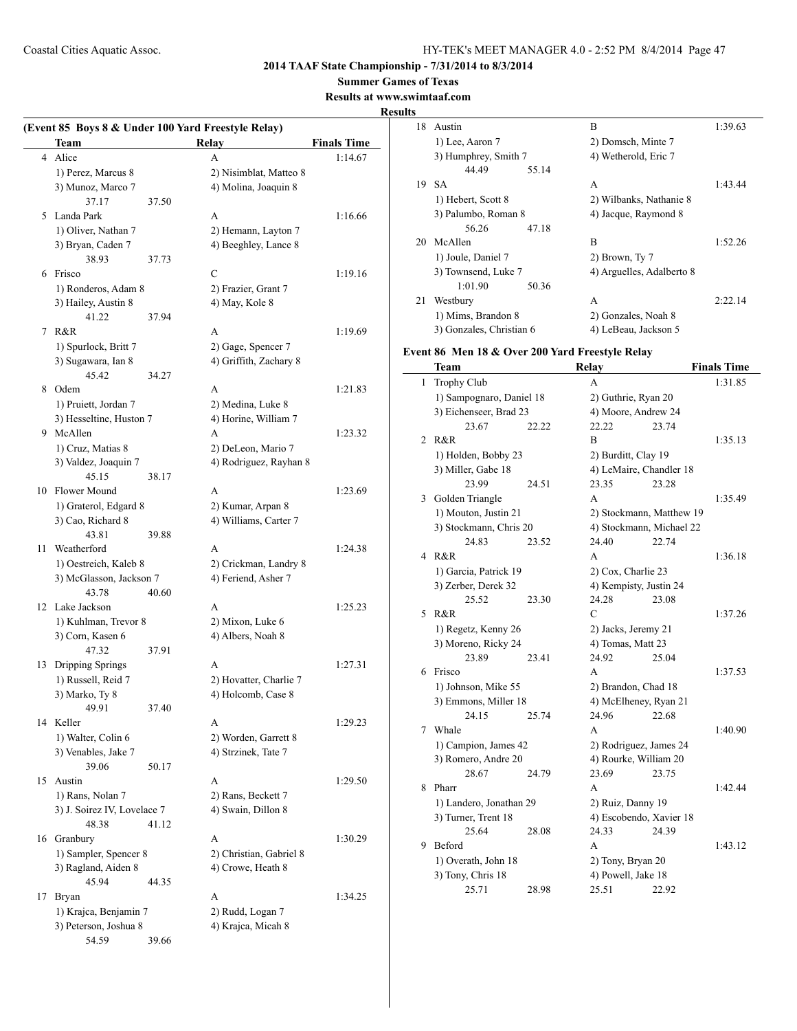2014 TAAF State Championship - 7/31/2014 to 8/3/2014

Summer Games of Texas

Results at www.swimtaaf.com

Results

### (Event 85 Boys 8 & Under 100 Yard Freestyle Relay)

| | Team | Relay | Finals Time |
|---|---|---|---|
| 4 | Alice | A | 1:14.67 |
| | 1) Perez, Marcus 8 | 2) Nisimblat, Matteo 8 | |
| | 3) Munoz, Marco 7 | 4) Molina, Joaquin 8 | |
| | 37.17 37.50 | | |
| 5 | Landa Park | A | 1:16.66 |
| | 1) Oliver, Nathan 7 | 2) Hemann, Layton 7 | |
| | 3) Bryan, Caden 7 | 4) Beeghley, Lance 8 | |
| | 38.93 37.73 | | |
| 6 | Frisco | C | 1:19.16 |
| | 1) Ronderos, Adam 8 | 2) Frazier, Grant 7 | |
| | 3) Hailey, Austin 8 | 4) May, Kole 8 | |
| | 41.22 37.94 | | |
| 7 | R&R | A | 1:19.69 |
| | 1) Spurlock, Britt 7 | 2) Gage, Spencer 7 | |
| | 3) Sugawara, Ian 8 | 4) Griffith, Zachary 8 | |
| | 45.42 34.27 | | |
| 8 | Odem | A | 1:21.83 |
| | 1) Pruiett, Jordan 7 | 2) Medina, Luke 8 | |
| | 3) Hesseltine, Huston 7 | 4) Horine, William 7 | |
| 9 | McAllen | A | 1:23.32 |
| | 1) Cruz, Matias 8 | 2) DeLeon, Mario 7 | |
| | 3) Valdez, Joaquin 7 | 4) Rodriguez, Rayhan 8 | |
| | 45.15 38.17 | | |
| 10 | Flower Mound | A | 1:23.69 |
| | 1) Graterol, Edgard 8 | 2) Kumar, Arpan 8 | |
| | 3) Cao, Richard 8 | 4) Williams, Carter 7 | |
| | 43.81 39.88 | | |
| 11 | Weatherford | A | 1:24.38 |
| | 1) Oestreich, Kaleb 8 | 2) Crickman, Landry 8 | |
| | 3) McGlasson, Jackson 7 | 4) Feriend, Asher 7 | |
| | 43.78 40.60 | | |
| 12 | Lake Jackson | A | 1:25.23 |
| | 1) Kuhlman, Trevor 8 | 2) Mixon, Luke 6 | |
| | 3) Corn, Kasen 6 | 4) Albers, Noah 8 | |
| | 47.32 37.91 | | |
| 13 | Dripping Springs | A | 1:27.31 |
| | 1) Russell, Reid 7 | 2) Hovatter, Charlie 7 | |
| | 3) Marko, Ty 8 | 4) Holcomb, Case 8 | |
| | 49.91 37.40 | | |
| 14 | Keller | A | 1:29.23 |
| | 1) Walter, Colin 6 | 2) Worden, Garrett 8 | |
| | 3) Venables, Jake 7 | 4) Strzinek, Tate 7 | |
| | 39.06 50.17 | | |
| 15 | Austin | A | 1:29.50 |
| | 1) Rans, Nolan 7 | 2) Rans, Beckett 7 | |
| | 3) J. Soirez IV, Lovelace 7 | 4) Swain, Dillon 8 | |
| | 48.38 41.12 | | |
| 16 | Granbury | A | 1:30.29 |
| | 1) Sampler, Spencer 8 | 2) Christian, Gabriel 8 | |
| | 3) Ragland, Aiden 8 | 4) Crowe, Heath 8 | |
| | 45.94 44.35 | | |
| 17 | Bryan | A | 1:34.25 |
| | 1) Krajca, Benjamin 7 | 2) Rudd, Logan 7 | |
| | 3) Peterson, Joshua 8 | 4) Krajca, Micah 8 | |
| | 54.59 39.66 | | |
| 18 | Austin | B | 1:39.63 |
| | 1) Lee, Aaron 7 | 2) Domsch, Minte 7 | |
| | 3) Humphrey, Smith 7 | 4) Wetherold, Eric 7 | |
| | 44.49 55.14 | | |
| 19 | SA | A | 1:43.44 |
| | 1) Hebert, Scott 8 | 2) Wilbanks, Nathanie 8 | |
| | 3) Palumbo, Roman 8 | 4) Jacque, Raymond 8 | |
| | 56.26 47.18 | | |
| 20 | McAllen | B | 1:52.26 |
| | 1) Joule, Daniel 7 | 2) Brown, Ty 7 | |
| | 3) Townsend, Luke 7 | 4) Arguelles, Adalberto 8 | |
| | 1:01.90 50.36 | | |
| 21 | Westbury | A | 2:22.14 |
| | 1) Mims, Brandon 8 | 2) Gonzales, Noah 8 | |
| | 3) Gonzales, Christian 6 | 4) LeBeau, Jackson 5 | |

### Event 86 Men 18 & Over 200 Yard Freestyle Relay

| | Team | Relay | Finals Time |
|---|---|---|---|
| 1 | Trophy Club | A | 1:31.85 |
| | 1) Sampognaro, Daniel 18 | 2) Guthrie, Ryan 20 | |
| | 3) Eichenseer, Brad 23 | 4) Moore, Andrew 24 | |
| | 23.67 22.22 | 22.22 23.74 | |
| 2 | R&R | B | 1:35.13 |
| | 1) Holden, Bobby 23 | 2) Burditt, Clay 19 | |
| | 3) Miller, Gabe 18 | 4) LeMaire, Chandler 18 | |
| | 23.99 24.51 | 23.35 23.28 | |
| 3 | Golden Triangle | A | 1:35.49 |
| | 1) Mouton, Justin 21 | 2) Stockmann, Matthew 19 | |
| | 3) Stockmann, Chris 20 | 4) Stockmann, Michael 22 | |
| | 24.83 23.52 | 24.40 22.74 | |
| 4 | R&R | A | 1:36.18 |
| | 1) Garcia, Patrick 19 | 2) Cox, Charlie 23 | |
| | 3) Zerber, Derek 32 | 4) Kempisty, Justin 24 | |
| | 25.52 23.30 | 24.28 23.08 | |
| 5 | R&R | C | 1:37.26 |
| | 1) Regetz, Kenny 26 | 2) Jacks, Jeremy 21 | |
| | 3) Moreno, Ricky 24 | 4) Tomas, Matt 23 | |
| | 23.89 23.41 | 24.92 25.04 | |
| 6 | Frisco | A | 1:37.53 |
| | 1) Johnson, Mike 55 | 2) Brandon, Chad 18 | |
| | 3) Emmons, Miller 18 | 4) McElheney, Ryan 21 | |
| | 24.15 25.74 | 24.96 22.68 | |
| 7 | Whale | A | 1:40.90 |
| | 1) Campion, James 42 | 2) Rodriguez, James 24 | |
| | 3) Romero, Andre 20 | 4) Rourke, William 20 | |
| | 28.67 24.79 | 23.69 23.75 | |
| 8 | Pharr | A | 1:42.44 |
| | 1) Landero, Jonathan 29 | 2) Ruiz, Danny 19 | |
| | 3) Turner, Trent 18 | 4) Escobendo, Xavier 18 | |
| | 25.64 28.08 | 24.33 24.39 | |
| 9 | Beford | A | 1:43.12 |
| | 1) Overath, John 18 | 2) Tony, Bryan 20 | |
| | 3) Tony, Chris 18 | 4) Powell, Jake 18 | |
| | 25.71 28.98 | 25.51 22.92 | |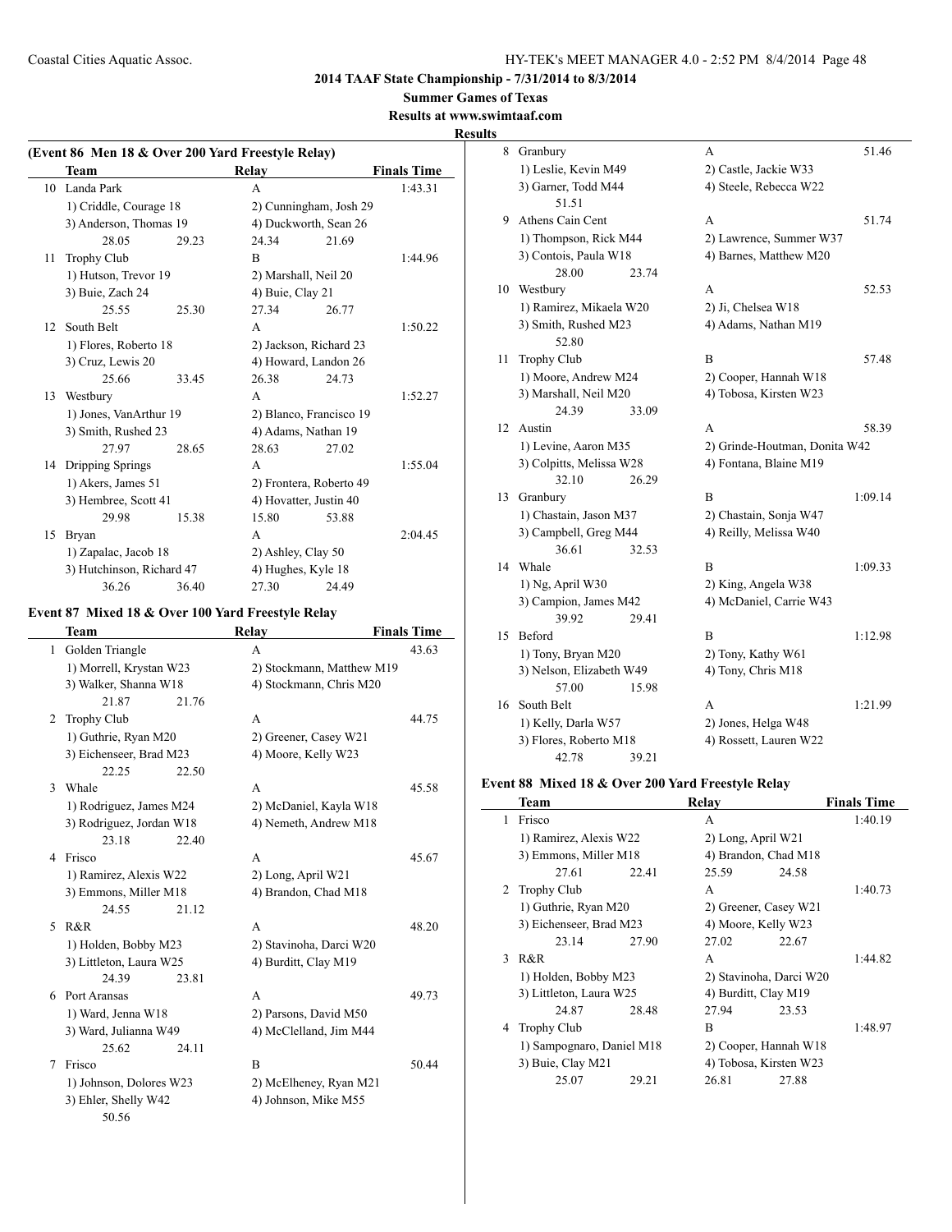**2014 TAAF State Championship - 7/31/2014 to 8/3/2014**

**Summer Games of Texas**

**Results at www.swimtaaf.com**

**Results**

### (Event 86 Men 18 & Over 200 Yard Freestyle Relay)

| | Team | Relay | Finals Time |
|---|---|---|---|
| 10 | Landa Park | A | 1:43.31 |
| | 1) Criddle, Courage 18 | 2) Cunningham, Josh 29 | |
| | 3) Anderson, Thomas 19 | 4) Duckworth, Sean 26 | |
| | 28.05 29.23 | 24.34 21.69 | |
| 11 | Trophy Club | B | 1:44.96 |
| | 1) Hutson, Trevor 19 | 2) Marshall, Neil 20 | |
| | 3) Buie, Zach 24 | 4) Buie, Clay 21 | |
| | 25.55 25.30 | 27.34 26.77 | |
| 12 | South Belt | A | 1:50.22 |
| | 1) Flores, Roberto 18 | 2) Jackson, Richard 23 | |
| | 3) Cruz, Lewis 20 | 4) Howard, Landon 26 | |
| | 25.66 33.45 | 26.38 24.73 | |
| 13 | Westbury | A | 1:52.27 |
| | 1) Jones, VanArthur 19 | 2) Blanco, Francisco 19 | |
| | 3) Smith, Rushed 23 | 4) Adams, Nathan 19 | |
| | 27.97 28.65 | 28.63 27.02 | |
| 14 | Dripping Springs | A | 1:55.04 |
| | 1) Akers, James 51 | 2) Frontera, Roberto 49 | |
| | 3) Hembree, Scott 41 | 4) Hovatter, Justin 40 | |
| | 29.98 15.38 | 15.80 53.88 | |
| 15 | Bryan | A | 2:04.45 |
| | 1) Zapalac, Jacob 18 | 2) Ashley, Clay 50 | |
| | 3) Hutchinson, Richard 47 | 4) Hughes, Kyle 18 | |
| | 36.26 36.40 | 27.30 24.49 | |

### Event 87 Mixed 18 & Over 100 Yard Freestyle Relay

| | Team | Relay | Finals Time |
|---|---|---|---|
| 1 | Golden Triangle | A | 43.63 |
| | 1) Morrell, Krystan W23 | 2) Stockmann, Matthew M19 | |
| | 3) Walker, Shanna W18 | 4) Stockmann, Chris M20 | |
| | 21.87 21.76 | | |
| 2 | Trophy Club | A | 44.75 |
| | 1) Guthrie, Ryan M20 | 2) Greener, Casey W21 | |
| | 3) Eichenseer, Brad M23 | 4) Moore, Kelly W23 | |
| | 22.25 22.50 | | |
| 3 | Whale | A | 45.58 |
| | 1) Rodriguez, James M24 | 2) McDaniel, Kayla W18 | |
| | 3) Rodriguez, Jordan W18 | 4) Nemeth, Andrew M18 | |
| | 23.18 22.40 | | |
| 4 | Frisco | A | 45.67 |
| | 1) Ramirez, Alexis W22 | 2) Long, April W21 | |
| | 3) Emmons, Miller M18 | 4) Brandon, Chad M18 | |
| | 24.55 21.12 | | |
| 5 | R&R | A | 48.20 |
| | 1) Holden, Bobby M23 | 2) Stavinoha, Darci W20 | |
| | 3) Littleton, Laura W25 | 4) Burditt, Clay M19 | |
| | 24.39 23.81 | | |
| 6 | Port Aransas | A | 49.73 |
| | 1) Ward, Jenna W18 | 2) Parsons, David M50 | |
| | 3) Ward, Julianna W49 | 4) McClelland, Jim M44 | |
| | 25.62 24.11 | | |
| 7 | Frisco | B | 50.44 |
| | 1) Johnson, Dolores W23 | 2) McElheney, Ryan M21 | |
| | 3) Ehler, Shelly W42 | 4) Johnson, Mike M55 | |
| | 50.56 | | |
| 8 | Granbury | A | 51.46 |
| | 1) Leslie, Kevin M49 | 2) Castle, Jackie W33 | |
| | 3) Garner, Todd M44 | 4) Steele, Rebecca W22 | |
| | 51.51 | | |
| 9 | Athens Cain Cent | A | 51.74 |
| | 1) Thompson, Rick M44 | 2) Lawrence, Summer W37 | |
| | 3) Contois, Paula W18 | 4) Barnes, Matthew M20 | |
| | 28.00 23.74 | | |
| 10 | Westbury | A | 52.53 |
| | 1) Ramirez, Mikaela W20 | 2) Ji, Chelsea W18 | |
| | 3) Smith, Rushed M23 | 4) Adams, Nathan M19 | |
| | 52.80 | | |
| 11 | Trophy Club | B | 57.48 |
| | 1) Moore, Andrew M24 | 2) Cooper, Hannah W18 | |
| | 3) Marshall, Neil M20 | 4) Tobosa, Kirsten W23 | |
| | 24.39 33.09 | | |
| 12 | Austin | A | 58.39 |
| | 1) Levine, Aaron M35 | 2) Grinde-Houtman, Donita W42 | |
| | 3) Colpitts, Melissa W28 | 4) Fontana, Blaine M19 | |
| | 32.10 26.29 | | |
| 13 | Granbury | B | 1:09.14 |
| | 1) Chastain, Jason M37 | 2) Chastain, Sonja W47 | |
| | 3) Campbell, Greg M44 | 4) Reilly, Melissa W40 | |
| | 36.61 32.53 | | |
| 14 | Whale | B | 1:09.33 |
| | 1) Ng, April W30 | 2) King, Angela W38 | |
| | 3) Campion, James M42 | 4) McDaniel, Carrie W43 | |
| | 39.92 29.41 | | |
| 15 | Beford | B | 1:12.98 |
| | 1) Tony, Bryan M20 | 2) Tony, Kathy W61 | |
| | 3) Nelson, Elizabeth W49 | 4) Tony, Chris M18 | |
| | 57.00 15.98 | | |
| 16 | South Belt | A | 1:21.99 |
| | 1) Kelly, Darla W57 | 2) Jones, Helga W48 | |
| | 3) Flores, Roberto M18 | 4) Rossett, Lauren W22 | |
| | 42.78 39.21 | | |

### Event 88 Mixed 18 & Over 200 Yard Freestyle Relay

| | Team | Relay | Finals Time |
|---|---|---|---|
| 1 | Frisco | A | 1:40.19 |
| | 1) Ramirez, Alexis W22 | 2) Long, April W21 | |
| | 3) Emmons, Miller M18 | 4) Brandon, Chad M18 | |
| | 27.61 22.41 | 25.59 24.58 | |
| 2 | Trophy Club | A | 1:40.73 |
| | 1) Guthrie, Ryan M20 | 2) Greener, Casey W21 | |
| | 3) Eichenseer, Brad M23 | 4) Moore, Kelly W23 | |
| | 23.14 27.90 | 27.02 22.67 | |
| 3 | R&R | A | 1:44.82 |
| | 1) Holden, Bobby M23 | 2) Stavinoha, Darci W20 | |
| | 3) Littleton, Laura W25 | 4) Burditt, Clay M19 | |
| | 24.87 28.48 | 27.94 23.53 | |
| 4 | Trophy Club | B | 1:48.97 |
| | 1) Sampognaro, Daniel M18 | 2) Cooper, Hannah W18 | |
| | 3) Buie, Clay M21 | 4) Tobosa, Kirsten W23 | |
| | 25.07 29.21 | 26.81 27.88 | |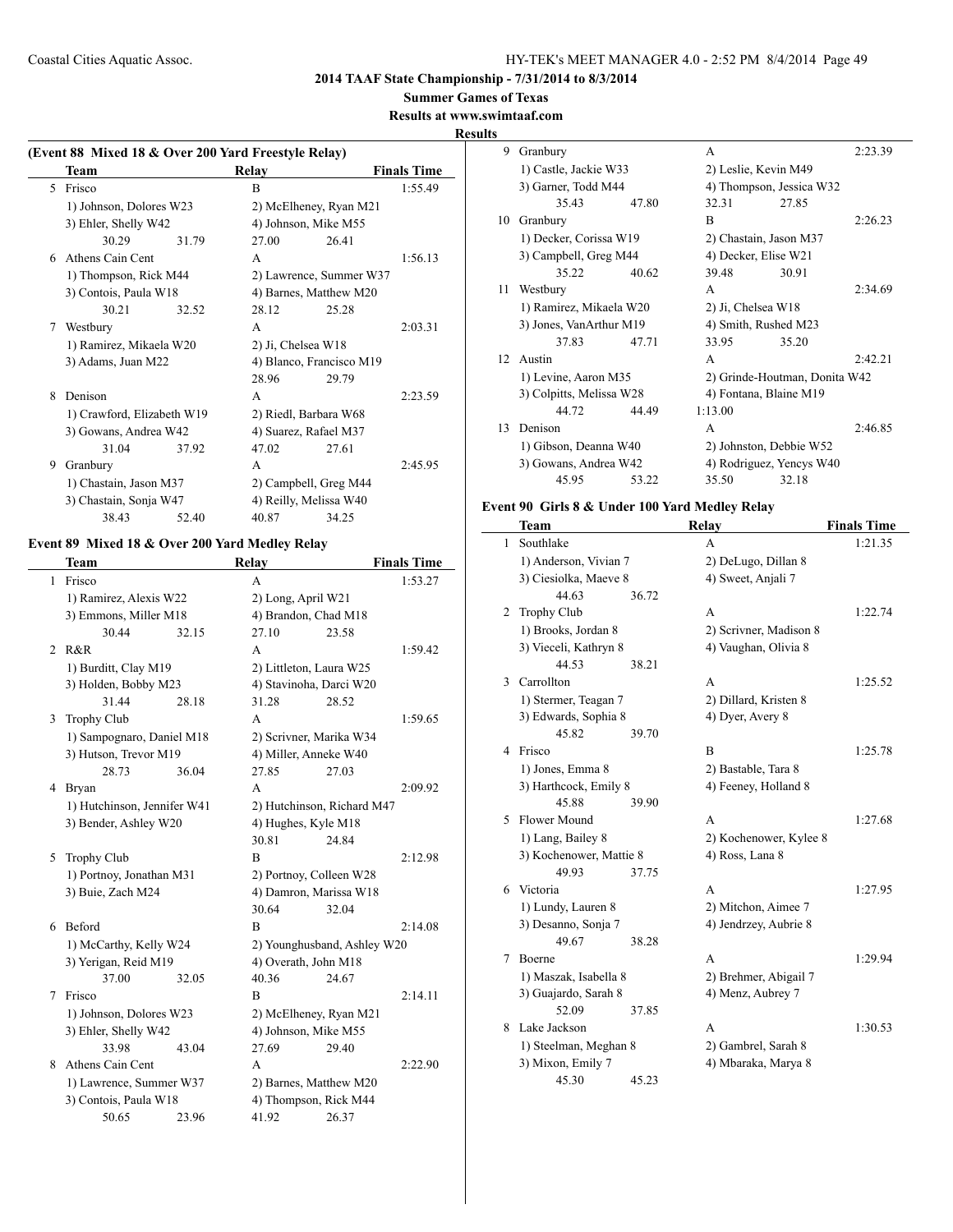## 2014 TAAF State Championship - 7/31/2014 to 8/3/2014

**Summer Games of Texas**

**Results at www.swimtaaf.com**

**Results**

### (Event 88 Mixed 18 & Over 200 Yard Freestyle Relay)

| | Team | Relay | Finals Time |
|---|---|---|---|
| 5 | Frisco | B | 1:55.49 |
| | 1) Johnson, Dolores W23 | 2) McElheney, Ryan M21 | |
| | 3) Ehler, Shelly W42 | 4) Johnson, Mike M55 | |
| | 30.29 31.79 | 27.00 26.41 | |
| 6 | Athens Cain Cent | A | 1:56.13 |
| | 1) Thompson, Rick M44 | 2) Lawrence, Summer W37 | |
| | 3) Contois, Paula W18 | 4) Barnes, Matthew M20 | |
| | 30.21 32.52 | 28.12 25.28 | |
| 7 | Westbury | A | 2:03.31 |
| | 1) Ramirez, Mikaela W20 | 2) Ji, Chelsea W18 | |
| | 3) Adams, Juan M22 | 4) Blanco, Francisco M19 | |
| | | 28.96 29.79 | |
| 8 | Denison | A | 2:23.59 |
| | 1) Crawford, Elizabeth W19 | 2) Riedl, Barbara W68 | |
| | 3) Gowans, Andrea W42 | 4) Suarez, Rafael M37 | |
| | 31.04 37.92 | 47.02 27.61 | |
| 9 | Granbury | A | 2:45.95 |
| | 1) Chastain, Jason M37 | 2) Campbell, Greg M44 | |
| | 3) Chastain, Sonja W47 | 4) Reilly, Melissa W40 | |
| | 38.43 52.40 | 40.87 34.25 | |

### Event 89 Mixed 18 & Over 200 Yard Medley Relay

| | Team | Relay | Finals Time |
|---|---|---|---|
| 1 | Frisco | A | 1:53.27 |
| | 1) Ramirez, Alexis W22 | 2) Long, April W21 | |
| | 3) Emmons, Miller M18 | 4) Brandon, Chad M18 | |
| | 30.44 32.15 | 27.10 23.58 | |
| 2 | R&R | A | 1:59.42 |
| | 1) Burditt, Clay M19 | 2) Littleton, Laura W25 | |
| | 3) Holden, Bobby M23 | 4) Stavinoha, Darci W20 | |
| | 31.44 28.18 | 31.28 28.52 | |
| 3 | Trophy Club | A | 1:59.65 |
| | 1) Sampognaro, Daniel M18 | 2) Scrivner, Marika W34 | |
| | 3) Hutson, Trevor M19 | 4) Miller, Anneke W40 | |
| | 28.73 36.04 | 27.85 27.03 | |
| 4 | Bryan | A | 2:09.92 |
| | 1) Hutchinson, Jennifer W41 | 2) Hutchinson, Richard M47 | |
| | 3) Bender, Ashley W20 | 4) Hughes, Kyle M18 | |
| | | 30.81 24.84 | |
| 5 | Trophy Club | B | 2:12.98 |
| | 1) Portnoy, Jonathan M31 | 2) Portnoy, Colleen W28 | |
| | 3) Buie, Zach M24 | 4) Damron, Marissa W18 | |
| | | 30.64 32.04 | |
| 6 | Beford | B | 2:14.08 |
| | 1) McCarthy, Kelly W24 | 2) Younghusband, Ashley W20 | |
| | 3) Yerigan, Reid M19 | 4) Overath, John M18 | |
| | 37.00 32.05 | 40.36 24.67 | |
| 7 | Frisco | B | 2:14.11 |
| | 1) Johnson, Dolores W23 | 2) McElheney, Ryan M21 | |
| | 3) Ehler, Shelly W42 | 4) Johnson, Mike M55 | |
| | 33.98 43.04 | 27.69 29.40 | |
| 8 | Athens Cain Cent | A | 2:22.90 |
| | 1) Lawrence, Summer W37 | 2) Barnes, Matthew M20 | |
| | 3) Contois, Paula W18 | 4) Thompson, Rick M44 | |
| | 50.65 23.96 | 41.92 26.37 | |
| 9 | Granbury | A | 2:23.39 |
| | 1) Castle, Jackie W33 | 2) Leslie, Kevin M49 | |
| | 3) Garner, Todd M44 | 4) Thompson, Jessica W32 | |
| | 35.43 47.80 | 32.31 27.85 | |
| 10 | Granbury | B | 2:26.23 |
| | 1) Decker, Corissa W19 | 2) Chastain, Jason M37 | |
| | 3) Campbell, Greg M44 | 4) Decker, Elise W21 | |
| | 35.22 40.62 | 39.48 30.91 | |
| 11 | Westbury | A | 2:34.69 |
| | 1) Ramirez, Mikaela W20 | 2) Ji, Chelsea W18 | |
| | 3) Jones, VanArthur M19 | 4) Smith, Rushed M23 | |
| | 37.83 47.71 | 33.95 35.20 | |
| 12 | Austin | A | 2:42.21 |
| | 1) Levine, Aaron M35 | 2) Grinde-Houtman, Donita W42 | |
| | 3) Colpitts, Melissa W28 | 4) Fontana, Blaine M19 | |
| | 44.72 44.49 | 1:13.00 | |
| 13 | Denison | A | 2:46.85 |
| | 1) Gibson, Deanna W40 | 2) Johnston, Debbie W52 | |
| | 3) Gowans, Andrea W42 | 4) Rodriguez, Yencys W40 | |
| | 45.95 53.22 | 35.50 32.18 | |

### Event 90 Girls 8 & Under 100 Yard Medley Relay

| | Team | Relay | Finals Time |
|---|---|---|---|
| 1 | Southlake | A | 1:21.35 |
| | 1) Anderson, Vivian 7 | 2) DeLugo, Dillan 8 | |
| | 3) Ciesiolka, Maeve 8 | 4) Sweet, Anjali 7 | |
| | 44.63 36.72 | | |
| 2 | Trophy Club | A | 1:22.74 |
| | 1) Brooks, Jordan 8 | 2) Scrivner, Madison 8 | |
| | 3) Vieceli, Kathryn 8 | 4) Vaughan, Olivia 8 | |
| | 44.53 38.21 | | |
| 3 | Carrollton | A | 1:25.52 |
| | 1) Stermer, Teagan 7 | 2) Dillard, Kristen 8 | |
| | 3) Edwards, Sophia 8 | 4) Dyer, Avery 8 | |
| | 45.82 39.70 | | |
| 4 | Frisco | B | 1:25.78 |
| | 1) Jones, Emma 8 | 2) Bastable, Tara 8 | |
| | 3) Harthcock, Emily 8 | 4) Feeney, Holland 8 | |
| | 45.88 39.90 | | |
| 5 | Flower Mound | A | 1:27.68 |
| | 1) Lang, Bailey 8 | 2) Kochenower, Kylee 8 | |
| | 3) Kochenower, Mattie 8 | 4) Ross, Lana 8 | |
| | 49.93 37.75 | | |
| 6 | Victoria | A | 1:27.95 |
| | 1) Lundy, Lauren 8 | 2) Mitchon, Aimee 7 | |
| | 3) Desanno, Sonja 7 | 4) Jendrzey, Aubrie 8 | |
| | 49.67 38.28 | | |
| 7 | Boerne | A | 1:29.94 |
| | 1) Maszak, Isabella 8 | 2) Brehmer, Abigail 7 | |
| | 3) Guajardo, Sarah 8 | 4) Menz, Aubrey 7 | |
| | 52.09 37.85 | | |
| 8 | Lake Jackson | A | 1:30.53 |
| | 1) Steelman, Meghan 8 | 2) Gambrel, Sarah 8 | |
| | 3) Mixon, Emily 7 | 4) Mbaraka, Marya 8 | |
| | 45.30 45.23 | | |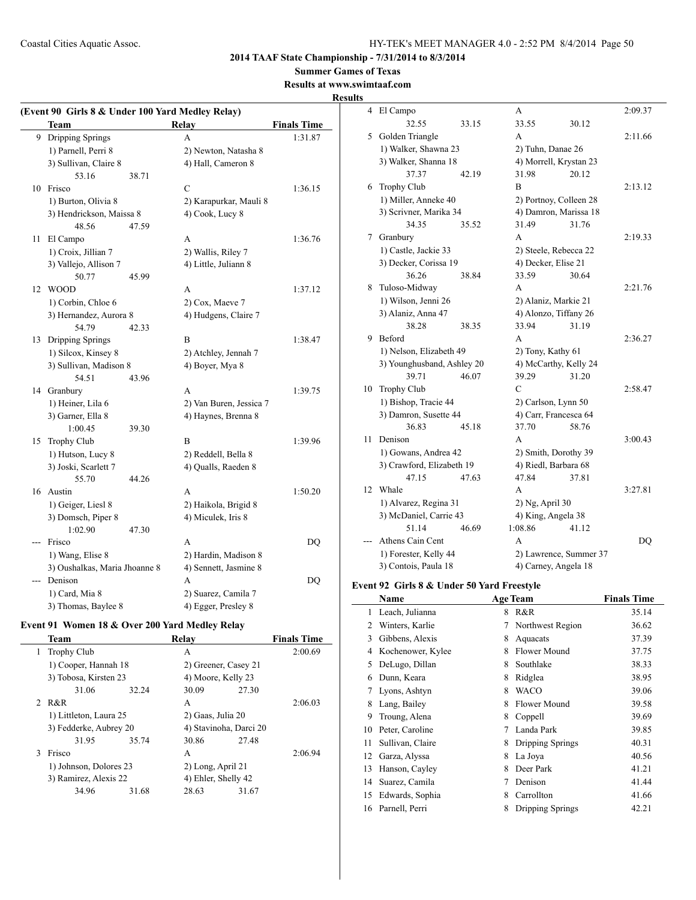## 2014 TAAF State Championship - 7/31/2014 to 8/3/2014

**Summer Games of Texas**

**Results at www.swimtaaf.com**

**Results**

### (Event 90 Girls 8 & Under 100 Yard Medley Relay)

| | Team | Relay | Finals Time |
|---|---|---|---|
| 9 | Dripping Springs | A | 1:31.87 |
| | 1) Parnell, Perri 8 | 2) Newton, Natasha 8 | |
| | 3) Sullivan, Claire 8 | 4) Hall, Cameron 8 | |
| | 53.16 38.71 | | |
| 10 | Frisco | C | 1:36.15 |
| | 1) Burton, Olivia 8 | 2) Karapurkar, Mauli 8 | |
| | 3) Hendrickson, Maissa 8 | 4) Cook, Lucy 8 | |
| | 48.56 47.59 | | |
| 11 | El Campo | A | 1:36.76 |
| | 1) Croix, Jillian 7 | 2) Wallis, Riley 7 | |
| | 3) Vallejo, Allison 7 | 4) Little, Juliann 8 | |
| | 50.77 45.99 | | |
| 12 | WOOD | A | 1:37.12 |
| | 1) Corbin, Chloe 6 | 2) Cox, Maeve 7 | |
| | 3) Hernandez, Aurora 8 | 4) Hudgens, Claire 7 | |
| | 54.79 42.33 | | |
| 13 | Dripping Springs | B | 1:38.47 |
| | 1) Silcox, Kinsey 8 | 2) Atchley, Jennah 7 | |
| | 3) Sullivan, Madison 8 | 4) Boyer, Mya 8 | |
| | 54.51 43.96 | | |
| 14 | Granbury | A | 1:39.75 |
| | 1) Heiner, Lila 6 | 2) Van Buren, Jessica 7 | |
| | 3) Garner, Ella 8 | 4) Haynes, Brenna 8 | |
| | 1:00.45 39.30 | | |
| 15 | Trophy Club | B | 1:39.96 |
| | 1) Hutson, Lucy 8 | 2) Reddell, Bella 8 | |
| | 3) Joski, Scarlett 7 | 4) Qualls, Raeden 8 | |
| | 55.70 44.26 | | |
| 16 | Austin | A | 1:50.20 |
| | 1) Geiger, Liesl 8 | 2) Haikola, Brigid 8 | |
| | 3) Domsch, Piper 8 | 4) Miculek, Iris 8 | |
| | 1:02.90 47.30 | | |
| --- | Frisco | A | DQ |
| | 1) Wang, Elise 8 | 2) Hardin, Madison 8 | |
| | 3) Oushalkas, Maria Jhoanne 8 | 4) Sennett, Jasmine 8 | |
| --- | Denison | A | DQ |
| | 1) Card, Mia 8 | 2) Suarez, Camila 7 | |
| | 3) Thomas, Baylee 8 | 4) Egger, Presley 8 | |

### Event 91 Women 18 & Over 200 Yard Medley Relay

| | Team | Relay | Finals Time |
|---|---|---|---|
| 1 | Trophy Club | A | 2:00.69 |
| | 1) Cooper, Hannah 18 | 2) Greener, Casey 21 | |
| | 3) Tobosa, Kirsten 23 | 4) Moore, Kelly 23 | |
| | 31.06 32.24 | 30.09 27.30 | |
| 2 | R&R | A | 2:06.03 |
| | 1) Littleton, Laura 25 | 2) Gaas, Julia 20 | |
| | 3) Fedderke, Aubrey 20 | 4) Stavinoha, Darci 20 | |
| | 31.95 35.74 | 30.86 27.48 | |
| 3 | Frisco | A | 2:06.94 |
| | 1) Johnson, Dolores 23 | 2) Long, April 21 | |
| | 3) Ramirez, Alexis 22 | 4) Ehler, Shelly 42 | |
| | 34.96 31.68 | 28.63 31.67 | |
| 4 | El Campo | A | 2:09.37 |
| | 32.55 33.15 | 33.55 30.12 | |
| 5 | Golden Triangle | A | 2:11.66 |
| | 1) Walker, Shawna 23 | 2) Tuhn, Danae 26 | |
| | 3) Walker, Shanna 18 | 4) Morrell, Krystan 23 | |
| | 37.37 42.19 | 31.98 20.12 | |
| 6 | Trophy Club | B | 2:13.12 |
| | 1) Miller, Anneke 40 | 2) Portnoy, Colleen 28 | |
| | 3) Scrivner, Marika 34 | 4) Damron, Marissa 18 | |
| | 34.35 35.52 | 31.49 31.76 | |
| 7 | Granbury | A | 2:19.33 |
| | 1) Castle, Jackie 33 | 2) Steele, Rebecca 22 | |
| | 3) Decker, Corissa 19 | 4) Decker, Elise 21 | |
| | 36.26 38.84 | 33.59 30.64 | |
| 8 | Tuloso-Midway | A | 2:21.76 |
| | 1) Wilson, Jenni 26 | 2) Alaniz, Markie 21 | |
| | 3) Alaniz, Anna 47 | 4) Alonzo, Tiffany 26 | |
| | 38.28 38.35 | 33.94 31.19 | |
| 9 | Beford | A | 2:36.27 |
| | 1) Nelson, Elizabeth 49 | 2) Tony, Kathy 61 | |
| | 3) Younghusband, Ashley 20 | 4) McCarthy, Kelly 24 | |
| | 39.71 46.07 | 39.29 31.20 | |
| 10 | Trophy Club | C | 2:58.47 |
| | 1) Bishop, Tracie 44 | 2) Carlson, Lynn 50 | |
| | 3) Damron, Susette 44 | 4) Carr, Francesca 64 | |
| | 36.83 45.18 | 37.70 58.76 | |
| 11 | Denison | A | 3:00.43 |
| | 1) Gowans, Andrea 42 | 2) Smith, Dorothy 39 | |
| | 3) Crawford, Elizabeth 19 | 4) Riedl, Barbara 68 | |
| | 47.15 47.63 | 47.84 37.81 | |
| 12 | Whale | A | 3:27.81 |
| | 1) Alvarez, Regina 31 | 2) Ng, April 30 | |
| | 3) McDaniel, Carrie 43 | 4) King, Angela 38 | |
| | 51.14 46.69 | 1:08.86 41.12 | |
| --- | Athens Cain Cent | A | DQ |
| | 1) Forester, Kelly 44 | 2) Lawrence, Summer 37 | |
| | 3) Contois, Paula 18 | 4) Carney, Angela 18 | |

### Event 92 Girls 8 & Under 50 Yard Freestyle

| | Name | Age | Team | Finals Time |
|---|---|---|---|---|
| 1 | Leach, Julianna | 8 | R&R | 35.14 |
| 2 | Winters, Karlie | 7 | Northwest Region | 36.62 |
| 3 | Gibbens, Alexis | 8 | Aquacats | 37.39 |
| 4 | Kochenower, Kylee | 8 | Flower Mound | 37.75 |
| 5 | DeLugo, Dillan | 8 | Southlake | 38.33 |
| 6 | Dunn, Keara | 8 | Ridglea | 38.95 |
| 7 | Lyons, Ashtyn | 8 | WACO | 39.06 |
| 8 | Lang, Bailey | 8 | Flower Mound | 39.58 |
| 9 | Troung, Alena | 8 | Coppell | 39.69 |
| 10 | Peter, Caroline | 7 | Landa Park | 39.85 |
| 11 | Sullivan, Claire | 8 | Dripping Springs | 40.31 |
| 12 | Garza, Alyssa | 8 | La Joya | 40.56 |
| 13 | Hanson, Cayley | 8 | Deer Park | 41.21 |
| 14 | Suarez, Camila | 7 | Denison | 41.44 |
| 15 | Edwards, Sophia | 8 | Carrollton | 41.66 |
| 16 | Parnell, Perri | 8 | Dripping Springs | 42.21 |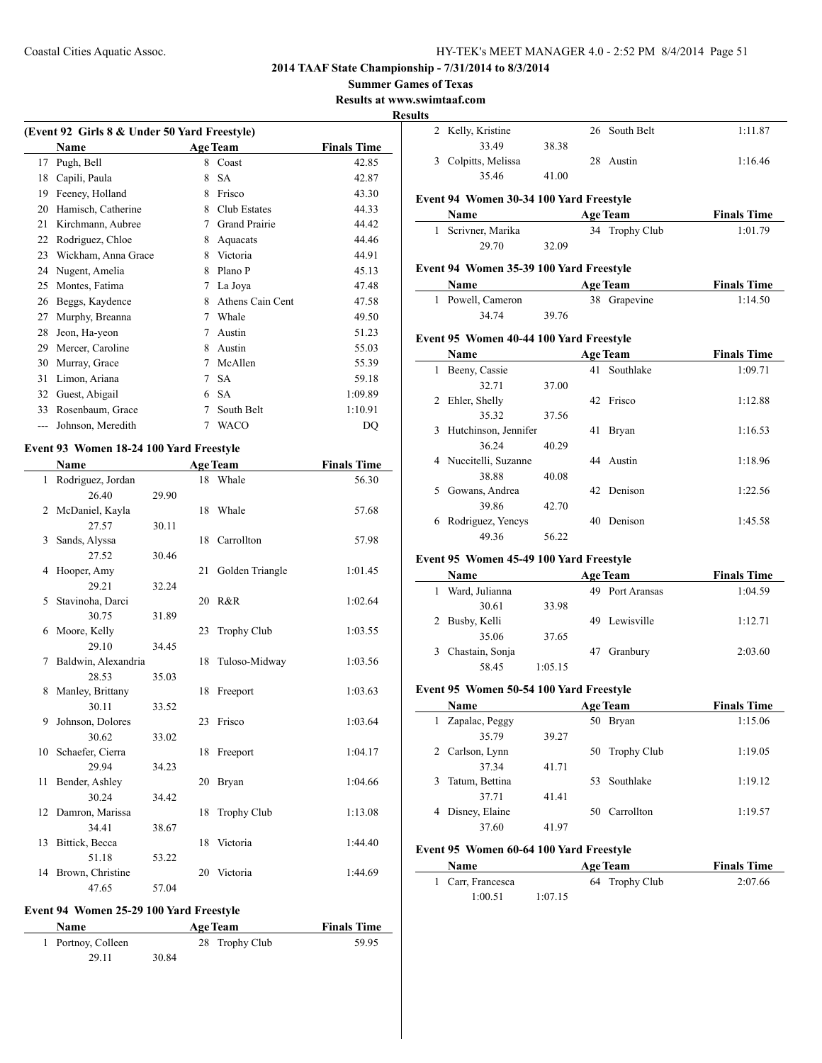**2014 TAAF State Championship - 7/31/2014 to 8/3/2014**

**Summer Games of Texas**

**Results at www.swimtaaf.com**

**Results**

### (Event 92 Girls 8 & Under 50 Yard Freestyle)

| | Name | Age | Team | Finals Time |
|---|---|---|---|---|
| 17 | Pugh, Bell | 8 | Coast | 42.85 |
| 18 | Capili, Paula | 8 | SA | 42.87 |
| 19 | Feeney, Holland | 8 | Frisco | 43.30 |
| 20 | Hamisch, Catherine | 8 | Club Estates | 44.33 |
| 21 | Kirchmann, Aubree | 7 | Grand Prairie | 44.42 |
| 22 | Rodriguez, Chloe | 8 | Aquacats | 44.46 |
| 23 | Wickham, Anna Grace | 8 | Victoria | 44.91 |
| 24 | Nugent, Amelia | 8 | Plano P | 45.13 |
| 25 | Montes, Fatima | 7 | La Joya | 47.48 |
| 26 | Beggs, Kaydence | 8 | Athens Cain Cent | 47.58 |
| 27 | Murphy, Breanna | 7 | Whale | 49.50 |
| 28 | Jeon, Ha-yeon | 7 | Austin | 51.23 |
| 29 | Mercer, Caroline | 8 | Austin | 55.03 |
| 30 | Murray, Grace | 7 | McAllen | 55.39 |
| 31 | Limon, Ariana | 7 | SA | 59.18 |
| 32 | Guest, Abigail | 6 | SA | 1:09.89 |
| 33 | Rosenbaum, Grace | 7 | South Belt | 1:10.91 |
| --- | Johnson, Meredith | 7 | WACO | DQ |

### Event 93 Women 18-24 100 Yard Freestyle

| | Name | | Age | Team | Finals Time |
|---|---|---|---|---|---|
| 1 | Rodriguez, Jordan | | 18 | Whale | 56.30 |
| | 26.40 | 29.90 | | | |
| 2 | McDaniel, Kayla | | 18 | Whale | 57.68 |
| | 27.57 | 30.11 | | | |
| 3 | Sands, Alyssa | | 18 | Carrollton | 57.98 |
| | 27.52 | 30.46 | | | |
| 4 | Hooper, Amy | | 21 | Golden Triangle | 1:01.45 |
| | 29.21 | 32.24 | | | |
| 5 | Stavinoha, Darci | | 20 | R&R | 1:02.64 |
| | 30.75 | 31.89 | | | |
| 6 | Moore, Kelly | | 23 | Trophy Club | 1:03.55 |
| | 29.10 | 34.45 | | | |
| 7 | Baldwin, Alexandria | | 18 | Tuloso-Midway | 1:03.56 |
| | 28.53 | 35.03 | | | |
| 8 | Manley, Brittany | | 18 | Freeport | 1:03.63 |
| | 30.11 | 33.52 | | | |
| 9 | Johnson, Dolores | | 23 | Frisco | 1:03.64 |
| | 30.62 | 33.02 | | | |
| 10 | Schaefer, Cierra | | 18 | Freeport | 1:04.17 |
| | 29.94 | 34.23 | | | |
| 11 | Bender, Ashley | | 20 | Bryan | 1:04.66 |
| | 30.24 | 34.42 | | | |
| 12 | Damron, Marissa | | 18 | Trophy Club | 1:13.08 |
| | 34.41 | 38.67 | | | |
| 13 | Bittick, Becca | | 18 | Victoria | 1:44.40 |
| | 51.18 | 53.22 | | | |
| 14 | Brown, Christine | | 20 | Victoria | 1:44.69 |
| | 47.65 | 57.04 | | | |

### Event 94 Women 25-29 100 Yard Freestyle

| | Name | | Age | Team | Finals Time |
|---|---|---|---|---|---|
| 1 | Portnoy, Colleen | | 28 | Trophy Club | 59.95 |
| | 29.11 | 30.84 | | | |
| 2 | Kelly, Kristine | | 26 | South Belt | 1:11.87 |
| | 33.49 | 38.38 | | | |
| 3 | Colpitts, Melissa | | 28 | Austin | 1:16.46 |
| | 35.46 | 41.00 | | | |

### Event 94 Women 30-34 100 Yard Freestyle

| | Name | | Age | Team | Finals Time |
|---|---|---|---|---|---|
| 1 | Scrivner, Marika | | 34 | Trophy Club | 1:01.79 |
| | 29.70 | 32.09 | | | |

### Event 94 Women 35-39 100 Yard Freestyle

| | Name | | Age | Team | Finals Time |
|---|---|---|---|---|---|
| 1 | Powell, Cameron | | 38 | Grapevine | 1:14.50 |
| | 34.74 | 39.76 | | | |

### Event 95 Women 40-44 100 Yard Freestyle

| | Name | | Age | Team | Finals Time |
|---|---|---|---|---|---|
| 1 | Beeny, Cassie | | 41 | Southlake | 1:09.71 |
| | 32.71 | 37.00 | | | |
| 2 | Ehler, Shelly | | 42 | Frisco | 1:12.88 |
| | 35.32 | 37.56 | | | |
| 3 | Hutchinson, Jennifer | | 41 | Bryan | 1:16.53 |
| | 36.24 | 40.29 | | | |
| 4 | Nuccitelli, Suzanne | | 44 | Austin | 1:18.96 |
| | 38.88 | 40.08 | | | |
| 5 | Gowans, Andrea | | 42 | Denison | 1:22.56 |
| | 39.86 | 42.70 | | | |
| 6 | Rodriguez, Yencys | | 40 | Denison | 1:45.58 |
| | 49.36 | 56.22 | | | |

### Event 95 Women 45-49 100 Yard Freestyle

| | Name | | Age | Team | Finals Time |
|---|---|---|---|---|---|
| 1 | Ward, Julianna | | 49 | Port Aransas | 1:04.59 |
| | 30.61 | 33.98 | | | |
| 2 | Busby, Kelli | | 49 | Lewisville | 1:12.71 |
| | 35.06 | 37.65 | | | |
| 3 | Chastain, Sonja | | 47 | Granbury | 2:03.60 |
| | 58.45 | 1:05.15 | | | |

### Event 95 Women 50-54 100 Yard Freestyle

| | Name | | Age | Team | Finals Time |
|---|---|---|---|---|---|
| 1 | Zapalac, Peggy | | 50 | Bryan | 1:15.06 |
| | 35.79 | 39.27 | | | |
| 2 | Carlson, Lynn | | 50 | Trophy Club | 1:19.05 |
| | 37.34 | 41.71 | | | |
| 3 | Tatum, Bettina | | 53 | Southlake | 1:19.12 |
| | 37.71 | 41.41 | | | |
| 4 | Disney, Elaine | | 50 | Carrollton | 1:19.57 |
| | 37.60 | 41.97 | | | |

### Event 95 Women 60-64 100 Yard Freestyle

| | Name | | Age | Team | Finals Time |
|---|---|---|---|---|---|
| 1 | Carr, Francesca | | 64 | Trophy Club | 2:07.66 |
| | 1:00.51 | 1:07.15 | | | |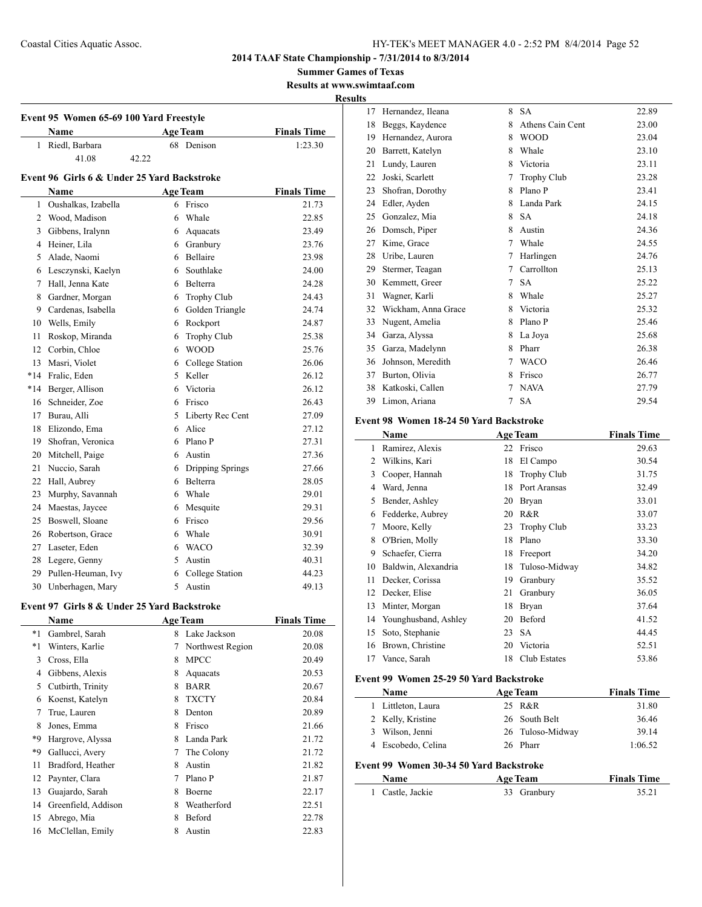**2014 TAAF State Championship - 7/31/2014 to 8/3/2014**

**Summer Games of Texas**

**Results at www.swimtaaf.com**

**Results**

#### Event 95 Women 65-69 100 Yard Freestyle

| | Name | Age | Team | Finals Time |
|---|---|---|---|---|
| 1 | Riedl, Barbara | 68 | Denison | 1:23.30 |
| | 41.08 | 42.22 | | |

#### Event 96 Girls 6 & Under 25 Yard Backstroke

| | Name | Age | Team | Finals Time |
|---|---|---|---|---|
| 1 | Oushalkas, Izabella | 6 | Frisco | 21.73 |
| 2 | Wood, Madison | 6 | Whale | 22.85 |
| 3 | Gibbens, Iralynn | 6 | Aquacats | 23.49 |
| 4 | Heiner, Lila | 6 | Granbury | 23.76 |
| 5 | Alade, Naomi | 6 | Bellaire | 23.98 |
| 6 | Lesczynski, Kaelyn | 6 | Southlake | 24.00 |
| 7 | Hall, Jenna Kate | 6 | Belterra | 24.28 |
| 8 | Gardner, Morgan | 6 | Trophy Club | 24.43 |
| 9 | Cardenas, Isabella | 6 | Golden Triangle | 24.74 |
| 10 | Wells, Emily | 6 | Rockport | 24.87 |
| 11 | Roskop, Miranda | 6 | Trophy Club | 25.38 |
| 12 | Corbin, Chloe | 6 | WOOD | 25.76 |
| 13 | Masri, Violet | 6 | College Station | 26.06 |
| *14 | Fralic, Eden | 5 | Keller | 26.12 |
| *14 | Berger, Allison | 6 | Victoria | 26.12 |
| 16 | Schneider, Zoe | 6 | Frisco | 26.43 |
| 17 | Burau, Alli | 5 | Liberty Rec Cent | 27.09 |
| 18 | Elizondo, Ema | 6 | Alice | 27.12 |
| 19 | Shofran, Veronica | 6 | Plano P | 27.31 |
| 20 | Mitchell, Paige | 6 | Austin | 27.36 |
| 21 | Nuccio, Sarah | 6 | Dripping Springs | 27.66 |
| 22 | Hall, Aubrey | 6 | Belterra | 28.05 |
| 23 | Murphy, Savannah | 6 | Whale | 29.01 |
| 24 | Maestas, Jaycee | 6 | Mesquite | 29.31 |
| 25 | Boswell, Sloane | 6 | Frisco | 29.56 |
| 26 | Robertson, Grace | 6 | Whale | 30.91 |
| 27 | Laseter, Eden | 6 | WACO | 32.39 |
| 28 | Legere, Genny | 5 | Austin | 40.31 |
| 29 | Pullen-Heuman, Ivy | 6 | College Station | 44.23 |
| 30 | Unberhagen, Mary | 5 | Austin | 49.13 |

#### Event 97 Girls 8 & Under 25 Yard Backstroke

| | Name | Age | Team | Finals Time |
|---|---|---|---|---|
| *1 | Gambrel, Sarah | 8 | Lake Jackson | 20.08 |
| *1 | Winters, Karlie | 7 | Northwest Region | 20.08 |
| 3 | Cross, Ella | 8 | MPCC | 20.49 |
| 4 | Gibbens, Alexis | 8 | Aquacats | 20.53 |
| 5 | Cutbirth, Trinity | 8 | BARR | 20.67 |
| 6 | Koenst, Katelyn | 8 | TXCTY | 20.84 |
| 7 | True, Lauren | 8 | Denton | 20.89 |
| 8 | Jones, Emma | 8 | Frisco | 21.66 |
| *9 | Hargrove, Alyssa | 8 | Landa Park | 21.72 |
| *9 | Gallucci, Avery | 7 | The Colony | 21.72 |
| 11 | Bradford, Heather | 8 | Austin | 21.82 |
| 12 | Paynter, Clara | 7 | Plano P | 21.87 |
| 13 | Guajardo, Sarah | 8 | Boerne | 22.17 |
| 14 | Greenfield, Addison | 8 | Weatherford | 22.51 |
| 15 | Abrego, Mia | 8 | Beford | 22.78 |
| 16 | McClellan, Emily | 8 | Austin | 22.83 |
| 17 | Hernandez, Ileana | 8 | SA | 22.89 |
| 18 | Beggs, Kaydence | 8 | Athens Cain Cent | 23.00 |
| 19 | Hernandez, Aurora | 8 | WOOD | 23.04 |
| 20 | Barrett, Katelyn | 8 | Whale | 23.10 |
| 21 | Lundy, Lauren | 8 | Victoria | 23.11 |
| 22 | Joski, Scarlett | 7 | Trophy Club | 23.28 |
| 23 | Shofran, Dorothy | 8 | Plano P | 23.41 |
| 24 | Edler, Ayden | 8 | Landa Park | 24.15 |
| 25 | Gonzalez, Mia | 8 | SA | 24.18 |
| 26 | Domsch, Piper | 8 | Austin | 24.36 |
| 27 | Kime, Grace | 7 | Whale | 24.55 |
| 28 | Uribe, Lauren | 7 | Harlingen | 24.76 |
| 29 | Stermer, Teagan | 7 | Carrollton | 25.13 |
| 30 | Kemmett, Greer | 7 | SA | 25.22 |
| 31 | Wagner, Karli | 8 | Whale | 25.27 |
| 32 | Wickham, Anna Grace | 8 | Victoria | 25.32 |
| 33 | Nugent, Amelia | 8 | Plano P | 25.46 |
| 34 | Garza, Alyssa | 8 | La Joya | 25.68 |
| 35 | Garza, Madelynn | 8 | Pharr | 26.38 |
| 36 | Johnson, Meredith | 7 | WACO | 26.46 |
| 37 | Burton, Olivia | 8 | Frisco | 26.77 |
| 38 | Katkoski, Callen | 7 | NAVA | 27.79 |
| 39 | Limon, Ariana | 7 | SA | 29.54 |

#### Event 98 Women 18-24 50 Yard Backstroke

| | Name | Age | Team | Finals Time |
|---|---|---|---|---|
| 1 | Ramirez, Alexis | 22 | Frisco | 29.63 |
| 2 | Wilkins, Kari | 18 | El Campo | 30.54 |
| 3 | Cooper, Hannah | 18 | Trophy Club | 31.75 |
| 4 | Ward, Jenna | 18 | Port Aransas | 32.49 |
| 5 | Bender, Ashley | 20 | Bryan | 33.01 |
| 6 | Fedderke, Aubrey | 20 | R&R | 33.07 |
| 7 | Moore, Kelly | 23 | Trophy Club | 33.23 |
| 8 | O'Brien, Molly | 18 | Plano | 33.30 |
| 9 | Schaefer, Cierra | 18 | Freeport | 34.20 |
| 10 | Baldwin, Alexandria | 18 | Tuloso-Midway | 34.82 |
| 11 | Decker, Corissa | 19 | Granbury | 35.52 |
| 12 | Decker, Elise | 21 | Granbury | 36.05 |
| 13 | Minter, Morgan | 18 | Bryan | 37.64 |
| 14 | Younghusband, Ashley | 20 | Beford | 41.52 |
| 15 | Soto, Stephanie | 23 | SA | 44.45 |
| 16 | Brown, Christine | 20 | Victoria | 52.51 |
| 17 | Vance, Sarah | 18 | Club Estates | 53.86 |

#### Event 99 Women 25-29 50 Yard Backstroke

| | Name | Age | Team | Finals Time |
|---|---|---|---|---|
| 1 | Littleton, Laura | 25 | R&R | 31.80 |
| 2 | Kelly, Kristine | 26 | South Belt | 36.46 |
| 3 | Wilson, Jenni | 26 | Tuloso-Midway | 39.14 |
| 4 | Escobedo, Celina | 26 | Pharr | 1:06.52 |

#### Event 99 Women 30-34 50 Yard Backstroke

| | Name | Age | Team | Finals Time |
|---|---|---|---|---|
| 1 | Castle, Jackie | 33 | Granbury | 35.21 |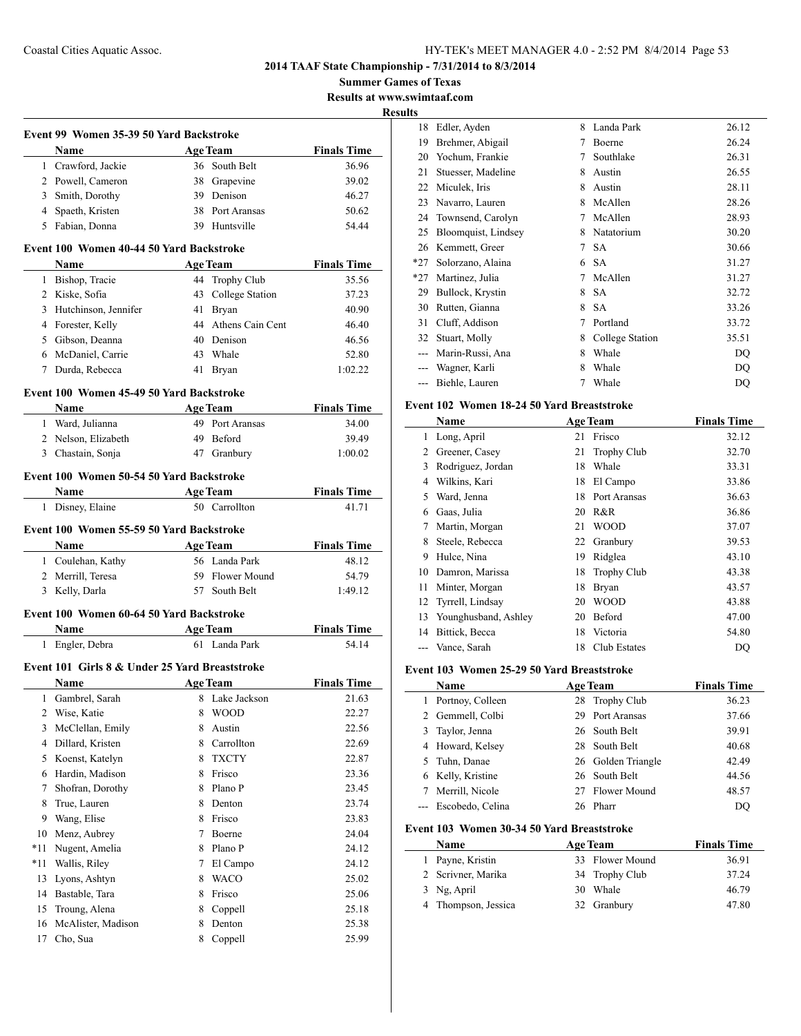# 2014 TAAF State Championship - 7/31/2014 to 8/3/2014

**Summer Games of Texas**

**Results at www.swimtaaf.com**

**Results**

### Event 99 Women 35-39 50 Yard Backstroke

| | Name | Age | Team | Finals Time |
|---|---|---|---|---|
| 1 | Crawford, Jackie | 36 | South Belt | 36.96 |
| 2 | Powell, Cameron | 38 | Grapevine | 39.02 |
| 3 | Smith, Dorothy | 39 | Denison | 46.27 |
| 4 | Spaeth, Kristen | 38 | Port Aransas | 50.62 |
| 5 | Fabian, Donna | 39 | Huntsville | 54.44 |

### Event 100 Women 40-44 50 Yard Backstroke

| | Name | Age | Team | Finals Time |
|---|---|---|---|---|
| 1 | Bishop, Tracie | 44 | Trophy Club | 35.56 |
| 2 | Kiske, Sofia | 43 | College Station | 37.23 |
| 3 | Hutchinson, Jennifer | 41 | Bryan | 40.90 |
| 4 | Forester, Kelly | 44 | Athens Cain Cent | 46.40 |
| 5 | Gibson, Deanna | 40 | Denison | 46.56 |
| 6 | McDaniel, Carrie | 43 | Whale | 52.80 |
| 7 | Durda, Rebecca | 41 | Bryan | 1:02.22 |

### Event 100 Women 45-49 50 Yard Backstroke

| | Name | Age | Team | Finals Time |
|---|---|---|---|---|
| 1 | Ward, Julianna | 49 | Port Aransas | 34.00 |
| 2 | Nelson, Elizabeth | 49 | Beford | 39.49 |
| 3 | Chastain, Sonja | 47 | Granbury | 1:00.02 |

### Event 100 Women 50-54 50 Yard Backstroke

| | Name | Age | Team | Finals Time |
|---|---|---|---|---|
| 1 | Disney, Elaine | 50 | Carrollton | 41.71 |

### Event 100 Women 55-59 50 Yard Backstroke

| | Name | Age | Team | Finals Time |
|---|---|---|---|---|
| 1 | Coulehan, Kathy | 56 | Landa Park | 48.12 |
| 2 | Merrill, Teresa | 59 | Flower Mound | 54.79 |
| 3 | Kelly, Darla | 57 | South Belt | 1:49.12 |

### Event 100 Women 60-64 50 Yard Backstroke

| | Name | Age | Team | Finals Time |
|---|---|---|---|---|
| 1 | Engler, Debra | 61 | Landa Park | 54.14 |

### Event 101 Girls 8 & Under 25 Yard Breaststroke

| | Name | Age | Team | Finals Time |
|---|---|---|---|---|
| 1 | Gambrel, Sarah | 8 | Lake Jackson | 21.63 |
| 2 | Wise, Katie | 8 | WOOD | 22.27 |
| 3 | McClellan, Emily | 8 | Austin | 22.56 |
| 4 | Dillard, Kristen | 8 | Carrollton | 22.69 |
| 5 | Koenst, Katelyn | 8 | TXCTY | 22.87 |
| 6 | Hardin, Madison | 8 | Frisco | 23.36 |
| 7 | Shofran, Dorothy | 8 | Plano P | 23.45 |
| 8 | True, Lauren | 8 | Denton | 23.74 |
| 9 | Wang, Elise | 8 | Frisco | 23.83 |
| 10 | Menz, Aubrey | 7 | Boerne | 24.04 |
| *11 | Nugent, Amelia | 8 | Plano P | 24.12 |
| *11 | Wallis, Riley | 7 | El Campo | 24.12 |
| 13 | Lyons, Ashtyn | 8 | WACO | 25.02 |
| 14 | Bastable, Tara | 8 | Frisco | 25.06 |
| 15 | Troung, Alena | 8 | Coppell | 25.18 |
| 16 | McAlister, Madison | 8 | Denton | 25.38 |
| 17 | Cho, Sua | 8 | Coppell | 25.99 |
| 18 | Edler, Ayden | 8 | Landa Park | 26.12 |
| 19 | Brehmer, Abigail | 7 | Boerne | 26.24 |
| 20 | Yochum, Frankie | 7 | Southlake | 26.31 |
| 21 | Stuesser, Madeline | 8 | Austin | 26.55 |
| 22 | Miculek, Iris | 8 | Austin | 28.11 |
| 23 | Navarro, Lauren | 8 | McAllen | 28.26 |
| 24 | Townsend, Carolyn | 7 | McAllen | 28.93 |
| 25 | Bloomquist, Lindsey | 8 | Natatorium | 30.20 |
| 26 | Kemmett, Greer | 7 | SA | 30.66 |
| *27 | Solorzano, Alaina | 6 | SA | 31.27 |
| *27 | Martinez, Julia | 7 | McAllen | 31.27 |
| 29 | Bullock, Krystin | 8 | SA | 32.72 |
| 30 | Rutten, Gianna | 8 | SA | 33.26 |
| 31 | Cluff, Addison | 7 | Portland | 33.72 |
| 32 | Stuart, Molly | 8 | College Station | 35.51 |
| --- | Marin-Russi, Ana | 8 | Whale | DQ |
| --- | Wagner, Karli | 8 | Whale | DQ |
| --- | Biehle, Lauren | 7 | Whale | DQ |

### Event 102 Women 18-24 50 Yard Breaststroke

| | Name | Age | Team | Finals Time |
|---|---|---|---|---|
| 1 | Long, April | 21 | Frisco | 32.12 |
| 2 | Greener, Casey | 21 | Trophy Club | 32.70 |
| 3 | Rodriguez, Jordan | 18 | Whale | 33.31 |
| 4 | Wilkins, Kari | 18 | El Campo | 33.86 |
| 5 | Ward, Jenna | 18 | Port Aransas | 36.63 |
| 6 | Gaas, Julia | 20 | R&R | 36.86 |
| 7 | Martin, Morgan | 21 | WOOD | 37.07 |
| 8 | Steele, Rebecca | 22 | Granbury | 39.53 |
| 9 | Hulce, Nina | 19 | Ridglea | 43.10 |
| 10 | Damron, Marissa | 18 | Trophy Club | 43.38 |
| 11 | Minter, Morgan | 18 | Bryan | 43.57 |
| 12 | Tyrrell, Lindsay | 20 | WOOD | 43.88 |
| 13 | Younghusband, Ashley | 20 | Beford | 47.00 |
| 14 | Bittick, Becca | 18 | Victoria | 54.80 |
| --- | Vance, Sarah | 18 | Club Estates | DQ |

### Event 103 Women 25-29 50 Yard Breaststroke

| | Name | Age | Team | Finals Time |
|---|---|---|---|---|
| 1 | Portnoy, Colleen | 28 | Trophy Club | 36.23 |
| 2 | Gemmell, Colbi | 29 | Port Aransas | 37.66 |
| 3 | Taylor, Jenna | 26 | South Belt | 39.91 |
| 4 | Howard, Kelsey | 28 | South Belt | 40.68 |
| 5 | Tuhn, Danae | 26 | Golden Triangle | 42.49 |
| 6 | Kelly, Kristine | 26 | South Belt | 44.56 |
| 7 | Merrill, Nicole | 27 | Flower Mound | 48.57 |
| --- | Escobedo, Celina | 26 | Pharr | DQ |

### Event 103 Women 30-34 50 Yard Breaststroke

| | Name | Age | Team | Finals Time |
|---|---|---|---|---|
| 1 | Payne, Kristin | 33 | Flower Mound | 36.91 |
| 2 | Scrivner, Marika | 34 | Trophy Club | 37.24 |
| 3 | Ng, April | 30 | Whale | 46.79 |
| 4 | Thompson, Jessica | 32 | Granbury | 47.80 |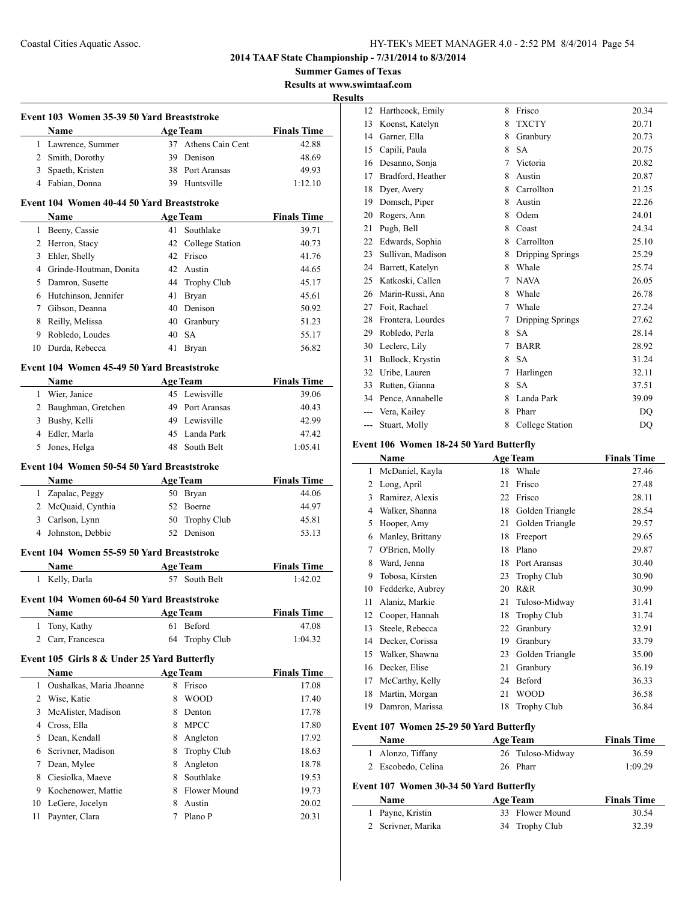**2014 TAAF State Championship - 7/31/2014 to 8/3/2014**

**Summer Games of Texas**

**Results at www.swimtaaf.com**

**Results**

### Event 103 Women 35-39 50 Yard Breaststroke

| | Name | Age | Team | Finals Time |
|---|---|---|---|---|
| 1 | Lawrence, Summer | 37 | Athens Cain Cent | 42.88 |
| 2 | Smith, Dorothy | 39 | Denison | 48.69 |
| 3 | Spaeth, Kristen | 38 | Port Aransas | 49.93 |
| 4 | Fabian, Donna | 39 | Huntsville | 1:12.10 |

### Event 104 Women 40-44 50 Yard Breaststroke

| | Name | Age | Team | Finals Time |
|---|---|---|---|---|
| 1 | Beeny, Cassie | 41 | Southlake | 39.71 |
| 2 | Herron, Stacy | 42 | College Station | 40.73 |
| 3 | Ehler, Shelly | 42 | Frisco | 41.76 |
| 4 | Grinde-Houtman, Donita | 42 | Austin | 44.65 |
| 5 | Damron, Susette | 44 | Trophy Club | 45.17 |
| 6 | Hutchinson, Jennifer | 41 | Bryan | 45.61 |
| 7 | Gibson, Deanna | 40 | Denison | 50.92 |
| 8 | Reilly, Melissa | 40 | Granbury | 51.23 |
| 9 | Robledo, Loudes | 40 | SA | 55.17 |
| 10 | Durda, Rebecca | 41 | Bryan | 56.82 |

### Event 104 Women 45-49 50 Yard Breaststroke

| | Name | Age | Team | Finals Time |
|---|---|---|---|---|
| 1 | Wier, Janice | 45 | Lewisville | 39.06 |
| 2 | Baughman, Gretchen | 49 | Port Aransas | 40.43 |
| 3 | Busby, Kelli | 49 | Lewisville | 42.99 |
| 4 | Edler, Marla | 45 | Landa Park | 47.42 |
| 5 | Jones, Helga | 48 | South Belt | 1:05.41 |

### Event 104 Women 50-54 50 Yard Breaststroke

| | Name | Age | Team | Finals Time |
|---|---|---|---|---|
| 1 | Zapalac, Peggy | 50 | Bryan | 44.06 |
| 2 | McQuaid, Cynthia | 52 | Boerne | 44.97 |
| 3 | Carlson, Lynn | 50 | Trophy Club | 45.81 |
| 4 | Johnston, Debbie | 52 | Denison | 53.13 |

### Event 104 Women 55-59 50 Yard Breaststroke

| | Name | Age | Team | Finals Time |
|---|---|---|---|---|
| 1 | Kelly, Darla | 57 | South Belt | 1:42.02 |

### Event 104 Women 60-64 50 Yard Breaststroke

| | Name | Age | Team | Finals Time |
|---|---|---|---|---|
| 1 | Tony, Kathy | 61 | Beford | 47.08 |
| 2 | Carr, Francesca | 64 | Trophy Club | 1:04.32 |

### Event 105 Girls 8 & Under 25 Yard Butterfly

| | Name | Age | Team | Finals Time |
|---|---|---|---|---|
| 1 | Oushalkas, Maria Jhoanne | 8 | Frisco | 17.08 |
| 2 | Wise, Katie | 8 | WOOD | 17.40 |
| 3 | McAlister, Madison | 8 | Denton | 17.78 |
| 4 | Cross, Ella | 8 | MPCC | 17.80 |
| 5 | Dean, Kendall | 8 | Angleton | 17.92 |
| 6 | Scrivner, Madison | 8 | Trophy Club | 18.63 |
| 7 | Dean, Mylee | 8 | Angleton | 18.78 |
| 8 | Ciesiolka, Maeve | 8 | Southlake | 19.53 |
| 9 | Kochenower, Mattie | 8 | Flower Mound | 19.73 |
| 10 | LeGere, Jocelyn | 8 | Austin | 20.02 |
| 11 | Paynter, Clara | 7 | Plano P | 20.31 |
| 12 | Harthcock, Emily | 8 | Frisco | 20.34 |
| 13 | Koenst, Katelyn | 8 | TXCTY | 20.71 |
| 14 | Garner, Ella | 8 | Granbury | 20.73 |
| 15 | Capili, Paula | 8 | SA | 20.75 |
| 16 | Desanno, Sonja | 7 | Victoria | 20.82 |
| 17 | Bradford, Heather | 8 | Austin | 20.87 |
| 18 | Dyer, Avery | 8 | Carrollton | 21.25 |
| 19 | Domsch, Piper | 8 | Austin | 22.26 |
| 20 | Rogers, Ann | 8 | Odem | 24.01 |
| 21 | Pugh, Bell | 8 | Coast | 24.34 |
| 22 | Edwards, Sophia | 8 | Carrollton | 25.10 |
| 23 | Sullivan, Madison | 8 | Dripping Springs | 25.29 |
| 24 | Barrett, Katelyn | 8 | Whale | 25.74 |
| 25 | Katkoski, Callen | 7 | NAVA | 26.05 |
| 26 | Marin-Russi, Ana | 8 | Whale | 26.78 |
| 27 | Foit, Rachael | 7 | Whale | 27.24 |
| 28 | Frontera, Lourdes | 7 | Dripping Springs | 27.62 |
| 29 | Robledo, Perla | 8 | SA | 28.14 |
| 30 | Leclerc, Lily | 7 | BARR | 28.92 |
| 31 | Bullock, Krystin | 8 | SA | 31.24 |
| 32 | Uribe, Lauren | 7 | Harlingen | 32.11 |
| 33 | Rutten, Gianna | 8 | SA | 37.51 |
| 34 | Pence, Annabelle | 8 | Landa Park | 39.09 |
| --- | Vera, Kailey | 8 | Pharr | DQ |
| --- | Stuart, Molly | 8 | College Station | DQ |

### Event 106 Women 18-24 50 Yard Butterfly

| | Name | Age | Team | Finals Time |
|---|---|---|---|---|
| 1 | McDaniel, Kayla | 18 | Whale | 27.46 |
| 2 | Long, April | 21 | Frisco | 27.48 |
| 3 | Ramirez, Alexis | 22 | Frisco | 28.11 |
| 4 | Walker, Shanna | 18 | Golden Triangle | 28.54 |
| 5 | Hooper, Amy | 21 | Golden Triangle | 29.57 |
| 6 | Manley, Brittany | 18 | Freeport | 29.65 |
| 7 | O'Brien, Molly | 18 | Plano | 29.87 |
| 8 | Ward, Jenna | 18 | Port Aransas | 30.40 |
| 9 | Tobosa, Kirsten | 23 | Trophy Club | 30.90 |
| 10 | Fedderke, Aubrey | 20 | R&R | 30.99 |
| 11 | Alaniz, Markie | 21 | Tuloso-Midway | 31.41 |
| 12 | Cooper, Hannah | 18 | Trophy Club | 31.74 |
| 13 | Steele, Rebecca | 22 | Granbury | 32.91 |
| 14 | Decker, Corissa | 19 | Granbury | 33.79 |
| 15 | Walker, Shawna | 23 | Golden Triangle | 35.00 |
| 16 | Decker, Elise | 21 | Granbury | 36.19 |
| 17 | McCarthy, Kelly | 24 | Beford | 36.33 |
| 18 | Martin, Morgan | 21 | WOOD | 36.58 |
| 19 | Damron, Marissa | 18 | Trophy Club | 36.84 |

### Event 107 Women 25-29 50 Yard Butterfly

| | Name | Age | Team | Finals Time |
|---|---|---|---|---|
| 1 | Alonzo, Tiffany | 26 | Tuloso-Midway | 36.59 |
| 2 | Escobedo, Celina | 26 | Pharr | 1:09.29 |

### Event 107 Women 30-34 50 Yard Butterfly

| | Name | Age | Team | Finals Time |
|---|---|---|---|---|
| 1 | Payne, Kristin | 33 | Flower Mound | 30.54 |
| 2 | Scrivner, Marika | 34 | Trophy Club | 32.39 |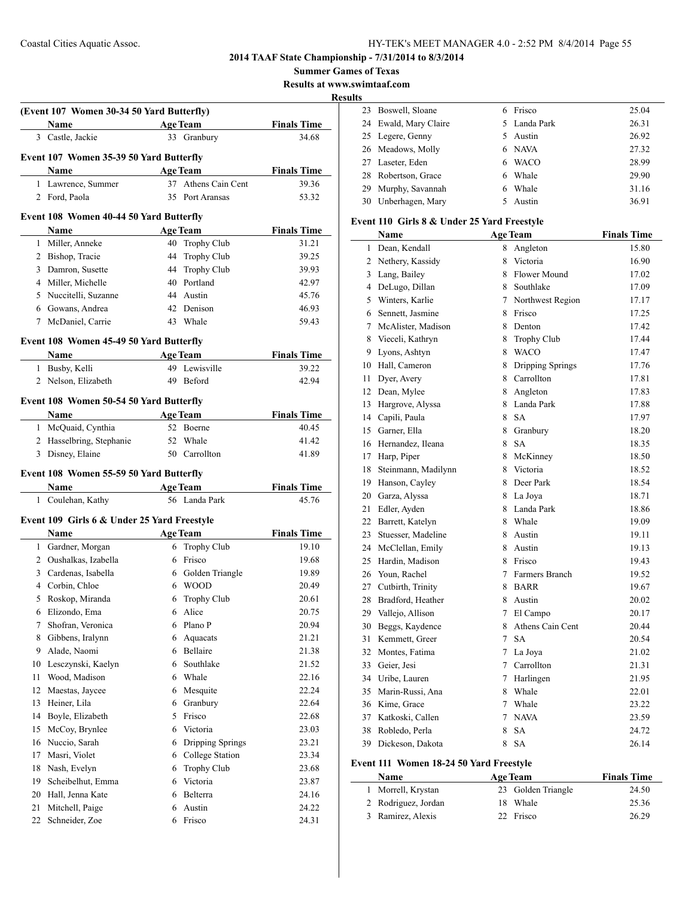# 2014 TAAF State Championship - 7/31/2014 to 8/3/2014

## Summer Games of Texas

### Results at www.swimtaaf.com

### Results

**(Event 107 Women 30-34 50 Yard Butterfly)**

| | Name | Age | Team | Finals Time |
|---|---|---|---|---|
| 3 | Castle, Jackie | 33 | Granbury | 34.68 |

**Event 107 Women 35-39 50 Yard Butterfly**

| | Name | Age | Team | Finals Time |
|---|---|---|---|---|
| 1 | Lawrence, Summer | 37 | Athens Cain Cent | 39.36 |
| 2 | Ford, Paola | 35 | Port Aransas | 53.32 |

**Event 108 Women 40-44 50 Yard Butterfly**

| | Name | Age | Team | Finals Time |
|---|---|---|---|---|
| 1 | Miller, Anneke | 40 | Trophy Club | 31.21 |
| 2 | Bishop, Tracie | 44 | Trophy Club | 39.25 |
| 3 | Damron, Susette | 44 | Trophy Club | 39.93 |
| 4 | Miller, Michelle | 40 | Portland | 42.97 |
| 5 | Nuccitelli, Suzanne | 44 | Austin | 45.76 |
| 6 | Gowans, Andrea | 42 | Denison | 46.93 |
| 7 | McDaniel, Carrie | 43 | Whale | 59.43 |

**Event 108 Women 45-49 50 Yard Butterfly**

| | Name | Age | Team | Finals Time |
|---|---|---|---|---|
| 1 | Busby, Kelli | 49 | Lewisville | 39.22 |
| 2 | Nelson, Elizabeth | 49 | Beford | 42.94 |

**Event 108 Women 50-54 50 Yard Butterfly**

| | Name | Age | Team | Finals Time |
|---|---|---|---|---|
| 1 | McQuaid, Cynthia | 52 | Boerne | 40.45 |
| 2 | Hasselbring, Stephanie | 52 | Whale | 41.42 |
| 3 | Disney, Elaine | 50 | Carrollton | 41.89 |

**Event 108 Women 55-59 50 Yard Butterfly**

| | Name | Age | Team | Finals Time |
|---|---|---|---|---|
| 1 | Coulehan, Kathy | 56 | Landa Park | 45.76 |

**Event 109 Girls 6 & Under 25 Yard Freestyle**

| | Name | Age | Team | Finals Time |
|---|---|---|---|---|
| 1 | Gardner, Morgan | 6 | Trophy Club | 19.10 |
| 2 | Oushalkas, Izabella | 6 | Frisco | 19.68 |
| 3 | Cardenas, Isabella | 6 | Golden Triangle | 19.89 |
| 4 | Corbin, Chloe | 6 | WOOD | 20.49 |
| 5 | Roskop, Miranda | 6 | Trophy Club | 20.61 |
| 6 | Elizondo, Ema | 6 | Alice | 20.75 |
| 7 | Shofran, Veronica | 6 | Plano P | 20.94 |
| 8 | Gibbens, Iralynn | 6 | Aquacats | 21.21 |
| 9 | Alade, Naomi | 6 | Bellaire | 21.38 |
| 10 | Lesczynski, Kaelyn | 6 | Southlake | 21.52 |
| 11 | Wood, Madison | 6 | Whale | 22.16 |
| 12 | Maestas, Jaycee | 6 | Mesquite | 22.24 |
| 13 | Heiner, Lila | 6 | Granbury | 22.64 |
| 14 | Boyle, Elizabeth | 5 | Frisco | 22.68 |
| 15 | McCoy, Brynlee | 6 | Victoria | 23.03 |
| 16 | Nuccio, Sarah | 6 | Dripping Springs | 23.21 |
| 17 | Masri, Violet | 6 | College Station | 23.34 |
| 18 | Nash, Evelyn | 6 | Trophy Club | 23.68 |
| 19 | Scheibelhut, Emma | 6 | Victoria | 23.87 |
| 20 | Hall, Jenna Kate | 6 | Belterra | 24.16 |
| 21 | Mitchell, Paige | 6 | Austin | 24.22 |
| 22 | Schneider, Zoe | 6 | Frisco | 24.31 |
| 23 | Boswell, Sloane | 6 | Frisco | 25.04 |
| 24 | Ewald, Mary Claire | 5 | Landa Park | 26.31 |
| 25 | Legere, Genny | 5 | Austin | 26.92 |
| 26 | Meadows, Molly | 6 | NAVA | 27.32 |
| 27 | Laseter, Eden | 6 | WACO | 28.99 |
| 28 | Robertson, Grace | 6 | Whale | 29.90 |
| 29 | Murphy, Savannah | 6 | Whale | 31.16 |
| 30 | Unberhagen, Mary | 5 | Austin | 36.91 |

**Event 110 Girls 8 & Under 25 Yard Freestyle**

| | Name | Age | Team | Finals Time |
|---|---|---|---|---|
| 1 | Dean, Kendall | 8 | Angleton | 15.80 |
| 2 | Nethery, Kassidy | 8 | Victoria | 16.90 |
| 3 | Lang, Bailey | 8 | Flower Mound | 17.02 |
| 4 | DeLugo, Dillan | 8 | Southlake | 17.09 |
| 5 | Winters, Karlie | 7 | Northwest Region | 17.17 |
| 6 | Sennett, Jasmine | 8 | Frisco | 17.25 |
| 7 | McAlister, Madison | 8 | Denton | 17.42 |
| 8 | Vieceli, Kathryn | 8 | Trophy Club | 17.44 |
| 9 | Lyons, Ashtyn | 8 | WACO | 17.47 |
| 10 | Hall, Cameron | 8 | Dripping Springs | 17.76 |
| 11 | Dyer, Avery | 8 | Carrollton | 17.81 |
| 12 | Dean, Mylee | 8 | Angleton | 17.83 |
| 13 | Hargrove, Alyssa | 8 | Landa Park | 17.88 |
| 14 | Capili, Paula | 8 | SA | 17.97 |
| 15 | Garner, Ella | 8 | Granbury | 18.20 |
| 16 | Hernandez, Ileana | 8 | SA | 18.35 |
| 17 | Harp, Piper | 8 | McKinney | 18.50 |
| 18 | Steinmann, Madilynn | 8 | Victoria | 18.52 |
| 19 | Hanson, Cayley | 8 | Deer Park | 18.54 |
| 20 | Garza, Alyssa | 8 | La Joya | 18.71 |
| 21 | Edler, Ayden | 8 | Landa Park | 18.86 |
| 22 | Barrett, Katelyn | 8 | Whale | 19.09 |
| 23 | Stuesser, Madeline | 8 | Austin | 19.11 |
| 24 | McClellan, Emily | 8 | Austin | 19.13 |
| 25 | Hardin, Madison | 8 | Frisco | 19.43 |
| 26 | Youn, Rachel | 7 | Farmers Branch | 19.52 |
| 27 | Cutbirth, Trinity | 8 | BARR | 19.67 |
| 28 | Bradford, Heather | 8 | Austin | 20.02 |
| 29 | Vallejo, Allison | 7 | El Campo | 20.17 |
| 30 | Beggs, Kaydence | 8 | Athens Cain Cent | 20.44 |
| 31 | Kemmett, Greer | 7 | SA | 20.54 |
| 32 | Montes, Fatima | 7 | La Joya | 21.02 |
| 33 | Geier, Jesi | 7 | Carrollton | 21.31 |
| 34 | Uribe, Lauren | 7 | Harlingen | 21.95 |
| 35 | Marin-Russi, Ana | 8 | Whale | 22.01 |
| 36 | Kime, Grace | 7 | Whale | 23.22 |
| 37 | Katkoski, Callen | 7 | NAVA | 23.59 |
| 38 | Robledo, Perla | 8 | SA | 24.72 |
| 39 | Dickeson, Dakota | 8 | SA | 26.14 |

**Event 111 Women 18-24 50 Yard Freestyle**

| | Name | Age | Team | Finals Time |
|---|---|---|---|---|
| 1 | Morrell, Krystan | 23 | Golden Triangle | 24.50 |
| 2 | Rodriguez, Jordan | 18 | Whale | 25.36 |
| 3 | Ramirez, Alexis | 22 | Frisco | 26.29 |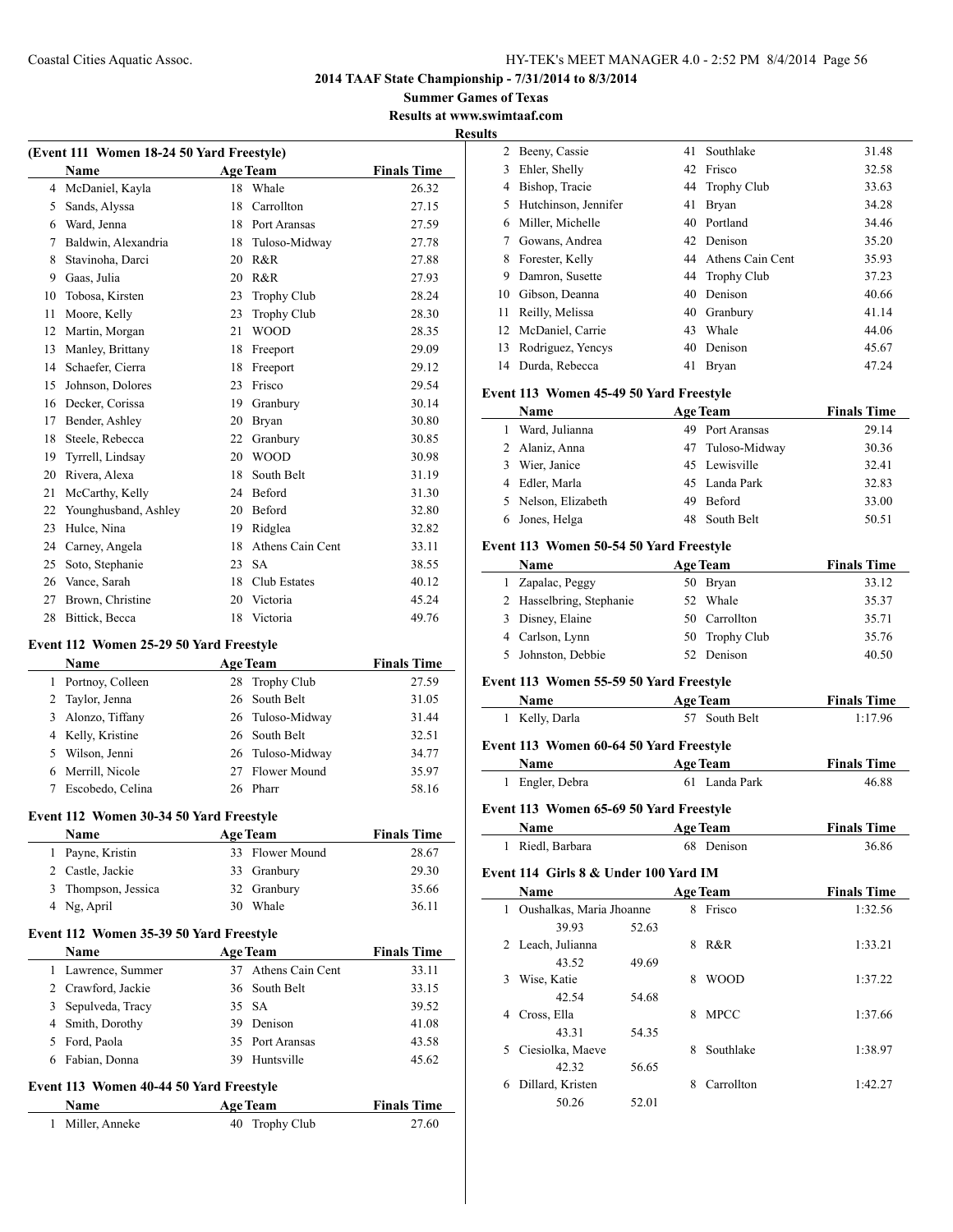**2014 TAAF State Championship - 7/31/2014 to 8/3/2014**

**Summer Games of Texas**

**Results at www.swimtaaf.com**

**Results**

### (Event 111 Women 18-24 50 Yard Freestyle)

| | Name | Age | Team | Finals Time |
|---|---|---|---|---|
| 4 | McDaniel, Kayla | 18 | Whale | 26.32 |
| 5 | Sands, Alyssa | 18 | Carrollton | 27.15 |
| 6 | Ward, Jenna | 18 | Port Aransas | 27.59 |
| 7 | Baldwin, Alexandria | 18 | Tuloso-Midway | 27.78 |
| 8 | Stavinoha, Darci | 20 | R&R | 27.88 |
| 9 | Gaas, Julia | 20 | R&R | 27.93 |
| 10 | Tobosa, Kirsten | 23 | Trophy Club | 28.24 |
| 11 | Moore, Kelly | 23 | Trophy Club | 28.30 |
| 12 | Martin, Morgan | 21 | WOOD | 28.35 |
| 13 | Manley, Brittany | 18 | Freeport | 29.09 |
| 14 | Schaefer, Cierra | 18 | Freeport | 29.12 |
| 15 | Johnson, Dolores | 23 | Frisco | 29.54 |
| 16 | Decker, Corissa | 19 | Granbury | 30.14 |
| 17 | Bender, Ashley | 20 | Bryan | 30.80 |
| 18 | Steele, Rebecca | 22 | Granbury | 30.85 |
| 19 | Tyrrell, Lindsay | 20 | WOOD | 30.98 |
| 20 | Rivera, Alexa | 18 | South Belt | 31.19 |
| 21 | McCarthy, Kelly | 24 | Beford | 31.30 |
| 22 | Younghusband, Ashley | 20 | Beford | 32.80 |
| 23 | Hulce, Nina | 19 | Ridglea | 32.82 |
| 24 | Carney, Angela | 18 | Athens Cain Cent | 33.11 |
| 25 | Soto, Stephanie | 23 | SA | 38.55 |
| 26 | Vance, Sarah | 18 | Club Estates | 40.12 |
| 27 | Brown, Christine | 20 | Victoria | 45.24 |
| 28 | Bittick, Becca | 18 | Victoria | 49.76 |

### Event 112 Women 25-29 50 Yard Freestyle

| | Name | Age | Team | Finals Time |
|---|---|---|---|---|
| 1 | Portnoy, Colleen | 28 | Trophy Club | 27.59 |
| 2 | Taylor, Jenna | 26 | South Belt | 31.05 |
| 3 | Alonzo, Tiffany | 26 | Tuloso-Midway | 31.44 |
| 4 | Kelly, Kristine | 26 | South Belt | 32.51 |
| 5 | Wilson, Jenni | 26 | Tuloso-Midway | 34.77 |
| 6 | Merrill, Nicole | 27 | Flower Mound | 35.97 |
| 7 | Escobedo, Celina | 26 | Pharr | 58.16 |

### Event 112 Women 30-34 50 Yard Freestyle

| | Name | Age | Team | Finals Time |
|---|---|---|---|---|
| 1 | Payne, Kristin | 33 | Flower Mound | 28.67 |
| 2 | Castle, Jackie | 33 | Granbury | 29.30 |
| 3 | Thompson, Jessica | 32 | Granbury | 35.66 |
| 4 | Ng, April | 30 | Whale | 36.11 |

### Event 112 Women 35-39 50 Yard Freestyle

| | Name | Age | Team | Finals Time |
|---|---|---|---|---|
| 1 | Lawrence, Summer | 37 | Athens Cain Cent | 33.11 |
| 2 | Crawford, Jackie | 36 | South Belt | 33.15 |
| 3 | Sepulveda, Tracy | 35 | SA | 39.52 |
| 4 | Smith, Dorothy | 39 | Denison | 41.08 |
| 5 | Ford, Paola | 35 | Port Aransas | 43.58 |
| 6 | Fabian, Donna | 39 | Huntsville | 45.62 |

### Event 113 Women 40-44 50 Yard Freestyle

| | Name | Age | Team | Finals Time |
|---|---|---|---|---|
| 1 | Miller, Anneke | 40 | Trophy Club | 27.60 |
| 2 | Beeny, Cassie | 41 | Southlake | 31.48 |
| 3 | Ehler, Shelly | 42 | Frisco | 32.58 |
| 4 | Bishop, Tracie | 44 | Trophy Club | 33.63 |
| 5 | Hutchinson, Jennifer | 41 | Bryan | 34.28 |
| 6 | Miller, Michelle | 40 | Portland | 34.46 |
| 7 | Gowans, Andrea | 42 | Denison | 35.20 |
| 8 | Forester, Kelly | 44 | Athens Cain Cent | 35.93 |
| 9 | Damron, Susette | 44 | Trophy Club | 37.23 |
| 10 | Gibson, Deanna | 40 | Denison | 40.66 |
| 11 | Reilly, Melissa | 40 | Granbury | 41.14 |
| 12 | McDaniel, Carrie | 43 | Whale | 44.06 |
| 13 | Rodriguez, Yencys | 40 | Denison | 45.67 |
| 14 | Durda, Rebecca | 41 | Bryan | 47.24 |

### Event 113 Women 45-49 50 Yard Freestyle

| | Name | Age | Team | Finals Time |
|---|---|---|---|---|
| 1 | Ward, Julianna | 49 | Port Aransas | 29.14 |
| 2 | Alaniz, Anna | 47 | Tuloso-Midway | 30.36 |
| 3 | Wier, Janice | 45 | Lewisville | 32.41 |
| 4 | Edler, Marla | 45 | Landa Park | 32.83 |
| 5 | Nelson, Elizabeth | 49 | Beford | 33.00 |
| 6 | Jones, Helga | 48 | South Belt | 50.51 |

### Event 113 Women 50-54 50 Yard Freestyle

| | Name | Age | Team | Finals Time |
|---|---|---|---|---|
| 1 | Zapalac, Peggy | 50 | Bryan | 33.12 |
| 2 | Hasselbring, Stephanie | 52 | Whale | 35.37 |
| 3 | Disney, Elaine | 50 | Carrollton | 35.71 |
| 4 | Carlson, Lynn | 50 | Trophy Club | 35.76 |
| 5 | Johnston, Debbie | 52 | Denison | 40.50 |

### Event 113 Women 55-59 50 Yard Freestyle

| | Name | Age | Team | Finals Time |
|---|---|---|---|---|
| 1 | Kelly, Darla | 57 | South Belt | 1:17.96 |

### Event 113 Women 60-64 50 Yard Freestyle

| | Name | Age | Team | Finals Time |
|---|---|---|---|---|
| 1 | Engler, Debra | 61 | Landa Park | 46.88 |

### Event 113 Women 65-69 50 Yard Freestyle

| | Name | Age | Team | Finals Time |
|---|---|---|---|---|
| 1 | Riedl, Barbara | 68 | Denison | 36.86 |

### Event 114 Girls 8 & Under 100 Yard IM

| | Name | Age | Team | Finals Time |
|---|---|---|---|---|
| 1 | Oushalkas, Maria Jhoanne | 8 | Frisco | 1:32.56 |
| | 39.93 52.63 | | | |
| 2 | Leach, Julianna | 8 | R&R | 1:33.21 |
| | 43.52 49.69 | | | |
| 3 | Wise, Katie | 8 | WOOD | 1:37.22 |
| | 42.54 54.68 | | | |
| 4 | Cross, Ella | 8 | MPCC | 1:37.66 |
| | 43.31 54.35 | | | |
| 5 | Ciesiolka, Maeve | 8 | Southlake | 1:38.97 |
| | 42.32 56.65 | | | |
| 6 | Dillard, Kristen | 8 | Carrollton | 1:42.27 |
| | 50.26 52.01 | | | |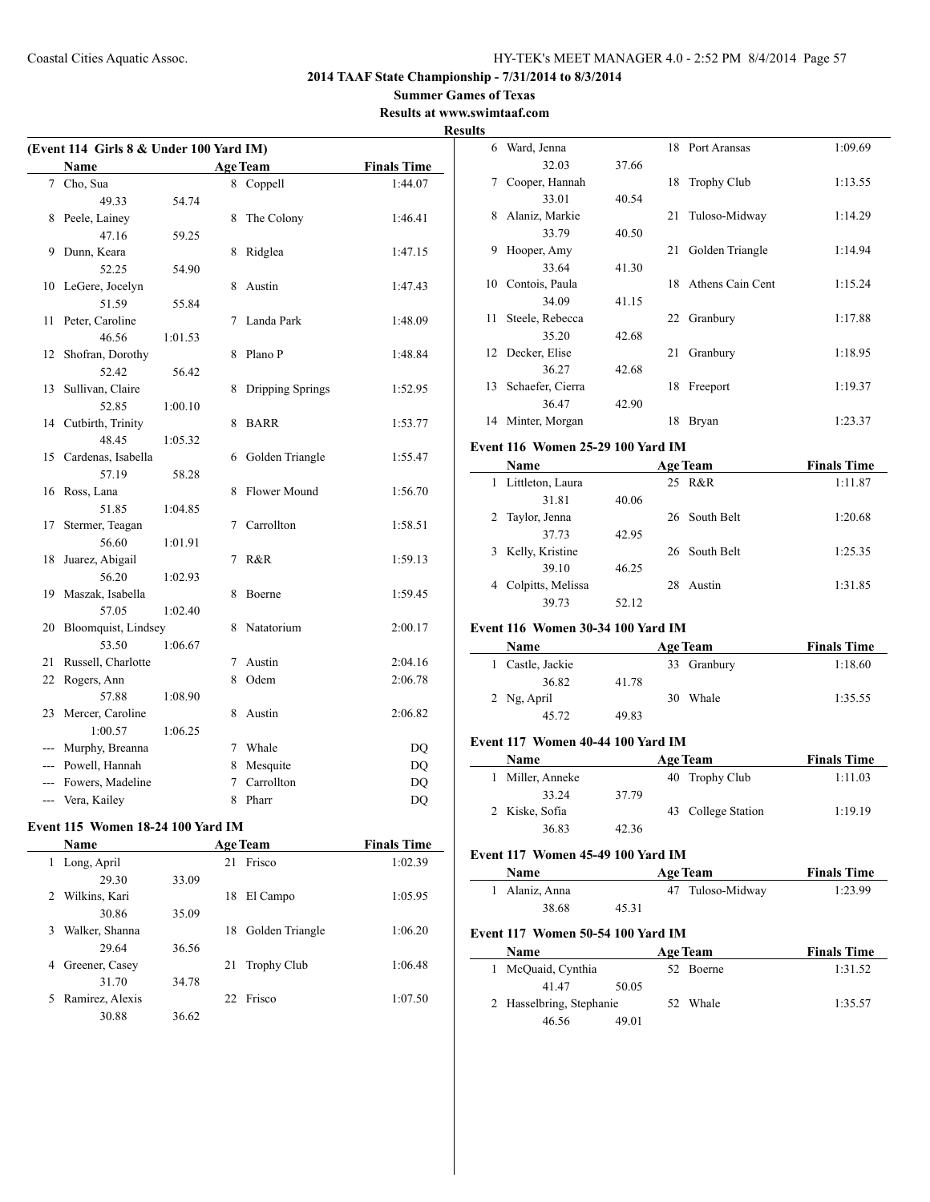**2014 TAAF State Championship - 7/31/2014 to 8/3/2014**

**Summer Games of Texas**

**Results at www.swimtaaf.com**

**Results**

### (Event 114 Girls 8 & Under 100 Yard IM)

| | Name | | Age | Team | Finals Time |
|---|---|---|---|---|---|
| 7 | Cho, Sua | | 8 | Coppell | 1:44.07 |
| | 49.33 | 54.74 | | | |
| 8 | Peele, Lainey | | 8 | The Colony | 1:46.41 |
| | 47.16 | 59.25 | | | |
| 9 | Dunn, Keara | | 8 | Ridglea | 1:47.15 |
| | 52.25 | 54.90 | | | |
| 10 | LeGere, Jocelyn | | 8 | Austin | 1:47.43 |
| | 51.59 | 55.84 | | | |
| 11 | Peter, Caroline | | 7 | Landa Park | 1:48.09 |
| | 46.56 | 1:01.53 | | | |
| 12 | Shofran, Dorothy | | 8 | Plano P | 1:48.84 |
| | 52.42 | 56.42 | | | |
| 13 | Sullivan, Claire | | 8 | Dripping Springs | 1:52.95 |
| | 52.85 | 1:00.10 | | | |
| 14 | Cutbirth, Trinity | | 8 | BARR | 1:53.77 |
| | 48.45 | 1:05.32 | | | |
| 15 | Cardenas, Isabella | | 6 | Golden Triangle | 1:55.47 |
| | 57.19 | 58.28 | | | |
| 16 | Ross, Lana | | 8 | Flower Mound | 1:56.70 |
| | 51.85 | 1:04.85 | | | |
| 17 | Stermer, Teagan | | 7 | Carrollton | 1:58.51 |
| | 56.60 | 1:01.91 | | | |
| 18 | Juarez, Abigail | | 7 | R&R | 1:59.13 |
| | 56.20 | 1:02.93 | | | |
| 19 | Maszak, Isabella | | 8 | Boerne | 1:59.45 |
| | 57.05 | 1:02.40 | | | |
| 20 | Bloomquist, Lindsey | | 8 | Natatorium | 2:00.17 |
| | 53.50 | 1:06.67 | | | |
| 21 | Russell, Charlotte | | 7 | Austin | 2:04.16 |
| 22 | Rogers, Ann | | 8 | Odem | 2:06.78 |
| | 57.88 | 1:08.90 | | | |
| 23 | Mercer, Caroline | | 8 | Austin | 2:06.82 |
| | 1:00.57 | 1:06.25 | | | |
| --- | Murphy, Breanna | | 7 | Whale | DQ |
| --- | Powell, Hannah | | 8 | Mesquite | DQ |
| --- | Fowers, Madeline | | 7 | Carrollton | DQ |
| --- | Vera, Kailey | | 8 | Pharr | DQ |

### Event 115 Women 18-24 100 Yard IM

| | Name | | Age | Team | Finals Time |
|---|---|---|---|---|---|
| 1 | Long, April | | 21 | Frisco | 1:02.39 |
| | 29.30 | 33.09 | | | |
| 2 | Wilkins, Kari | | 18 | El Campo | 1:05.95 |
| | 30.86 | 35.09 | | | |
| 3 | Walker, Shanna | | 18 | Golden Triangle | 1:06.20 |
| | 29.64 | 36.56 | | | |
| 4 | Greener, Casey | | 21 | Trophy Club | 1:06.48 |
| | 31.70 | 34.78 | | | |
| 5 | Ramirez, Alexis | | 22 | Frisco | 1:07.50 |
| | 30.88 | 36.62 | | | |
| 6 | Ward, Jenna | | 18 | Port Aransas | 1:09.69 |
| | 32.03 | 37.66 | | | |
| 7 | Cooper, Hannah | | 18 | Trophy Club | 1:13.55 |
| | 33.01 | 40.54 | | | |
| 8 | Alaniz, Markie | | 21 | Tuloso-Midway | 1:14.29 |
| | 33.79 | 40.50 | | | |
| 9 | Hooper, Amy | | 21 | Golden Triangle | 1:14.94 |
| | 33.64 | 41.30 | | | |
| 10 | Contois, Paula | | 18 | Athens Cain Cent | 1:15.24 |
| | 34.09 | 41.15 | | | |
| 11 | Steele, Rebecca | | 22 | Granbury | 1:17.88 |
| | 35.20 | 42.68 | | | |
| 12 | Decker, Elise | | 21 | Granbury | 1:18.95 |
| | 36.27 | 42.68 | | | |
| 13 | Schaefer, Cierra | | 18 | Freeport | 1:19.37 |
| | 36.47 | 42.90 | | | |
| 14 | Minter, Morgan | | 18 | Bryan | 1:23.37 |

### Event 116 Women 25-29 100 Yard IM

| | Name | | Age | Team | Finals Time |
|---|---|---|---|---|---|
| 1 | Littleton, Laura | | 25 | R&R | 1:11.87 |
| | 31.81 | 40.06 | | | |
| 2 | Taylor, Jenna | | 26 | South Belt | 1:20.68 |
| | 37.73 | 42.95 | | | |
| 3 | Kelly, Kristine | | 26 | South Belt | 1:25.35 |
| | 39.10 | 46.25 | | | |
| 4 | Colpitts, Melissa | | 28 | Austin | 1:31.85 |
| | 39.73 | 52.12 | | | |

### Event 116 Women 30-34 100 Yard IM

| | Name | | Age | Team | Finals Time |
|---|---|---|---|---|---|
| 1 | Castle, Jackie | | 33 | Granbury | 1:18.60 |
| | 36.82 | 41.78 | | | |
| 2 | Ng, April | | 30 | Whale | 1:35.55 |
| | 45.72 | 49.83 | | | |

### Event 117 Women 40-44 100 Yard IM

| | Name | | Age | Team | Finals Time |
|---|---|---|---|---|---|
| 1 | Miller, Anneke | | 40 | Trophy Club | 1:11.03 |
| | 33.24 | 37.79 | | | |
| 2 | Kiske, Sofia | | 43 | College Station | 1:19.19 |
| | 36.83 | 42.36 | | | |

### Event 117 Women 45-49 100 Yard IM

| | Name | | Age | Team | Finals Time |
|---|---|---|---|---|---|
| 1 | Alaniz, Anna | | 47 | Tuloso-Midway | 1:23.99 |
| | 38.68 | 45.31 | | | |

### Event 117 Women 50-54 100 Yard IM

| | Name | | Age | Team | Finals Time |
|---|---|---|---|---|---|
| 1 | McQuaid, Cynthia | | 52 | Boerne | 1:31.52 |
| | 41.47 | 50.05 | | | |
| 2 | Hasselbring, Stephanie | | 52 | Whale | 1:35.57 |
| | 46.56 | 49.01 | | | |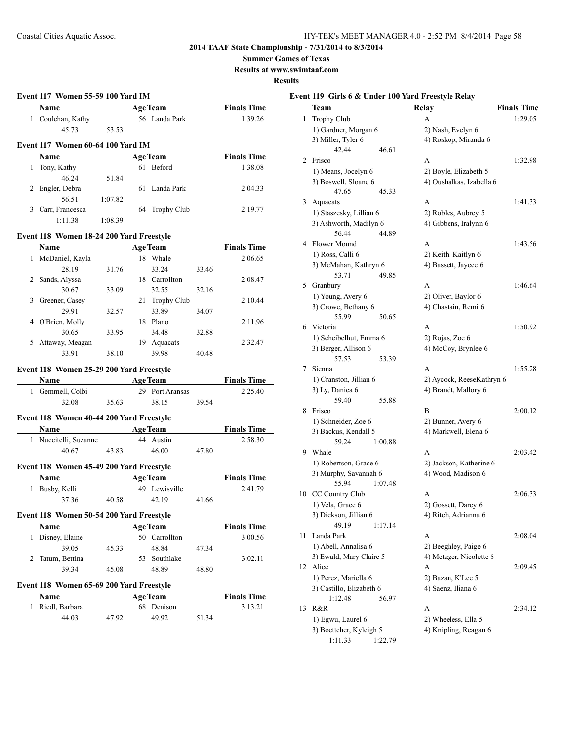**2014 TAAF State Championship - 7/31/2014 to 8/3/2014**

**Summer Games of Texas**

**Results at www.swimtaaf.com**

**Results**

### Event 117 Women 55-59 100 Yard IM

| | Name | Age | Team | Finals Time |
|---|---|---|---|---|
| 1 | Coulehan, Kathy | 56 | Landa Park | 1:39.26 |
| | 45.73 53.53 | | | |

### Event 117 Women 60-64 100 Yard IM

| | Name | Age | Team | Finals Time |
|---|---|---|---|---|
| 1 | Tony, Kathy | 61 | Beford | 1:38.08 |
| | 46.24 51.84 | | | |
| 2 | Engler, Debra | 61 | Landa Park | 2:04.33 |
| | 56.51 1:07.82 | | | |
| 3 | Carr, Francesca | 64 | Trophy Club | 2:19.77 |
| | 1:11.38 1:08.39 | | | |

### Event 118 Women 18-24 200 Yard Freestyle

| | Name | Age | Team | Finals Time |
|---|---|---|---|---|
| 1 | McDaniel, Kayla | 18 | Whale | 2:06.65 |
| | 28.19 31.76 33.24 33.46 | | | |
| 2 | Sands, Alyssa | 18 | Carrollton | 2:08.47 |
| | 30.67 33.09 32.55 32.16 | | | |
| 3 | Greener, Casey | 21 | Trophy Club | 2:10.44 |
| | 29.91 32.57 33.89 34.07 | | | |
| 4 | O'Brien, Molly | 18 | Plano | 2:11.96 |
| | 30.65 33.95 34.48 32.88 | | | |
| 5 | Attaway, Meagan | 19 | Aquacats | 2:32.47 |
| | 33.91 38.10 39.98 40.48 | | | |

### Event 118 Women 25-29 200 Yard Freestyle

| | Name | Age | Team | Finals Time |
|---|---|---|---|---|
| 1 | Gemmell, Colbi | 29 | Port Aransas | 2:25.40 |
| | 32.08 35.63 38.15 39.54 | | | |

### Event 118 Women 40-44 200 Yard Freestyle

| | Name | Age | Team | Finals Time |
|---|---|---|---|---|
| 1 | Nuccitelli, Suzanne | 44 | Austin | 2:58.30 |
| | 40.67 43.83 46.00 47.80 | | | |

### Event 118 Women 45-49 200 Yard Freestyle

| | Name | Age | Team | Finals Time |
|---|---|---|---|---|
| 1 | Busby, Kelli | 49 | Lewisville | 2:41.79 |
| | 37.36 40.58 42.19 41.66 | | | |

### Event 118 Women 50-54 200 Yard Freestyle

| | Name | Age | Team | Finals Time |
|---|---|---|---|---|
| 1 | Disney, Elaine | 50 | Carrollton | 3:00.56 |
| | 39.05 45.33 48.84 47.34 | | | |
| 2 | Tatum, Bettina | 53 | Southlake | 3:02.11 |
| | 39.34 45.08 48.89 48.80 | | | |

### Event 118 Women 65-69 200 Yard Freestyle

| | Name | Age | Team | Finals Time |
|---|---|---|---|---|
| 1 | Riedl, Barbara | 68 | Denison | 3:13.21 |
| | 44.03 47.92 49.92 51.34 | | | |

### Event 119 Girls 6 & Under 100 Yard Freestyle Relay

| | Team | Relay | Finals Time |
|---|---|---|---|
| 1 | Trophy Club | A | 1:29.05 |
| | 1) Gardner, Morgan 6 | 2) Nash, Evelyn 6 | |
| | 3) Miller, Tyler 6 | 4) Roskop, Miranda 6 | |
| | 42.44 46.61 | | |
| 2 | Frisco | A | 1:32.98 |
| | 1) Means, Jocelyn 6 | 2) Boyle, Elizabeth 5 | |
| | 3) Boswell, Sloane 6 | 4) Oushalkas, Izabella 6 | |
| | 47.65 45.33 | | |
| 3 | Aquacats | A | 1:41.33 |
| | 1) Staszesky, Lillian 6 | 2) Robles, Aubrey 5 | |
| | 3) Ashworth, Madilyn 6 | 4) Gibbens, Iralynn 6 | |
| | 56.44 44.89 | | |
| 4 | Flower Mound | A | 1:43.56 |
| | 1) Ross, Calli 6 | 2) Keith, Kaitlyn 6 | |
| | 3) McMahan, Kathryn 6 | 4) Bassett, Jaycee 6 | |
| | 53.71 49.85 | | |
| 5 | Granbury | A | 1:46.64 |
| | 1) Young, Avery 6 | 2) Oliver, Baylor 6 | |
| | 3) Crowe, Bethany 6 | 4) Chastain, Remi 6 | |
| | 55.99 50.65 | | |
| 6 | Victoria | A | 1:50.92 |
| | 1) Scheibelhut, Emma 6 | 2) Rojas, Zoe 6 | |
| | 3) Berger, Allison 6 | 4) McCoy, Brynlee 6 | |
| | 57.53 53.39 | | |
| 7 | Sienna | A | 1:55.28 |
| | 1) Cranston, Jillian 6 | 2) Aycock, ReeseKathryn 6 | |
| | 3) Ly, Danica 6 | 4) Brandt, Mallory 6 | |
| | 59.40 55.88 | | |
| 8 | Frisco | B | 2:00.12 |
| | 1) Schneider, Zoe 6 | 2) Bunner, Avery 6 | |
| | 3) Backus, Kendall 5 | 4) Markwell, Elena 6 | |
| | 59.24 1:00.88 | | |
| 9 | Whale | A | 2:03.42 |
| | 1) Robertson, Grace 6 | 2) Jackson, Katherine 6 | |
| | 3) Murphy, Savannah 6 | 4) Wood, Madison 6 | |
| | 55.94 1:07.48 | | |
| 10 | CC Country Club | A | 2:06.33 |
| | 1) Vela, Grace 6 | 2) Gossett, Darcy 6 | |
| | 3) Dickson, Jillian 6 | 4) Ritch, Adrianna 6 | |
| | 49.19 1:17.14 | | |
| 11 | Landa Park | A | 2:08.04 |
| | 1) Abell, Annalisa 6 | 2) Beeghley, Paige 6 | |
| | 3) Ewald, Mary Claire 5 | 4) Metzger, Nicolette 6 | |
| 12 | Alice | A | 2:09.45 |
| | 1) Perez, Mariella 6 | 2) Bazan, K'Lee 5 | |
| | 3) Castillo, Elizabeth 6 | 4) Saenz, Iliana 6 | |
| | 1:12.48 56.97 | | |
| 13 | R&R | A | 2:34.12 |
| | 1) Egwu, Laurel 6 | 2) Wheeless, Ella 5 | |
| | 3) Boettcher, Kyleigh 5 | 4) Knipling, Reagan 6 | |
| | 1:11.33 1:22.79 | | |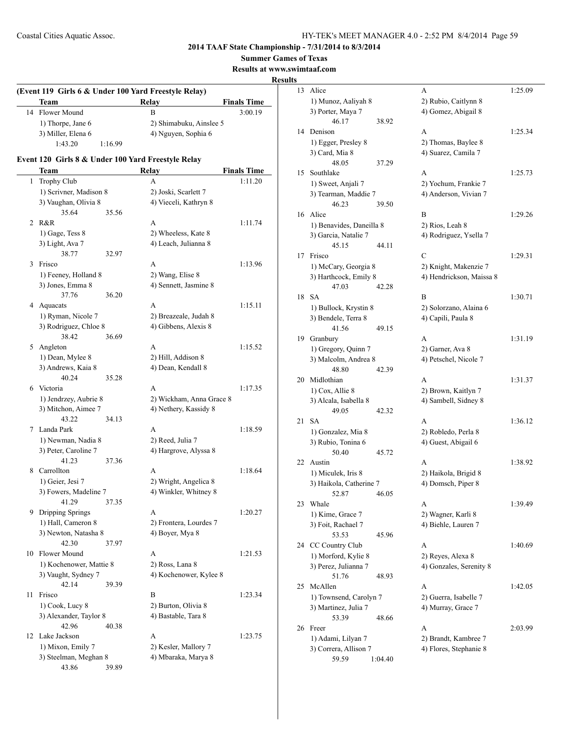# 2014 TAAF State Championship - 7/31/2014 to 8/3/2014

## Summer Games of Texas

**Results at www.swimtaaf.com**

**Results**

### (Event 119 Girls 6 & Under 100 Yard Freestyle Relay)

| | Team | Relay | Finals Time |
|---|---|---|---|
| 14 | Flower Mound | B | 3:00.19 |
| | 1) Thorpe, Jane 6 | 2) Shimabuku, Ainslee 5 | |
| | 3) Miller, Elena 6 | 4) Nguyen, Sophia 6 | |
| | 1:43.20 1:16.99 | | |

### Event 120 Girls 8 & Under 100 Yard Freestyle Relay

| | Team | Relay | Finals Time |
|---|---|---|---|
| 1 | Trophy Club | A | 1:11.20 |
| | 1) Scrivner, Madison 8 | 2) Joski, Scarlett 7 | |
| | 3) Vaughan, Olivia 8 | 4) Vieceli, Kathryn 8 | |
| | 35.64 35.56 | | |
| 2 | R&R | A | 1:11.74 |
| | 1) Gage, Tess 8 | 2) Wheeless, Kate 8 | |
| | 3) Light, Ava 7 | 4) Leach, Julianna 8 | |
| | 38.77 32.97 | | |
| 3 | Frisco | A | 1:13.96 |
| | 1) Feeney, Holland 8 | 2) Wang, Elise 8 | |
| | 3) Jones, Emma 8 | 4) Sennett, Jasmine 8 | |
| | 37.76 36.20 | | |
| 4 | Aquacats | A | 1:15.11 |
| | 1) Ryman, Nicole 7 | 2) Breazeale, Judah 8 | |
| | 3) Rodriguez, Chloe 8 | 4) Gibbens, Alexis 8 | |
| | 38.42 36.69 | | |
| 5 | Angleton | A | 1:15.52 |
| | 1) Dean, Mylee 8 | 2) Hill, Addison 8 | |
| | 3) Andrews, Kaia 8 | 4) Dean, Kendall 8 | |
| | 40.24 35.28 | | |
| 6 | Victoria | A | 1:17.35 |
| | 1) Jendrzey, Aubrie 8 | 2) Wickham, Anna Grace 8 | |
| | 3) Mitchon, Aimee 7 | 4) Nethery, Kassidy 8 | |
| | 43.22 34.13 | | |
| 7 | Landa Park | A | 1:18.59 |
| | 1) Newman, Nadia 8 | 2) Reed, Julia 7 | |
| | 3) Peter, Caroline 7 | 4) Hargrove, Alyssa 8 | |
| | 41.23 37.36 | | |
| 8 | Carrollton | A | 1:18.64 |
| | 1) Geier, Jesi 7 | 2) Wright, Angelica 8 | |
| | 3) Fowers, Madeline 7 | 4) Winkler, Whitney 8 | |
| | 41.29 37.35 | | |
| 9 | Dripping Springs | A | 1:20.27 |
| | 1) Hall, Cameron 8 | 2) Frontera, Lourdes 7 | |
| | 3) Newton, Natasha 8 | 4) Boyer, Mya 8 | |
| | 42.30 37.97 | | |
| 10 | Flower Mound | A | 1:21.53 |
| | 1) Kochenower, Mattie 8 | 2) Ross, Lana 8 | |
| | 3) Vaught, Sydney 7 | 4) Kochenower, Kylee 8 | |
| | 42.14 39.39 | | |
| 11 | Frisco | B | 1:23.34 |
| | 1) Cook, Lucy 8 | 2) Burton, Olivia 8 | |
| | 3) Alexander, Taylor 8 | 4) Bastable, Tara 8 | |
| | 42.96 40.38 | | |
| 12 | Lake Jackson | A | 1:23.75 |
| | 1) Mixon, Emily 7 | 2) Kesler, Mallory 7 | |
| | 3) Steelman, Meghan 8 | 4) Mbaraka, Marya 8 | |
| | 43.86 39.89 | | |
| 13 | Alice | A | 1:25.09 |
| | 1) Munoz, Aaliyah 8 | 2) Rubio, Caitlynn 8 | |
| | 3) Porter, Maya 7 | 4) Gomez, Abigail 8 | |
| | 46.17 38.92 | | |
| 14 | Denison | A | 1:25.34 |
| | 1) Egger, Presley 8 | 2) Thomas, Baylee 8 | |
| | 3) Card, Mia 8 | 4) Suarez, Camila 7 | |
| | 48.05 37.29 | | |
| 15 | Southlake | A | 1:25.73 |
| | 1) Sweet, Anjali 7 | 2) Yochum, Frankie 7 | |
| | 3) Tearman, Maddie 7 | 4) Anderson, Vivian 7 | |
| | 46.23 39.50 | | |
| 16 | Alice | B | 1:29.26 |
| | 1) Benavides, Daneilla 8 | 2) Rios, Leah 8 | |
| | 3) Garcia, Natalie 7 | 4) Rodriguez, Ysella 7 | |
| | 45.15 44.11 | | |
| 17 | Frisco | C | 1:29.31 |
| | 1) McCary, Georgia 8 | 2) Knight, Makenzie 7 | |
| | 3) Harthcock, Emily 8 | 4) Hendrickson, Maissa 8 | |
| | 47.03 42.28 | | |
| 18 | SA | B | 1:30.71 |
| | 1) Bullock, Krystin 8 | 2) Solorzano, Alaina 6 | |
| | 3) Bendele, Terra 8 | 4) Capili, Paula 8 | |
| | 41.56 49.15 | | |
| 19 | Granbury | A | 1:31.19 |
| | 1) Gregory, Quinn 7 | 2) Garner, Ava 8 | |
| | 3) Malcolm, Andrea 8 | 4) Petschel, Nicole 7 | |
| | 48.80 42.39 | | |
| 20 | Midlothian | A | 1:31.37 |
| | 1) Cox, Allie 8 | 2) Brown, Kaitlyn 7 | |
| | 3) Alcala, Isabella 8 | 4) Sambell, Sidney 8 | |
| | 49.05 42.32 | | |
| 21 | SA | A | 1:36.12 |
| | 1) Gonzalez, Mia 8 | 2) Robledo, Perla 8 | |
| | 3) Rubio, Tonina 6 | 4) Guest, Abigail 6 | |
| | 50.40 45.72 | | |
| 22 | Austin | A | 1:38.92 |
| | 1) Miculek, Iris 8 | 2) Haikola, Brigid 8 | |
| | 3) Haikola, Catherine 7 | 4) Domsch, Piper 8 | |
| | 52.87 46.05 | | |
| 23 | Whale | A | 1:39.49 |
| | 1) Kime, Grace 7 | 2) Wagner, Karli 8 | |
| | 3) Foit, Rachael 7 | 4) Biehle, Lauren 7 | |
| | 53.53 45.96 | | |
| 24 | CC Country Club | A | 1:40.69 |
| | 1) Morford, Kylie 8 | 2) Reyes, Alexa 8 | |
| | 3) Perez, Julianna 7 | 4) Gonzales, Serenity 8 | |
| | 51.76 48.93 | | |
| 25 | McAllen | A | 1:42.05 |
| | 1) Townsend, Carolyn 7 | 2) Guerra, Isabelle 7 | |
| | 3) Martinez, Julia 7 | 4) Murray, Grace 7 | |
| | 53.39 48.66 | | |
| 26 | Freer | A | 2:03.99 |
| | 1) Adami, Lilyan 7 | 2) Brandt, Kambree 7 | |
| | 3) Correra, Allison 7 | 4) Flores, Stephanie 8 | |
| | 59.59 1:04.40 | | |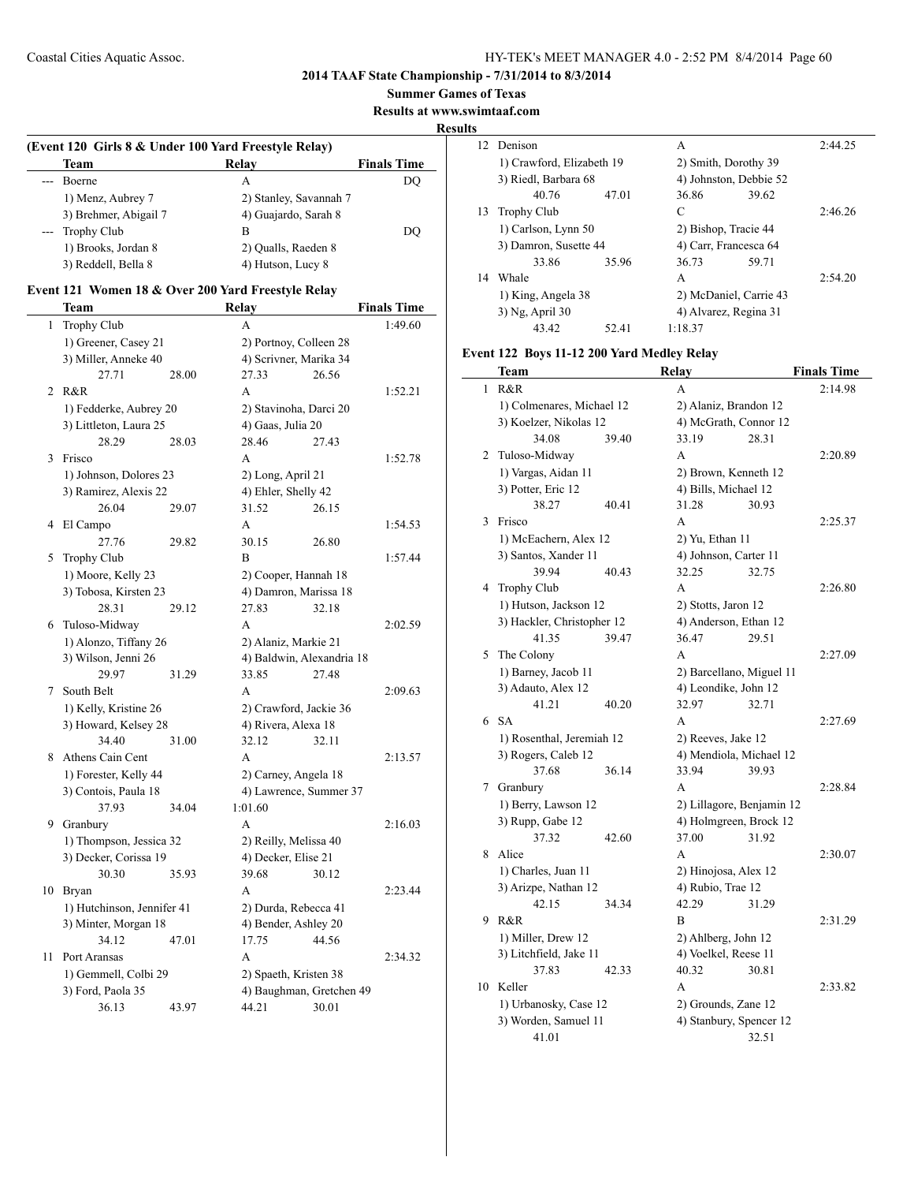**2014 TAAF State Championship - 7/31/2014 to 8/3/2014**

**Summer Games of Texas**

**Results at www.swimtaaf.com**

**Results**

**(Event 120 Girls 8 & Under 100 Yard Freestyle Relay)**

| | Team | Relay | Finals Time |
|---|---|---|---|
| --- | Boerne | A | DQ |
| | 1) Menz, Aubrey 7 | 2) Stanley, Savannah 7 | |
| | 3) Brehmer, Abigail 7 | 4) Guajardo, Sarah 8 | |
| --- | Trophy Club | B | DQ |
| | 1) Brooks, Jordan 8 | 2) Qualls, Raeden 8 | |
| | 3) Reddell, Bella 8 | 4) Hutson, Lucy 8 | |

**Event 121 Women 18 & Over 200 Yard Freestyle Relay**

| | Team | Relay | Finals Time |
|---|---|---|---|
| 1 | Trophy Club | A | 1:49.60 |
| | 1) Greener, Casey 21 | 2) Portnoy, Colleen 28 | |
| | 3) Miller, Anneke 40 | 4) Scrivner, Marika 34 | |
| | 27.71 28.00 | 27.33 26.56 | |
| 2 | R&R | A | 1:52.21 |
| | 1) Fedderke, Aubrey 20 | 2) Stavinoha, Darci 20 | |
| | 3) Littleton, Laura 25 | 4) Gaas, Julia 20 | |
| | 28.29 28.03 | 28.46 27.43 | |
| 3 | Frisco | A | 1:52.78 |
| | 1) Johnson, Dolores 23 | 2) Long, April 21 | |
| | 3) Ramirez, Alexis 22 | 4) Ehler, Shelly 42 | |
| | 26.04 29.07 | 31.52 26.15 | |
| 4 | El Campo | A | 1:54.53 |
| | 27.76 29.82 | 30.15 26.80 | |
| 5 | Trophy Club | B | 1:57.44 |
| | 1) Moore, Kelly 23 | 2) Cooper, Hannah 18 | |
| | 3) Tobosa, Kirsten 23 | 4) Damron, Marissa 18 | |
| | 28.31 29.12 | 27.83 32.18 | |
| 6 | Tuloso-Midway | A | 2:02.59 |
| | 1) Alonzo, Tiffany 26 | 2) Alaniz, Markie 21 | |
| | 3) Wilson, Jenni 26 | 4) Baldwin, Alexandria 18 | |
| | 29.97 31.29 | 33.85 27.48 | |
| 7 | South Belt | A | 2:09.63 |
| | 1) Kelly, Kristine 26 | 2) Crawford, Jackie 36 | |
| | 3) Howard, Kelsey 28 | 4) Rivera, Alexa 18 | |
| | 34.40 31.00 | 32.12 32.11 | |
| 8 | Athens Cain Cent | A | 2:13.57 |
| | 1) Forester, Kelly 44 | 2) Carney, Angela 18 | |
| | 3) Contois, Paula 18 | 4) Lawrence, Summer 37 | |
| | 37.93 34.04 | 1:01.60 | |
| 9 | Granbury | A | 2:16.03 |
| | 1) Thompson, Jessica 32 | 2) Reilly, Melissa 40 | |
| | 3) Decker, Corissa 19 | 4) Decker, Elise 21 | |
| | 30.30 35.93 | 39.68 30.12 | |
| 10 | Bryan | A | 2:23.44 |
| | 1) Hutchinson, Jennifer 41 | 2) Durda, Rebecca 41 | |
| | 3) Minter, Morgan 18 | 4) Bender, Ashley 20 | |
| | 34.12 47.01 | 17.75 44.56 | |
| 11 | Port Aransas | A | 2:34.32 |
| | 1) Gemmell, Colbi 29 | 2) Spaeth, Kristen 38 | |
| | 3) Ford, Paola 35 | 4) Baughman, Gretchen 49 | |
| | 36.13 43.97 | 44.21 30.01 | |
| 12 | Denison | A | 2:44.25 |
| | 1) Crawford, Elizabeth 19 | 2) Smith, Dorothy 39 | |
| | 3) Riedl, Barbara 68 | 4) Johnston, Debbie 52 | |
| | 40.76 47.01 | 36.86 39.62 | |
| 13 | Trophy Club | C | 2:46.26 |
| | 1) Carlson, Lynn 50 | 2) Bishop, Tracie 44 | |
| | 3) Damron, Susette 44 | 4) Carr, Francesca 64 | |
| | 33.86 35.96 | 36.73 59.71 | |
| 14 | Whale | A | 2:54.20 |
| | 1) King, Angela 38 | 2) McDaniel, Carrie 43 | |
| | 3) Ng, April 30 | 4) Alvarez, Regina 31 | |
| | 43.42 52.41 | 1:18.37 | |

**Event 122 Boys 11-12 200 Yard Medley Relay**

| | Team | Relay | Finals Time |
|---|---|---|---|
| 1 | R&R | A | 2:14.98 |
| | 1) Colmenares, Michael 12 | 2) Alaniz, Brandon 12 | |
| | 3) Koelzer, Nikolas 12 | 4) McGrath, Connor 12 | |
| | 34.08 39.40 | 33.19 28.31 | |
| 2 | Tuloso-Midway | A | 2:20.89 |
| | 1) Vargas, Aidan 11 | 2) Brown, Kenneth 12 | |
| | 3) Potter, Eric 12 | 4) Bills, Michael 12 | |
| | 38.27 40.41 | 31.28 30.93 | |
| 3 | Frisco | A | 2:25.37 |
| | 1) McEachern, Alex 12 | 2) Yu, Ethan 11 | |
| | 3) Santos, Xander 11 | 4) Johnson, Carter 11 | |
| | 39.94 40.43 | 32.25 32.75 | |
| 4 | Trophy Club | A | 2:26.80 |
| | 1) Hutson, Jackson 12 | 2) Stotts, Jaron 12 | |
| | 3) Hackler, Christopher 12 | 4) Anderson, Ethan 12 | |
| | 41.35 39.47 | 36.47 29.51 | |
| 5 | The Colony | A | 2:27.09 |
| | 1) Barney, Jacob 11 | 2) Barcellano, Miguel 11 | |
| | 3) Adauto, Alex 12 | 4) Leondike, John 12 | |
| | 41.21 40.20 | 32.97 32.71 | |
| 6 | SA | A | 2:27.69 |
| | 1) Rosenthal, Jeremiah 12 | 2) Reeves, Jake 12 | |
| | 3) Rogers, Caleb 12 | 4) Mendiola, Michael 12 | |
| | 37.68 36.14 | 33.94 39.93 | |
| 7 | Granbury | A | 2:28.84 |
| | 1) Berry, Lawson 12 | 2) Lillagore, Benjamin 12 | |
| | 3) Rupp, Gabe 12 | 4) Holmgreen, Brock 12 | |
| | 37.32 42.60 | 37.00 31.92 | |
| 8 | Alice | A | 2:30.07 |
| | 1) Charles, Juan 11 | 2) Hinojosa, Alex 12 | |
| | 3) Arizpe, Nathan 12 | 4) Rubio, Trae 12 | |
| | 42.15 34.34 | 42.29 31.29 | |
| 9 | R&R | B | 2:31.29 |
| | 1) Miller, Drew 12 | 2) Ahlberg, John 12 | |
| | 3) Litchfield, Jake 11 | 4) Voelkel, Reese 11 | |
| | 37.83 42.33 | 40.32 30.81 | |
| 10 | Keller | A | 2:33.82 |
| | 1) Urbanosky, Case 12 | 2) Grounds, Zane 12 | |
| | 3) Worden, Samuel 11 | 4) Stanbury, Spencer 12 | |
| | 41.01 | 32.51 | |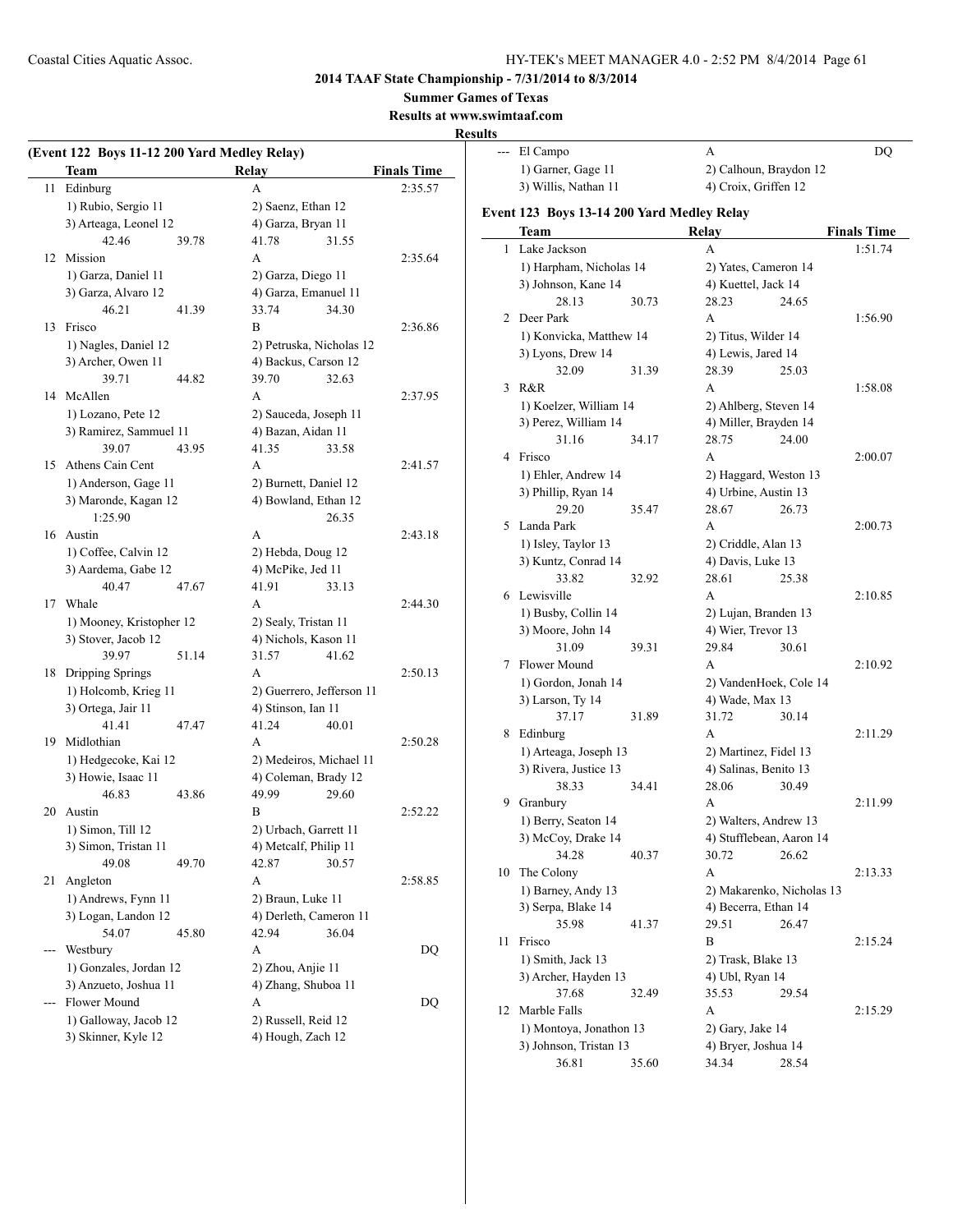## 2014 TAAF State Championship - 7/31/2014 to 8/3/2014

**Summer Games of Texas**

**Results at www.swimtaaf.com**

**Results**

### (Event 122 Boys 11-12 200 Yard Medley Relay)

| | Team | Relay | Finals Time |
|---|---|---|---|
| 11 | Edinburg | A | 2:35.57 |
| | 1) Rubio, Sergio 11 | 2) Saenz, Ethan 12 | |
| | 3) Arteaga, Leonel 12 | 4) Garza, Bryan 11 | |
| | 42.46 39.78 | 41.78 31.55 | |
| 12 | Mission | A | 2:35.64 |
| | 1) Garza, Daniel 11 | 2) Garza, Diego 11 | |
| | 3) Garza, Alvaro 12 | 4) Garza, Emanuel 11 | |
| | 46.21 41.39 | 33.74 34.30 | |
| 13 | Frisco | B | 2:36.86 |
| | 1) Nagles, Daniel 12 | 2) Petruska, Nicholas 12 | |
| | 3) Archer, Owen 11 | 4) Backus, Carson 12 | |
| | 39.71 44.82 | 39.70 32.63 | |
| 14 | McAllen | A | 2:37.95 |
| | 1) Lozano, Pete 12 | 2) Sauceda, Joseph 11 | |
| | 3) Ramirez, Sammuel 11 | 4) Bazan, Aidan 11 | |
| | 39.07 43.95 | 41.35 33.58 | |
| 15 | Athens Cain Cent | A | 2:41.57 |
| | 1) Anderson, Gage 11 | 2) Burnett, Daniel 12 | |
| | 3) Maronde, Kagan 12 | 4) Bowland, Ethan 12 | |
| | 1:25.90 | 26.35 | |
| 16 | Austin | A | 2:43.18 |
| | 1) Coffee, Calvin 12 | 2) Hebda, Doug 12 | |
| | 3) Aardema, Gabe 12 | 4) McPike, Jed 11 | |
| | 40.47 47.67 | 41.91 33.13 | |
| 17 | Whale | A | 2:44.30 |
| | 1) Mooney, Kristopher 12 | 2) Sealy, Tristan 11 | |
| | 3) Stover, Jacob 12 | 4) Nichols, Kason 11 | |
| | 39.97 51.14 | 31.57 41.62 | |
| 18 | Dripping Springs | A | 2:50.13 |
| | 1) Holcomb, Krieg 11 | 2) Guerrero, Jefferson 11 | |
| | 3) Ortega, Jair 11 | 4) Stinson, Ian 11 | |
| | 41.41 47.47 | 41.24 40.01 | |
| 19 | Midlothian | A | 2:50.28 |
| | 1) Hedgecoke, Kai 12 | 2) Medeiros, Michael 11 | |
| | 3) Howie, Isaac 11 | 4) Coleman, Brady 12 | |
| | 46.83 43.86 | 49.99 29.60 | |
| 20 | Austin | B | 2:52.22 |
| | 1) Simon, Till 12 | 2) Urbach, Garrett 11 | |
| | 3) Simon, Tristan 11 | 4) Metcalf, Philip 11 | |
| | 49.08 49.70 | 42.87 30.57 | |
| 21 | Angleton | A | 2:58.85 |
| | 1) Andrews, Fynn 11 | 2) Braun, Luke 11 | |
| | 3) Logan, Landon 12 | 4) Derleth, Cameron 11 | |
| | 54.07 45.80 | 42.94 36.04 | |
| --- | Westbury | A | DQ |
| | 1) Gonzales, Jordan 12 | 2) Zhou, Anjie 11 | |
| | 3) Anzueto, Joshua 11 | 4) Zhang, Shuboa 11 | |
| --- | Flower Mound | A | DQ |
| | 1) Galloway, Jacob 12 | 2) Russell, Reid 12 | |
| | 3) Skinner, Kyle 12 | 4) Hough, Zach 12 | |
| --- | El Campo | A | DQ |
| | 1) Garner, Gage 11 | 2) Calhoun, Braydon 12 | |
| | 3) Willis, Nathan 11 | 4) Croix, Griffen 12 | |

### Event 123 Boys 13-14 200 Yard Medley Relay

| | Team | Relay | Finals Time |
|---|---|---|---|
| 1 | Lake Jackson | A | 1:51.74 |
| | 1) Harpham, Nicholas 14 | 2) Yates, Cameron 14 | |
| | 3) Johnson, Kane 14 | 4) Kuettel, Jack 14 | |
| | 28.13 30.73 | 28.23 24.65 | |
| 2 | Deer Park | A | 1:56.90 |
| | 1) Konvicka, Matthew 14 | 2) Titus, Wilder 14 | |
| | 3) Lyons, Drew 14 | 4) Lewis, Jared 14 | |
| | 32.09 31.39 | 28.39 25.03 | |
| 3 | R&R | A | 1:58.08 |
| | 1) Koelzer, William 14 | 2) Ahlberg, Steven 14 | |
| | 3) Perez, William 14 | 4) Miller, Brayden 14 | |
| | 31.16 34.17 | 28.75 24.00 | |
| 4 | Frisco | A | 2:00.07 |
| | 1) Ehler, Andrew 14 | 2) Haggard, Weston 13 | |
| | 3) Phillip, Ryan 14 | 4) Urbine, Austin 13 | |
| | 29.20 35.47 | 28.67 26.73 | |
| 5 | Landa Park | A | 2:00.73 |
| | 1) Isley, Taylor 13 | 2) Criddle, Alan 13 | |
| | 3) Kuntz, Conrad 14 | 4) Davis, Luke 13 | |
| | 33.82 32.92 | 28.61 25.38 | |
| 6 | Lewisville | A | 2:10.85 |
| | 1) Busby, Collin 14 | 2) Lujan, Branden 13 | |
| | 3) Moore, John 14 | 4) Wier, Trevor 13 | |
| | 31.09 39.31 | 29.84 30.61 | |
| 7 | Flower Mound | A | 2:10.92 |
| | 1) Gordon, Jonah 14 | 2) VandenHoek, Cole 14 | |
| | 3) Larson, Ty 14 | 4) Wade, Max 13 | |
| | 37.17 31.89 | 31.72 30.14 | |
| 8 | Edinburg | A | 2:11.29 |
| | 1) Arteaga, Joseph 13 | 2) Martinez, Fidel 13 | |
| | 3) Rivera, Justice 13 | 4) Salinas, Benito 13 | |
| | 38.33 34.41 | 28.06 30.49 | |
| 9 | Granbury | A | 2:11.99 |
| | 1) Berry, Seaton 14 | 2) Walters, Andrew 13 | |
| | 3) McCoy, Drake 14 | 4) Stufflebean, Aaron 14 | |
| | 34.28 40.37 | 30.72 26.62 | |
| 10 | The Colony | A | 2:13.33 |
| | 1) Barney, Andy 13 | 2) Makarenko, Nicholas 13 | |
| | 3) Serpa, Blake 14 | 4) Becerra, Ethan 14 | |
| | 35.98 41.37 | 29.51 26.47 | |
| 11 | Frisco | B | 2:15.24 |
| | 1) Smith, Jack 13 | 2) Trask, Blake 13 | |
| | 3) Archer, Hayden 13 | 4) Ubl, Ryan 14 | |
| | 37.68 32.49 | 35.53 29.54 | |
| 12 | Marble Falls | A | 2:15.29 |
| | 1) Montoya, Jonathon 13 | 2) Gary, Jake 14 | |
| | 3) Johnson, Tristan 13 | 4) Bryer, Joshua 14 | |
| | 36.81 35.60 | 34.34 28.54 | |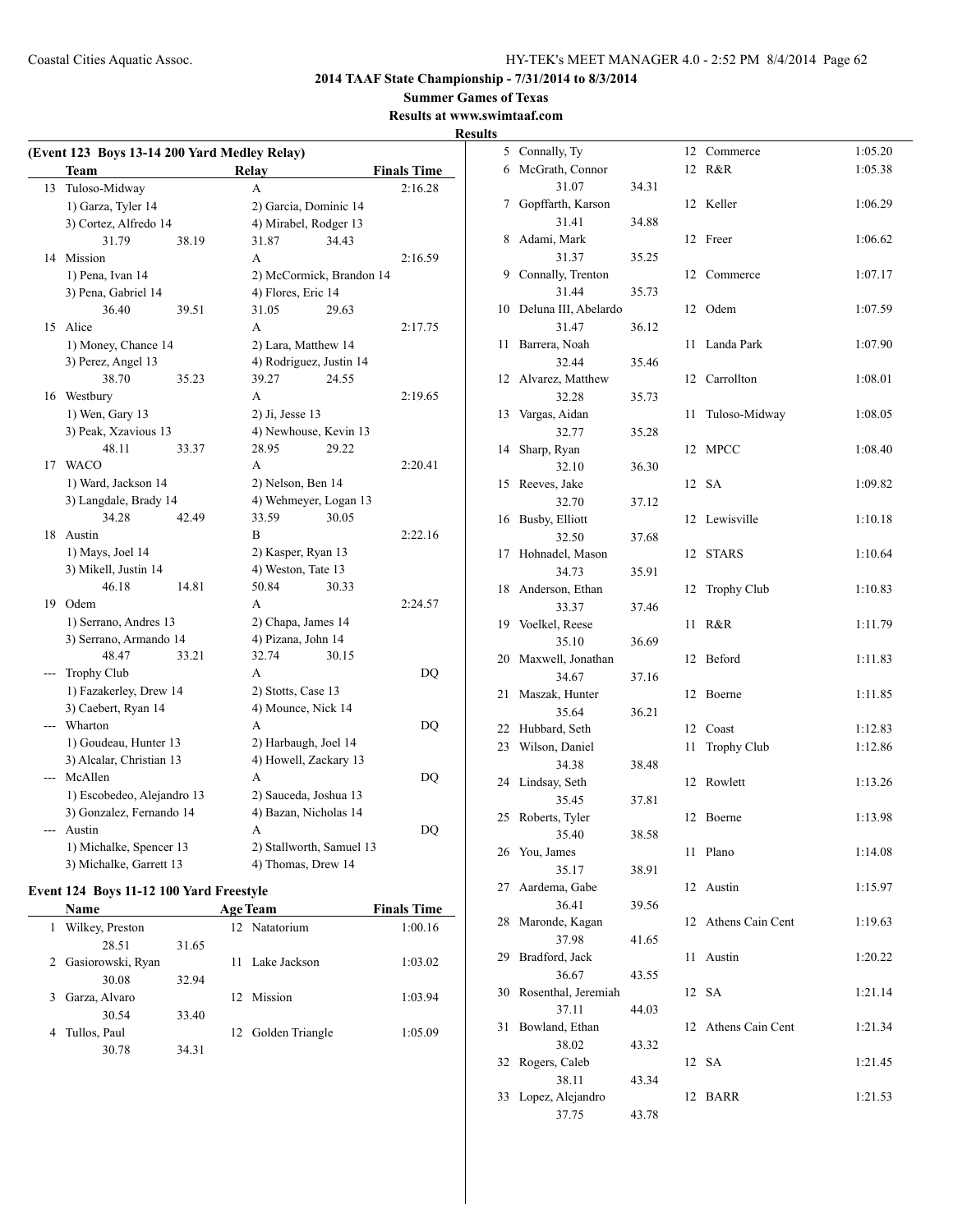## 2014 TAAF State Championship - 7/31/2014 to 8/3/2014

### Summer Games of Texas

### Results at www.swimtaaf.com

### Results

**(Event 123 Boys 13-14 200 Yard Medley Relay)**

| | Team | Relay | Finals Time |
|---|---|---|---|
| 13 | Tuloso-Midway | A | 2:16.28 |
| | 1) Garza, Tyler 14 | 2) Garcia, Dominic 14 | |
| | 3) Cortez, Alfredo 14 | 4) Mirabel, Rodger 13 | |
| | 31.79 38.19 | 31.87 34.43 | |
| 14 | Mission | A | 2:16.59 |
| | 1) Pena, Ivan 14 | 2) McCormick, Brandon 14 | |
| | 3) Pena, Gabriel 14 | 4) Flores, Eric 14 | |
| | 36.40 39.51 | 31.05 29.63 | |
| 15 | Alice | A | 2:17.75 |
| | 1) Money, Chance 14 | 2) Lara, Matthew 14 | |
| | 3) Perez, Angel 13 | 4) Rodriguez, Justin 14 | |
| | 38.70 35.23 | 39.27 24.55 | |
| 16 | Westbury | A | 2:19.65 |
| | 1) Wen, Gary 13 | 2) Ji, Jesse 13 | |
| | 3) Peak, Xzavious 13 | 4) Newhouse, Kevin 13 | |
| | 48.11 33.37 | 28.95 29.22 | |
| 17 | WACO | A | 2:20.41 |
| | 1) Ward, Jackson 14 | 2) Nelson, Ben 14 | |
| | 3) Langdale, Brady 14 | 4) Wehmeyer, Logan 13 | |
| | 34.28 42.49 | 33.59 30.05 | |
| 18 | Austin | B | 2:22.16 |
| | 1) Mays, Joel 14 | 2) Kasper, Ryan 13 | |
| | 3) Mikell, Justin 14 | 4) Weston, Tate 13 | |
| | 46.18 14.81 | 50.84 30.33 | |
| 19 | Odem | A | 2:24.57 |
| | 1) Serrano, Andres 13 | 2) Chapa, James 14 | |
| | 3) Serrano, Armando 14 | 4) Pizana, John 14 | |
| | 48.47 33.21 | 32.74 30.15 | |
| --- | Trophy Club | A | DQ |
| | 1) Fazakerley, Drew 14 | 2) Stotts, Case 13 | |
| | 3) Caebert, Ryan 14 | 4) Mounce, Nick 14 | |
| --- | Wharton | A | DQ |
| | 1) Goudeau, Hunter 13 | 2) Harbaugh, Joel 14 | |
| | 3) Alcalar, Christian 13 | 4) Howell, Zackary 13 | |
| --- | McAllen | A | DQ |
| | 1) Escobedeo, Alejandro 13 | 2) Sauceda, Joshua 13 | |
| | 3) Gonzalez, Fernando 14 | 4) Bazan, Nicholas 14 | |
| --- | Austin | A | DQ |
| | 1) Michalke, Spencer 13 | 2) Stallworth, Samuel 13 | |
| | 3) Michalke, Garrett 13 | 4) Thomas, Drew 14 | |

**Event 124 Boys 11-12 100 Yard Freestyle**

| | Name | Age | Team | Finals Time |
|---|---|---|---|---|
| 1 | Wilkey, Preston | 12 | Natatorium | 1:00.16 |
| | 28.51 31.65 | | | |
| 2 | Gasiorowski, Ryan | 11 | Lake Jackson | 1:03.02 |
| | 30.08 32.94 | | | |
| 3 | Garza, Alvaro | 12 | Mission | 1:03.94 |
| | 30.54 33.40 | | | |
| 4 | Tullos, Paul | 12 | Golden Triangle | 1:05.09 |
| | 30.78 34.31 | | | |
| 5 | Connally, Ty | 12 | Commerce | 1:05.20 |
| 6 | McGrath, Connor | 12 | R&R | 1:05.38 |
| | 31.07 34.31 | | | |
| 7 | Gopffarth, Karson | 12 | Keller | 1:06.29 |
| | 31.41 34.88 | | | |
| 8 | Adami, Mark | 12 | Freer | 1:06.62 |
| | 31.37 35.25 | | | |
| 9 | Connally, Trenton | 12 | Commerce | 1:07.17 |
| | 31.44 35.73 | | | |
| 10 | Deluna III, Abelardo | 12 | Odem | 1:07.59 |
| | 31.47 36.12 | | | |
| 11 | Barrera, Noah | 11 | Landa Park | 1:07.90 |
| | 32.44 35.46 | | | |
| 12 | Alvarez, Matthew | 12 | Carrollton | 1:08.01 |
| | 32.28 35.73 | | | |
| 13 | Vargas, Aidan | 11 | Tuloso-Midway | 1:08.05 |
| | 32.77 35.28 | | | |
| 14 | Sharp, Ryan | 12 | MPCC | 1:08.40 |
| | 32.10 36.30 | | | |
| 15 | Reeves, Jake | 12 | SA | 1:09.82 |
| | 32.70 37.12 | | | |
| 16 | Busby, Elliott | 12 | Lewisville | 1:10.18 |
| | 32.50 37.68 | | | |
| 17 | Hohnadel, Mason | 12 | STARS | 1:10.64 |
| | 34.73 35.91 | | | |
| 18 | Anderson, Ethan | 12 | Trophy Club | 1:10.83 |
| | 33.37 37.46 | | | |
| 19 | Voelkel, Reese | 11 | R&R | 1:11.79 |
| | 35.10 36.69 | | | |
| 20 | Maxwell, Jonathan | 12 | Beford | 1:11.83 |
| | 34.67 37.16 | | | |
| 21 | Maszak, Hunter | 12 | Boerne | 1:11.85 |
| | 35.64 36.21 | | | |
| 22 | Hubbard, Seth | 12 | Coast | 1:12.83 |
| 23 | Wilson, Daniel | 11 | Trophy Club | 1:12.86 |
| | 34.38 38.48 | | | |
| 24 | Lindsay, Seth | 12 | Rowlett | 1:13.26 |
| | 35.45 37.81 | | | |
| 25 | Roberts, Tyler | 12 | Boerne | 1:13.98 |
| | 35.40 38.58 | | | |
| 26 | You, James | 11 | Plano | 1:14.08 |
| | 35.17 38.91 | | | |
| 27 | Aardema, Gabe | 12 | Austin | 1:15.97 |
| | 36.41 39.56 | | | |
| 28 | Maronde, Kagan | 12 | Athens Cain Cent | 1:19.63 |
| | 37.98 41.65 | | | |
| 29 | Bradford, Jack | 11 | Austin | 1:20.22 |
| | 36.67 43.55 | | | |
| 30 | Rosenthal, Jeremiah | 12 | SA | 1:21.14 |
| | 37.11 44.03 | | | |
| 31 | Bowland, Ethan | 12 | Athens Cain Cent | 1:21.34 |
| | 38.02 43.32 | | | |
| 32 | Rogers, Caleb | 12 | SA | 1:21.45 |
| | 38.11 43.34 | | | |
| 33 | Lopez, Alejandro | 12 | BARR | 1:21.53 |
| | 37.75 43.78 | | | |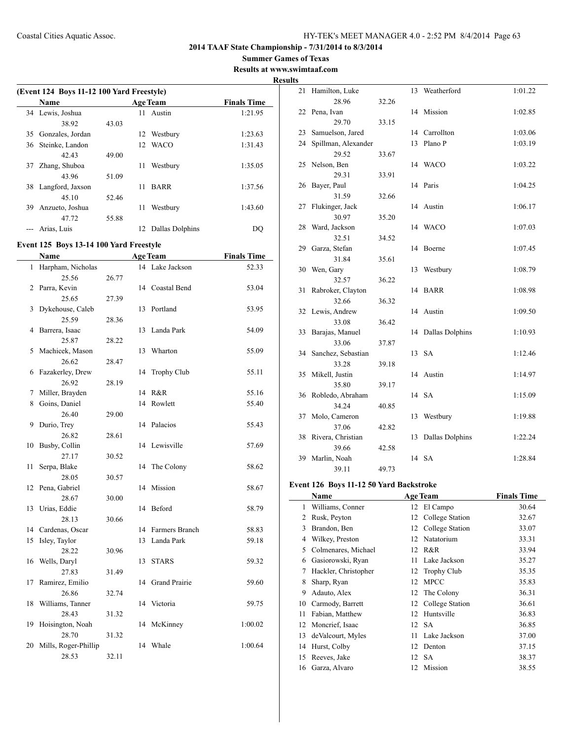**2014 TAAF State Championship - 7/31/2014 to 8/3/2014**

**Summer Games of Texas**

**Results at www.swimtaaf.com**

**Results**

### (Event 124 Boys 11-12 100 Yard Freestyle)

| | Name | Age | Team | Finals Time |
|---|---|---|---|---|
| 34 | Lewis, Joshua | 11 | Austin | 1:21.95 |
| | 38.92 43.03 | | | |
| 35 | Gonzales, Jordan | 12 | Westbury | 1:23.63 |
| 36 | Steinke, Landon | 12 | WACO | 1:31.43 |
| | 42.43 49.00 | | | |
| 37 | Zhang, Shuboa | 11 | Westbury | 1:35.05 |
| | 43.96 51.09 | | | |
| 38 | Langford, Jaxson | 11 | BARR | 1:37.56 |
| | 45.10 52.46 | | | |
| 39 | Anzueto, Joshua | 11 | Westbury | 1:43.60 |
| | 47.72 55.88 | | | |
| --- | Arias, Luis | 12 | Dallas Dolphins | DQ |

### Event 125 Boys 13-14 100 Yard Freestyle

| | Name | Age | Team | Finals Time |
|---|---|---|---|---|
| 1 | Harpham, Nicholas | 14 | Lake Jackson | 52.33 |
| | 25.56 26.77 | | | |
| 2 | Parra, Kevin | 14 | Coastal Bend | 53.04 |
| | 25.65 27.39 | | | |
| 3 | Dykehouse, Caleb | 13 | Portland | 53.95 |
| | 25.59 28.36 | | | |
| 4 | Barrera, Isaac | 13 | Landa Park | 54.09 |
| | 25.87 28.22 | | | |
| 5 | Machicek, Mason | 13 | Wharton | 55.09 |
| | 26.62 28.47 | | | |
| 6 | Fazakerley, Drew | 14 | Trophy Club | 55.11 |
| | 26.92 28.19 | | | |
| 7 | Miller, Brayden | 14 | R&R | 55.16 |
| 8 | Goins, Daniel | 14 | Rowlett | 55.40 |
| | 26.40 29.00 | | | |
| 9 | Durio, Trey | 14 | Palacios | 55.43 |
| | 26.82 28.61 | | | |
| 10 | Busby, Collin | 14 | Lewisville | 57.69 |
| | 27.17 30.52 | | | |
| 11 | Serpa, Blake | 14 | The Colony | 58.62 |
| | 28.05 30.57 | | | |
| 12 | Pena, Gabriel | 14 | Mission | 58.67 |
| | 28.67 30.00 | | | |
| 13 | Urias, Eddie | 14 | Beford | 58.79 |
| | 28.13 30.66 | | | |
| 14 | Cardenas, Oscar | 14 | Farmers Branch | 58.83 |
| 15 | Isley, Taylor | 13 | Landa Park | 59.18 |
| | 28.22 30.96 | | | |
| 16 | Wells, Daryl | 13 | STARS | 59.32 |
| | 27.83 31.49 | | | |
| 17 | Ramirez, Emilio | 14 | Grand Prairie | 59.60 |
| | 26.86 32.74 | | | |
| 18 | Williams, Tanner | 14 | Victoria | 59.75 |
| | 28.43 31.32 | | | |
| 19 | Hoisington, Noah | 14 | McKinney | 1:00.02 |
| | 28.70 31.32 | | | |
| 20 | Mills, Roger-Phillip | 14 | Whale | 1:00.64 |
| | 28.53 32.11 | | | |
| 21 | Hamilton, Luke | 13 | Weatherford | 1:01.22 |
| | 28.96 32.26 | | | |
| 22 | Pena, Ivan | 14 | Mission | 1:02.85 |
| | 29.70 33.15 | | | |
| 23 | Samuelson, Jared | 14 | Carrollton | 1:03.06 |
| 24 | Spillman, Alexander | 13 | Plano P | 1:03.19 |
| | 29.52 33.67 | | | |
| 25 | Nelson, Ben | 14 | WACO | 1:03.22 |
| | 29.31 33.91 | | | |
| 26 | Bayer, Paul | 14 | Paris | 1:04.25 |
| | 31.59 32.66 | | | |
| 27 | Flukinger, Jack | 14 | Austin | 1:06.17 |
| | 30.97 35.20 | | | |
| 28 | Ward, Jackson | 14 | WACO | 1:07.03 |
| | 32.51 34.52 | | | |
| 29 | Garza, Stefan | 14 | Boerne | 1:07.45 |
| | 31.84 35.61 | | | |
| 30 | Wen, Gary | 13 | Westbury | 1:08.79 |
| | 32.57 36.22 | | | |
| 31 | Rabroker, Clayton | 14 | BARR | 1:08.98 |
| | 32.66 36.32 | | | |
| 32 | Lewis, Andrew | 14 | Austin | 1:09.50 |
| | 33.08 36.42 | | | |
| 33 | Barajas, Manuel | 14 | Dallas Dolphins | 1:10.93 |
| | 33.06 37.87 | | | |
| 34 | Sanchez, Sebastian | 13 | SA | 1:12.46 |
| | 33.28 39.18 | | | |
| 35 | Mikell, Justin | 14 | Austin | 1:14.97 |
| | 35.80 39.17 | | | |
| 36 | Robledo, Abraham | 14 | SA | 1:15.09 |
| | 34.24 40.85 | | | |
| 37 | Molo, Cameron | 13 | Westbury | 1:19.88 |
| | 37.06 42.82 | | | |
| 38 | Rivera, Christian | 13 | Dallas Dolphins | 1:22.24 |
| | 39.66 42.58 | | | |
| 39 | Marlin, Noah | 14 | SA | 1:28.84 |
| | 39.11 49.73 | | | |

### Event 126 Boys 11-12 50 Yard Backstroke

| | Name | Age | Team | Finals Time |
|---|---|---|---|---|
| 1 | Williams, Conner | 12 | El Campo | 30.64 |
| 2 | Rusk, Peyton | 12 | College Station | 32.67 |
| 3 | Brandon, Ben | 12 | College Station | 33.07 |
| 4 | Wilkey, Preston | 12 | Natatorium | 33.31 |
| 5 | Colmenares, Michael | 12 | R&R | 33.94 |
| 6 | Gasiorowski, Ryan | 11 | Lake Jackson | 35.27 |
| 7 | Hackler, Christopher | 12 | Trophy Club | 35.35 |
| 8 | Sharp, Ryan | 12 | MPCC | 35.83 |
| 9 | Adauto, Alex | 12 | The Colony | 36.31 |
| 10 | Carmody, Barrett | 12 | College Station | 36.61 |
| 11 | Fabian, Matthew | 12 | Huntsville | 36.83 |
| 12 | Moncrief, Isaac | 12 | SA | 36.85 |
| 13 | deValcourt, Myles | 11 | Lake Jackson | 37.00 |
| 14 | Hurst, Colby | 12 | Denton | 37.15 |
| 15 | Reeves, Jake | 12 | SA | 38.37 |
| 16 | Garza, Alvaro | 12 | Mission | 38.55 |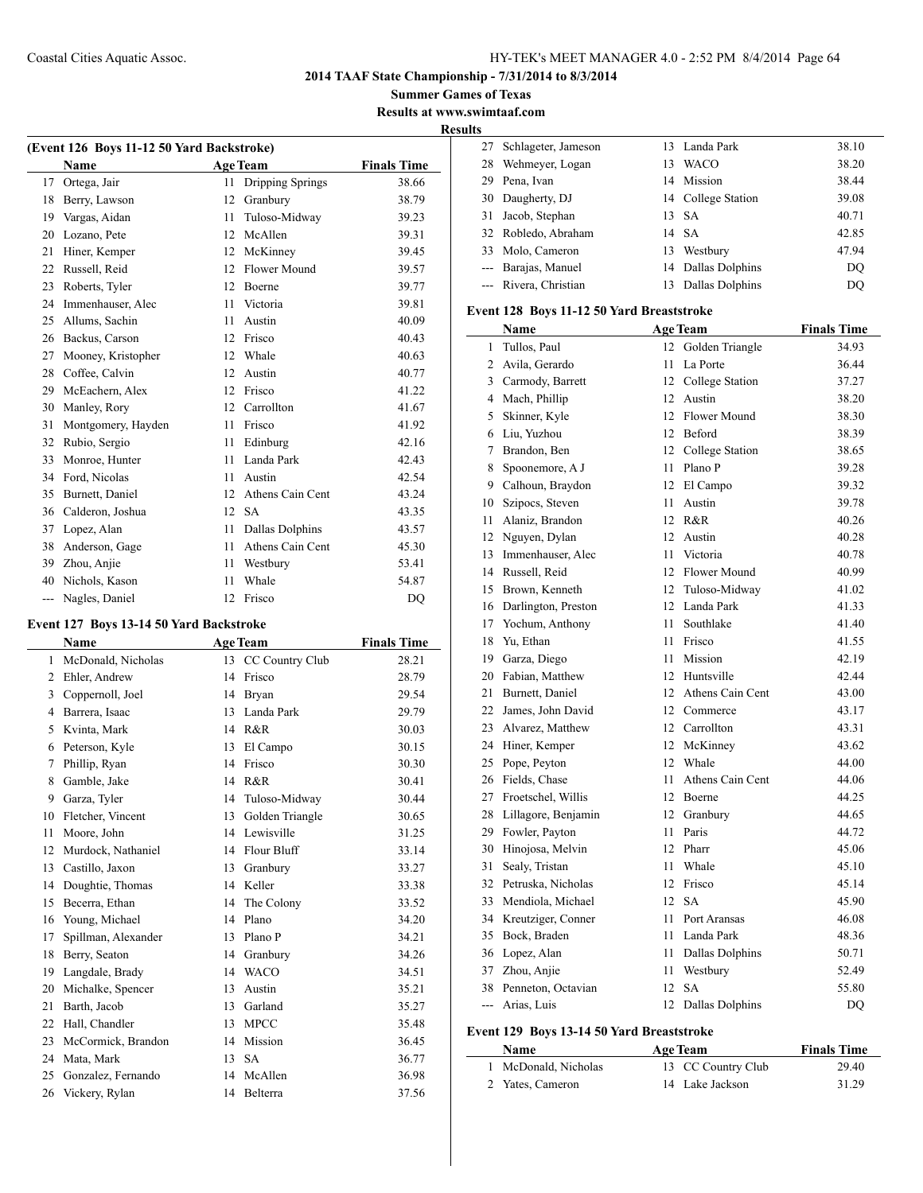# 2014 TAAF State Championship - 7/31/2014 to 8/3/2014

## Summer Games of Texas

### Results at www.swimtaaf.com

**Results**

### (Event 126 Boys 11-12 50 Yard Backstroke)

| | Name | Age | Team | Finals Time |
|---|---|---|---|---|
| 17 | Ortega, Jair | 11 | Dripping Springs | 38.66 |
| 18 | Berry, Lawson | 12 | Granbury | 38.79 |
| 19 | Vargas, Aidan | 11 | Tuloso-Midway | 39.23 |
| 20 | Lozano, Pete | 12 | McAllen | 39.31 |
| 21 | Hiner, Kemper | 12 | McKinney | 39.45 |
| 22 | Russell, Reid | 12 | Flower Mound | 39.57 |
| 23 | Roberts, Tyler | 12 | Boerne | 39.77 |
| 24 | Immenhauser, Alec | 11 | Victoria | 39.81 |
| 25 | Allums, Sachin | 11 | Austin | 40.09 |
| 26 | Backus, Carson | 12 | Frisco | 40.43 |
| 27 | Mooney, Kristopher | 12 | Whale | 40.63 |
| 28 | Coffee, Calvin | 12 | Austin | 40.77 |
| 29 | McEachern, Alex | 12 | Frisco | 41.22 |
| 30 | Manley, Rory | 12 | Carrollton | 41.67 |
| 31 | Montgomery, Hayden | 11 | Frisco | 41.92 |
| 32 | Rubio, Sergio | 11 | Edinburg | 42.16 |
| 33 | Monroe, Hunter | 11 | Landa Park | 42.43 |
| 34 | Ford, Nicolas | 11 | Austin | 42.54 |
| 35 | Burnett, Daniel | 12 | Athens Cain Cent | 43.24 |
| 36 | Calderon, Joshua | 12 | SA | 43.35 |
| 37 | Lopez, Alan | 11 | Dallas Dolphins | 43.57 |
| 38 | Anderson, Gage | 11 | Athens Cain Cent | 45.30 |
| 39 | Zhou, Anjie | 11 | Westbury | 53.41 |
| 40 | Nichols, Kason | 11 | Whale | 54.87 |
| --- | Nagles, Daniel | 12 | Frisco | DQ |

### Event 127 Boys 13-14 50 Yard Backstroke

| | Name | Age | Team | Finals Time |
|---|---|---|---|---|
| 1 | McDonald, Nicholas | 13 | CC Country Club | 28.21 |
| 2 | Ehler, Andrew | 14 | Frisco | 28.79 |
| 3 | Coppernoll, Joel | 14 | Bryan | 29.54 |
| 4 | Barrera, Isaac | 13 | Landa Park | 29.79 |
| 5 | Kvinta, Mark | 14 | R&R | 30.03 |
| 6 | Peterson, Kyle | 13 | El Campo | 30.15 |
| 7 | Phillip, Ryan | 14 | Frisco | 30.30 |
| 8 | Gamble, Jake | 14 | R&R | 30.41 |
| 9 | Garza, Tyler | 14 | Tuloso-Midway | 30.44 |
| 10 | Fletcher, Vincent | 13 | Golden Triangle | 30.65 |
| 11 | Moore, John | 14 | Lewisville | 31.25 |
| 12 | Murdock, Nathaniel | 14 | Flour Bluff | 33.14 |
| 13 | Castillo, Jaxon | 13 | Granbury | 33.27 |
| 14 | Doughtie, Thomas | 14 | Keller | 33.38 |
| 15 | Becerra, Ethan | 14 | The Colony | 33.52 |
| 16 | Young, Michael | 14 | Plano | 34.20 |
| 17 | Spillman, Alexander | 13 | Plano P | 34.21 |
| 18 | Berry, Seaton | 14 | Granbury | 34.26 |
| 19 | Langdale, Brady | 14 | WACO | 34.51 |
| 20 | Michalke, Spencer | 13 | Austin | 35.21 |
| 21 | Barth, Jacob | 13 | Garland | 35.27 |
| 22 | Hall, Chandler | 13 | MPCC | 35.48 |
| 23 | McCormick, Brandon | 14 | Mission | 36.45 |
| 24 | Mata, Mark | 13 | SA | 36.77 |
| 25 | Gonzalez, Fernando | 14 | McAllen | 36.98 |
| 26 | Vickery, Rylan | 14 | Belterra | 37.56 |
| 27 | Schlageter, Jameson | 13 | Landa Park | 38.10 |
| 28 | Wehmeyer, Logan | 13 | WACO | 38.20 |
| 29 | Pena, Ivan | 14 | Mission | 38.44 |
| 30 | Daugherty, DJ | 14 | College Station | 39.08 |
| 31 | Jacob, Stephan | 13 | SA | 40.71 |
| 32 | Robledo, Abraham | 14 | SA | 42.85 |
| 33 | Molo, Cameron | 13 | Westbury | 47.94 |
| --- | Barajas, Manuel | 14 | Dallas Dolphins | DQ |
| --- | Rivera, Christian | 13 | Dallas Dolphins | DQ |

### Event 128 Boys 11-12 50 Yard Breaststroke

| | Name | Age | Team | Finals Time |
|---|---|---|---|---|
| 1 | Tullos, Paul | 12 | Golden Triangle | 34.93 |
| 2 | Avila, Gerardo | 11 | La Porte | 36.44 |
| 3 | Carmody, Barrett | 12 | College Station | 37.27 |
| 4 | Mach, Phillip | 12 | Austin | 38.20 |
| 5 | Skinner, Kyle | 12 | Flower Mound | 38.30 |
| 6 | Liu, Yuzhou | 12 | Beford | 38.39 |
| 7 | Brandon, Ben | 12 | College Station | 38.65 |
| 8 | Spoonemore, A J | 11 | Plano P | 39.28 |
| 9 | Calhoun, Braydon | 12 | El Campo | 39.32 |
| 10 | Szipocs, Steven | 11 | Austin | 39.78 |
| 11 | Alaniz, Brandon | 12 | R&R | 40.26 |
| 12 | Nguyen, Dylan | 12 | Austin | 40.28 |
| 13 | Immenhauser, Alec | 11 | Victoria | 40.78 |
| 14 | Russell, Reid | 12 | Flower Mound | 40.99 |
| 15 | Brown, Kenneth | 12 | Tuloso-Midway | 41.02 |
| 16 | Darlington, Preston | 12 | Landa Park | 41.33 |
| 17 | Yochum, Anthony | 11 | Southlake | 41.40 |
| 18 | Yu, Ethan | 11 | Frisco | 41.55 |
| 19 | Garza, Diego | 11 | Mission | 42.19 |
| 20 | Fabian, Matthew | 12 | Huntsville | 42.44 |
| 21 | Burnett, Daniel | 12 | Athens Cain Cent | 43.00 |
| 22 | James, John David | 12 | Commerce | 43.17 |
| 23 | Alvarez, Matthew | 12 | Carrollton | 43.31 |
| 24 | Hiner, Kemper | 12 | McKinney | 43.62 |
| 25 | Pope, Peyton | 12 | Whale | 44.00 |
| 26 | Fields, Chase | 11 | Athens Cain Cent | 44.06 |
| 27 | Froetschel, Willis | 12 | Boerne | 44.25 |
| 28 | Lillagore, Benjamin | 12 | Granbury | 44.65 |
| 29 | Fowler, Payton | 11 | Paris | 44.72 |
| 30 | Hinojosa, Melvin | 12 | Pharr | 45.06 |
| 31 | Sealy, Tristan | 11 | Whale | 45.10 |
| 32 | Petruska, Nicholas | 12 | Frisco | 45.14 |
| 33 | Mendiola, Michael | 12 | SA | 45.90 |
| 34 | Kreutziger, Conner | 11 | Port Aransas | 46.08 |
| 35 | Bock, Braden | 11 | Landa Park | 48.36 |
| 36 | Lopez, Alan | 11 | Dallas Dolphins | 50.71 |
| 37 | Zhou, Anjie | 11 | Westbury | 52.49 |
| 38 | Penneton, Octavian | 12 | SA | 55.80 |
| --- | Arias, Luis | 12 | Dallas Dolphins | DQ |

### Event 129 Boys 13-14 50 Yard Breaststroke

| | Name | Age | Team | Finals Time |
|---|---|---|---|---|
| 1 | McDonald, Nicholas | 13 | CC Country Club | 29.40 |
| 2 | Yates, Cameron | 14 | Lake Jackson | 31.29 |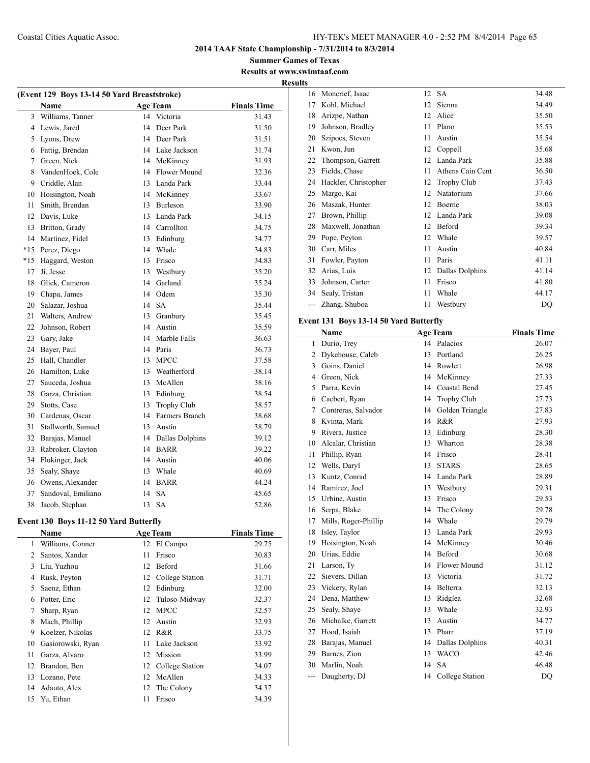# 2014 TAAF State Championship - 7/31/2014 to 8/3/2014

## Summer Games of Texas

### Results at www.swimtaaf.com

#### Results

**(Event 129 Boys 13-14 50 Yard Breaststroke)**

| | Name | Age | Team | Finals Time |
|---|---|---|---|---|
| 3 | Williams, Tanner | 14 | Victoria | 31.43 |
| 4 | Lewis, Jared | 14 | Deer Park | 31.50 |
| 5 | Lyons, Drew | 14 | Deer Park | 31.51 |
| 6 | Fattig, Brendan | 14 | Lake Jackson | 31.74 |
| 7 | Green, Nick | 14 | McKinney | 31.93 |
| 8 | VandenHoek, Cole | 14 | Flower Mound | 32.36 |
| 9 | Criddle, Alan | 13 | Landa Park | 33.44 |
| 10 | Hoisington, Noah | 14 | McKinney | 33.67 |
| 11 | Smith, Brendan | 13 | Burleson | 33.90 |
| 12 | Davis, Luke | 13 | Landa Park | 34.15 |
| 13 | Britton, Grady | 14 | Carrollton | 34.75 |
| 14 | Martinez, Fidel | 13 | Edinburg | 34.77 |
| *15 | Perez, Diego | 14 | Whale | 34.83 |
| *15 | Haggard, Weston | 13 | Frisco | 34.83 |
| 17 | Ji, Jesse | 13 | Westbury | 35.20 |
| 18 | Glick, Cameron | 14 | Garland | 35.24 |
| 19 | Chapa, James | 14 | Odem | 35.30 |
| 20 | Salazar, Joshua | 14 | SA | 35.44 |
| 21 | Walters, Andrew | 13 | Granbury | 35.45 |
| 22 | Johnson, Robert | 14 | Austin | 35.59 |
| 23 | Gary, Jake | 14 | Marble Falls | 36.63 |
| 24 | Bayer, Paul | 14 | Paris | 36.73 |
| 25 | Hall, Chandler | 13 | MPCC | 37.58 |
| 26 | Hamilton, Luke | 13 | Weatherford | 38.14 |
| 27 | Sauceda, Joshua | 13 | McAllen | 38.16 |
| 28 | Garza, Christian | 13 | Edinburg | 38.54 |
| 29 | Stotts, Case | 13 | Trophy Club | 38.57 |
| 30 | Cardenas, Oscar | 14 | Farmers Branch | 38.68 |
| 31 | Stallworth, Samuel | 13 | Austin | 38.79 |
| 32 | Barajas, Manuel | 14 | Dallas Dolphins | 39.12 |
| 33 | Rabroker, Clayton | 14 | BARR | 39.22 |
| 34 | Flukinger, Jack | 14 | Austin | 40.06 |
| 35 | Sealy, Shaye | 13 | Whale | 40.69 |
| 36 | Owens, Alexander | 14 | BARR | 44.24 |
| 37 | Sandoval, Emiliano | 14 | SA | 45.65 |
| 38 | Jacob, Stephan | 13 | SA | 52.86 |

**Event 130 Boys 11-12 50 Yard Butterfly**

| | Name | Age | Team | Finals Time |
|---|---|---|---|---|
| 1 | Williams, Conner | 12 | El Campo | 29.75 |
| 2 | Santos, Xander | 11 | Frisco | 30.83 |
| 3 | Liu, Yuzhou | 12 | Beford | 31.66 |
| 4 | Rusk, Peyton | 12 | College Station | 31.71 |
| 5 | Saenz, Ethan | 12 | Edinburg | 32.00 |
| 6 | Potter, Eric | 12 | Tuloso-Midway | 32.37 |
| 7 | Sharp, Ryan | 12 | MPCC | 32.57 |
| 8 | Mach, Phillip | 12 | Austin | 32.93 |
| 9 | Koelzer, Nikolas | 12 | R&R | 33.75 |
| 10 | Gasiorowski, Ryan | 11 | Lake Jackson | 33.92 |
| 11 | Garza, Alvaro | 12 | Mission | 33.99 |
| 12 | Brandon, Ben | 12 | College Station | 34.07 |
| 13 | Lozano, Pete | 12 | McAllen | 34.33 |
| 14 | Adauto, Alex | 12 | The Colony | 34.37 |
| 15 | Yu, Ethan | 11 | Frisco | 34.39 |
| 16 | Moncrief, Isaac | 12 | SA | 34.48 |
| 17 | Kohl, Michael | 12 | Sienna | 34.49 |
| 18 | Arizpe, Nathan | 12 | Alice | 35.50 |
| 19 | Johnson, Bradley | 11 | Plano | 35.53 |
| 20 | Szipocs, Steven | 11 | Austin | 35.54 |
| 21 | Kwon, Jun | 12 | Coppell | 35.68 |
| 22 | Thompson, Garrett | 12 | Landa Park | 35.88 |
| 23 | Fields, Chase | 11 | Athens Cain Cent | 36.50 |
| 24 | Hackler, Christopher | 12 | Trophy Club | 37.43 |
| 25 | Margo, Kai | 12 | Natatorium | 37.66 |
| 26 | Maszak, Hunter | 12 | Boerne | 38.03 |
| 27 | Brown, Phillip | 12 | Landa Park | 39.08 |
| 28 | Maxwell, Jonathan | 12 | Beford | 39.34 |
| 29 | Pope, Peyton | 12 | Whale | 39.57 |
| 30 | Carr, Miles | 11 | Austin | 40.84 |
| 31 | Fowler, Payton | 11 | Paris | 41.11 |
| 32 | Arias, Luis | 12 | Dallas Dolphins | 41.14 |
| 33 | Johnson, Carter | 11 | Frisco | 41.80 |
| 34 | Sealy, Tristan | 11 | Whale | 44.17 |
| --- | Zhang, Shuboa | 11 | Westbury | DQ |

**Event 131 Boys 13-14 50 Yard Butterfly**

| | Name | Age | Team | Finals Time |
|---|---|---|---|---|
| 1 | Durio, Trey | 14 | Palacios | 26.07 |
| 2 | Dykehouse, Caleb | 13 | Portland | 26.25 |
| 3 | Goins, Daniel | 14 | Rowlett | 26.98 |
| 4 | Green, Nick | 14 | McKinney | 27.33 |
| 5 | Parra, Kevin | 14 | Coastal Bend | 27.45 |
| 6 | Caebert, Ryan | 14 | Trophy Club | 27.73 |
| 7 | Contreras, Salvador | 14 | Golden Triangle | 27.83 |
| 8 | Kvinta, Mark | 14 | R&R | 27.93 |
| 9 | Rivera, Justice | 13 | Edinburg | 28.30 |
| 10 | Alcalar, Christian | 13 | Wharton | 28.38 |
| 11 | Phillip, Ryan | 14 | Frisco | 28.41 |
| 12 | Wells, Daryl | 13 | STARS | 28.65 |
| 13 | Kuntz, Conrad | 14 | Landa Park | 28.89 |
| 14 | Ramirez, Joel | 13 | Westbury | 29.31 |
| 15 | Urbine, Austin | 13 | Frisco | 29.53 |
| 16 | Serpa, Blake | 14 | The Colony | 29.78 |
| 17 | Mills, Roger-Phillip | 14 | Whale | 29.79 |
| 18 | Isley, Taylor | 13 | Landa Park | 29.93 |
| 19 | Hoisington, Noah | 14 | McKinney | 30.46 |
| 20 | Urias, Eddie | 14 | Beford | 30.68 |
| 21 | Larson, Ty | 14 | Flower Mound | 31.12 |
| 22 | Sievers, Dillan | 13 | Victoria | 31.72 |
| 23 | Vickery, Rylan | 14 | Belterra | 32.13 |
| 24 | Dena, Matthew | 13 | Ridglea | 32.68 |
| 25 | Sealy, Shaye | 13 | Whale | 32.93 |
| 26 | Michalke, Garrett | 13 | Austin | 34.77 |
| 27 | Hood, Isaiah | 13 | Pharr | 37.19 |
| 28 | Barajas, Manuel | 14 | Dallas Dolphins | 40.31 |
| 29 | Barnes, Zion | 13 | WACO | 42.46 |
| 30 | Marlin, Noah | 14 | SA | 46.48 |
| --- | Daugherty, DJ | 14 | College Station | DQ |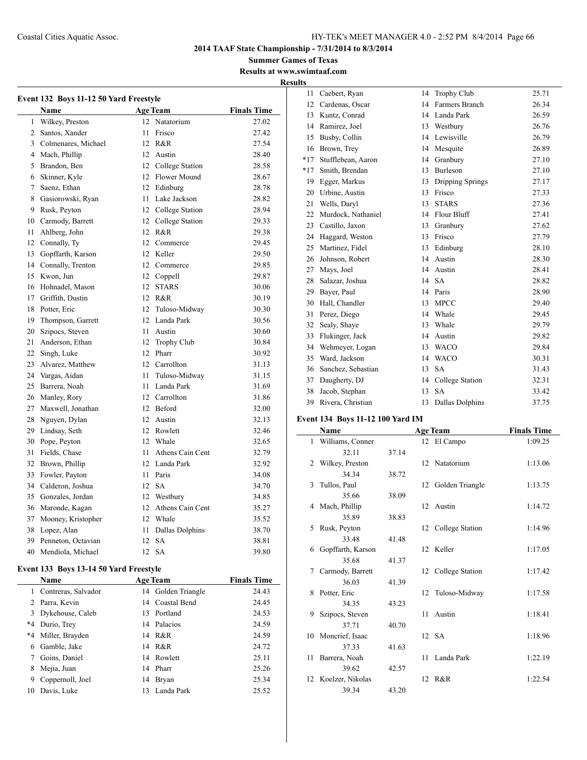# 2014 TAAF State Championship - 7/31/2014 to 8/3/2014

## Summer Games of Texas

**Results at www.swimtaaf.com**

### Results

#### Event 132 Boys 11-12 50 Yard Freestyle

| | Name | Age | Team | Finals Time |
|---|---|---|---|---|
| 1 | Wilkey, Preston | 12 | Natatorium | 27.02 |
| 2 | Santos, Xander | 11 | Frisco | 27.42 |
| 3 | Colmenares, Michael | 12 | R&R | 27.54 |
| 4 | Mach, Phillip | 12 | Austin | 28.40 |
| 5 | Brandon, Ben | 12 | College Station | 28.58 |
| 6 | Skinner, Kyle | 12 | Flower Mound | 28.67 |
| 7 | Saenz, Ethan | 12 | Edinburg | 28.78 |
| 8 | Gasiorowski, Ryan | 11 | Lake Jackson | 28.82 |
| 9 | Rusk, Peyton | 12 | College Station | 28.94 |
| 10 | Carmody, Barrett | 12 | College Station | 29.33 |
| 11 | Ahlberg, John | 12 | R&R | 29.38 |
| 12 | Connally, Ty | 12 | Commerce | 29.45 |
| 13 | Gopffarth, Karson | 12 | Keller | 29.50 |
| 14 | Connally, Trenton | 12 | Commerce | 29.85 |
| 15 | Kwon, Jun | 12 | Coppell | 29.87 |
| 16 | Hohnadel, Mason | 12 | STARS | 30.06 |
| 17 | Griffith, Dustin | 12 | R&R | 30.19 |
| 18 | Potter, Eric | 12 | Tuloso-Midway | 30.30 |
| 19 | Thompson, Garrett | 12 | Landa Park | 30.56 |
| 20 | Szipocs, Steven | 11 | Austin | 30.60 |
| 21 | Anderson, Ethan | 12 | Trophy Club | 30.84 |
| 22 | Singh, Luke | 12 | Pharr | 30.92 |
| 23 | Alvarez, Matthew | 12 | Carrollton | 31.13 |
| 24 | Vargas, Aidan | 11 | Tuloso-Midway | 31.15 |
| 25 | Barrera, Noah | 11 | Landa Park | 31.69 |
| 26 | Manley, Rory | 12 | Carrollton | 31.86 |
| 27 | Maxwell, Jonathan | 12 | Beford | 32.00 |
| 28 | Nguyen, Dylan | 12 | Austin | 32.13 |
| 29 | Lindsay, Seth | 12 | Rowlett | 32.46 |
| 30 | Pope, Peyton | 12 | Whale | 32.65 |
| 31 | Fields, Chase | 11 | Athens Cain Cent | 32.79 |
| 32 | Brown, Phillip | 12 | Landa Park | 32.92 |
| 33 | Fowler, Payton | 11 | Paris | 34.08 |
| 34 | Calderon, Joshua | 12 | SA | 34.70 |
| 35 | Gonzales, Jordan | 12 | Westbury | 34.85 |
| 36 | Maronde, Kagan | 12 | Athens Cain Cent | 35.27 |
| 37 | Mooney, Kristopher | 12 | Whale | 35.52 |
| 38 | Lopez, Alan | 11 | Dallas Dolphins | 38.70 |
| 39 | Penneton, Octavian | 12 | SA | 38.81 |
| 40 | Mendiola, Michael | 12 | SA | 39.80 |

#### Event 133 Boys 13-14 50 Yard Freestyle

| | Name | Age | Team | Finals Time |
|---|---|---|---|---|
| 1 | Contreras, Salvador | 14 | Golden Triangle | 24.43 |
| 2 | Parra, Kevin | 14 | Coastal Bend | 24.45 |
| 3 | Dykehouse, Caleb | 13 | Portland | 24.53 |
| *4 | Durio, Trey | 14 | Palacios | 24.59 |
| *4 | Miller, Brayden | 14 | R&R | 24.59 |
| 6 | Gamble, Jake | 14 | R&R | 24.72 |
| 7 | Goins, Daniel | 14 | Rowlett | 25.11 |
| 8 | Mejia, Juan | 14 | Pharr | 25.26 |
| 9 | Coppernoll, Joel | 14 | Bryan | 25.34 |
| 10 | Davis, Luke | 13 | Landa Park | 25.52 |
| 11 | Caebert, Ryan | 14 | Trophy Club | 25.71 |
| 12 | Cardenas, Oscar | 14 | Farmers Branch | 26.34 |
| 13 | Kuntz, Conrad | 14 | Landa Park | 26.59 |
| 14 | Ramirez, Joel | 13 | Westbury | 26.76 |
| 15 | Busby, Collin | 14 | Lewisville | 26.79 |
| 16 | Brown, Trey | 14 | Mesquite | 26.89 |
| *17 | Stufflebean, Aaron | 14 | Granbury | 27.10 |
| *17 | Smith, Brendan | 13 | Burleson | 27.10 |
| 19 | Egger, Markus | 13 | Dripping Springs | 27.17 |
| 20 | Urbine, Austin | 13 | Frisco | 27.33 |
| 21 | Wells, Daryl | 13 | STARS | 27.36 |
| 22 | Murdock, Nathaniel | 14 | Flour Bluff | 27.41 |
| 23 | Castillo, Jaxon | 13 | Granbury | 27.62 |
| 24 | Haggard, Weston | 13 | Frisco | 27.79 |
| 25 | Martinez, Fidel | 13 | Edinburg | 28.10 |
| 26 | Johnson, Robert | 14 | Austin | 28.30 |
| 27 | Mays, Joel | 14 | Austin | 28.41 |
| 28 | Salazar, Joshua | 14 | SA | 28.82 |
| 29 | Bayer, Paul | 14 | Paris | 28.90 |
| 30 | Hall, Chandler | 13 | MPCC | 29.40 |
| 31 | Perez, Diego | 14 | Whale | 29.45 |
| 32 | Sealy, Shaye | 13 | Whale | 29.79 |
| 33 | Flukinger, Jack | 14 | Austin | 29.82 |
| 34 | Wehmeyer, Logan | 13 | WACO | 29.84 |
| 35 | Ward, Jackson | 14 | WACO | 30.31 |
| 36 | Sanchez, Sebastian | 13 | SA | 31.43 |
| 37 | Daugherty, DJ | 14 | College Station | 32.31 |
| 38 | Jacob, Stephan | 13 | SA | 33.42 |
| 39 | Rivera, Christian | 13 | Dallas Dolphins | 37.75 |

#### Event 134 Boys 11-12 100 Yard IM

| | Name | Age | Team | Finals Time |
|---|---|---|---|---|
| 1 | Williams, Conner | 12 | El Campo | 1:09.25 |
| | 32.11 37.14 | | | |
| 2 | Wilkey, Preston | 12 | Natatorium | 1:13.06 |
| | 34.34 38.72 | | | |
| 3 | Tullos, Paul | 12 | Golden Triangle | 1:13.75 |
| | 35.66 38.09 | | | |
| 4 | Mach, Phillip | 12 | Austin | 1:14.72 |
| | 35.89 38.83 | | | |
| 5 | Rusk, Peyton | 12 | College Station | 1:14.96 |
| | 33.48 41.48 | | | |
| 6 | Gopffarth, Karson | 12 | Keller | 1:17.05 |
| | 35.68 41.37 | | | |
| 7 | Carmody, Barrett | 12 | College Station | 1:17.42 |
| | 36.03 41.39 | | | |
| 8 | Potter, Eric | 12 | Tuloso-Midway | 1:17.58 |
| | 34.35 43.23 | | | |
| 9 | Szipocs, Steven | 11 | Austin | 1:18.41 |
| | 37.71 40.70 | | | |
| 10 | Moncrief, Isaac | 12 | SA | 1:18.96 |
| | 37.33 41.63 | | | |
| 11 | Barrera, Noah | 11 | Landa Park | 1:22.19 |
| | 39.62 42.57 | | | |
| 12 | Koelzer, Nikolas | 12 | R&R | 1:22.54 |
| | 39.34 43.20 | | | |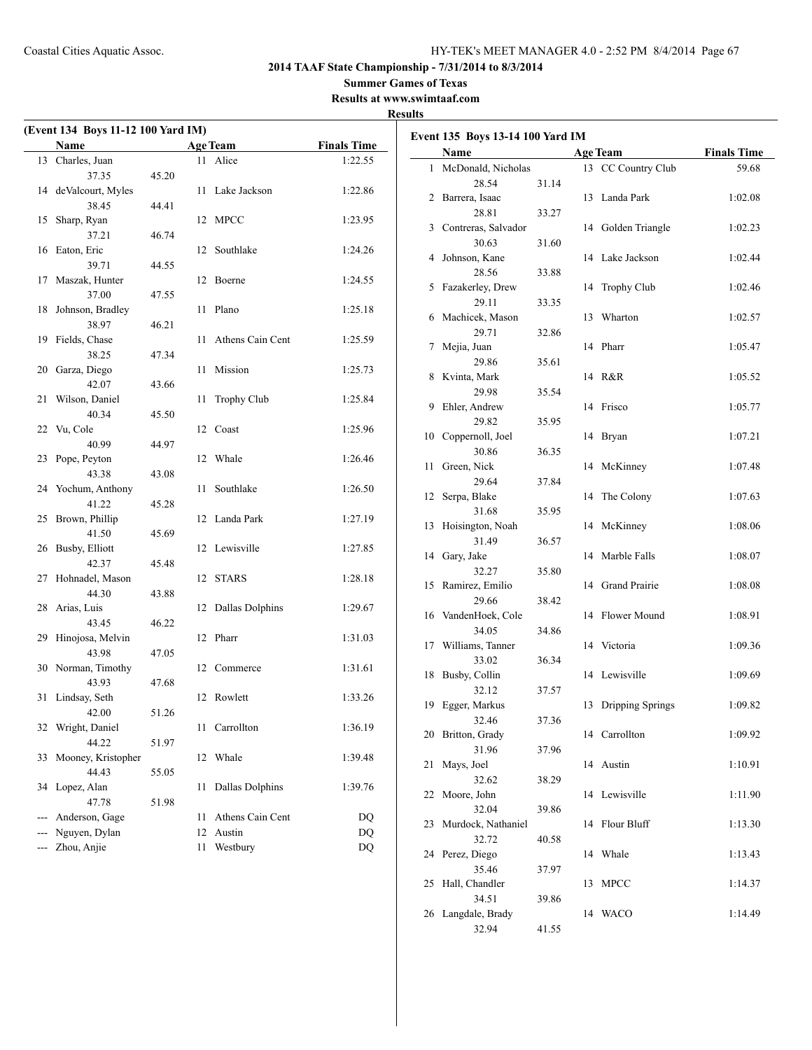**2014 TAAF State Championship - 7/31/2014 to 8/3/2014**

**Summer Games of Texas**

**Results at www.swimtaaf.com**

**Results**

**(Event 134 Boys 11-12 100 Yard IM)**

| | Name | | Age | Team | Finals Time |
|---|---|---|---|---|---|
| 13 | Charles, Juan | | 11 | Alice | 1:22.55 |
| | 37.35 | 45.20 | | | |
| 14 | deValcourt, Myles | | 11 | Lake Jackson | 1:22.86 |
| | 38.45 | 44.41 | | | |
| 15 | Sharp, Ryan | | 12 | MPCC | 1:23.95 |
| | 37.21 | 46.74 | | | |
| 16 | Eaton, Eric | | 12 | Southlake | 1:24.26 |
| | 39.71 | 44.55 | | | |
| 17 | Maszak, Hunter | | 12 | Boerne | 1:24.55 |
| | 37.00 | 47.55 | | | |
| 18 | Johnson, Bradley | | 11 | Plano | 1:25.18 |
| | 38.97 | 46.21 | | | |
| 19 | Fields, Chase | | 11 | Athens Cain Cent | 1:25.59 |
| | 38.25 | 47.34 | | | |
| 20 | Garza, Diego | | 11 | Mission | 1:25.73 |
| | 42.07 | 43.66 | | | |
| 21 | Wilson, Daniel | | 11 | Trophy Club | 1:25.84 |
| | 40.34 | 45.50 | | | |
| 22 | Vu, Cole | | 12 | Coast | 1:25.96 |
| | 40.99 | 44.97 | | | |
| 23 | Pope, Peyton | | 12 | Whale | 1:26.46 |
| | 43.38 | 43.08 | | | |
| 24 | Yochum, Anthony | | 11 | Southlake | 1:26.50 |
| | 41.22 | 45.28 | | | |
| 25 | Brown, Phillip | | 12 | Landa Park | 1:27.19 |
| | 41.50 | 45.69 | | | |
| 26 | Busby, Elliott | | 12 | Lewisville | 1:27.85 |
| | 42.37 | 45.48 | | | |
| 27 | Hohnadel, Mason | | 12 | STARS | 1:28.18 |
| | 44.30 | 43.88 | | | |
| 28 | Arias, Luis | | 12 | Dallas Dolphins | 1:29.67 |
| | 43.45 | 46.22 | | | |
| 29 | Hinojosa, Melvin | | 12 | Pharr | 1:31.03 |
| | 43.98 | 47.05 | | | |
| 30 | Norman, Timothy | | 12 | Commerce | 1:31.61 |
| | 43.93 | 47.68 | | | |
| 31 | Lindsay, Seth | | 12 | Rowlett | 1:33.26 |
| | 42.00 | 51.26 | | | |
| 32 | Wright, Daniel | | 11 | Carrollton | 1:36.19 |
| | 44.22 | 51.97 | | | |
| 33 | Mooney, Kristopher | | 12 | Whale | 1:39.48 |
| | 44.43 | 55.05 | | | |
| 34 | Lopez, Alan | | 11 | Dallas Dolphins | 1:39.76 |
| | 47.78 | 51.98 | | | |
| --- | Anderson, Gage | | 11 | Athens Cain Cent | DQ |
| --- | Nguyen, Dylan | | 12 | Austin | DQ |
| --- | Zhou, Anjie | | 11 | Westbury | DQ |

**Event 135 Boys 13-14 100 Yard IM**

| | Name | | Age | Team | Finals Time |
|---|---|---|---|---|---|
| 1 | McDonald, Nicholas | | 13 | CC Country Club | 59.68 |
| | 28.54 | 31.14 | | | |
| 2 | Barrera, Isaac | | 13 | Landa Park | 1:02.08 |
| | 28.81 | 33.27 | | | |
| 3 | Contreras, Salvador | | 14 | Golden Triangle | 1:02.23 |
| | 30.63 | 31.60 | | | |
| 4 | Johnson, Kane | | 14 | Lake Jackson | 1:02.44 |
| | 28.56 | 33.88 | | | |
| 5 | Fazakerley, Drew | | 14 | Trophy Club | 1:02.46 |
| | 29.11 | 33.35 | | | |
| 6 | Machicek, Mason | | 13 | Wharton | 1:02.57 |
| | 29.71 | 32.86 | | | |
| 7 | Mejia, Juan | | 14 | Pharr | 1:05.47 |
| | 29.86 | 35.61 | | | |
| 8 | Kvinta, Mark | | 14 | R&R | 1:05.52 |
| | 29.98 | 35.54 | | | |
| 9 | Ehler, Andrew | | 14 | Frisco | 1:05.77 |
| | 29.82 | 35.95 | | | |
| 10 | Coppernoll, Joel | | 14 | Bryan | 1:07.21 |
| | 30.86 | 36.35 | | | |
| 11 | Green, Nick | | 14 | McKinney | 1:07.48 |
| | 29.64 | 37.84 | | | |
| 12 | Serpa, Blake | | 14 | The Colony | 1:07.63 |
| | 31.68 | 35.95 | | | |
| 13 | Hoisington, Noah | | 14 | McKinney | 1:08.06 |
| | 31.49 | 36.57 | | | |
| 14 | Gary, Jake | | 14 | Marble Falls | 1:08.07 |
| | 32.27 | 35.80 | | | |
| 15 | Ramirez, Emilio | | 14 | Grand Prairie | 1:08.08 |
| | 29.66 | 38.42 | | | |
| 16 | VandenHoek, Cole | | 14 | Flower Mound | 1:08.91 |
| | 34.05 | 34.86 | | | |
| 17 | Williams, Tanner | | 14 | Victoria | 1:09.36 |
| | 33.02 | 36.34 | | | |
| 18 | Busby, Collin | | 14 | Lewisville | 1:09.69 |
| | 32.12 | 37.57 | | | |
| 19 | Egger, Markus | | 13 | Dripping Springs | 1:09.82 |
| | 32.46 | 37.36 | | | |
| 20 | Britton, Grady | | 14 | Carrollton | 1:09.92 |
| | 31.96 | 37.96 | | | |
| 21 | Mays, Joel | | 14 | Austin | 1:10.91 |
| | 32.62 | 38.29 | | | |
| 22 | Moore, John | | 14 | Lewisville | 1:11.90 |
| | 32.04 | 39.86 | | | |
| 23 | Murdock, Nathaniel | | 14 | Flour Bluff | 1:13.30 |
| | 32.72 | 40.58 | | | |
| 24 | Perez, Diego | | 14 | Whale | 1:13.43 |
| | 35.46 | 37.97 | | | |
| 25 | Hall, Chandler | | 13 | MPCC | 1:14.37 |
| | 34.51 | 39.86 | | | |
| 26 | Langdale, Brady | | 14 | WACO | 1:14.49 |
| | 32.94 | 41.55 | | | |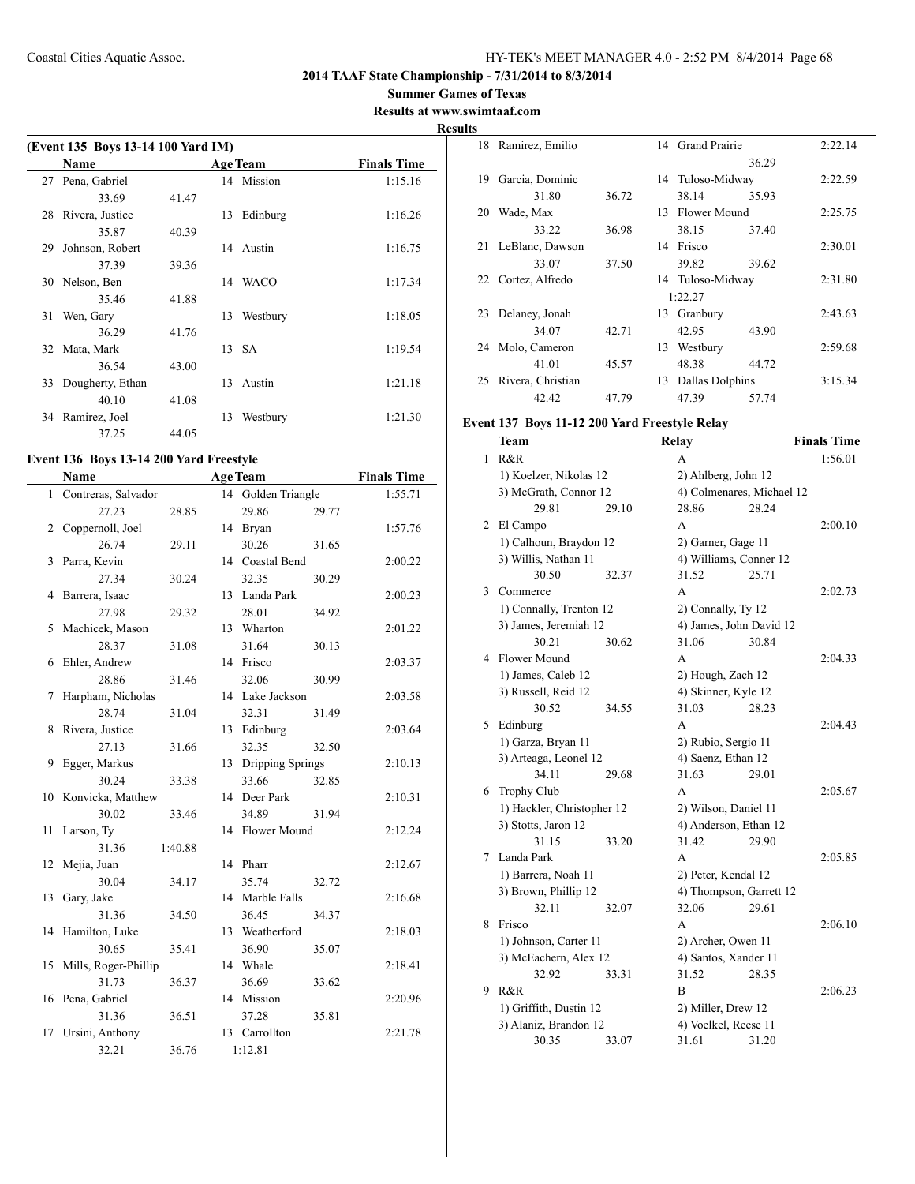**2014 TAAF State Championship - 7/31/2014 to 8/3/2014**

**Summer Games of Texas**

**Results at www.swimtaaf.com**

**Results**

### (Event 135 Boys 13-14 100 Yard IM)

| | Name | Age | Team | Finals Time |
|---|---|---|---|---|
| 27 | Pena, Gabriel | 14 | Mission | 1:15.16 |
| | 33.69 41.47 | | | |
| 28 | Rivera, Justice | 13 | Edinburg | 1:16.26 |
| | 35.87 40.39 | | | |
| 29 | Johnson, Robert | 14 | Austin | 1:16.75 |
| | 37.39 39.36 | | | |
| 30 | Nelson, Ben | 14 | WACO | 1:17.34 |
| | 35.46 41.88 | | | |
| 31 | Wen, Gary | 13 | Westbury | 1:18.05 |
| | 36.29 41.76 | | | |
| 32 | Mata, Mark | 13 | SA | 1:19.54 |
| | 36.54 43.00 | | | |
| 33 | Dougherty, Ethan | 13 | Austin | 1:21.18 |
| | 40.10 41.08 | | | |
| 34 | Ramirez, Joel | 13 | Westbury | 1:21.30 |
| | 37.25 44.05 | | | |

### Event 136 Boys 13-14 200 Yard Freestyle

| | Name | Age | Team | Finals Time |
|---|---|---|---|---|
| 1 | Contreras, Salvador | 14 | Golden Triangle | 1:55.71 |
| | 27.23 28.85 | | 29.86 29.77 | |
| 2 | Coppernoll, Joel | 14 | Bryan | 1:57.76 |
| | 26.74 29.11 | | 30.26 31.65 | |
| 3 | Parra, Kevin | 14 | Coastal Bend | 2:00.22 |
| | 27.34 30.24 | | 32.35 30.29 | |
| 4 | Barrera, Isaac | 13 | Landa Park | 2:00.23 |
| | 27.98 29.32 | | 28.01 34.92 | |
| 5 | Machicek, Mason | 13 | Wharton | 2:01.22 |
| | 28.37 31.08 | | 31.64 30.13 | |
| 6 | Ehler, Andrew | 14 | Frisco | 2:03.37 |
| | 28.86 31.46 | | 32.06 30.99 | |
| 7 | Harpham, Nicholas | 14 | Lake Jackson | 2:03.58 |
| | 28.74 31.04 | | 32.31 31.49 | |
| 8 | Rivera, Justice | 13 | Edinburg | 2:03.64 |
| | 27.13 31.66 | | 32.35 32.50 | |
| 9 | Egger, Markus | 13 | Dripping Springs | 2:10.13 |
| | 30.24 33.38 | | 33.66 32.85 | |
| 10 | Konvicka, Matthew | 14 | Deer Park | 2:10.31 |
| | 30.02 33.46 | | 34.89 31.94 | |
| 11 | Larson, Ty | 14 | Flower Mound | 2:12.24 |
| | 31.36 1:40.88 | | | |
| 12 | Mejia, Juan | 14 | Pharr | 2:12.67 |
| | 30.04 34.17 | | 35.74 32.72 | |
| 13 | Gary, Jake | 14 | Marble Falls | 2:16.68 |
| | 31.36 34.50 | | 36.45 34.37 | |
| 14 | Hamilton, Luke | 13 | Weatherford | 2:18.03 |
| | 30.65 35.41 | | 36.90 35.07 | |
| 15 | Mills, Roger-Phillip | 14 | Whale | 2:18.41 |
| | 31.73 36.37 | | 36.69 33.62 | |
| 16 | Pena, Gabriel | 14 | Mission | 2:20.96 |
| | 31.36 36.51 | | 37.28 35.81 | |
| 17 | Ursini, Anthony | 13 | Carrollton | 2:21.78 |
| | 32.21 36.76 | | 1:12.81 | |
| 18 | Ramirez, Emilio | 14 | Grand Prairie | 2:22.14 |
| | | | 36.29 | |
| 19 | Garcia, Dominic | 14 | Tuloso-Midway | 2:22.59 |
| | 31.80 36.72 | | 38.14 35.93 | |
| 20 | Wade, Max | 13 | Flower Mound | 2:25.75 |
| | 33.22 36.98 | | 38.15 37.40 | |
| 21 | LeBlanc, Dawson | 14 | Frisco | 2:30.01 |
| | 33.07 37.50 | | 39.82 39.62 | |
| 22 | Cortez, Alfredo | 14 | Tuloso-Midway | 2:31.80 |
| | | | 1:22.27 | |
| 23 | Delaney, Jonah | 13 | Granbury | 2:43.63 |
| | 34.07 42.71 | | 42.95 43.90 | |
| 24 | Molo, Cameron | 13 | Westbury | 2:59.68 |
| | 41.01 45.57 | | 48.38 44.72 | |
| 25 | Rivera, Christian | 13 | Dallas Dolphins | 3:15.34 |
| | 42.42 47.79 | | 47.39 57.74 | |

### Event 137 Boys 11-12 200 Yard Freestyle Relay

| | Team | Relay | Finals Time |
|---|---|---|---|
| 1 | R&R | A | 1:56.01 |
| | 1) Koelzer, Nikolas 12 | 2) Ahlberg, John 12 | |
| | 3) McGrath, Connor 12 | 4) Colmenares, Michael 12 | |
| | 29.81 29.10 | 28.86 28.24 | |
| 2 | El Campo | A | 2:00.10 |
| | 1) Calhoun, Braydon 12 | 2) Garner, Gage 11 | |
| | 3) Willis, Nathan 11 | 4) Williams, Conner 12 | |
| | 30.50 32.37 | 31.52 25.71 | |
| 3 | Commerce | A | 2:02.73 |
| | 1) Connally, Trenton 12 | 2) Connally, Ty 12 | |
| | 3) James, Jeremiah 12 | 4) James, John David 12 | |
| | 30.21 30.62 | 31.06 30.84 | |
| 4 | Flower Mound | A | 2:04.33 |
| | 1) James, Caleb 12 | 2) Hough, Zach 12 | |
| | 3) Russell, Reid 12 | 4) Skinner, Kyle 12 | |
| | 30.52 34.55 | 31.03 28.23 | |
| 5 | Edinburg | A | 2:04.43 |
| | 1) Garza, Bryan 11 | 2) Rubio, Sergio 11 | |
| | 3) Arteaga, Leonel 12 | 4) Saenz, Ethan 12 | |
| | 34.11 29.68 | 31.63 29.01 | |
| 6 | Trophy Club | A | 2:05.67 |
| | 1) Hackler, Christopher 12 | 2) Wilson, Daniel 11 | |
| | 3) Stotts, Jaron 12 | 4) Anderson, Ethan 12 | |
| | 31.15 33.20 | 31.42 29.90 | |
| 7 | Landa Park | A | 2:05.85 |
| | 1) Barrera, Noah 11 | 2) Peter, Kendal 12 | |
| | 3) Brown, Phillip 12 | 4) Thompson, Garrett 12 | |
| | 32.11 32.07 | 32.06 29.61 | |
| 8 | Frisco | A | 2:06.10 |
| | 1) Johnson, Carter 11 | 2) Archer, Owen 11 | |
| | 3) McEachern, Alex 12 | 4) Santos, Xander 11 | |
| | 32.92 33.31 | 31.52 28.35 | |
| 9 | R&R | B | 2:06.23 |
| | 1) Griffith, Dustin 12 | 2) Miller, Drew 12 | |
| | 3) Alaniz, Brandon 12 | 4) Voelkel, Reese 11 | |
| | 30.35 33.07 | 31.61 31.20 | |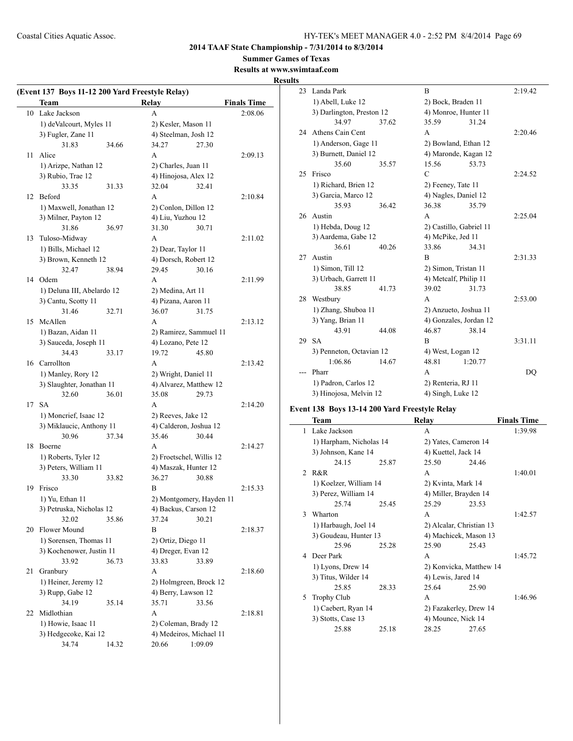**2014 TAAF State Championship - 7/31/2014 to 8/3/2014**

**Summer Games of Texas**

**Results at www.swimtaaf.com**

**Results**

### (Event 137 Boys 11-12 200 Yard Freestyle Relay)

| | Team | Relay | Finals Time |
|---|---|---|---|
| 10 | Lake Jackson | A | 2:08.06 |
| | 1) deValcourt, Myles 11 | 2) Kesler, Mason 11 | |
| | 3) Fugler, Zane 11 | 4) Steelman, Josh 12 | |
| | 31.83 34.66 | 34.27 27.30 | |
| 11 | Alice | A | 2:09.13 |
| | 1) Arizpe, Nathan 12 | 2) Charles, Juan 11 | |
| | 3) Rubio, Trae 12 | 4) Hinojosa, Alex 12 | |
| | 33.35 31.33 | 32.04 32.41 | |
| 12 | Beford | A | 2:10.84 |
| | 1) Maxwell, Jonathan 12 | 2) Conlon, Dillon 12 | |
| | 3) Milner, Payton 12 | 4) Liu, Yuzhou 12 | |
| | 31.86 36.97 | 31.30 30.71 | |
| 13 | Tuloso-Midway | A | 2:11.02 |
| | 1) Bills, Michael 12 | 2) Dear, Taylor 11 | |
| | 3) Brown, Kenneth 12 | 4) Dorsch, Robert 12 | |
| | 32.47 38.94 | 29.45 30.16 | |
| 14 | Odem | A | 2:11.99 |
| | 1) Deluna III, Abelardo 12 | 2) Medina, Art 11 | |
| | 3) Cantu, Scotty 11 | 4) Pizana, Aaron 11 | |
| | 31.46 32.71 | 36.07 31.75 | |
| 15 | McAllen | A | 2:13.12 |
| | 1) Bazan, Aidan 11 | 2) Ramirez, Sammuel 11 | |
| | 3) Sauceda, Joseph 11 | 4) Lozano, Pete 12 | |
| | 34.43 33.17 | 19.72 45.80 | |
| 16 | Carrollton | A | 2:13.42 |
| | 1) Manley, Rory 12 | 2) Wright, Daniel 11 | |
| | 3) Slaughter, Jonathan 11 | 4) Alvarez, Matthew 12 | |
| | 32.60 36.01 | 35.08 29.73 | |
| 17 | SA | A | 2:14.20 |
| | 1) Moncrief, Isaac 12 | 2) Reeves, Jake 12 | |
| | 3) Miklaucic, Anthony 11 | 4) Calderon, Joshua 12 | |
| | 30.96 37.34 | 35.46 30.44 | |
| 18 | Boerne | A | 2:14.27 |
| | 1) Roberts, Tyler 12 | 2) Froetschel, Willis 12 | |
| | 3) Peters, William 11 | 4) Maszak, Hunter 12 | |
| | 33.30 33.82 | 36.27 30.88 | |
| 19 | Frisco | B | 2:15.33 |
| | 1) Yu, Ethan 11 | 2) Montgomery, Hayden 11 | |
| | 3) Petruska, Nicholas 12 | 4) Backus, Carson 12 | |
| | 32.02 35.86 | 37.24 30.21 | |
| 20 | Flower Mound | B | 2:18.37 |
| | 1) Sorensen, Thomas 11 | 2) Ortiz, Diego 11 | |
| | 3) Kochenower, Justin 11 | 4) Dreger, Evan 12 | |
| | 33.92 36.73 | 33.83 33.89 | |
| 21 | Granbury | A | 2:18.60 |
| | 1) Heiner, Jeremy 12 | 2) Holmgreen, Brock 12 | |
| | 3) Rupp, Gabe 12 | 4) Berry, Lawson 12 | |
| | 34.19 35.14 | 35.71 33.56 | |
| 22 | Midlothian | A | 2:18.81 |
| | 1) Howie, Isaac 11 | 2) Coleman, Brady 12 | |
| | 3) Hedgecoke, Kai 12 | 4) Medeiros, Michael 11 | |
| | 34.74 14.32 | 20.66 1:09.09 | |
| 23 | Landa Park | B | 2:19.42 |
| | 1) Abell, Luke 12 | 2) Bock, Braden 11 | |
| | 3) Darlington, Preston 12 | 4) Monroe, Hunter 11 | |
| | 34.97 37.62 | 35.59 31.24 | |
| 24 | Athens Cain Cent | A | 2:20.46 |
| | 1) Anderson, Gage 11 | 2) Bowland, Ethan 12 | |
| | 3) Burnett, Daniel 12 | 4) Maronde, Kagan 12 | |
| | 35.60 35.57 | 15.56 53.73 | |
| 25 | Frisco | C | 2:24.52 |
| | 1) Richard, Brien 12 | 2) Feeney, Tate 11 | |
| | 3) Garcia, Marco 12 | 4) Nagles, Daniel 12 | |
| | 35.93 36.42 | 36.38 35.79 | |
| 26 | Austin | A | 2:25.04 |
| | 1) Hebda, Doug 12 | 2) Castillo, Gabriel 11 | |
| | 3) Aardema, Gabe 12 | 4) McPike, Jed 11 | |
| | 36.61 40.26 | 33.86 34.31 | |
| 27 | Austin | B | 2:31.33 |
| | 1) Simon, Till 12 | 2) Simon, Tristan 11 | |
| | 3) Urbach, Garrett 11 | 4) Metcalf, Philip 11 | |
| | 38.85 41.73 | 39.02 31.73 | |
| 28 | Westbury | A | 2:53.00 |
| | 1) Zhang, Shuboa 11 | 2) Anzueto, Joshua 11 | |
| | 3) Yang, Brian 11 | 4) Gonzales, Jordan 12 | |
| | 43.91 44.08 | 46.87 38.14 | |
| 29 | SA | B | 3:31.11 |
| | 3) Penneton, Octavian 12 | 4) West, Logan 12 | |
| | 1:06.86 14.67 | 48.81 1:20.77 | |
| --- | Pharr | A | DQ |
| | 1) Padron, Carlos 12 | 2) Renteria, RJ 11 | |
| | 3) Hinojosa, Melvin 12 | 4) Singh, Luke 12 | |

### Event 138 Boys 13-14 200 Yard Freestyle Relay

| | Team | Relay | Finals Time |
|---|---|---|---|
| 1 | Lake Jackson | A | 1:39.98 |
| | 1) Harpham, Nicholas 14 | 2) Yates, Cameron 14 | |
| | 3) Johnson, Kane 14 | 4) Kuettel, Jack 14 | |
| | 24.15 25.87 | 25.50 24.46 | |
| 2 | R&R | A | 1:40.01 |
| | 1) Koelzer, William 14 | 2) Kvinta, Mark 14 | |
| | 3) Perez, William 14 | 4) Miller, Brayden 14 | |
| | 25.74 25.45 | 25.29 23.53 | |
| 3 | Wharton | A | 1:42.57 |
| | 1) Harbaugh, Joel 14 | 2) Alcalar, Christian 13 | |
| | 3) Goudeau, Hunter 13 | 4) Machicek, Mason 13 | |
| | 25.96 25.28 | 25.90 25.43 | |
| 4 | Deer Park | A | 1:45.72 |
| | 1) Lyons, Drew 14 | 2) Konvicka, Matthew 14 | |
| | 3) Titus, Wilder 14 | 4) Lewis, Jared 14 | |
| | 25.85 28.33 | 25.64 25.90 | |
| 5 | Trophy Club | A | 1:46.96 |
| | 1) Caebert, Ryan 14 | 2) Fazakerley, Drew 14 | |
| | 3) Stotts, Case 13 | 4) Mounce, Nick 14 | |
| | 25.88 25.18 | 28.25 27.65 | |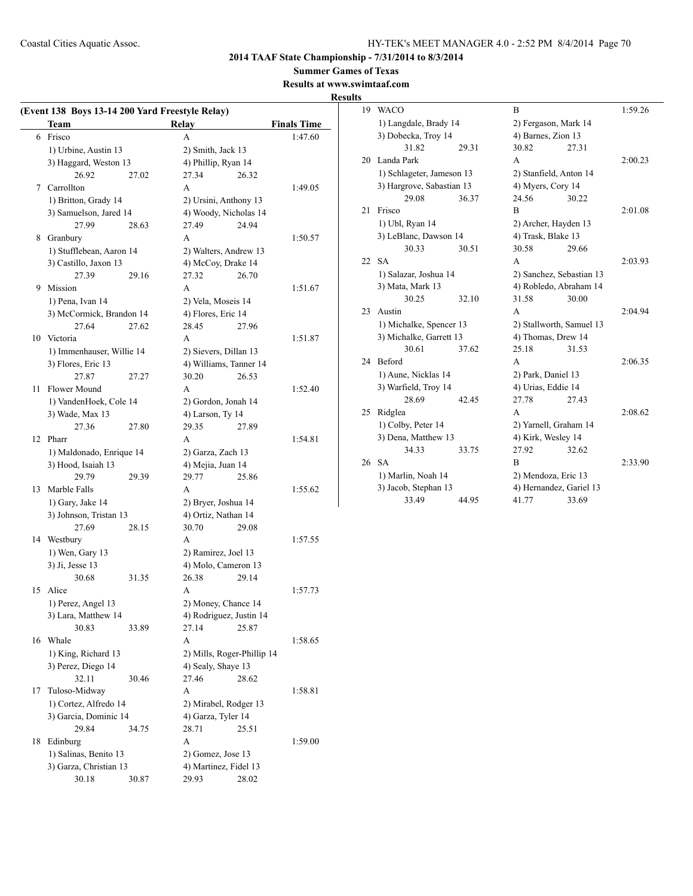**2014 TAAF State Championship - 7/31/2014 to 8/3/2014**

**Summer Games of Texas**

**Results at www.swimtaaf.com**

**Results**

**(Event 138 Boys 13-14 200 Yard Freestyle Relay)**

| | Team | Relay | Finals Time |
|---|---|---|---|
| 6 | Frisco | A | 1:47.60 |
| | 1) Urbine, Austin 13 | 2) Smith, Jack 13 | |
| | 3) Haggard, Weston 13 | 4) Phillip, Ryan 14 | |
| | 26.92 27.02 | 27.34 26.32 | |
| 7 | Carrollton | A | 1:49.05 |
| | 1) Britton, Grady 14 | 2) Ursini, Anthony 13 | |
| | 3) Samuelson, Jared 14 | 4) Woody, Nicholas 14 | |
| | 27.99 28.63 | 27.49 24.94 | |
| 8 | Granbury | A | 1:50.57 |
| | 1) Stufflebean, Aaron 14 | 2) Walters, Andrew 13 | |
| | 3) Castillo, Jaxon 13 | 4) McCoy, Drake 14 | |
| | 27.39 29.16 | 27.32 26.70 | |
| 9 | Mission | A | 1:51.67 |
| | 1) Pena, Ivan 14 | 2) Vela, Moseis 14 | |
| | 3) McCormick, Brandon 14 | 4) Flores, Eric 14 | |
| | 27.64 27.62 | 28.45 27.96 | |
| 10 | Victoria | A | 1:51.87 |
| | 1) Immenhauser, Willie 14 | 2) Sievers, Dillan 13 | |
| | 3) Flores, Eric 13 | 4) Williams, Tanner 14 | |
| | 27.87 27.27 | 30.20 26.53 | |
| 11 | Flower Mound | A | 1:52.40 |
| | 1) VandenHoek, Cole 14 | 2) Gordon, Jonah 14 | |
| | 3) Wade, Max 13 | 4) Larson, Ty 14 | |
| | 27.36 27.80 | 29.35 27.89 | |
| 12 | Pharr | A | 1:54.81 |
| | 1) Maldonado, Enrique 14 | 2) Garza, Zach 13 | |
| | 3) Hood, Isaiah 13 | 4) Mejia, Juan 14 | |
| | 29.79 29.39 | 29.77 25.86 | |
| 13 | Marble Falls | A | 1:55.62 |
| | 1) Gary, Jake 14 | 2) Bryer, Joshua 14 | |
| | 3) Johnson, Tristan 13 | 4) Ortiz, Nathan 14 | |
| | 27.69 28.15 | 30.70 29.08 | |
| 14 | Westbury | A | 1:57.55 |
| | 1) Wen, Gary 13 | 2) Ramirez, Joel 13 | |
| | 3) Ji, Jesse 13 | 4) Molo, Cameron 13 | |
| | 30.68 31.35 | 26.38 29.14 | |
| 15 | Alice | A | 1:57.73 |
| | 1) Perez, Angel 13 | 2) Money, Chance 14 | |
| | 3) Lara, Matthew 14 | 4) Rodriguez, Justin 14 | |
| | 30.83 33.89 | 27.14 25.87 | |
| 16 | Whale | A | 1:58.65 |
| | 1) King, Richard 13 | 2) Mills, Roger-Phillip 14 | |
| | 3) Perez, Diego 14 | 4) Sealy, Shaye 13 | |
| | 32.11 30.46 | 27.46 28.62 | |
| 17 | Tuloso-Midway | A | 1:58.81 |
| | 1) Cortez, Alfredo 14 | 2) Mirabel, Rodger 13 | |
| | 3) Garcia, Dominic 14 | 4) Garza, Tyler 14 | |
| | 29.84 34.75 | 28.71 25.51 | |
| 18 | Edinburg | A | 1:59.00 |
| | 1) Salinas, Benito 13 | 2) Gomez, Jose 13 | |
| | 3) Garza, Christian 13 | 4) Martinez, Fidel 13 | |
| | 30.18 30.87 | 29.93 28.02 | |
| 19 | WACO | B | 1:59.26 |
| | 1) Langdale, Brady 14 | 2) Fergason, Mark 14 | |
| | 3) Dobecka, Troy 14 | 4) Barnes, Zion 13 | |
| | 31.82 29.31 | 30.82 27.31 | |
| 20 | Landa Park | A | 2:00.23 |
| | 1) Schlageter, Jameson 13 | 2) Stanfield, Anton 14 | |
| | 3) Hargrove, Sabastian 13 | 4) Myers, Cory 14 | |
| | 29.08 36.37 | 24.56 30.22 | |
| 21 | Frisco | B | 2:01.08 |
| | 1) Ubl, Ryan 14 | 2) Archer, Hayden 13 | |
| | 3) LeBlanc, Dawson 14 | 4) Trask, Blake 13 | |
| | 30.33 30.51 | 30.58 29.66 | |
| 22 | SA | A | 2:03.93 |
| | 1) Salazar, Joshua 14 | 2) Sanchez, Sebastian 13 | |
| | 3) Mata, Mark 13 | 4) Robledo, Abraham 14 | |
| | 30.25 32.10 | 31.58 30.00 | |
| 23 | Austin | A | 2:04.94 |
| | 1) Michalke, Spencer 13 | 2) Stallworth, Samuel 13 | |
| | 3) Michalke, Garrett 13 | 4) Thomas, Drew 14 | |
| | 30.61 37.62 | 25.18 31.53 | |
| 24 | Beford | A | 2:06.35 |
| | 1) Aune, Nicklas 14 | 2) Park, Daniel 13 | |
| | 3) Warfield, Troy 14 | 4) Urias, Eddie 14 | |
| | 28.69 42.45 | 27.78 27.43 | |
| 25 | Ridglea | A | 2:08.62 |
| | 1) Colby, Peter 14 | 2) Yarnell, Graham 14 | |
| | 3) Dena, Matthew 13 | 4) Kirk, Wesley 14 | |
| | 34.33 33.75 | 27.92 32.62 | |
| 26 | SA | B | 2:33.90 |
| | 1) Marlin, Noah 14 | 2) Mendoza, Eric 13 | |
| | 3) Jacob, Stephan 13 | 4) Hernandez, Gariel 13 | |
| | 33.49 44.95 | 41.77 33.69 | |